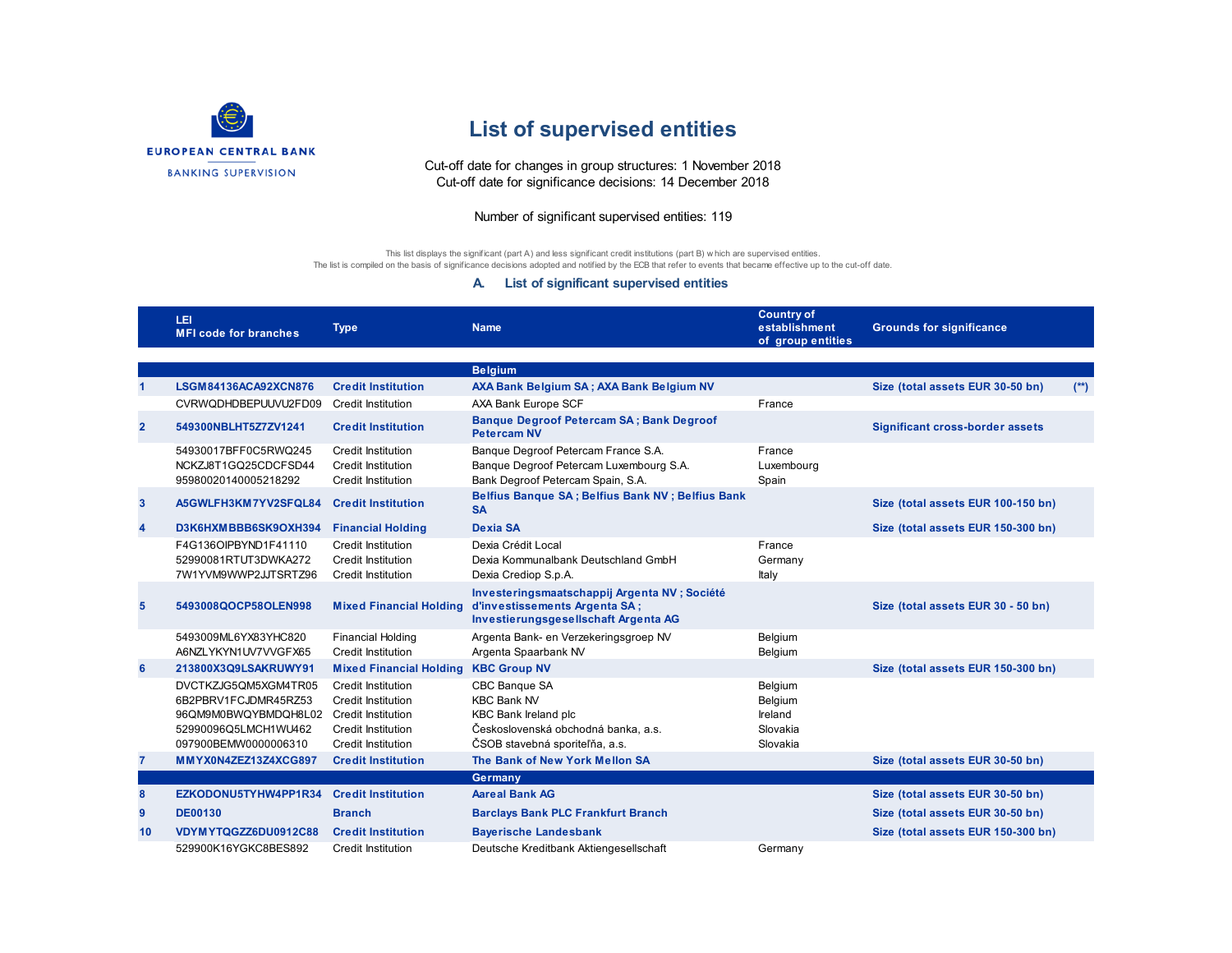EUROPEAN CENTRAL BANK

BANKING SUPERVISION

# List of supervised entities

Cut-off date for changes in group structures: 1 November 2018

Cut-off date for significance decisions: 14 December 2018

Number of significant supervised entities: 119

This list displays the significant (part A) and less significant credit institutions (part B) which are supervised entities.
The list is compiled on the basis of significance decisions adopted and notified by the ECB that refer to events that became effective up to the cut-off date.

## A. List of significant supervised entities

| | LEI<br>MFI code for branches | Type | Name | Country of establishment of group entities | Grounds for significance | |
|---|---|---|---|---|---|---|
| | | | **Belgium** | | | |
| **1** | **LSGM84136ACA92XCN876** | **Credit Institution** | **AXA Bank Belgium SA ; AXA Bank Belgium NV** | | **Size (total assets EUR 30-50 bn)** | **(\*\*)** |
| | CVRWQDHDBEPUUVU2FD09 | Credit Institution | AXA Bank Europe SCF | France | | |
| **2** | **549300NBLHT5Z7ZV1241** | **Credit Institution** | **Banque Degroof Petercam SA ; Bank Degroof Petercam NV** | | **Significant cross-border assets** | |
| | 54930017BFF0C5RWQ245 | Credit Institution | Banque Degroof Petercam France S.A. | France | | |
| | NCKZJ8T1GQ25CDCFSD44 | Credit Institution | Banque Degroof Petercam Luxembourg S.A. | Luxembourg | | |
| | 95980020140005218292 | Credit Institution | Bank Degroof Petercam Spain, S.A. | Spain | | |
| **3** | **A5GWLFH3KM7YV2SFQL84** | **Credit Institution** | **Belfius Banque SA ; Belfius Bank NV ; Belfius Bank SA** | | **Size (total assets EUR 100-150 bn)** | |
| **4** | **D3K6HXMBBB6SK9OXH394** | **Financial Holding** | **Dexia SA** | | **Size (total assets EUR 150-300 bn)** | |
| | F4G136OIPBYND1F41110 | Credit Institution | Dexia Crédit Local | France | | |
| | 52990081RTUT3DWKA272 | Credit Institution | Dexia Kommunalbank Deutschland GmbH | Germany | | |
| | 7W1YVM9WWP2JJTSRTZ96 | Credit Institution | Dexia Crediop S.p.A. | Italy | | |
| **5** | **5493008QOCP58OLEN998** | **Mixed Financial Holding** | **Investeringsmaatschappij Argenta NV ; Société d'investissements Argenta SA ; Investierungsgesellschaft Argenta AG** | | **Size (total assets EUR 30 - 50 bn)** | |
| | 5493009ML6YX83YHC820 | Financial Holding | Argenta Bank- en Verzekeringsgroep NV | Belgium | | |
| | A6NZLYKYN1UV7VVGFX65 | Credit Institution | Argenta Spaarbank NV | Belgium | | |
| **6** | **213800X3Q9LSAKRUWY91** | **Mixed Financial Holding** | **KBC Group NV** | | **Size (total assets EUR 150-300 bn)** | |
| | DVCTKZJG5QM5XGM4TR05 | Credit Institution | CBC Banque SA | Belgium | | |
| | 6B2PBRV1FCJDMR45RZ53 | Credit Institution | KBC Bank NV | Belgium | | |
| | 96QM9M0BWQYBMDQH8L02 | Credit Institution | KBC Bank Ireland plc | Ireland | | |
| | 52990096Q5LMCH1WU462 | Credit Institution | Československá obchodná banka, a.s. | Slovakia | | |
| | 097900BEMW0000006310 | Credit Institution | ČSOB stavebná sporiteľňa, a.s. | Slovakia | | |
| **7** | **MMYX0N4ZEZ13Z4XCG897** | **Credit Institution** | **The Bank of New York Mellon SA** | | **Size (total assets EUR 30-50 bn)** | |
| | | | **Germany** | | | |
| **8** | **EZKODONU5TYHW4PP1R34** | **Credit Institution** | **Aareal Bank AG** | | **Size (total assets EUR 30-50 bn)** | |
| **9** | **DE00130** | **Branch** | **Barclays Bank PLC Frankfurt Branch** | | **Size (total assets EUR 30-50 bn)** | |
| **10** | **VDYMYTQGZZ6DU0912C88** | **Credit Institution** | **Bayerische Landesbank** | | **Size (total assets EUR 150-300 bn)** | |
| | 529900K16YGKC8BES892 | Credit Institution | Deutsche Kreditbank Aktiengesellschaft | Germany | | |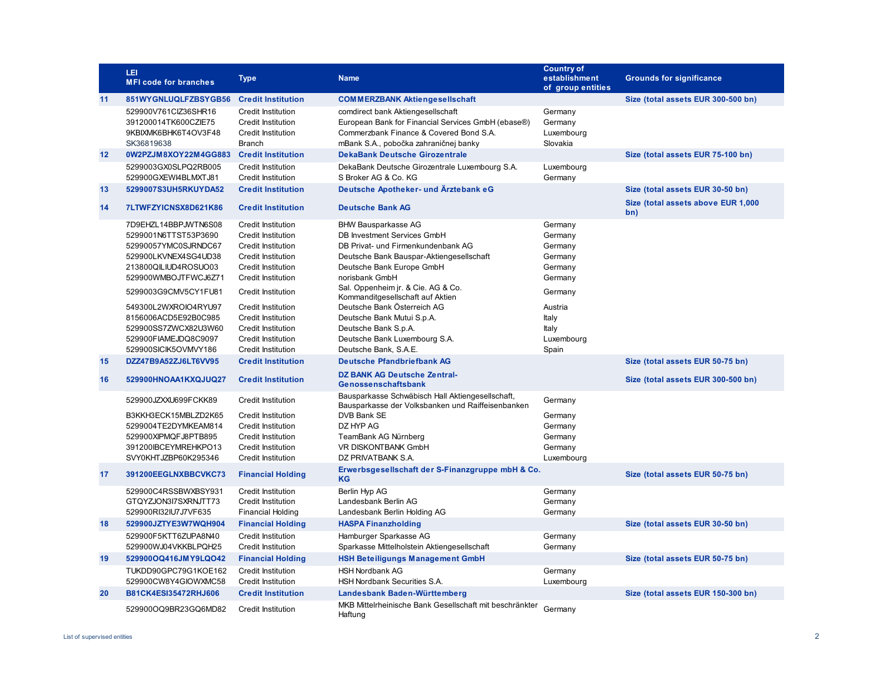| | LEI<br>MFI code for branches | Type | Name | Country of establishment of group entities | Grounds for significance |
|---|---|---|---|---|---|
| **11** | **851WYGNLUQLFZBSYGB56** | **Credit Institution** | **COMMERZBANK Aktiengesellschaft** | | **Size (total assets EUR 300-500 bn)** |
| | 529900V761CIZ36SHR16 | Credit Institution | comdirect bank Aktiengesellschaft | Germany | |
| | 391200014TK600CZIE75 | Credit Institution | European Bank for Financial Services GmbH (ebase®) | Germany | |
| | 9KBIXMK6BHK6T4OV3F48 | Credit Institution | Commerzbank Finance & Covered Bond S.A. | Luxembourg | |
| | SK36819638 | Branch | mBank S.A., pobočka zahraničnej banky | Slovakia | |
| **12** | **0W2PZJM8XOY22M4GG883** | **Credit Institution** | **DekaBank Deutsche Girozentrale** | | **Size (total assets EUR 75-100 bn)** |
| | 5299003GX0SLPQ2RB005 | Credit Institution | DekaBank Deutsche Girozentrale Luxembourg S.A. | Luxembourg | |
| | 529900GXEWI4BLMXTJ81 | Credit Institution | S Broker AG & Co. KG | Germany | |
| **13** | **5299007S3UH5RKUYDA52** | **Credit Institution** | **Deutsche Apotheker- und Ärztebank eG** | | **Size (total assets EUR 30-50 bn)** |
| **14** | **7LTWFZYICNSX8D621K86** | **Credit Institution** | **Deutsche Bank AG** | | **Size (total assets above EUR 1,000 bn)** |
| | 7D9EHZL14BBPJWTN6S08 | Credit Institution | BHW Bausparkasse AG | Germany | |
| | 5299001N6TTST53P3690 | Credit Institution | DB Investment Services GmbH | Germany | |
| | 52990057YMC0SJRNDC67 | Credit Institution | DB Privat- und Firmenkundenbank AG | Germany | |
| | 529900LKVNEX4SG4UD38 | Credit Institution | Deutsche Bank Bauspar-Aktiengesellschaft | Germany | |
| | 213800QILIUD4ROSUO03 | Credit Institution | Deutsche Bank Europe GmbH | Germany | |
| | 529900WMBOJTFWCJ6Z71 | Credit Institution | norisbank GmbH | Germany | |
| | 5299003G9CMV5CY1FU81 | Credit Institution | Sal. Oppenheim jr. & Cie. AG & Co. Kommanditgesellschaft auf Aktien | Germany | |
| | 549300L2WXROIO4RYU97 | Credit Institution | Deutsche Bank Österreich AG | Austria | |
| | 8156006ACD5E92B0C985 | Credit Institution | Deutsche Bank Mutui S.p.A. | Italy | |
| | 529900SS7ZWCX82U3W60 | Credit Institution | Deutsche Bank S.p.A. | Italy | |
| | 529900FIAMEJDQ8C9097 | Credit Institution | Deutsche Bank Luxembourg S.A. | Luxembourg | |
| | 529900SICIK5OVMVY186 | Credit Institution | Deutsche Bank, S.A.E. | Spain | |
| **15** | **DZZ47B9A52ZJ6LT6VV95** | **Credit Institution** | **Deutsche Pfandbriefbank AG** | | **Size (total assets EUR 50-75 bn)** |
| **16** | **529900HNOAA1KXQJUQ27** | **Credit Institution** | **DZ BANK AG Deutsche Zentral-Genossenschaftsbank** | | **Size (total assets EUR 300-500 bn)** |
| | 529900JZXXU699FCKK89 | Credit Institution | Bausparkasse Schwäbisch Hall Aktiengesellschaft, Bausparkasse der Volksbanken und Raiffeisenbanken | Germany | |
| | B3KKH3ECK15MBLZD2K65 | Credit Institution | DVB Bank SE | Germany | |
| | 5299004TE2DYMKEAM814 | Credit Institution | DZ HYP AG | Germany | |
| | 529900XIPMQFJ8PTB895 | Credit Institution | TeamBank AG Nürnberg | Germany | |
| | 391200IBCEYMREHKPO13 | Credit Institution | VR DISKONTBANK GmbH | Germany | |
| | SVY0KHTJZBP60K295346 | Credit Institution | DZ PRIVATBANK S.A. | Luxembourg | |
| **17** | **391200EEGLNXBBCVKC73** | **Financial Holding** | **Erwerbsgesellschaft der S-Finanzgruppe mbH & Co. KG** | | **Size (total assets EUR 50-75 bn)** |
| | 529900C4RSSBWXBSY931 | Credit Institution | Berlin Hyp AG | Germany | |
| | GTQYZJON3I7SXRNJTT73 | Credit Institution | Landesbank Berlin AG | Germany | |
| | 529900RI32IU7J7VF635 | Financial Holding | Landesbank Berlin Holding AG | Germany | |
| **18** | **529900JZTYE3W7WQH904** | **Financial Holding** | **HASPA Finanzholding** | | **Size (total assets EUR 30-50 bn)** |
| | 529900F5KTT6ZUPA8N40 | Credit Institution | Hamburger Sparkasse AG | Germany | |
| | 529900WJ04VKKBLPQH25 | Credit Institution | Sparkasse Mittelholstein Aktiengesellschaft | Germany | |
| **19** | **529900OQ416JMY9LQO42** | **Financial Holding** | **HSH Beteiligungs Management GmbH** | | **Size (total assets EUR 50-75 bn)** |
| | TUKDD90GPC79G1KOE162 | Credit Institution | HSH Nordbank AG | Germany | |
| | 529900CW8Y4GIOWXMC58 | Credit Institution | HSH Nordbank Securities S.A. | Luxembourg | |
| **20** | **B81CK4ESI35472RHJ606** | **Credit Institution** | **Landesbank Baden-Württemberg** | | **Size (total assets EUR 150-300 bn)** |
| | 529900OQ9BR23GQ6MD82 | Credit Institution | MKB Mittelrheinische Bank Gesellschaft mit beschränkter Haftung | Germany | |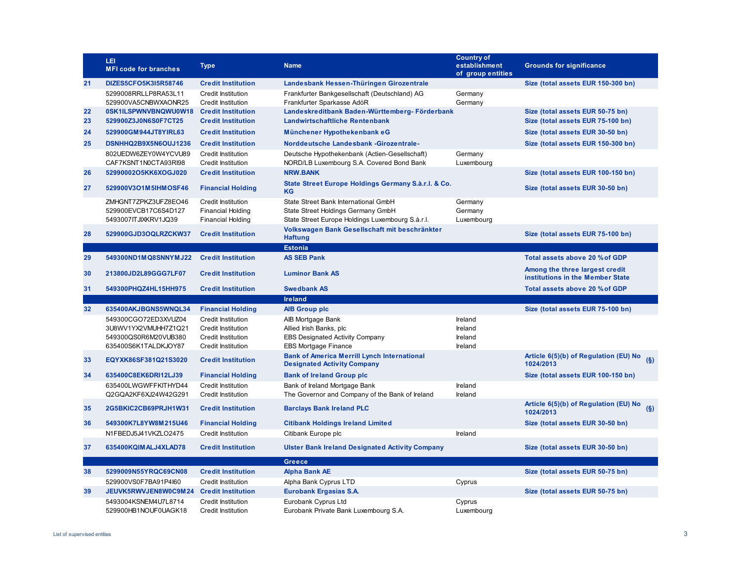| | LEI<br>MFI code for branches | Type | Name | Country of establishment of group entities | Grounds for significance |
|---|---|---|---|---|---|
| **21** | **DIZES5CFO5K3I5R58746** | **Credit Institution** | **Landesbank Hessen-Thüringen Girozentrale** | | **Size (total assets EUR 150-300 bn)** |
| | 5299008RRLLP8RA53L11 | Credit Institution | Frankfurter Bankgesellschaft (Deutschland) AG | Germany | |
| | 529900VA5CNBWXAONR25 | Credit Institution | Frankfurter Sparkasse AdöR | Germany | |
| **22** | **0SK1ILSPWNVBNQWU0W18** | **Credit Institution** | **Landeskreditbank Baden-Württemberg- Förderbank** | | **Size (total assets EUR 50-75 bn)** |
| **23** | **529900Z3J0N6S0F7CT25** | **Credit Institution** | **Landwirtschaftliche Rentenbank** | | **Size (total assets EUR 75-100 bn)** |
| **24** | **529900GM944JT8YIRL63** | **Credit Institution** | **Münchener Hypothekenbank eG** | | **Size (total assets EUR 30-50 bn)** |
| **25** | **DSNHHQ2B9X5N6OUJ1236** | **Credit Institution** | **Norddeutsche Landesbank -Girozentrale-** | | **Size (total assets EUR 150-300 bn)** |
| | 802UEDW6ZEY0W4YCVU89 | Credit Institution | Deutsche Hypothekenbank (Actien-Gesellschaft) | Germany | |
| | CAF7KSNT1N0CTA93RI98 | Credit Institution | NORD/LB Luxembourg S.A. Covered Bond Bank | Luxembourg | |
| **26** | **52990002O5KK6XOGJ020** | **Credit Institution** | **NRW.BANK** | | **Size (total assets EUR 100-150 bn)** |
| **27** | **529900V3O1M5IHMOSF46** | **Financial Holding** | **State Street Europe Holdings Germany S.à.r.l. & Co. KG** | | **Size (total assets EUR 30-50 bn)** |
| | ZMHGNT7ZPKZ3UFZ8EO46 | Credit Institution | State Street Bank International GmbH | Germany | |
| | 529900EVCB17C6S4D127 | Financial Holding | State Street Holdings Germany GmbH | Germany | |
| | 5493007ITJIXKRV1JQ39 | Financial Holding | State Street Europe Holdings Luxembourg S.à.r.l. | Luxembourg | |
| **28** | **529900GJD3OQLRZCKW37** | **Credit Institution** | **Volkswagen Bank Gesellschaft mit beschränkter Haftung** | | **Size (total assets EUR 75-100 bn)** |
| | | | **Estonia** | | |
| **29** | **549300ND1MQ8SNNYMJ22** | **Credit Institution** | **AS SEB Pank** | | **Total assets above 20 % of GDP** |
| **30** | **213800JD2L89GGG7LF07** | **Credit Institution** | **Luminor Bank AS** | | **Among the three largest credit institutions in the Member State** |
| **31** | **549300PHQZ4HL15HH975** | **Credit Institution** | **Swedbank AS** | | **Total assets above 20 % of GDP** |
| | | | **Ireland** | | |
| **32** | **635400AKJBGNS5WNQL34** | **Financial Holding** | **AIB Group plc** | | **Size (total assets EUR 75-100 bn)** |
| | 549300CGO72ED3XVUZ04 | Credit Institution | AIB Mortgage Bank | Ireland | |
| | 3U8WV1YX2VMUHH7Z1Q21 | Credit Institution | Allied Irish Banks, plc | Ireland | |
| | 549300QS0R6M20VUB380 | Credit Institution | EBS Designated Activity Company | Ireland | |
| | 635400S6K1TALDKJOY87 | Credit Institution | EBS Mortgage Finance | Ireland | |
| **33** | **EQYXK86SF381Q21S3020** | **Credit Institution** | **Bank of America Merrill Lynch International Designated Activity Company** | | **Article 6(5)(b) of Regulation (EU) No 1024/2013 (§)** |
| **34** | **635400C8EK6DRI12LJ39** | **Financial Holding** | **Bank of Ireland Group plc** | | **Size (total assets EUR 100-150 bn)** |
| | 635400LWGWFFKITHYD44 | Credit Institution | Bank of Ireland Mortgage Bank | Ireland | |
| | Q2GQA2KF6XJ24W42G291 | Credit Institution | The Governor and Company of the Bank of Ireland | Ireland | |
| **35** | **2G5BKIC2CB69PRJH1W31** | **Credit Institution** | **Barclays Bank Ireland PLC** | | **Article 6(5)(b) of Regulation (EU) No 1024/2013 (§)** |
| **36** | **549300K7L8YW8M215U46** | **Financial Holding** | **Citibank Holdings Ireland Limited** | | **Size (total assets EUR 30-50 bn)** |
| | N1FBEDJ5J41VKZLO2475 | Credit Institution | Citibank Europe plc | Ireland | |
| **37** | **635400KQIMALJ4XLAD78** | **Credit Institution** | **Ulster Bank Ireland Designated Activity Company** | | **Size (total assets EUR 30-50 bn)** |
| | | | **Greece** | | |
| **38** | **5299009N55YRQC69CN08** | **Credit Institution** | **Alpha Bank AE** | | **Size (total assets EUR 50-75 bn)** |
| | 529900VS0F7BA91P4I60 | Credit Institution | Alpha Bank Cyprus LTD | Cyprus | |
| **39** | **JEUVK5RWVJEN8W0C9M24** | **Credit Institution** | **Eurobank Ergasias S.A.** | | **Size (total assets EUR 50-75 bn)** |
| | 5493004KSNEM4U7L8714 | Credit Institution | Eurobank Cyprus Ltd | Cyprus | |
| | 529900HB1NOUF0UAGK18 | Credit Institution | Eurobank Private Bank Luxembourg S.A. | Luxembourg | |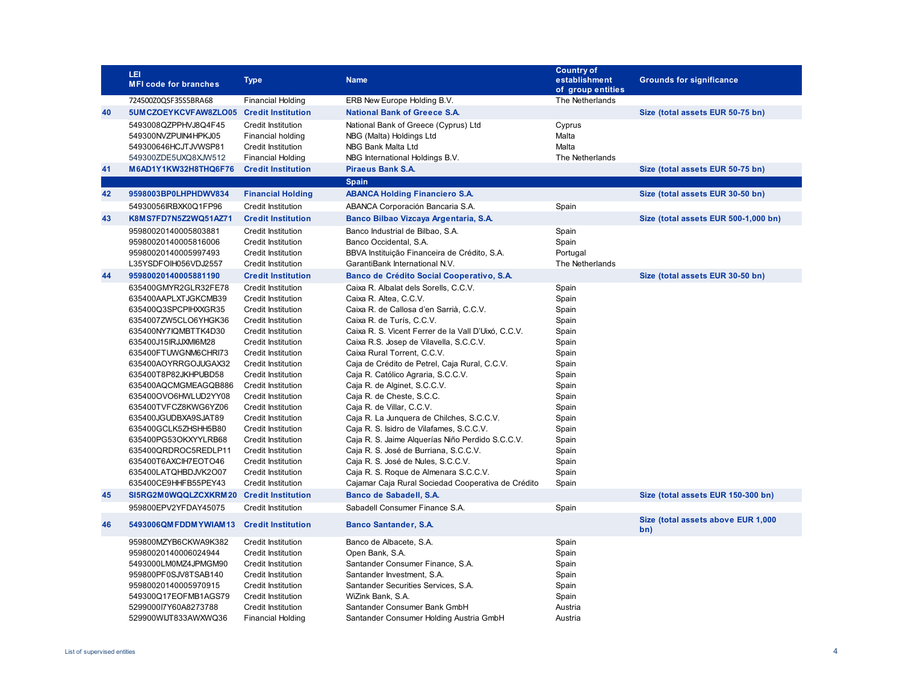|  | LEI<br>MFI code for branches | Type | Name | Country of establishment of group entities | Grounds for significance |
|---|---|---|---|---|---|
|  | 724500Z0QSF35S5BRA68 | Financial Holding | ERB New Europe Holding B.V. | The Netherlands |  |
| **40** | **5UMCZOEYKCVFAW8ZLO05** | **Credit Institution** | **National Bank of Greece S.A.** |  | **Size (total assets EUR 50-75 bn)** |
|  | 5493008QZPPHVJ8Q4F45 | Credit Institution | National Bank of Greece (Cyprus) Ltd | Cyprus |  |
|  | 549300NVZPUIN4HPKJ05 | Financial holding | NBG (Malta) Holdings Ltd | Malta |  |
|  | 549300646HCJTJVWSP81 | Credit Institution | NBG Bank Malta Ltd | Malta |  |
|  | 549300ZDE5UXQ8XJW512 | Financial Holding | NBG International Holdings B.V. | The Netherlands |  |
| **41** | **M6AD1Y1KW32H8THQ6F76** | **Credit Institution** | **Piraeus Bank S.A.** |  | **Size (total assets EUR 50-75 bn)** |
|  |  |  | **Spain** |  |  |
| **42** | **9598003BP0LHPHDWV834** | **Financial Holding** | **ABANCA Holding Financiero S.A.** |  | **Size (total assets EUR 30-50 bn)** |
|  | 54930056IRBXK0Q1FP96 | Credit Institution | ABANCA Corporación Bancaria S.A. | Spain |  |
| **43** | **K8MS7FD7N5Z2WQ51AZ71** | **Credit Institution** | **Banco Bilbao Vizcaya Argentaria, S.A.** |  | **Size (total assets EUR 500-1,000 bn)** |
|  | 95980020140005803881 | Credit Institution | Banco Industrial de Bilbao, S.A. | Spain |  |
|  | 95980020140005816006 | Credit Institution | Banco Occidental, S.A. | Spain |  |
|  | 95980020140005997493 | Credit Institution | BBVA Instituição Financeira de Crédito, S.A. | Portugal |  |
|  | L35YSDFOIH056VDJ2557 | Credit Institution | GarantiBank International N.V. | The Netherlands |  |
| **44** | **95980020140005881190** | **Credit Institution** | **Banco de Crédito Social Cooperativo, S.A.** |  | **Size (total assets EUR 30-50 bn)** |
|  | 635400GMYR2GLR32FE78 | Credit Institution | Caixa R. Albalat dels Sorells, C.C.V. | Spain |  |
|  | 635400AAPLXTJGKCMB39 | Credit Institution | Caixa R. Altea, C.C.V. | Spain |  |
|  | 635400Q3SPCPIHXXGR35 | Credit Institution | Caixa R. de Callosa d'en Sarrià, C.C.V. | Spain |  |
|  | 6354007ZW5CLO6YHGK36 | Credit Institution | Caixa R. de Turís, C.C.V. | Spain |  |
|  | 635400NY7IQMBTTK4D30 | Credit Institution | Caixa R. S. Vicent Ferrer de la Vall D'Uixó, C.C.V. | Spain |  |
|  | 635400J15IRJJXMI6M28 | Credit Institution | Caixa R.S. Josep de Vilavella, S.C.C.V. | Spain |  |
|  | 635400FTUWGNM6CHRI73 | Credit Institution | Caixa Rural Torrent, C.C.V. | Spain |  |
|  | 635400AOYRRGOJUGAX32 | Credit Institution | Caja de Crédito de Petrel, Caja Rural, C.C.V. | Spain |  |
|  | 635400T8P82JKHPUBD58 | Credit Institution | Caja R. Católico Agraria, S.C.C.V. | Spain |  |
|  | 635400AQCMGMEAGQB886 | Credit Institution | Caja R. de Alginet, S.C.C.V. | Spain |  |
|  | 635400OVO6HWLUD2YY08 | Credit Institution | Caja R. de Cheste, S.C.C. | Spain |  |
|  | 635400TVFCZ8KWG6YZ06 | Credit Institution | Caja R. de Villar, C.C.V. | Spain |  |
|  | 635400JGUDBXA9SJAT89 | Credit Institution | Caja R. La Junquera de Chilches, S.C.C.V. | Spain |  |
|  | 635400GCLK5ZHSHH5B80 | Credit Institution | Caja R. S. Isidro de Vilafames, S.C.C.V. | Spain |  |
|  | 635400PG53OKXYYLRB68 | Credit Institution | Caja R. S. Jaime Alquerías Niño Perdido S.C.C.V. | Spain |  |
|  | 635400QRDROC5REDLP11 | Credit Institution | Caja R. S. José de Burriana, S.C.C.V. | Spain |  |
|  | 635400T6AXCIH7EOTO46 | Credit Institution | Caja R. S. José de Nules, S.C.C.V. | Spain |  |
|  | 635400LATQHBDJVK2O07 | Credit Institution | Caja R. S. Roque de Almenara S.C.C.V. | Spain |  |
|  | 635400CE9HHFB55PEY43 | Credit Institution | Cajamar Caja Rural Sociedad Cooperativa de Crédito | Spain |  |
| **45** | **SI5RG2M0WQQLZCXKRM20** | **Credit Institution** | **Banco de Sabadell, S.A.** |  | **Size (total assets EUR 150-300 bn)** |
|  | 959800EPV2YFDAY45075 | Credit Institution | Sabadell Consumer Finance S.A. | Spain |  |
| **46** | **5493006QMFDDMYWIAM13** | **Credit Institution** | **Banco Santander, S.A.** |  | **Size (total assets above EUR 1,000 bn)** |
|  | 959800MZYB6CKWA9K382 | Credit Institution | Banco de Albacete, S.A. | Spain |  |
|  | 95980020140006024944 | Credit Institution | Open Bank, S.A. | Spain |  |
|  | 5493000LM0MZ4JPMGM90 | Credit Institution | Santander Consumer Finance, S.A. | Spain |  |
|  | 959800PF0SJV8TSAB140 | Credit Institution | Santander Investment, S.A. | Spain |  |
|  | 95980020140005970915 | Credit Institution | Santander Securities Services, S.A. | Spain |  |
|  | 549300Q17EOFMB1AGS79 | Credit Institution | WiZink Bank, S.A. | Spain |  |
|  | 5299000I7Y60A8273788 | Credit Institution | Santander Consumer Bank GmbH | Austria |  |
|  | 529900WIJT833AWXWQ36 | Financial Holding | Santander Consumer Holding Austria GmbH | Austria |  |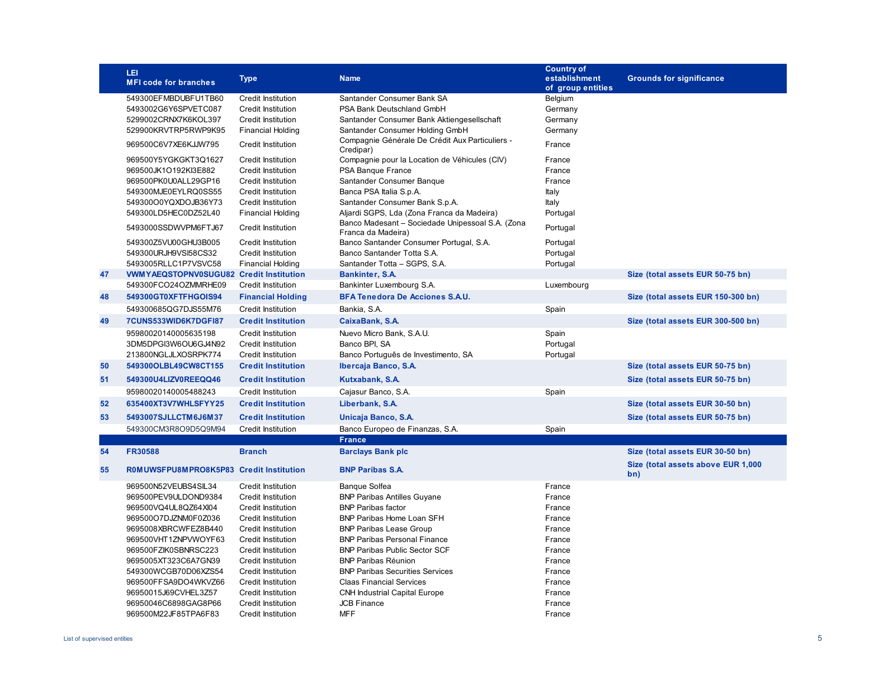| | LEI<br>MFI code for branches | Type | Name | Country of establishment of group entities | Grounds for significance |
|---|---|---|---|---|---|
| | 549300EFMBDUBFU1TB60 | Credit Institution | Santander Consumer Bank SA | Belgium | |
| | 5493002G6Y6SPVETC087 | Credit Institution | PSA Bank Deutschland GmbH | Germany | |
| | 5299002CRNX7K6KOL397 | Credit Institution | Santander Consumer Bank Aktiengesellschaft | Germany | |
| | 529900KRVTRP5RWP9K95 | Financial Holding | Santander Consumer Holding GmbH | Germany | |
| | 969500C6V7XE6KJJW795 | Credit Institution | Compagnie Générale De Crédit Aux Particuliers - Credipar) | France | |
| | 969500Y5YGKGKT3Q1627 | Credit Institution | Compagnie pour la Location de Véhicules (CIV) | France | |
| | 969500JK1O192KI3E882 | Credit Institution | PSA Banque France | France | |
| | 969500PK0U0ALL29GP16 | Credit Institution | Santander Consumer Banque | France | |
| | 549300MJE0EYLRQ0SS55 | Credit Institution | Banca PSA Italia S.p.A. | Italy | |
| | 549300O0YQXDOJB36Y73 | Credit Institution | Santander Consumer Bank S.p.A. | Italy | |
| | 549300LD5HEC0DZ52L40 | Financial Holding | Aljardi SGPS, Lda (Zona Franca da Madeira) | Portugal | |
| | 5493000SSDWVPM6FTJ67 | Credit Institution | Banco Madesant – Sociedade Unipessoal S.A. (Zona Franca da Madeira) | Portugal | |
| | 549300Z5VU00GHU3B005 | Credit Institution | Banco Santander Consumer Portugal, S.A. | Portugal | |
| | 549300URJH9VSI58CS32 | Credit Institution | Banco Santander Totta S.A. | Portugal | |
| | 5493005RLLC1P7VSVC58 | Financial Holding | Santander Totta – SGPS, S.A. | Portugal | |
| **47** | **VWMYAEQSTOPNV0SUGU82** | **Credit Institution** | **Bankinter, S.A.** | | **Size (total assets EUR 50-75 bn)** |
| | 549300FCO24OZMMRHE09 | Credit Institution | Bankinter Luxembourg S.A. | Luxembourg | |
| **48** | **549300GT0XFTFHGOIS94** | **Financial Holding** | **BFA Tenedora De Acciones S.A.U.** | | **Size (total assets EUR 150-300 bn)** |
| | 549300685QG7DJS55M76 | Credit Institution | Bankia, S.A. | Spain | |
| **49** | **7CUNS533WID6K7DGFI87** | **Credit Institution** | **CaixaBank, S.A.** | | **Size (total assets EUR 300-500 bn)** |
| | 95980020140005635198 | Credit Institution | Nuevo Micro Bank, S.A.U. | Spain | |
| | 3DM5DPGI3W6OU6GJ4N92 | Credit Institution | Banco BPI, SA | Portugal | |
| | 213800NGLJLXOSRPK774 | Credit Institution | Banco Português de Investimento, SA | Portugal | |
| **50** | **549300OLBL49CW8CT155** | **Credit Institution** | **Ibercaja Banco, S.A.** | | **Size (total assets EUR 50-75 bn)** |
| **51** | **549300U4LIZV0REEQQ46** | **Credit Institution** | **Kutxabank, S.A.** | | **Size (total assets EUR 50-75 bn)** |
| | 95980020140005488243 | Credit Institution | Cajasur Banco, S.A. | Spain | |
| **52** | **635400XT3V7WHLSFYY25** | **Credit Institution** | **Liberbank, S.A.** | | **Size (total assets EUR 30-50 bn)** |
| **53** | **5493007SJLLCTM6J6M37** | **Credit Institution** | **Unicaja Banco, S.A.** | | **Size (total assets EUR 50-75 bn)** |
| | 549300CM3R8O9D5Q9M94 | Credit Institution | Banco Europeo de Finanzas, S.A. | Spain | |
| | | | **France** | | |
| **54** | **FR30588** | **Branch** | **Barclays Bank plc** | | **Size (total assets EUR 30-50 bn)** |
| **55** | **R0MUWSFPU8MPRO8K5P83** | **Credit Institution** | **BNP Paribas S.A.** | | **Size (total assets above EUR 1,000 bn)** |
| | 969500N52VEUBS4SIL34 | Credit Institution | Banque Solfea | France | |
| | 969500PEV9ULDOND9384 | Credit Institution | BNP Paribas Antilles Guyane | France | |
| | 969500VQ4UL8QZ64XI04 | Credit Institution | BNP Paribas factor | France | |
| | 969500O7DJZNM0F0Z036 | Credit Institution | BNP Paribas Home Loan SFH | France | |
| | 9695008XBRCWFEZ8B440 | Credit Institution | BNP Paribas Lease Group | France | |
| | 969500VHT1ZNPVWOYF63 | Credit Institution | BNP Paribas Personal Finance | France | |
| | 969500FZIK0SBNRSC223 | Credit Institution | BNP Paribas Public Sector SCF | France | |
| | 9695005XT323C6A7GN39 | Credit Institution | BNP Paribas Réunion | France | |
| | 549300WCGB70D06XZS54 | Credit Institution | BNP Paribas Securities Services | France | |
| | 969500FFSA9DO4WKVZ66 | Credit Institution | Claas Financial Services | France | |
| | 96950015J69CVHEL3Z57 | Credit Institution | CNH Industrial Capital Europe | France | |
| | 96950046C6898GAG8P66 | Credit Institution | JCB Finance | France | |
| | 969500M22JF85TPA6F83 | Credit Institution | MFF | France | |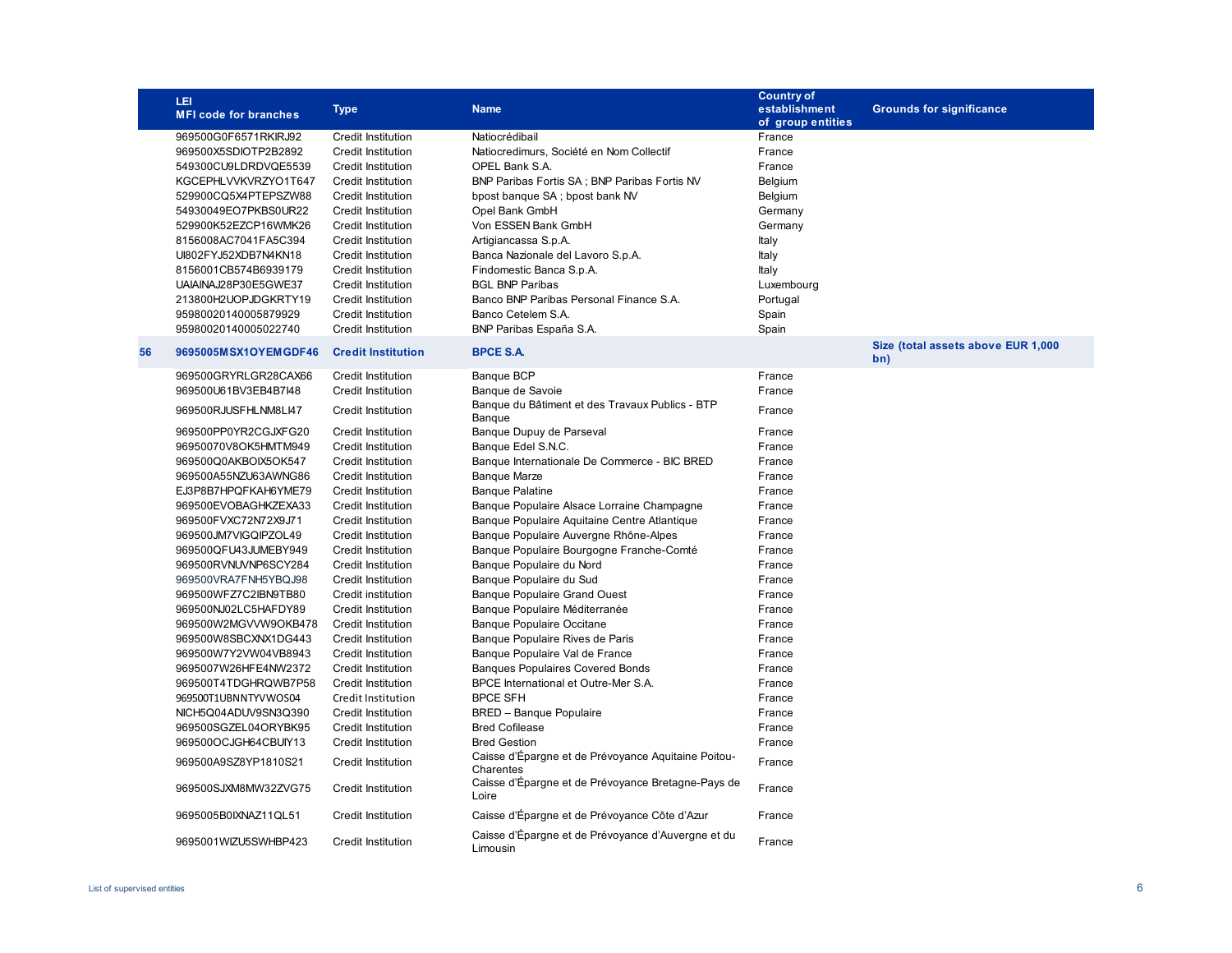| | LEI<br>MFI code for branches | Type | Name | Country of establishment of group entities | Grounds for significance |
|---|---|---|---|---|---|
| | 969500G0F6571RKIRJ92 | Credit Institution | Natiocrédibail | France | |
| | 969500X5SDIOTP2B2892 | Credit Institution | Natiocredimurs, Société en Nom Collectif | France | |
| | 549300CU9LDRDVQE5539 | Credit Institution | OPEL Bank S.A. | France | |
| | KGCEPHLVVKVRZYO1T647 | Credit Institution | BNP Paribas Fortis SA ; BNP Paribas Fortis NV | Belgium | |
| | 529900CQ5X4PTEPSZW88 | Credit Institution | bpost banque SA ; bpost bank NV | Belgium | |
| | 54930049EO7PKBS0UR22 | Credit Institution | Opel Bank GmbH | Germany | |
| | 529900K52EZCP16WMK26 | Credit Institution | Von ESSEN Bank GmbH | Germany | |
| | 8156008AC7041FA5C394 | Credit Institution | Artigiancassa S.p.A. | Italy | |
| | UI802FYJ52XDB7N4KN18 | Credit Institution | Banca Nazionale del Lavoro S.p.A. | Italy | |
| | 8156001CB574B6939179 | Credit Institution | Findomestic Banca S.p.A. | Italy | |
| | UAIAINAJ28P30E5GWE37 | Credit Institution | BGL BNP Paribas | Luxembourg | |
| | 213800H2UOPJDGKRTY19 | Credit Institution | Banco BNP Paribas Personal Finance S.A. | Portugal | |
| | 95980020140005879929 | Credit Institution | Banco Cetelem S.A. | Spain | |
| | 95980020140005022740 | Credit Institution | BNP Paribas España S.A. | Spain | |
| **56** | **9695005MSX1OYEMGDF46** | **Credit Institution** | **BPCE S.A.** | | **Size (total assets above EUR 1,000 bn)** |
| | 969500GRYRLGR28CAX66 | Credit Institution | Banque BCP | France | |
| | 969500U61BV3EB4B7I48 | Credit Institution | Banque de Savoie | France | |
| | 969500RJUSFHLNM8LI47 | Credit Institution | Banque du Bâtiment et des Travaux Publics - BTP Banque | France | |
| | 969500PP0YR2CGJXFG20 | Credit Institution | Banque Dupuy de Parseval | France | |
| | 96950070V8OK5HMTM949 | Credit Institution | Banque Edel S.N.C. | France | |
| | 969500Q0AKBOIX5OK547 | Credit Institution | Banque Internationale De Commerce - BIC BRED | France | |
| | 969500A55NZU63AWNG86 | Credit Institution | Banque Marze | France | |
| | EJ3P8B7HPQFKAH6YME79 | Credit Institution | Banque Palatine | France | |
| | 969500EVOBAGHKZEXA33 | Credit Institution | Banque Populaire Alsace Lorraine Champagne | France | |
| | 969500FVXC72N72X9J71 | Credit Institution | Banque Populaire Aquitaine Centre Atlantique | France | |
| | 969500JM7VIGQIPZOL49 | Credit Institution | Banque Populaire Auvergne Rhône-Alpes | France | |
| | 969500QFU43JUMEBY949 | Credit Institution | Banque Populaire Bourgogne Franche-Comté | France | |
| | 969500RVNUVNP6SCY284 | Credit Institution | Banque Populaire du Nord | France | |
| | 969500VRA7FNH5YBQJ98 | Credit Institution | Banque Populaire du Sud | France | |
| | 969500WFZ7C2IBN9TB80 | Credit institution | Banque Populaire Grand Ouest | France | |
| | 969500NJ02LC5HAFDY89 | Credit Institution | Banque Populaire Méditerranée | France | |
| | 969500W2MGVVW9OKB478 | Credit Institution | Banque Populaire Occitane | France | |
| | 969500W8SBCXNX1DG443 | Credit Institution | Banque Populaire Rives de Paris | France | |
| | 969500W7Y2VW04VB8943 | Credit Institution | Banque Populaire Val de France | France | |
| | 9695007W26HFE4NW2372 | Credit Institution | Banques Populaires Covered Bonds | France | |
| | 969500T4TDGHRQWB7P58 | Credit Institution | BPCE International et Outre-Mer S.A. | France | |
| | 969500T1UBNNTYVWOS04 | Credit Institution | BPCE SFH | France | |
| | NICH5Q04ADUV9SN3Q390 | Credit Institution | BRED – Banque Populaire | France | |
| | 969500SGZEL04ORYBK95 | Credit Institution | Bred Cofilease | France | |
| | 969500OCJGH64CBUIY13 | Credit Institution | Bred Gestion | France | |
| | 969500A9SZ8YP1810S21 | Credit Institution | Caisse d'Épargne et de Prévoyance Aquitaine Poitou-Charentes | France | |
| | 969500SJXM8MW32ZVG75 | Credit Institution | Caisse d'Épargne et de Prévoyance Bretagne-Pays de Loire | France | |
| | 9695005B0IXNAZ11QL51 | Credit Institution | Caisse d'Épargne et de Prévoyance Côte d'Azur | France | |
| | 9695001WIZU5SWHBP423 | Credit Institution | Caisse d'Épargne et de Prévoyance d'Auvergne et du Limousin | France | |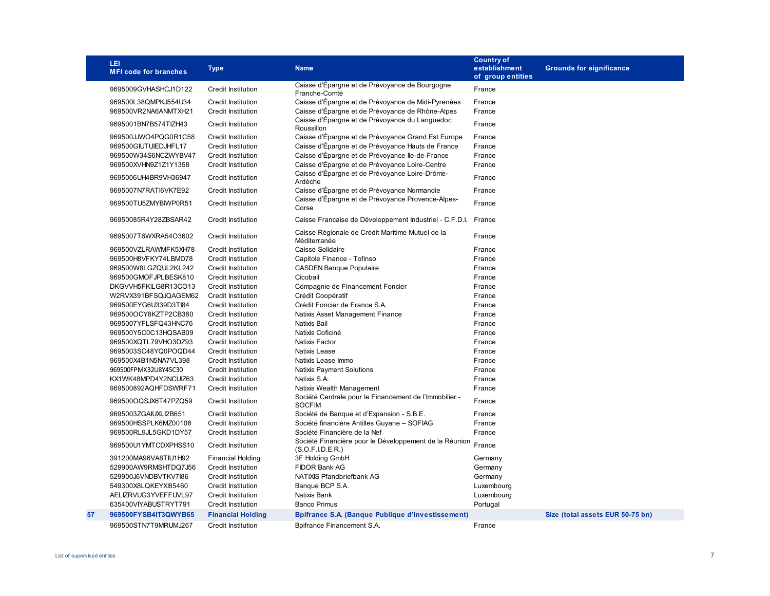| | LEI<br>MFI code for branches | Type | Name | Country of establishment of group entities | Grounds for significance |
|---|---|---|---|---|---|
| | 9695009GVHASHCJ1D122 | Credit Institution | Caisse d'Épargne et de Prévoyance de Bourgogne Franche-Comté | France | |
| | 969500L38QMPKJ554U34 | Credit Institution | Caisse d'Épargne et de Prévoyance de Midi-Pyrenées | France | |
| | 969500VR2NA6ANMTXH21 | Credit Institution | Caisse d'Épargne et de Prévoyance de Rhône-Alpes | France | |
| | 9695001BN7B574TIZH43 | Credit Institution | Caisse d'Épargne et de Prévoyance du Languedoc Roussillon | France | |
| | 969500JJWO4PQG0R1C58 | Credit Institution | Caisse d'Épargne et de Prévoyance Grand Est Europe | France | |
| | 969500GIUTUIEDJHFL17 | Credit Institution | Caisse d'Épargne et de Prévoyance Hauts de France | France | |
| | 969500W34S6NCZWYBV47 | Credit Institution | Caisse d'Épargne et de Prévoyance Ile-de-France | France | |
| | 969500XVHN9Z1Z1Y1358 | Credit Institution | Caisse d'Épargne et de Prévoyance Loire-Centre | France | |
| | 9695006UH4BR9VH36947 | Credit Institution | Caisse d'Épargne et de Prévoyance Loire-Drôme-Ardèche | France | |
| | 9695007N7RATI6VK7E92 | Credit Institution | Caisse d'Épargne et de Prévoyance Normandie | France | |
| | 969500TU5ZMYBIWP0R51 | Credit Institution | Caisse d'Épargne et de Prévoyance Provence-Alpes-Corse | France | |
| | 96950085R4Y28ZBSAR42 | Credit Institution | Caisse Francaise de Développement Industriel - C.F.D.I. | France | |
| | 9695007T6WXRA54O3602 | Credit Institution | Caisse Régionale de Crédit Maritime Mutuel de la Méditerranée | France | |
| | 969500VZLRAWMFK5XH78 | Credit Institution | Caisse Solidaire | France | |
| | 969500H8VFKY74LBMD78 | Credit Institution | Capitole Finance - Tofinso | France | |
| | 969500W8LGZQUL2KL242 | Credit Institution | CASDEN Banque Populaire | France | |
| | 969500GMOFJPLBESK810 | Credit Institution | Cicobail | France | |
| | DKGVVH5FKILG8R13CO13 | Credit Institution | Compagnie de Financement Foncier | France | |
| | W2RVX391BFSQJQAGEM62 | Credit Institution | Crédit Coopératif | France | |
| | 969500EYG6U339D3TI84 | Credit Institution | Crédit Foncier de France S.A. | France | |
| | 969500OCY8KZTP2CB380 | Credit Institution | Natixis Asset Management Finance | France | |
| | 9695007YFLSFQ43HNC76 | Credit Institution | Natixis Bail | France | |
| | 969500Y5C0C13HQSAB09 | Credit Institution | Natixis Coficiné | France | |
| | 969500XQTL79VHO3DZ93 | Credit Institution | Natixis Factor | France | |
| | 9695003SC48YQ0POQD44 | Credit Institution | Natixis Lease | France | |
| | 969500X4B1N5NA7VL398 | Credit Institution | Natixis Lease Immo | France | |
| | 969500FPMX32U8Y45C30 | Credit Institution | Natixis Payment Solutions | France | |
| | KX1WK48MPD4Y2NCUIZ63 | Credit Institution | Natixis S.A. | France | |
| | 969500892AQHFDSWRF71 | Credit Institution | Natixis Wealth Management | France | |
| | 969500OQSJX6T47PZQ59 | Credit Institution | Société Centrale pour le Financement de l'Immobilier - SOCFIM | France | |
| | 9695003ZGAIUXLI2B651 | Credit Institution | Société de Banque et d'Expansion - S.B.E. | France | |
| | 969500HSSPLK6MZ00106 | Credit Institution | Société financière Antilles Guyane – SOFIAG | France | |
| | 969500RL9JL5GKD1DY57 | Credit Institution | Société Financière de la Nef | France | |
| | 969500U1YMTCDXPHSS10 | Credit Institution | Société Financière pour le Développement de la Réunion (S.O.F.I.D.E.R.) | France | |
| | 391200MA96VA8TIU1H92 | Financial Holding | 3F Holding GmbH | Germany | |
| | 529900AW9RMSHTDQ7J56 | Credit Institution | FIDOR Bank AG | Germany | |
| | 529900J6VNDBVTKV7I86 | Credit Institution | NATIXIS Pfandbriefbank AG | Germany | |
| | 549300X8LQKEYXI85460 | Credit Institution | Banque BCP S.A. | Luxembourg | |
| | AELIZRVUG3YVEFFUVL97 | Credit Institution | Natixis Bank | Luxembourg | |
| | 635400VIYABUSTRYT791 | Credit Institution | Banco Primus | Portugal | |
| **57** | **969500FYSB4IT3QWYB65** | **Financial Holding** | **Bpifrance S.A. (Banque Publique d'Investissement)** | | **Size (total assets EUR 50-75 bn)** |
| | 969500STN7T9MRUMJ267 | Credit Institution | Bpifrance Financement S.A. | France | |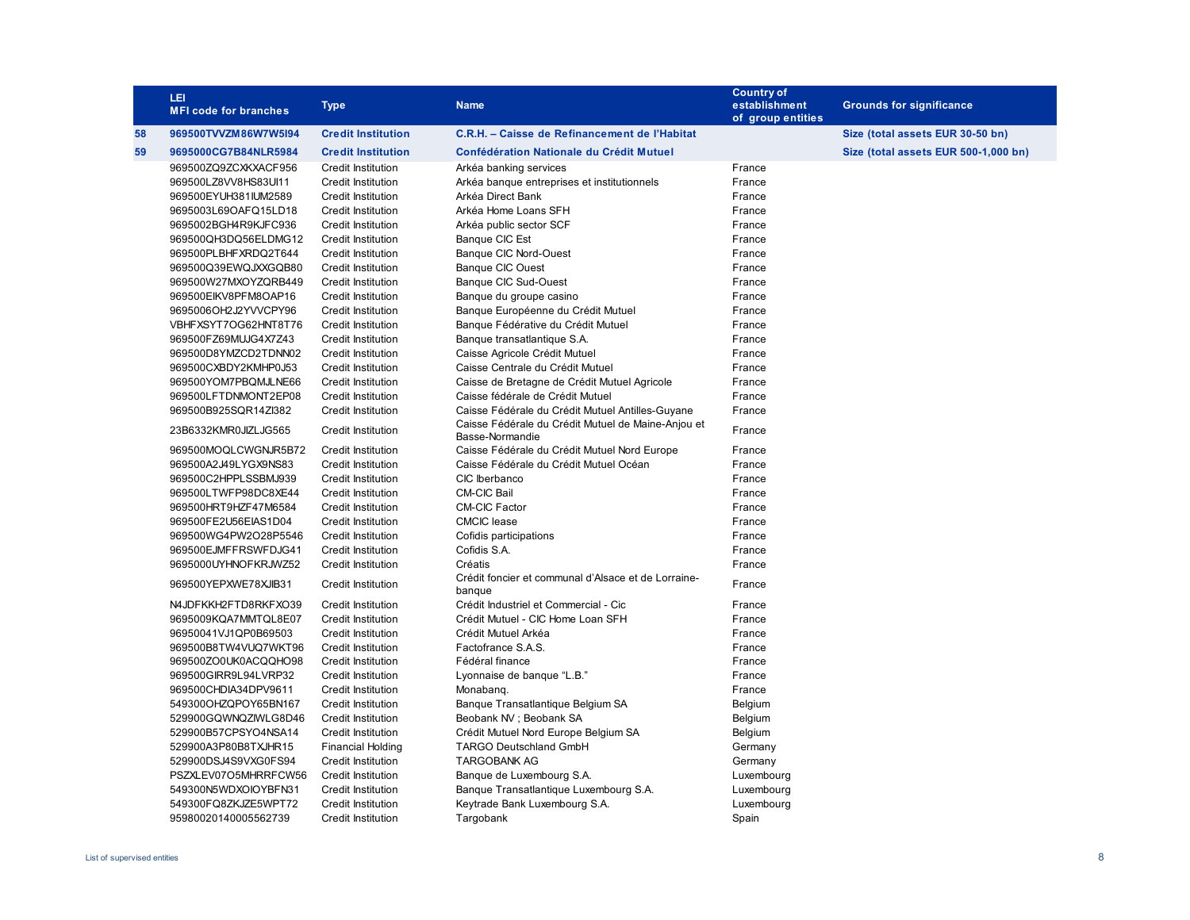| | LEI<br>MFI code for branches | Type | Name | Country of establishment of group entities | Grounds for significance |
|---|---|---|---|---|---|
| **58** | **969500TVVZM86W7W5I94** | **Credit Institution** | **C.R.H. – Caisse de Refinancement de l'Habitat** | | **Size (total assets EUR 30-50 bn)** |
| **59** | **9695000CG7B84NLR5984** | **Credit Institution** | **Confédération Nationale du Crédit Mutuel** | | **Size (total assets EUR 500-1,000 bn)** |
| | 969500ZQ9ZCXKXACF956 | Credit Institution | Arkéa banking services | France | |
| | 969500LZ8VV8HS83UI11 | Credit Institution | Arkéa banque entreprises et institutionnels | France | |
| | 969500EYUH381IUM2589 | Credit Institution | Arkéa Direct Bank | France | |
| | 9695003L69OAFQ15LD18 | Credit Institution | Arkéa Home Loans SFH | France | |
| | 9695002BGH4R9KJFC936 | Credit Institution | Arkéa public sector SCF | France | |
| | 969500QH3DQ56ELDMG12 | Credit Institution | Banque CIC Est | France | |
| | 969500PLBHFXRDQ2T644 | Credit Institution | Banque CIC Nord-Ouest | France | |
| | 969500Q39EWQJXXGQB80 | Credit Institution | Banque CIC Ouest | France | |
| | 969500W27MXOYZQRB449 | Credit Institution | Banque CIC Sud-Ouest | France | |
| | 969500EIKV8PFM8OAP16 | Credit Institution | Banque du groupe casino | France | |
| | 9695006OH2J2YVVCPY96 | Credit Institution | Banque Européenne du Crédit Mutuel | France | |
| | VBHFXSYT7OG62HNT8T76 | Credit Institution | Banque Fédérative du Crédit Mutuel | France | |
| | 969500FZ69MUJG4X7Z43 | Credit Institution | Banque transatlantique S.A. | France | |
| | 969500D8YMZCD2TDNN02 | Credit Institution | Caisse Agricole Crédit Mutuel | France | |
| | 969500CXBDY2KMHP0J53 | Credit Institution | Caisse Centrale du Crédit Mutuel | France | |
| | 969500YOM7PBQMJLNE66 | Credit Institution | Caisse de Bretagne de Crédit Mutuel Agricole | France | |
| | 969500LFTDNMONT2EP08 | Credit Institution | Caisse fédérale de Crédit Mutuel | France | |
| | 969500B925SQR14ZI382 | Credit Institution | Caisse Fédérale du Crédit Mutuel Antilles-Guyane | France | |
| | 23B6332KMR0JIZLJG565 | Credit Institution | Caisse Fédérale du Crédit Mutuel de Maine-Anjou et Basse-Normandie | France | |
| | 969500MOQLCWGNJR5B72 | Credit Institution | Caisse Fédérale du Crédit Mutuel Nord Europe | France | |
| | 969500A2J49LYGX9NS83 | Credit Institution | Caisse Fédérale du Crédit Mutuel Océan | France | |
| | 969500C2HPPLSSBMJ939 | Credit Institution | CIC Iberbanco | France | |
| | 969500LTWFP98DC8XE44 | Credit Institution | CM-CIC Bail | France | |
| | 969500HRT9HZF47M6584 | Credit Institution | CM-CIC Factor | France | |
| | 969500FE2U56EIAS1D04 | Credit Institution | CMCIC lease | France | |
| | 969500WG4PW2O28P5546 | Credit Institution | Cofidis participations | France | |
| | 969500EJMFFRSWFDJG41 | Credit Institution | Cofidis S.A. | France | |
| | 9695000UYHNOFKRJWZ52 | Credit Institution | Créatis | France | |
| | 969500YEPXWE78XJIB31 | Credit Institution | Crédit foncier et communal d'Alsace et de Lorraine-banque | France | |
| | N4JDFKKH2FTD8RKFXO39 | Credit Institution | Crédit Industriel et Commercial - Cic | France | |
| | 9695009KQA7MMTQL8E07 | Credit Institution | Crédit Mutuel - CIC Home Loan SFH | France | |
| | 96950041VJ1QP0B69503 | Credit Institution | Crédit Mutuel Arkéa | France | |
| | 969500B8TW4VUQ7WKT96 | Credit Institution | Factofrance S.A.S. | France | |
| | 969500ZO0UK0ACQQHO98 | Credit Institution | Fédéral finance | France | |
| | 969500GIRR9L94LVRP32 | Credit Institution | Lyonnaise de banque "L.B." | France | |
| | 969500CHDIA34DPV9611 | Credit Institution | Monabanq. | France | |
| | 549300OHZQPOY65BN167 | Credit Institution | Banque Transatlantique Belgium SA | Belgium | |
| | 529900GQWNQZIWLG8D46 | Credit Institution | Beobank NV ; Beobank SA | Belgium | |
| | 529900B57CPSYO4NSA14 | Credit Institution | Crédit Mutuel Nord Europe Belgium SA | Belgium | |
| | 529900A3P80B8TXJHR15 | Financial Holding | TARGO Deutschland GmbH | Germany | |
| | 529900DSJ4S9VXG0FS94 | Credit Institution | TARGOBANK AG | Germany | |
| | PSZXLEV07O5MHRRFCW56 | Credit Institution | Banque de Luxembourg S.A. | Luxembourg | |
| | 549300N5WDXOIOYBFN31 | Credit Institution | Banque Transatlantique Luxembourg S.A. | Luxembourg | |
| | 549300FQ8ZKJZE5WPT72 | Credit Institution | Keytrade Bank Luxembourg S.A. | Luxembourg | |
| | 95980020140005562739 | Credit Institution | Targobank | Spain | |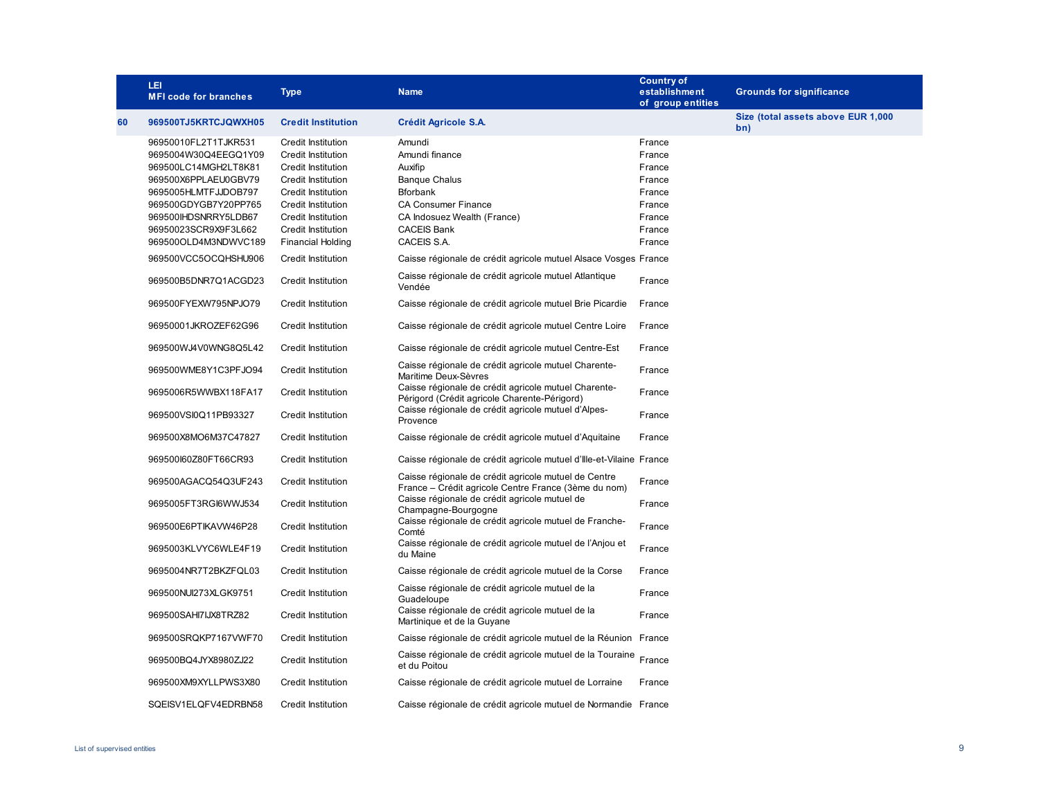|  | LEI<br>MFI code for branches | Type | Name | Country of establishment of group entities | Grounds for significance |
|---|---|---|---|---|---|
| **60** | **969500TJ5KRTCJQWXH05** | **Credit Institution** | **Crédit Agricole S.A.** |  | **Size (total assets above EUR 1,000 bn)** |
|  | 96950010FL2T1TJKR531 | Credit Institution | Amundi | France |  |
|  | 9695004W30Q4EEGQ1Y09 | Credit Institution | Amundi finance | France |  |
|  | 969500LC14MGH2LT8K81 | Credit Institution | Auxifip | France |  |
|  | 969500X6PPLAEU0GBV79 | Credit Institution | Banque Chalus | France |  |
|  | 9695005HLMTFJJDOB797 | Credit Institution | Bforbank | France |  |
|  | 969500GDYGB7Y20PP765 | Credit Institution | CA Consumer Finance | France |  |
|  | 969500IHDSNRRY5LDB67 | Credit Institution | CA Indosuez Wealth (France) | France |  |
|  | 96950023SCR9X9F3L662 | Credit Institution | CACEIS Bank | France |  |
|  | 969500OLD4M3NDWVC189 | Financial Holding | CACEIS S.A. | France |  |
|  | 969500VCC5OCQHSHU906 | Credit Institution | Caisse régionale de crédit agricole mutuel Alsace Vosges | France |  |
|  | 969500B5DNR7Q1ACGD23 | Credit Institution | Caisse régionale de crédit agricole mutuel Atlantique Vendée | France |  |
|  | 969500FYEXW795NPJO79 | Credit Institution | Caisse régionale de crédit agricole mutuel Brie Picardie | France |  |
|  | 96950001JKROZEF62G96 | Credit Institution | Caisse régionale de crédit agricole mutuel Centre Loire | France |  |
|  | 969500WJ4V0WNG8Q5L42 | Credit Institution | Caisse régionale de crédit agricole mutuel Centre-Est | France |  |
|  | 969500WME8Y1C3PFJO94 | Credit Institution | Caisse régionale de crédit agricole mutuel Charente-Maritime Deux-Sèvres | France |  |
|  | 9695006R5WWBX118FA17 | Credit Institution | Caisse régionale de crédit agricole mutuel Charente-Périgord (Crédit agricole Charente-Périgord) | France |  |
|  | 969500VSI0Q11PB93327 | Credit Institution | Caisse régionale de crédit agricole mutuel d'Alpes-Provence | France |  |
|  | 969500X8MO6M37C47827 | Credit Institution | Caisse régionale de crédit agricole mutuel d'Aquitaine | France |  |
|  | 969500I60Z80FT66CR93 | Credit Institution | Caisse régionale de crédit agricole mutuel d'Ille-et-Vilaine | France |  |
|  | 969500AGACQ54Q3UF243 | Credit Institution | Caisse régionale de crédit agricole mutuel de Centre France – Crédit agricole Centre France (3ème du nom) | France |  |
|  | 9695005FT3RGI6WWJ534 | Credit Institution | Caisse régionale de crédit agricole mutuel de Champagne-Bourgogne | France |  |
|  | 969500E6PTIKAVW46P28 | Credit Institution | Caisse régionale de crédit agricole mutuel de Franche-Comté | France |  |
|  | 9695003KLVYC6WLE4F19 | Credit Institution | Caisse régionale de crédit agricole mutuel de l'Anjou et du Maine | France |  |
|  | 9695004NR7T2BKZFQL03 | Credit Institution | Caisse régionale de crédit agricole mutuel de la Corse | France |  |
|  | 969500NUI273XLGK9751 | Credit Institution | Caisse régionale de crédit agricole mutuel de la Guadeloupe | France |  |
|  | 969500SAHI7IJX8TRZ82 | Credit Institution | Caisse régionale de crédit agricole mutuel de la Martinique et de la Guyane | France |  |
|  | 969500SRQKP7167VWF70 | Credit Institution | Caisse régionale de crédit agricole mutuel de la Réunion | France |  |
|  | 969500BQ4JYX8980ZJ22 | Credit Institution | Caisse régionale de crédit agricole mutuel de la Touraine et du Poitou | France |  |
|  | 969500XM9XYLLPWS3X80 | Credit Institution | Caisse régionale de crédit agricole mutuel de Lorraine | France |  |
|  | SQEISV1ELQFV4EDRBN58 | Credit Institution | Caisse régionale de crédit agricole mutuel de Normandie | France |  |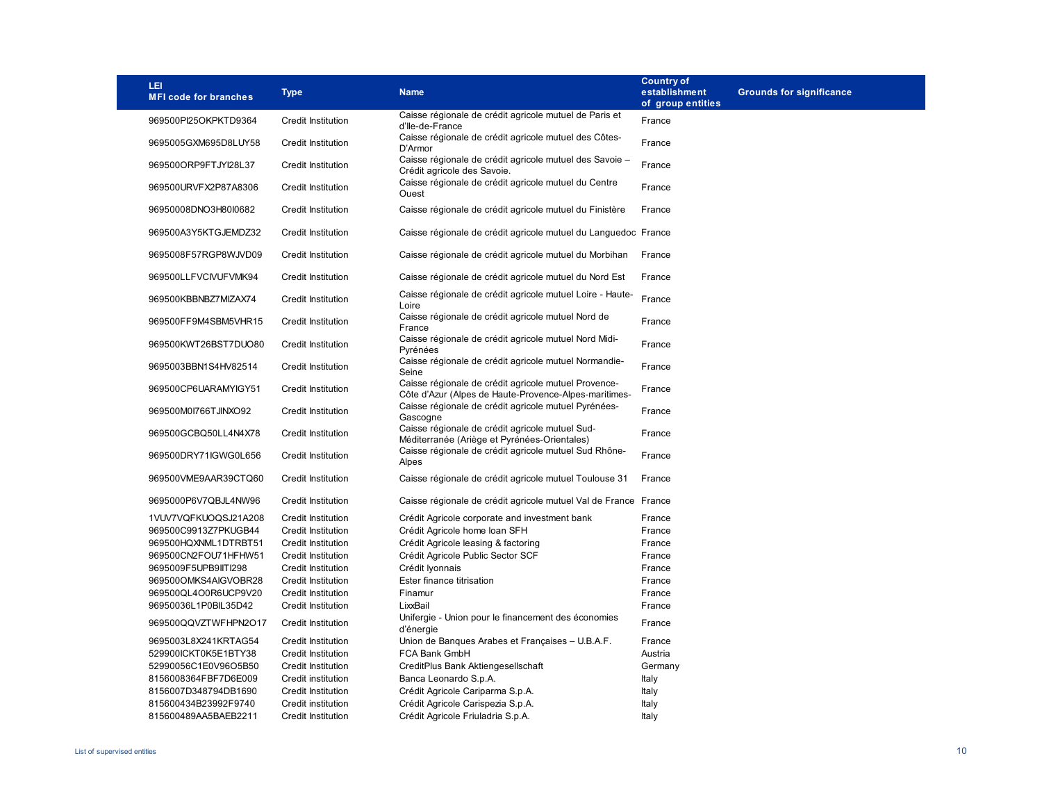| LEI<br>MFI code for branches | Type | Name | Country of establishment of group entities | Grounds for significance |
|---|---|---|---|---|
| 969500PI25OKPKTD9364 | Credit Institution | Caisse régionale de crédit agricole mutuel de Paris et d'Ile-de-France | France | |
| 9695005GXM695D8LUY58 | Credit Institution | Caisse régionale de crédit agricole mutuel des Côtes-D'Armor | France | |
| 969500ORP9FTJYI28L37 | Credit Institution | Caisse régionale de crédit agricole mutuel des Savoie – Crédit agricole des Savoie. | France | |
| 969500URVFX2P87A8306 | Credit Institution | Caisse régionale de crédit agricole mutuel du Centre Ouest | France | |
| 96950008DNO3H80I0682 | Credit Institution | Caisse régionale de crédit agricole mutuel du Finistère | France | |
| 969500A3Y5KTGJEMDZ32 | Credit Institution | Caisse régionale de crédit agricole mutuel du Languedoc | France | |
| 9695008F57RGP8WJVD09 | Credit Institution | Caisse régionale de crédit agricole mutuel du Morbihan | France | |
| 969500LLFVCIVUFVMK94 | Credit Institution | Caisse régionale de crédit agricole mutuel du Nord Est | France | |
| 969500KBBNBZ7MIZAX74 | Credit Institution | Caisse régionale de crédit agricole mutuel Loire - Haute-Loire | France | |
| 969500FF9M4SBM5VHR15 | Credit Institution | Caisse régionale de crédit agricole mutuel Nord de France | France | |
| 969500KWT26BST7DUO80 | Credit Institution | Caisse régionale de crédit agricole mutuel Nord Midi-Pyrénées | France | |
| 9695003BBN1S4HV82514 | Credit Institution | Caisse régionale de crédit agricole mutuel Normandie-Seine | France | |
| 969500CP6UARAMYIGY51 | Credit Institution | Caisse régionale de crédit agricole mutuel Provence-Côte d'Azur (Alpes de Haute-Provence-Alpes-maritimes- | France | |
| 969500M0I766TJINXO92 | Credit Institution | Caisse régionale de crédit agricole mutuel Pyrénées-Gascogne | France | |
| 969500GCBQ50LL4N4X78 | Credit Institution | Caisse régionale de crédit agricole mutuel Sud-Méditerranée (Ariège et Pyrénées-Orientales) | France | |
| 969500DRY71IGWG0L656 | Credit Institution | Caisse régionale de crédit agricole mutuel Sud Rhône-Alpes | France | |
| 969500VME9AAR39CTQ60 | Credit Institution | Caisse régionale de crédit agricole mutuel Toulouse 31 | France | |
| 9695000P6V7QBJL4NW96 | Credit Institution | Caisse régionale de crédit agricole mutuel Val de France | France | |
| 1VUV7VQFKUOQSJ21A208 | Credit Institution | Crédit Agricole corporate and investment bank | France | |
| 969500C9913Z7PKUGB44 | Credit Institution | Crédit Agricole home loan SFH | France | |
| 969500HQXNML1DTRBT51 | Credit Institution | Crédit Agricole leasing & factoring | France | |
| 969500CN2FOU71HFHW51 | Credit Institution | Crédit Agricole Public Sector SCF | France | |
| 9695009F5UPB9IITI298 | Credit Institution | Crédit lyonnais | France | |
| 969500OMKS4AIGVOBR28 | Credit Institution | Ester finance titrisation | France | |
| 969500QL4O0R6UCP9V20 | Credit Institution | Finamur | France | |
| 96950036L1P0BIL35D42 | Credit Institution | LixxBail | France | |
| 969500QQVZTWFHPN2O17 | Credit Institution | Unifergie - Union pour le financement des économies d'énergie | France | |
| 9695003L8X241KRTAG54 | Credit Institution | Union de Banques Arabes et Françaises – U.B.A.F. | France | |
| 529900ICKT0K5E1BTY38 | Credit Institution | FCA Bank GmbH | Austria | |
| 52990056C1E0V96O5B50 | Credit Institution | CreditPlus Bank Aktiengesellschaft | Germany | |
| 8156008364FBF7D6E009 | Credit institution | Banca Leonardo S.p.A. | Italy | |
| 8156007D348794DB1690 | Credit Institution | Crédit Agricole Cariparma S.p.A. | Italy | |
| 815600434B23992F9740 | Credit institution | Crédit Agricole Carispezia S.p.A. | Italy | |
| 815600489AA5BAEB2211 | Credit Institution | Crédit Agricole Friuladria S.p.A. | Italy | |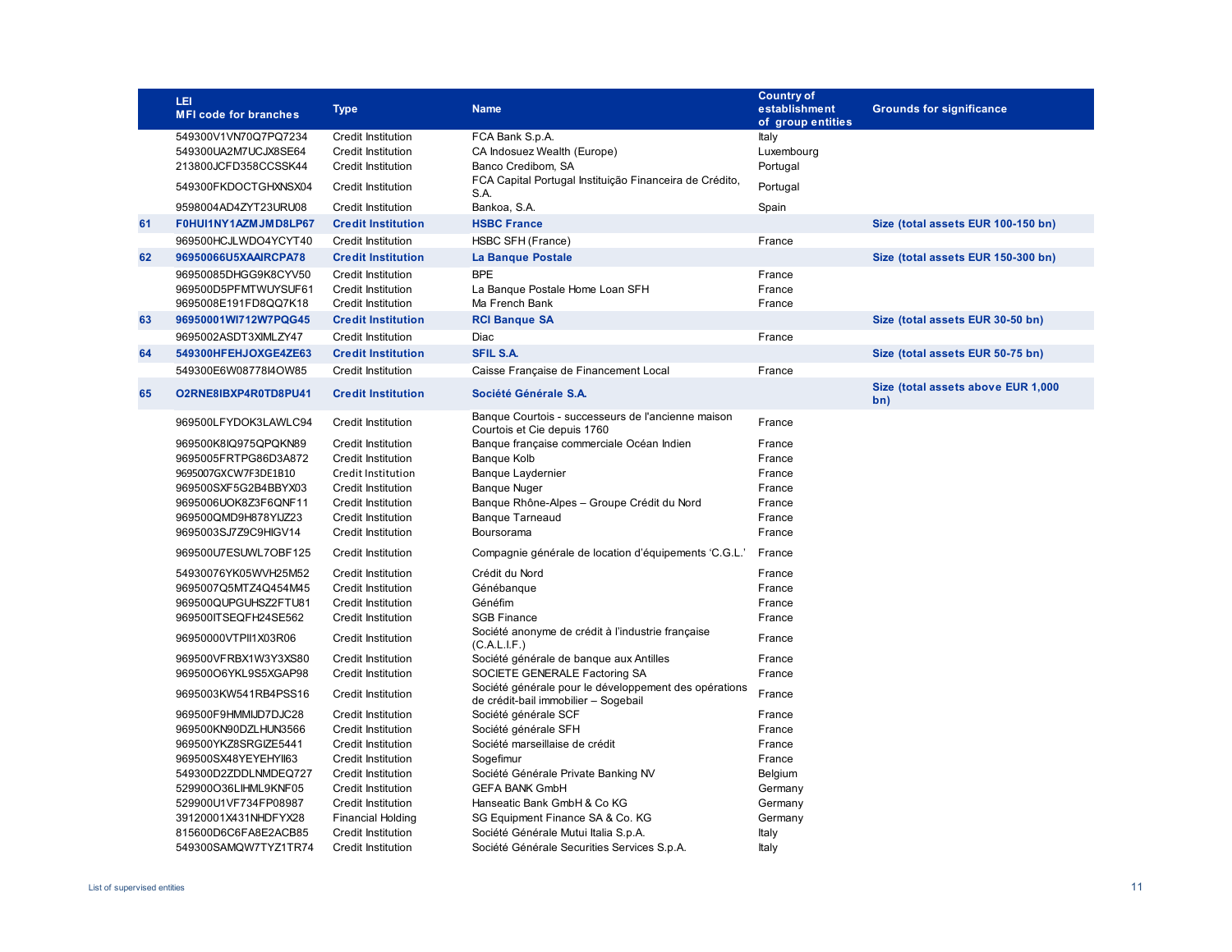| | LEI<br>MFI code for branches | Type | Name | Country of establishment of group entities | Grounds for significance |
|---|---|---|---|---|---|
| | 549300V1VN70Q7PQ7234 | Credit Institution | FCA Bank S.p.A. | Italy | |
| | 549300UA2M7UCJX8SE64 | Credit Institution | CA Indosuez Wealth (Europe) | Luxembourg | |
| | 213800JCFD358CCSSK44 | Credit Institution | Banco Credibom, SA | Portugal | |
| | 549300FKDOCTGHXNSX04 | Credit Institution | FCA Capital Portugal Instituição Financeira de Crédito, S.A. | Portugal | |
| | 9598004AD4ZYT23URU08 | Credit Institution | Bankoa, S.A. | Spain | |
| **61** | **F0HUI1NY1AZMJMD8LP67** | **Credit Institution** | **HSBC France** | | **Size (total assets EUR 100-150 bn)** |
| | 969500HCJLWDO4YCYT40 | Credit Institution | HSBC SFH (France) | France | |
| **62** | **96950066U5XAAIRCPA78** | **Credit Institution** | **La Banque Postale** | | **Size (total assets EUR 150-300 bn)** |
| | 96950085DHGG9K8CYV50 | Credit Institution | BPE | France | |
| | 969500D5PFMTWUYSUF61 | Credit Institution | La Banque Postale Home Loan SFH | France | |
| | 9695008E191FD8QQ7K18 | Credit Institution | Ma French Bank | France | |
| **63** | **96950001WI712W7PQG45** | **Credit Institution** | **RCI Banque SA** | | **Size (total assets EUR 30-50 bn)** |
| | 9695002ASDT3XIMLZY47 | Credit Institution | Diac | France | |
| **64** | **549300HFEHJOXGE4ZE63** | **Credit Institution** | **SFIL S.A.** | | **Size (total assets EUR 50-75 bn)** |
| | 549300E6W08778I4OW85 | Credit Institution | Caisse Française de Financement Local | France | |
| **65** | **O2RNE8IBXP4R0TD8PU41** | **Credit Institution** | **Société Générale S.A.** | | **Size (total assets above EUR 1,000 bn)** |
| | 969500LFYDOK3LAWLC94 | Credit Institution | Banque Courtois - successeurs de l'ancienne maison Courtois et Cie depuis 1760 | France | |
| | 969500K8IQ975QPQKN89 | Credit Institution | Banque française commerciale Océan Indien | France | |
| | 9695005FRTPG86D3A872 | Credit Institution | Banque Kolb | France | |
| | 9695007GXCW7F3DE1B10 | Credit Institution | Banque Laydernier | France | |
| | 969500SXF5G2B4BBYX03 | Credit Institution | Banque Nuger | France | |
| | 9695006UOK8Z3F6QNF11 | Credit Institution | Banque Rhône-Alpes – Groupe Crédit du Nord | France | |
| | 969500QMD9H878YIJZ23 | Credit Institution | Banque Tarneaud | France | |
| | 9695003SJ7Z9C9HIGV14 | Credit Institution | Boursorama | France | |
| | 969500U7ESUWL7OBF125 | Credit Institution | Compagnie générale de location d'équipements 'C.G.L.' | France | |
| | 54930076YK05WVH25M52 | Credit Institution | Crédit du Nord | France | |
| | 9695007Q5MTZ4Q454M45 | Credit Institution | Génébanque | France | |
| | 969500QUPGUHSZ2FTU81 | Credit Institution | Généfim | France | |
| | 969500ITSEQFH24SE562 | Credit Institution | SGB Finance | France | |
| | 96950000VTPII1X03R06 | Credit Institution | Société anonyme de crédit à l'industrie française (C.A.L.I.F.) | France | |
| | 969500VFRBX1W3Y3XS80 | Credit Institution | Société générale de banque aux Antilles | France | |
| | 969500O6YKL9S5XGAP98 | Credit Institution | SOCIETE GENERALE Factoring SA | France | |
| | 9695003KW541RB4PSS16 | Credit Institution | Société générale pour le développement des opérations de crédit-bail immobilier – Sogebail | France | |
| | 969500F9HMMIJD7DJC28 | Credit Institution | Société générale SCF | France | |
| | 969500KN90DZLHUN3566 | Credit Institution | Société générale SFH | France | |
| | 969500YKZ8SRGIZE5441 | Credit Institution | Société marseillaise de crédit | France | |
| | 969500SX48YEYEHYII63 | Credit Institution | Sogefimur | France | |
| | 549300D2ZDDLNMDEQ727 | Credit Institution | Société Générale Private Banking NV | Belgium | |
| | 529900O36LIHML9KNF05 | Credit Institution | GEFA BANK GmbH | Germany | |
| | 529900U1VF734FP08987 | Credit Institution | Hanseatic Bank GmbH & Co KG | Germany | |
| | 39120001X431NHDFYX28 | Financial Holding | SG Equipment Finance SA & Co. KG | Germany | |
| | 815600D6C6FA8E2ACB85 | Credit Institution | Société Générale Mutui Italia S.p.A. | Italy | |
| | 549300SAMQW7TYZ1TR74 | Credit Institution | Société Générale Securities Services S.p.A. | Italy | |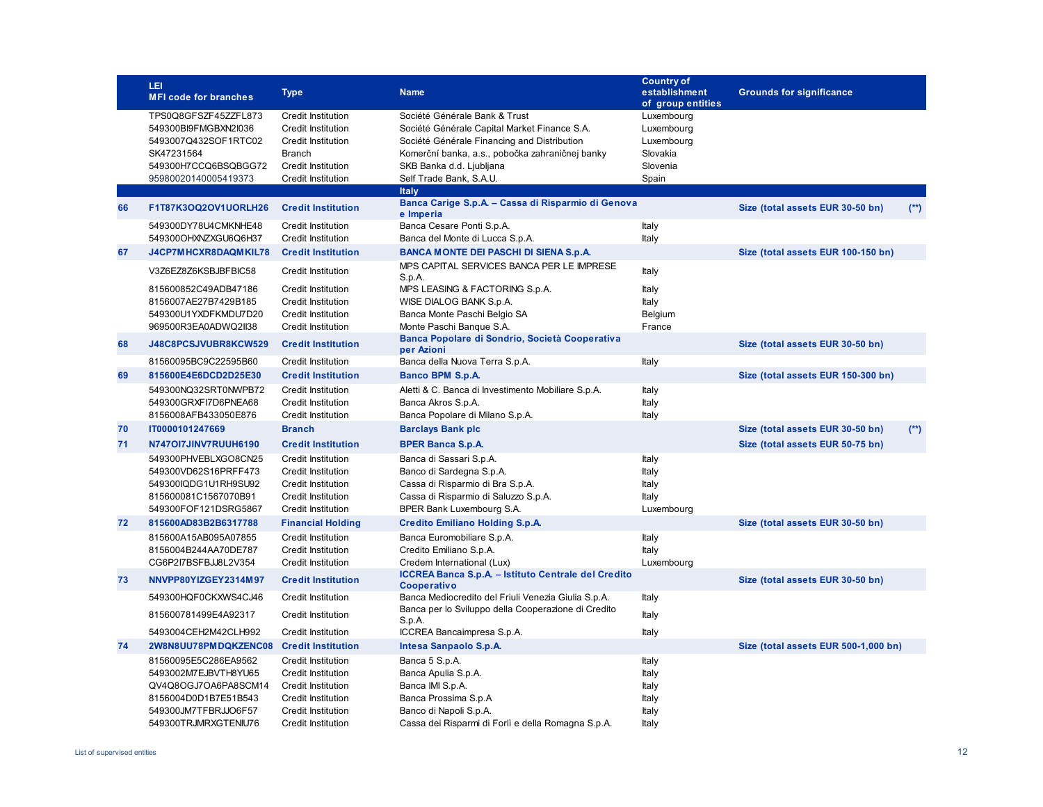| | LEI<br>MFI code for branches | Type | Name | Country of establishment of group entities | Grounds for significance | |
|---|---|---|---|---|---|---|
| | TPS0Q8GFSZF45ZZFL873 | Credit Institution | Société Générale Bank & Trust | Luxembourg | | |
| | 549300BI9FMGBXN2I036 | Credit Institution | Société Générale Capital Market Finance S.A. | Luxembourg | | |
| | 5493007Q432SOF1RTC02 | Credit Institution | Société Générale Financing and Distribution | Luxembourg | | |
| | SK47231564 | Branch | Komerční banka, a.s., pobočka zahraničnej banky | Slovakia | | |
| | 549300H7CCQ6BSQBGG72 | Credit Institution | SKB Banka d.d. Ljubljana | Slovenia | | |
| | 95980020140005419373 | Credit Institution | Self Trade Bank, S.A.U. | Spain | | |
| | | | **Italy** | | | |
| **66** | **F1T87K3OQ2OV1UORLH26** | **Credit Institution** | **Banca Carige S.p.A. – Cassa di Risparmio di Genova e Imperia** | | **Size (total assets EUR 30-50 bn)** | **(**)** |
| | 549300DY78U4CMKNHE48 | Credit Institution | Banca Cesare Ponti S.p.A. | Italy | | |
| | 549300OHXNZXGU6Q6H37 | Credit Institution | Banca del Monte di Lucca S.p.A. | Italy | | |
| **67** | **J4CP7MHCXR8DAQMKIL78** | **Credit Institution** | **BANCA MONTE DEI PASCHI DI SIENA S.p.A.** | | **Size (total assets EUR 100-150 bn)** | |
| | V3Z6EZ8Z6KSBJBFBIC58 | Credit Institution | MPS CAPITAL SERVICES BANCA PER LE IMPRESE S.p.A. | Italy | | |
| | 815600852C49ADB47186 | Credit Institution | MPS LEASING & FACTORING S.p.A. | Italy | | |
| | 8156007AE27B7429B185 | Credit Institution | WISE DIALOG BANK S.p.A. | Italy | | |
| | 549300U1YXDFKMDU7D20 | Credit Institution | Banca Monte Paschi Belgio SA | Belgium | | |
| | 969500R3EA0ADWQ2II38 | Credit Institution | Monte Paschi Banque S.A. | France | | |
| **68** | **J48C8PCSJVUBR8KCW529** | **Credit Institution** | **Banca Popolare di Sondrio, Società Cooperativa per Azioni** | | **Size (total assets EUR 30-50 bn)** | |
| | 81560095BC9C22595B60 | Credit Institution | Banca della Nuova Terra S.p.A. | Italy | | |
| **69** | **815600E4E6DCD2D25E30** | **Credit Institution** | **Banco BPM S.p.A.** | | **Size (total assets EUR 150-300 bn)** | |
| | 549300NQ32SRT0NWPB72 | Credit Institution | Aletti & C. Banca di Investimento Mobiliare S.p.A. | Italy | | |
| | 549300GRXFI7D6PNEA68 | Credit Institution | Banca Akros S.p.A. | Italy | | |
| | 8156008AFB433050E876 | Credit Institution | Banca Popolare di Milano S.p.A. | Italy | | |
| **70** | **IT0000101247669** | **Branch** | **Barclays Bank plc** | | **Size (total assets EUR 30-50 bn)** | **(**)** |
| **71** | **N747OI7JINV7RUUH6190** | **Credit Institution** | **BPER Banca S.p.A.** | | **Size (total assets EUR 50-75 bn)** | |
| | 549300PHVEBLXGO8CN25 | Credit Institution | Banca di Sassari S.p.A. | Italy | | |
| | 549300VD62S16PRFF473 | Credit Institution | Banco di Sardegna S.p.A. | Italy | | |
| | 549300IQDG1U1RH9SU92 | Credit Institution | Cassa di Risparmio di Bra S.p.A. | Italy | | |
| | 815600081C1567070B91 | Credit Institution | Cassa di Risparmio di Saluzzo S.p.A. | Italy | | |
| | 549300FOF121DSRG5867 | Credit Institution | BPER Bank Luxembourg S.A. | Luxembourg | | |
| **72** | **815600AD83B2B6317788** | **Financial Holding** | **Credito Emiliano Holding S.p.A.** | | **Size (total assets EUR 30-50 bn)** | |
| | 815600A15AB095A07855 | Credit Institution | Banca Euromobiliare S.p.A. | Italy | | |
| | 8156004B244AA70DE787 | Credit Institution | Credito Emiliano S.p.A. | Italy | | |
| | CG6P2I7BSFBJJ8L2V354 | Credit Institution | Credem International (Lux) | Luxembourg | | |
| **73** | **NNVPP80YIZGEY2314M97** | **Credit Institution** | **ICCREA Banca S.p.A. – Istituto Centrale del Credito Cooperativo** | | **Size (total assets EUR 30-50 bn)** | |
| | 549300HQF0CKXWS4CJ46 | Credit Institution | Banca Mediocredito del Friuli Venezia Giulia S.p.A. | Italy | | |
| | 815600781499E4A92317 | Credit Institution | Banca per lo Sviluppo della Cooperazione di Credito S.p.A. | Italy | | |
| | 5493004CEH2M42CLH992 | Credit Institution | ICCREA Bancaimpresa S.p.A. | Italy | | |
| **74** | **2W8N8UU78PMDQKZENC08** | **Credit Institution** | **Intesa Sanpaolo S.p.A.** | | **Size (total assets EUR 500-1,000 bn)** | |
| | 81560095E5C286EA9562 | Credit Institution | Banca 5 S.p.A. | Italy | | |
| | 5493002M7EJBVTH8YU65 | Credit Institution | Banca Apulia S.p.A. | Italy | | |
| | QV4Q8OGJ7OA6PA8SCM14 | Credit Institution | Banca IMI S.p.A. | Italy | | |
| | 8156004D0D1B7E51B543 | Credit Institution | Banca Prossima S.p.A | Italy | | |
| | 549300JM7TFBRJJO6F57 | Credit Institution | Banco di Napoli S.p.A. | Italy | | |
| | 549300TRJMRXGTENIU76 | Credit Institution | Cassa dei Risparmi di Forlì e della Romagna S.p.A. | Italy | | |

List of supervised entities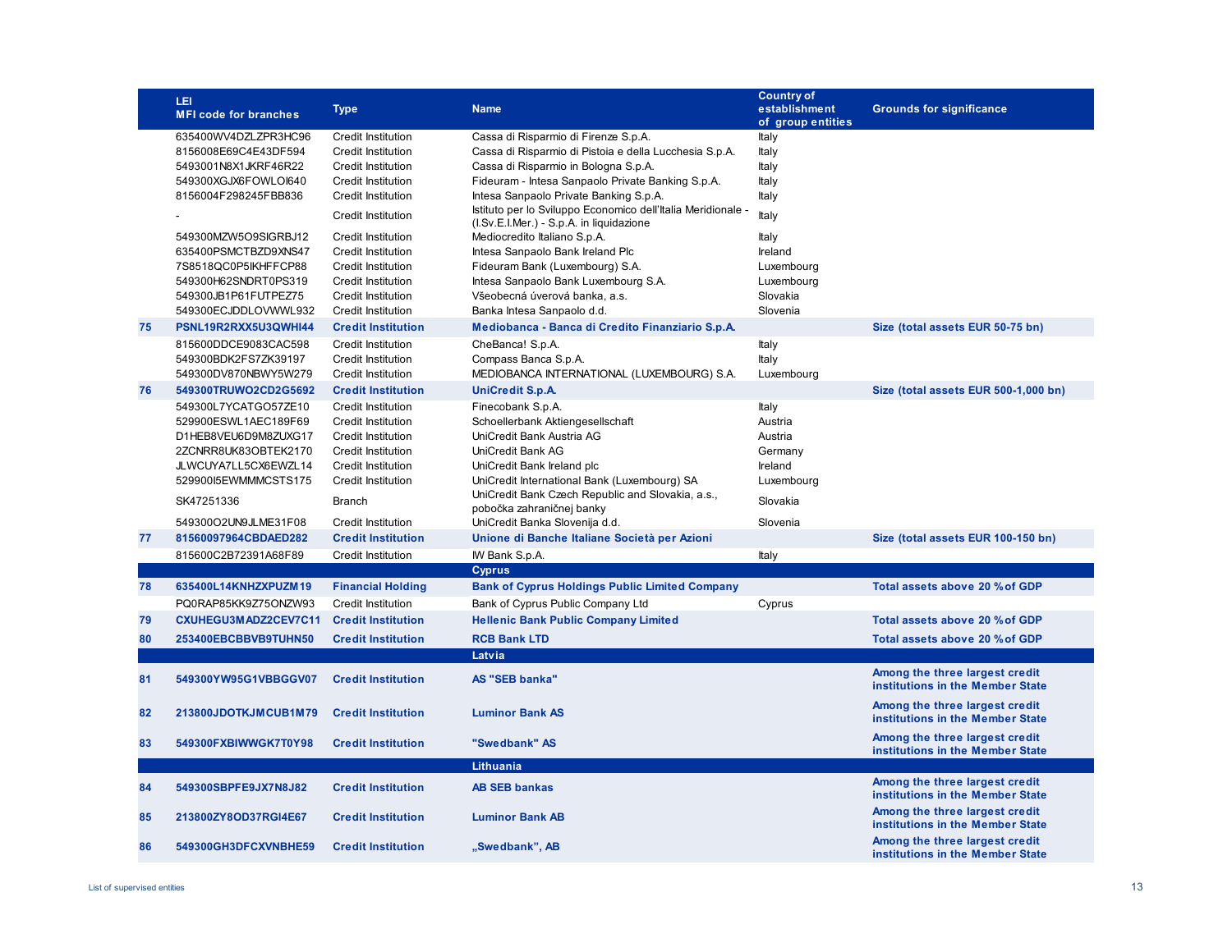| | LEI<br>MFI code for branches | Type | Name | Country of establishment of group entities | Grounds for significance |
|---|---|---|---|---|---|
| | 635400WV4DZLZPR3HC96 | Credit Institution | Cassa di Risparmio di Firenze S.p.A. | Italy | |
| | 8156008E69C4E43DF594 | Credit Institution | Cassa di Risparmio di Pistoia e della Lucchesia S.p.A. | Italy | |
| | 5493001N8X1JKRF46R22 | Credit Institution | Cassa di Risparmio in Bologna S.p.A. | Italy | |
| | 549300XGJX6FOWLOI640 | Credit Institution | Fideuram - Intesa Sanpaolo Private Banking S.p.A. | Italy | |
| | 8156004F298245FBB836 | Credit Institution | Intesa Sanpaolo Private Banking S.p.A. | Italy | |
| | - | Credit Institution | Istituto per lo Sviluppo Economico dell'Italia Meridionale - (I.Sv.E.I.Mer.) - S.p.A. in liquidazione | Italy | |
| | 549300MZW5O9SIGRBJ12 | Credit Institution | Mediocredito Italiano S.p.A. | Italy | |
| | 635400PSMCTBZD9XNS47 | Credit Institution | Intesa Sanpaolo Bank Ireland Plc | Ireland | |
| | 7S8518QC0P5IKHFFCP88 | Credit Institution | Fideuram Bank (Luxembourg) S.A. | Luxembourg | |
| | 549300H62SNDRT0PS319 | Credit Institution | Intesa Sanpaolo Bank Luxembourg S.A. | Luxembourg | |
| | 549300JB1P61FUTPEZ75 | Credit Institution | Všeobecná úverová banka, a.s. | Slovakia | |
| | 549300ECJDDLOVWWL932 | Credit Institution | Banka Intesa Sanpaolo d.d. | Slovenia | |
| **75** | **PSNL19R2RXX5U3QWHI44** | **Credit Institution** | **Mediobanca - Banca di Credito Finanziario S.p.A.** | | **Size (total assets EUR 50-75 bn)** |
| | 815600DDCE9083CAC598 | Credit Institution | CheBanca! S.p.A. | Italy | |
| | 549300BDK2FS7ZK39197 | Credit Institution | Compass Banca S.p.A. | Italy | |
| | 549300DV870NBWY5W279 | Credit Institution | MEDIOBANCA INTERNATIONAL (LUXEMBOURG) S.A. | Luxembourg | |
| **76** | **549300TRUWO2CD2G5692** | **Credit Institution** | **UniCredit S.p.A.** | | **Size (total assets EUR 500-1,000 bn)** |
| | 549300L7YCATGO57ZE10 | Credit Institution | Finecobank S.p.A. | Italy | |
| | 529900ESWL1AEC189F69 | Credit Institution | Schoellerbank Aktiengesellschaft | Austria | |
| | D1HEB8VEU6D9M8ZUXG17 | Credit Institution | UniCredit Bank Austria AG | Austria | |
| | 2ZCNRR8UK83OBTEK2170 | Credit Institution | UniCredit Bank AG | Germany | |
| | JLWCUYA7LL5CX6EWZL14 | Credit Institution | UniCredit Bank Ireland plc | Ireland | |
| | 529900I5EWMMMCSTS175 | Credit Institution | UniCredit International Bank (Luxembourg) SA | Luxembourg | |
| | SK47251336 | Branch | UniCredit Bank Czech Republic and Slovakia, a.s., pobočka zahraničnej banky | Slovakia | |
| | 549300O2UN9JLME31F08 | Credit Institution | UniCredit Banka Slovenija d.d. | Slovenia | |
| **77** | **81560097964CBDAED282** | **Credit Institution** | **Unione di Banche Italiane Società per Azioni** | | **Size (total assets EUR 100-150 bn)** |
| | 815600C2B72391A68F89 | Credit Institution | IW Bank S.p.A. | Italy | |
| | | | **Cyprus** | | |
| **78** | **635400L14KNHZXPUZM19** | **Financial Holding** | **Bank of Cyprus Holdings Public Limited Company** | | **Total assets above 20 % of GDP** |
| | PQ0RAP85KK9Z75ONZW93 | Credit Institution | Bank of Cyprus Public Company Ltd | Cyprus | |
| **79** | **CXUHEGU3MADZ2CEV7C11** | **Credit Institution** | **Hellenic Bank Public Company Limited** | | **Total assets above 20 % of GDP** |
| **80** | **253400EBCBBVB9TUHN50** | **Credit Institution** | **RCB Bank LTD** | | **Total assets above 20 % of GDP** |
| | | | **Latvia** | | |
| **81** | **549300YW95G1VBBGGV07** | **Credit Institution** | **AS "SEB banka"** | | **Among the three largest credit institutions in the Member State** |
| **82** | **213800JDOTKJMCUB1M79** | **Credit Institution** | **Luminor Bank AS** | | **Among the three largest credit institutions in the Member State** |
| **83** | **549300FXBIWWGK7T0Y98** | **Credit Institution** | **"Swedbank" AS** | | **Among the three largest credit institutions in the Member State** |
| | | | **Lithuania** | | |
| **84** | **549300SBPFE9JX7N8J82** | **Credit Institution** | **AB SEB bankas** | | **Among the three largest credit institutions in the Member State** |
| **85** | **213800ZY8OD37RGI4E67** | **Credit Institution** | **Luminor Bank AB** | | **Among the three largest credit institutions in the Member State** |
| **86** | **549300GH3DFCXVNBHE59** | **Credit Institution** | **„Swedbank", AB** | | **Among the three largest credit institutions in the Member State** |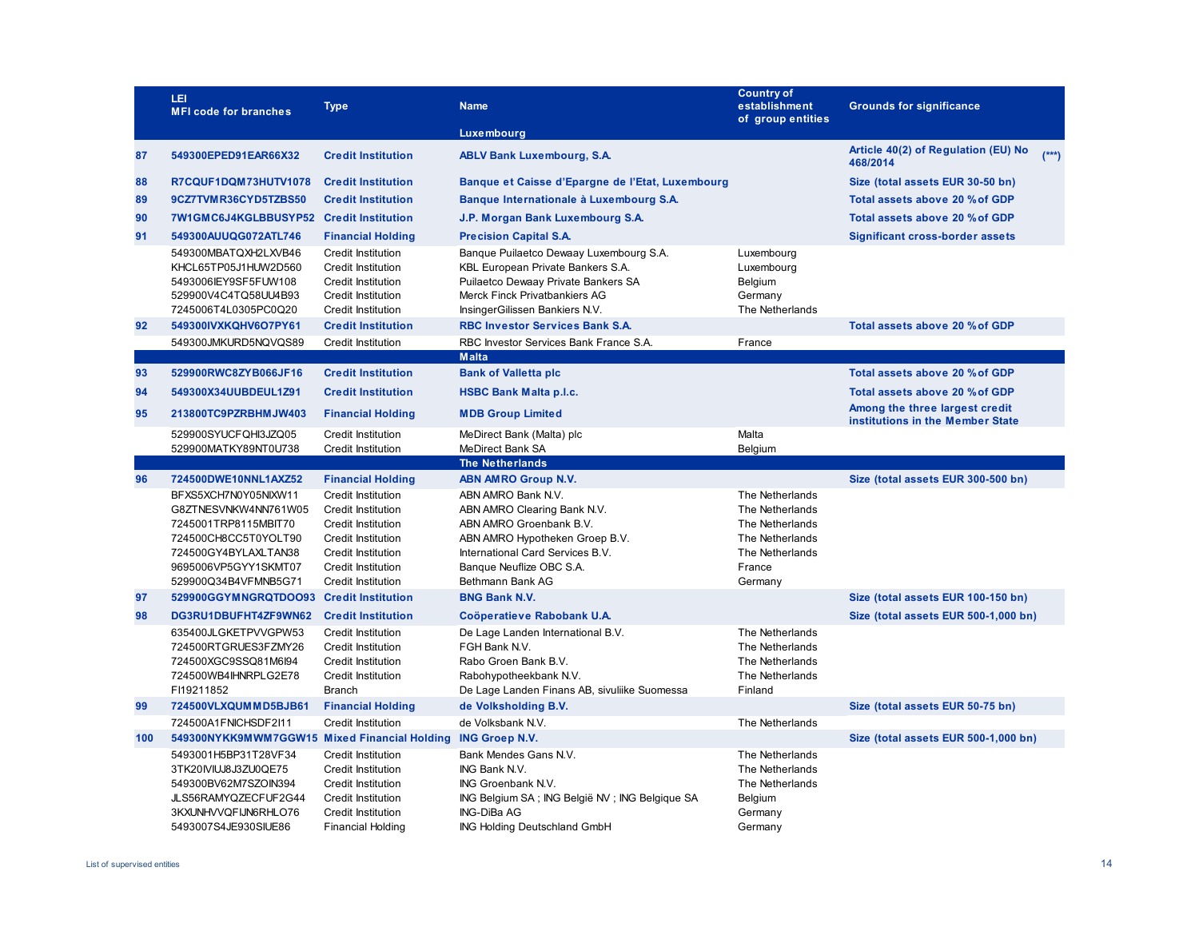| | LEI<br>MFI code for branches | Type | Name | Country of establishment of group entities | Grounds for significance |
|---|---|---|---|---|---|
| | | | **Luxembourg** | | |
| **87** | **549300EPED91EAR66X32** | **Credit Institution** | **ABLV Bank Luxembourg, S.A.** | | **Article 40(2) of Regulation (EU) No 468/2014** (***) |
| **88** | **R7CQUF1DQM73HUTV1078** | **Credit Institution** | **Banque et Caisse d'Epargne de l'Etat, Luxembourg** | | **Size (total assets EUR 30-50 bn)** |
| **89** | **9CZ7TVMR36CYD5TZBS50** | **Credit Institution** | **Banque Internationale à Luxembourg S.A.** | | **Total assets above 20 % of GDP** |
| **90** | **7W1GMC6J4KGLBBUSYP52** | **Credit Institution** | **J.P. Morgan Bank Luxembourg S.A.** | | **Total assets above 20 % of GDP** |
| **91** | **549300AUUQG072ATL746** | **Financial Holding** | **Precision Capital S.A.** | | **Significant cross-border assets** |
| | 549300MBATQXH2LXVB46 | Credit Institution | Banque Puilaetco Dewaay Luxembourg S.A. | Luxembourg | |
| | KHCL65TP05J1HUW2D560 | Credit Institution | KBL European Private Bankers S.A. | Luxembourg | |
| | 5493006IEY9SF5FUW108 | Credit Institution | Puilaetco Dewaay Private Bankers SA | Belgium | |
| | 529900V4C4TQ58UU4B93 | Credit Institution | Merck Finck Privatbankiers AG | Germany | |
| | 7245006T4L0305PC0Q20 | Credit Institution | InsingerGilissen Bankiers N.V. | The Netherlands | |
| **92** | **549300IVXKQHV6O7PY61** | **Credit Institution** | **RBC Investor Services Bank S.A.** | | **Total assets above 20 % of GDP** |
| | 549300JMKURD5NQVQS89 | Credit Institution | RBC Investor Services Bank France S.A. | France | |
| | | | **Malta** | | |
| **93** | **529900RWC8ZYB066JF16** | **Credit Institution** | **Bank of Valletta plc** | | **Total assets above 20 % of GDP** |
| **94** | **549300X34UUBDEUL1Z91** | **Credit Institution** | **HSBC Bank Malta p.l.c.** | | **Total assets above 20 % of GDP** |
| **95** | **213800TC9PZRBHMJW403** | **Financial Holding** | **MDB Group Limited** | | **Among the three largest credit institutions in the Member State** |
| | 529900SYUCFQHI3JZQ05 | Credit Institution | MeDirect Bank (Malta) plc | Malta | |
| | 529900MATKY89NT0U738 | Credit Institution | MeDirect Bank SA | Belgium | |
| | | | **The Netherlands** | | |
| **96** | **724500DWE10NNL1AXZ52** | **Financial Holding** | **ABN AMRO Group N.V.** | | **Size (total assets EUR 300-500 bn)** |
| | BFXS5XCH7N0Y05NIXW11 | Credit Institution | ABN AMRO Bank N.V. | The Netherlands | |
| | G8ZTNESVNKW4NN761W05 | Credit Institution | ABN AMRO Clearing Bank N.V. | The Netherlands | |
| | 7245001TRP8115MBIT70 | Credit Institution | ABN AMRO Groenbank B.V. | The Netherlands | |
| | 724500CH8CC5T0YOLT90 | Credit Institution | ABN AMRO Hypotheken Groep B.V. | The Netherlands | |
| | 724500GY4BYLAXLTAN38 | Credit Institution | International Card Services B.V. | The Netherlands | |
| | 9695006VP5GYY1SKMT07 | Credit Institution | Banque Neuflize OBC S.A. | France | |
| | 529900Q34B4VFMNB5G71 | Credit Institution | Bethmann Bank AG | Germany | |
| **97** | **529900GGYMNGRQTDOO93** | **Credit Institution** | **BNG Bank N.V.** | | **Size (total assets EUR 100-150 bn)** |
| **98** | **DG3RU1DBUFHT4ZF9WN62** | **Credit Institution** | **Coöperatieve Rabobank U.A.** | | **Size (total assets EUR 500-1,000 bn)** |
| | 635400JLGKETPVVGPW53 | Credit Institution | De Lage Landen International B.V. | The Netherlands | |
| | 724500RTGRUES3FZMY26 | Credit Institution | FGH Bank N.V. | The Netherlands | |
| | 724500XGC9SSQ81M6I94 | Credit Institution | Rabo Groen Bank B.V. | The Netherlands | |
| | 724500WB4IHNRPLG2E78 | Credit Institution | Rabohypotheekbank N.V. | The Netherlands | |
| | FI19211852 | Branch | De Lage Landen Finans AB, sivuliike Suomessa | Finland | |
| **99** | **724500VLXQUMMD5BJB61** | **Financial Holding** | **de Volksholding B.V.** | | **Size (total assets EUR 50-75 bn)** |
| | 724500A1FNICHSDF2I11 | Credit Institution | de Volksbank N.V. | The Netherlands | |
| **100** | **549300NYKK9MWM7GGW15** | **Mixed Financial Holding** | **ING Groep N.V.** | | **Size (total assets EUR 500-1,000 bn)** |
| | 5493001H5BP31T28VF34 | Credit Institution | Bank Mendes Gans N.V. | The Netherlands | |
| | 3TK20IVIUJ8J3ZU0QE75 | Credit Institution | ING Bank N.V. | The Netherlands | |
| | 549300BV62M7SZOIN394 | Credit Institution | ING Groenbank N.V. | The Netherlands | |
| | JLS56RAMYQZECFUF2G44 | Credit Institution | ING Belgium SA ; ING België NV ; ING Belgique SA | Belgium | |
| | 3KXUNHVVQFIJN6RHLO76 | Credit Institution | ING-DiBa AG | Germany | |
| | 5493007S4JE930SIUE86 | Financial Holding | ING Holding Deutschland GmbH | Germany | |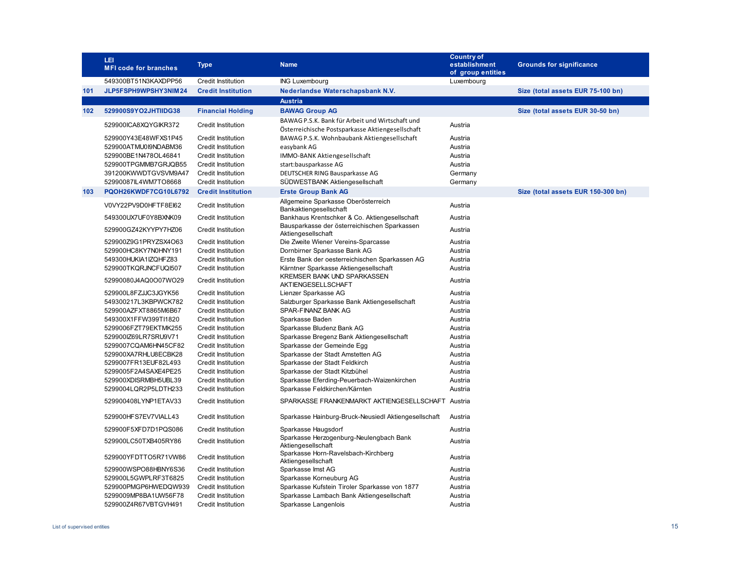|  | LEI<br>MFI code for branches | Type | Name | Country of establishment of group entities | Grounds for significance |
|---|---|---|---|---|---|
|  | 549300BT51N3KAXDPP56 | Credit Institution | ING Luxembourg | Luxembourg |  |
| **101** | **JLP5FSPH9WPSHY3NIM24** | **Credit Institution** | **Nederlandse Waterschapsbank N.V.** |  | **Size (total assets EUR 75-100 bn)** |
|  |  |  | **Austria** |  |  |
| **102** | **529900S9YO2JHTIIDG38** | **Financial Holding** | **BAWAG Group AG** |  | **Size (total assets EUR 30-50 bn)** |
|  | 529900ICA8XQYGIKR372 | Credit Institution | BAWAG P.S.K. Bank für Arbeit und Wirtschaft und Österreichische Postsparkasse Aktiengesellschaft | Austria |  |
|  | 529900Y43E48WFXS1P45 | Credit Institution | BAWAG P.S.K. Wohnbaubank Aktiengesellschaft | Austria |  |
|  | 529900ATMU0I9NDABM36 | Credit Institution | easybank AG | Austria |  |
|  | 529900BE1N478OL46841 | Credit Institution | IMMO-BANK Aktiengesellschaft | Austria |  |
|  | 529900TPGMMB7GRJQB55 | Credit Institution | start:bausparkasse AG | Austria |  |
|  | 391200KWWDTGVSVM9A47 | Credit Institution | DEUTSCHER RING Bausparkasse AG | Germany |  |
|  | 52990087IL4WM7TO8668 | Credit Institution | SÜDWESTBANK Aktiengesellschaft | Germany |  |
| **103** | **PQOH26KWDF7CG10L6792** | **Credit Institution** | **Erste Group Bank AG** |  | **Size (total assets EUR 150-300 bn)** |
|  | V0VY22PV9D0HFTF8EI62 | Credit Institution | Allgemeine Sparkasse Oberösterreich Bankaktiengesellschaft | Austria |  |
|  | 549300UX7UF0Y8BXNK09 | Credit Institution | Bankhaus Krentschker & Co. Aktiengesellschaft | Austria |  |
|  | 529900GZ42KYYPY7HZ06 | Credit Institution | Bausparkasse der österreichischen Sparkassen Aktiengesellschaft | Austria |  |
|  | 529900Z9G1PRYZSX4O63 | Credit Institution | Die Zweite Wiener Vereins-Sparcasse | Austria |  |
|  | 529900HC8KY7N0HNY191 | Credit Institution | Dornbirner Sparkasse Bank AG | Austria |  |
|  | 549300HUKIA1IZQHFZ83 | Credit Institution | Erste Bank der oesterreichischen Sparkassen AG | Austria |  |
|  | 529900TKQRJNCFUQI507 | Credit Institution | Kärntner Sparkasse Aktiengesellschaft | Austria |  |
|  | 52990080J4AQ0O07WO29 | Credit Institution | KREMSER BANK UND SPARKASSEN AKTIENGESELLSCHAFT | Austria |  |
|  | 529900L8FZJJC3JGYK56 | Credit Institution | Lienzer Sparkasse AG | Austria |  |
|  | 549300217L3KBPWCK782 | Credit Institution | Salzburger Sparkasse Bank Aktiengesellschaft | Austria |  |
|  | 529900AZFXT8865M6B67 | Credit Institution | SPAR-FINANZ BANK AG | Austria |  |
|  | 549300X1FFW399TI1820 | Credit Institution | Sparkasse Baden | Austria |  |
|  | 5299006FZT79EKTMK255 | Credit Institution | Sparkasse Bludenz Bank AG | Austria |  |
|  | 529900IZ69LR7SRU9V71 | Credit Institution | Sparkasse Bregenz Bank Aktiengesellschaft | Austria |  |
|  | 5299007CQAM6HN45CF82 | Credit Institution | Sparkasse der Gemeinde Egg | Austria |  |
|  | 529900XA7RHLU8ECBK28 | Credit Institution | Sparkasse der Stadt Amstetten AG | Austria |  |
|  | 5299007FR13EUF82L493 | Credit Institution | Sparkasse der Stadt Feldkirch | Austria |  |
|  | 5299005F2A4SAXE4PE25 | Credit Institution | Sparkasse der Stadt Kitzbühel | Austria |  |
|  | 529900XDISRMBH5UBL39 | Credit Institution | Sparkasse Eferding-Peuerbach-Waizenkirchen | Austria |  |
|  | 5299004LQR2P5LDTH233 | Credit Institution | Sparkasse Feldkirchen/Kärnten | Austria |  |
|  | 529900408LYNP1ETAV33 | Credit Institution | SPARKASSE FRANKENMARKT AKTIENGESELLSCHAFT | Austria |  |
|  | 529900HFS7EV7VIALL43 | Credit Institution | Sparkasse Hainburg-Bruck-Neusiedl Aktiengesellschaft | Austria |  |
|  | 529900F5XFD7D1PQS086 | Credit Institution | Sparkasse Haugsdorf | Austria |  |
|  | 529900LC50TXB405RY86 | Credit Institution | Sparkasse Herzogenburg-Neulengbach Bank Aktiengesellschaft | Austria |  |
|  | 529900YFDTTO5R71VW86 | Credit Institution | Sparkasse Horn-Ravelsbach-Kirchberg Aktiengesellschaft | Austria |  |
|  | 529900WSPO88HBNY6S36 | Credit Institution | Sparkasse Imst AG | Austria |  |
|  | 529900L5GWPLRF3T6825 | Credit Institution | Sparkasse Korneuburg AG | Austria |  |
|  | 529900PMGP6HWEDQW939 | Credit Institution | Sparkasse Kufstein Tiroler Sparkasse von 1877 | Austria |  |
|  | 5299009MP8BA1UW56F78 | Credit Institution | Sparkasse Lambach Bank Aktiengesellschaft | Austria |  |
|  | 529900Z4R67VBTGVH491 | Credit Institution | Sparkasse Langenlois | Austria |  |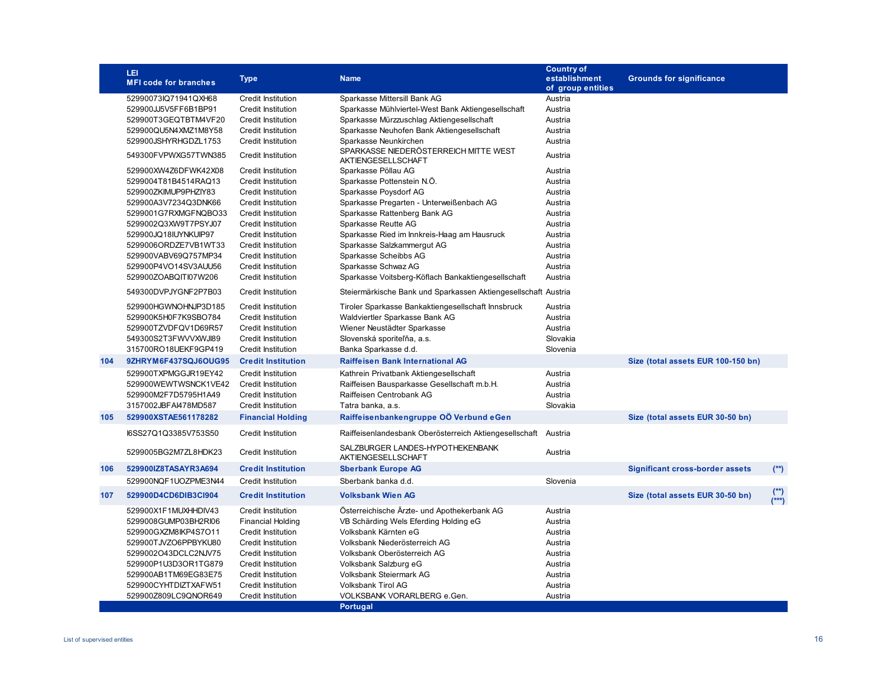| | LEI<br>MFI code for branches | Type | Name | Country of establishment of group entities | Grounds for significance | |
|---|---|---|---|---|---|---|
| | 52990073IQ71941QXH68 | Credit Institution | Sparkasse Mittersill Bank AG | Austria | | |
| | 529900JJ5V5FF6B1BP91 | Credit Institution | Sparkasse Mühlviertel-West Bank Aktiengesellschaft | Austria | | |
| | 529900T3GEQTBTM4VF20 | Credit Institution | Sparkasse Mürzzuschlag Aktiengesellschaft | Austria | | |
| | 529900QU5N4XMZ1M8Y58 | Credit Institution | Sparkasse Neuhofen Bank Aktiengesellschaft | Austria | | |
| | 529900JSHYRHGDZL1753 | Credit Institution | Sparkasse Neunkirchen | Austria | | |
| | 549300FVPWXG57TWN385 | Credit Institution | SPARKASSE NIEDERÖSTERREICH MITTE WEST AKTIENGESELLSCHAFT | Austria | | |
| | 529900XW4Z6DFWK42X08 | Credit Institution | Sparkasse Pöllau AG | Austria | | |
| | 5299004T81B4514RAQ13 | Credit Institution | Sparkasse Pottenstein N.Ö. | Austria | | |
| | 529900ZKIMUP9PHZIY83 | Credit Institution | Sparkasse Poysdorf AG | Austria | | |
| | 529900A3V7234Q3DNK66 | Credit Institution | Sparkasse Pregarten - Unterweißenbach AG | Austria | | |
| | 5299001G7RXMGFNQBO33 | Credit Institution | Sparkasse Rattenberg Bank AG | Austria | | |
| | 5299002Q3XW9T7PSYJ07 | Credit Institution | Sparkasse Reutte AG | Austria | | |
| | 529900JQ18IUYNKUIP97 | Credit Institution | Sparkasse Ried im Innkreis-Haag am Hausruck | Austria | | |
| | 5299006ORDZE7VB1WT33 | Credit Institution | Sparkasse Salzkammergut AG | Austria | | |
| | 529900VABV69Q757MP34 | Credit Institution | Sparkasse Scheibbs AG | Austria | | |
| | 529900P4VO14SV3AUU56 | Credit Institution | Sparkasse Schwaz AG | Austria | | |
| | 529900ZOABQITI07W206 | Credit Institution | Sparkasse Voitsberg-Köflach Bankaktiengesellschaft | Austria | | |
| | 549300DVPJYGNF2P7B03 | Credit Institution | Steiermärkische Bank und Sparkassen Aktiengesellschaft | Austria | | |
| | 529900HGWNOHNJP3D185 | Credit Institution | Tiroler Sparkasse Bankaktiengesellschaft Innsbruck | Austria | | |
| | 529900K5H0F7K9SBO784 | Credit Institution | Waldviertler Sparkasse Bank AG | Austria | | |
| | 529900TZVDFQV1D69R57 | Credit Institution | Wiener Neustädter Sparkasse | Austria | | |
| | 549300S2T3FWVVXWJI89 | Credit Institution | Slovenská sporiteľňa, a.s. | Slovakia | | |
| | 315700RO18UEKF9GP419 | Credit Institution | Banka Sparkasse d.d. | Slovenia | | |
| **104** | **9ZHRYM6F437SQJ6OUG95** | **Credit Institution** | **Raiffeisen Bank International AG** | | **Size (total assets EUR 100-150 bn)** | |
| | 529900TXPMGGJR19EY42 | Credit Institution | Kathrein Privatbank Aktiengesellschaft | Austria | | |
| | 529900WEWTWSNCK1VE42 | Credit Institution | Raiffeisen Bausparkasse Gesellschaft m.b.H. | Austria | | |
| | 529900M2F7D5795H1A49 | Credit Institution | Raiffeisen Centrobank AG | Austria | | |
| | 3157002JBFAI478MD587 | Credit Institution | Tatra banka, a.s. | Slovakia | | |
| **105** | **529900XSTAE561178282** | **Financial Holding** | **Raiffeisenbankengruppe OÖ Verbund eGen** | | **Size (total assets EUR 30-50 bn)** | |
| | I6SS27Q1Q3385V753S50 | Credit Institution | Raiffeisenlandesbank Oberösterreich Aktiengesellschaft | Austria | | |
| | 5299005BG2M7ZL8HDK23 | Credit Institution | SALZBURGER LANDES-HYPOTHEKENBANK AKTIENGESELLSCHAFT | Austria | | |
| **106** | **529900IZ8TASAYR3A694** | **Credit Institution** | **Sberbank Europe AG** | | **Significant cross-border assets** | (**) |
| | 529900NQF1UOZPME3N44 | Credit Institution | Sberbank banka d.d. | Slovenia | | |
| **107** | **529900D4CD6DIB3CI904** | **Credit Institution** | **Volksbank Wien AG** | | **Size (total assets EUR 30-50 bn)** | (**) (***) |
| | 529900X1F1MUXHHDIV43 | Credit Institution | Österreichische Ärzte- und Apothekerbank AG | Austria | | |
| | 5299008GUMP03BH2RI06 | Financial Holding | VB Schärding Wels Eferding Holding eG | Austria | | |
| | 529900GXZM8IKP4S7O11 | Credit Institution | Volksbank Kärnten eG | Austria | | |
| | 529900TJVZO6PPBYKU80 | Credit Institution | Volksbank Niederösterreich AG | Austria | | |
| | 5299002O43DCLC2NJV75 | Credit Institution | Volksbank Oberösterreich AG | Austria | | |
| | 529900P1U3D3OR1TG879 | Credit Institution | Volksbank Salzburg eG | Austria | | |
| | 529900AB1TM69EG83E75 | Credit Institution | Volksbank Steiermark AG | Austria | | |
| | 529900CYHTDIZTXAFW51 | Credit Institution | Volksbank Tirol AG | Austria | | |
| | 529900Z809LC9QNOR649 | Credit Institution | VOLKSBANK VORARLBERG e.Gen. | Austria | | |
| | | | **Portugal** | | | |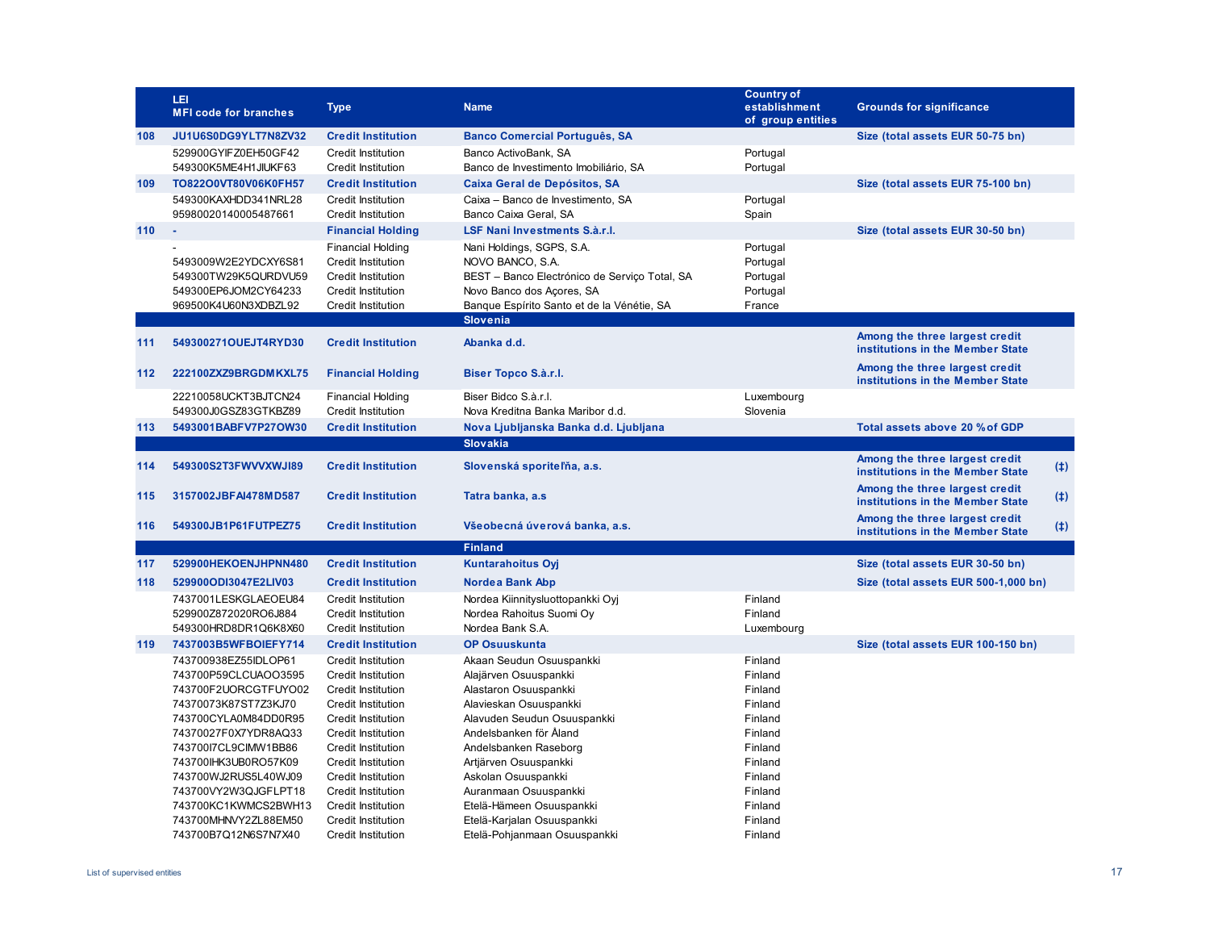| | LEI<br>MFI code for branches | Type | Name | Country of establishment of group entities | Grounds for significance | |
|---|---|---|---|---|---|---|
| 108 | **JU1U6S0DG9YLT7N8ZV32** | **Credit Institution** | **Banco Comercial Português, SA** | | **Size (total assets EUR 50-75 bn)** | |
| | 529900GYIFZ0EH50GF42 | Credit Institution | Banco ActivoBank, SA | Portugal | | |
| | 549300K5ME4H1JIUKF63 | Credit Institution | Banco de Investimento Imobiliário, SA | Portugal | | |
| 109 | **TO822O0VT80V06K0FH57** | **Credit Institution** | **Caixa Geral de Depósitos, SA** | | **Size (total assets EUR 75-100 bn)** | |
| | 549300KAXHDD341NRL28 | Credit Institution | Caixa – Banco de Investimento, SA | Portugal | | |
| | 95980020140005487661 | Credit Institution | Banco Caixa Geral, SA | Spain | | |
| 110 | **-** | **Financial Holding** | **LSF Nani Investments S.à.r.l.** | | **Size (total assets EUR 30-50 bn)** | |
| | - | Financial Holding | Nani Holdings, SGPS, S.A. | Portugal | | |
| | 5493009W2E2YDCXY6S81 | Credit Institution | NOVO BANCO, S.A. | Portugal | | |
| | 549300TW29K5QURDVU59 | Credit Institution | BEST – Banco Electrónico de Serviço Total, SA | Portugal | | |
| | 549300EP6JOM2CY64233 | Credit Institution | Novo Banco dos Açores, SA | Portugal | | |
| | 969500K4U60N3XDBZL92 | Credit Institution | Banque Espírito Santo et de la Vénétie, SA | France | | |
| | | | **Slovenia** | | | |
| 111 | **549300271OUEJT4RYD30** | **Credit Institution** | **Abanka d.d.** | | **Among the three largest credit institutions in the Member State** | |
| 112 | **222100ZXZ9BRGDMKXL75** | **Financial Holding** | **Biser Topco S.à.r.l.** | | **Among the three largest credit institutions in the Member State** | |
| | 22210058UCKT3BJTCN24 | Financial Holding | Biser Bidco S.à.r.l. | Luxembourg | | |
| | 549300J0GSZ83GTKBZ89 | Credit Institution | Nova Kreditna Banka Maribor d.d. | Slovenia | | |
| 113 | **5493001BABFV7P27OW30** | **Credit Institution** | **Nova Ljubljanska Banka d.d. Ljubljana** | | **Total assets above 20 % of GDP** | |
| | | | **Slovakia** | | | |
| 114 | **549300S2T3FWVVXWJI89** | **Credit Institution** | **Slovenská sporiteľňa, a.s.** | | **Among the three largest credit institutions in the Member State** | **(‡)** |
| 115 | **3157002JBFAI478MD587** | **Credit Institution** | **Tatra banka, a.s** | | **Among the three largest credit institutions in the Member State** | **(‡)** |
| 116 | **549300JB1P61FUTPEZ75** | **Credit Institution** | **Všeobecná úverová banka, a.s.** | | **Among the three largest credit institutions in the Member State** | **(‡)** |
| | | | **Finland** | | | |
| 117 | **529900HEKOENJHPNN480** | **Credit Institution** | **Kuntarahoitus Oyj** | | **Size (total assets EUR 30-50 bn)** | |
| 118 | **529900ODI3047E2LIV03** | **Credit Institution** | **Nordea Bank Abp** | | **Size (total assets EUR 500-1,000 bn)** | |
| | 7437001LESKGLAEOEU84 | Credit Institution | Nordea Kiinnityslu­ottopankki Oyj | Finland | | |
| | 529900Z872020RO6J884 | Credit Institution | Nordea Rahoitus Suomi Oy | Finland | | |
| | 549300HRD8DR1Q6K8X60 | Credit Institution | Nordea Bank S.A. | Luxembourg | | |
| 119 | **7437003B5WFBOIEFY714** | **Credit Institution** | **OP Osuuskunta** | | **Size (total assets EUR 100-150 bn)** | |
| | 743700938EZ55IDLOP61 | Credit Institution | Akaan Seudun Osuuspankki | Finland | | |
| | 743700P59CLCUAOO3595 | Credit Institution | Alajärven Osuuspankki | Finland | | |
| | 743700F2UORCGTFUYO02 | Credit Institution | Alastaron Osuuspankki | Finland | | |
| | 74370073K87ST7Z3KJ70 | Credit Institution | Alavieskan Osuuspankki | Finland | | |
| | 743700CYLA0M84DD0R95 | Credit Institution | Alavuden Seudun Osuuspankki | Finland | | |
| | 74370027F0X7YDR8AQ33 | Credit Institution | Andelsbanken för Åland | Finland | | |
| | 743700I7CL9CIMW1BB86 | Credit Institution | Andelsbanken Raseborg | Finland | | |
| | 743700IHK3UB0RO57K09 | Credit Institution | Artjärven Osuuspankki | Finland | | |
| | 743700WJ2RUS5L40WJ09 | Credit Institution | Askolan Osuuspankki | Finland | | |
| | 743700VY2W3QJGFLPT18 | Credit Institution | Auranmaan Osuuspankki | Finland | | |
| | 743700KC1KWMCS2BWH13 | Credit Institution | Etelä-Hämeen Osuuspankki | Finland | | |
| | 743700MHNVY2ZL88EM50 | Credit Institution | Etelä-Karjalan Osuuspankki | Finland | | |
| | 743700B7Q12N6S7N7X40 | Credit Institution | Etelä-Pohjanmaan Osuuspankki | Finland | | |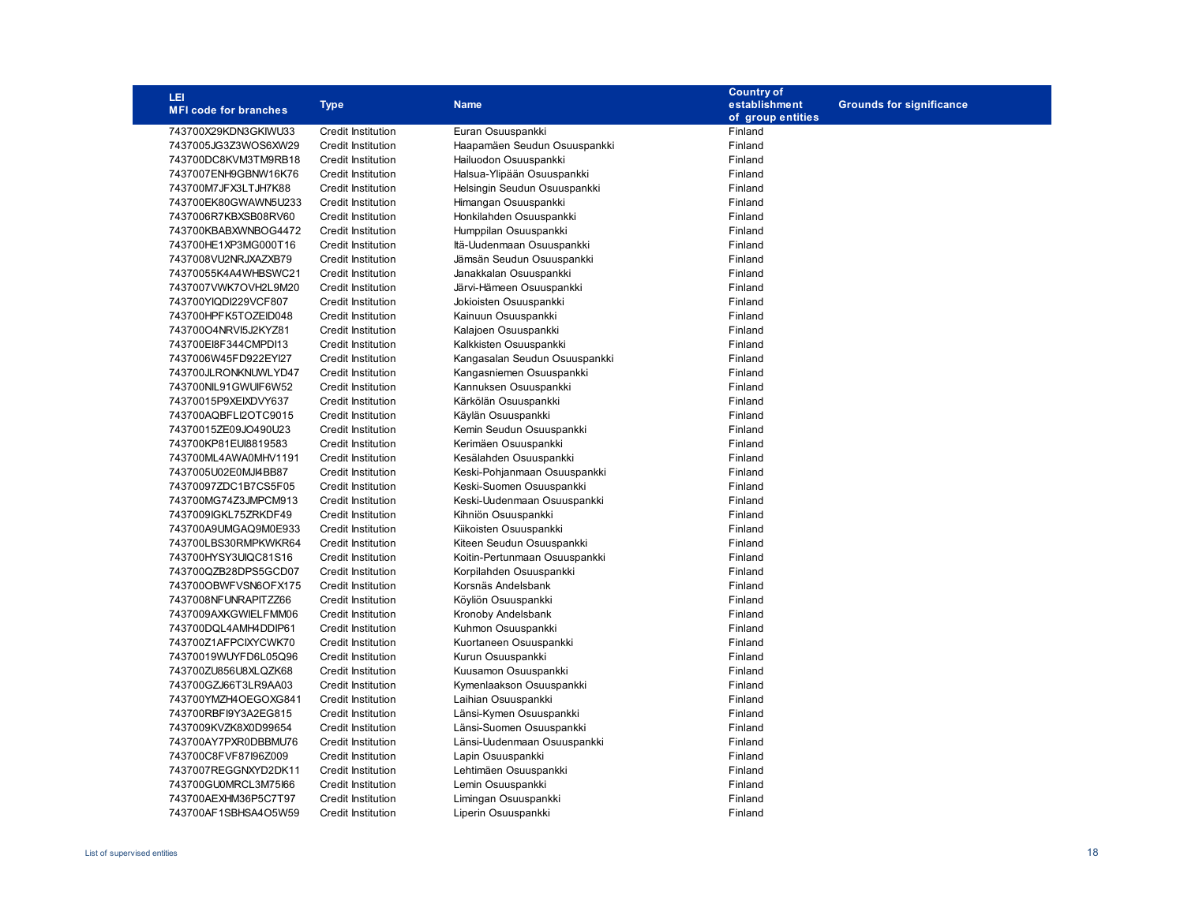| LEI<br>MFI code for branches | Type | Name | Country of establishment of group entities | Grounds for significance |
|---|---|---|---|---|
| 743700X29KDN3GKIWU33 | Credit Institution | Euran Osuuspankki | Finland | |
| 7437005JG3Z3WOS6XW29 | Credit Institution | Haapamäen Seudun Osuuspankki | Finland | |
| 743700DC8KVM3TM9RB18 | Credit Institution | Hailuodon Osuuspankki | Finland | |
| 7437007ENH9GBNW16K76 | Credit Institution | Halsua-Ylipään Osuuspankki | Finland | |
| 743700M7JFX3LTJH7K88 | Credit Institution | Helsingin Seudun Osuuspankki | Finland | |
| 743700EK80GWAWN5U233 | Credit Institution | Himangan Osuuspankki | Finland | |
| 7437006R7KBXSB08RV60 | Credit Institution | Honkilahden Osuuspankki | Finland | |
| 743700KBABXWNBOG4472 | Credit Institution | Humppilan Osuuspankki | Finland | |
| 743700HE1XP3MG000T16 | Credit Institution | Itä-Uudenmaan Osuuspankki | Finland | |
| 7437008VU2NRJXAZXB79 | Credit Institution | Jämsän Seudun Osuuspankki | Finland | |
| 74370055K4A4WHBSWC21 | Credit Institution | Janakkalan Osuuspankki | Finland | |
| 7437007VWK7OVH2L9M20 | Credit Institution | Järvi-Hämeen Osuuspankki | Finland | |
| 743700YIQDI229VCF807 | Credit Institution | Jokioisten Osuuspankki | Finland | |
| 743700HPFK5TOZEID048 | Credit Institution | Kainuun Osuuspankki | Finland | |
| 743700O4NRVI5J2KYZ81 | Credit Institution | Kalajoen Osuuspankki | Finland | |
| 743700EI8F344CMPDI13 | Credit Institution | Kalkkisten Osuuspankki | Finland | |
| 7437006W45FD922EYI27 | Credit Institution | Kangasalan Seudun Osuuspankki | Finland | |
| 743700JLRONKNUWLYD47 | Credit Institution | Kangasniemen Osuuspankki | Finland | |
| 743700NIL91GWUIF6W52 | Credit Institution | Kannuksen Osuuspankki | Finland | |
| 74370015P9XEIXDVY637 | Credit Institution | Kärkölän Osuuspankki | Finland | |
| 743700AQBFLI2OTC9015 | Credit Institution | Käylän Osuuspankki | Finland | |
| 74370015ZE09JO490U23 | Credit Institution | Kemin Seudun Osuuspankki | Finland | |
| 743700KP81EUI8819583 | Credit Institution | Kerimäen Osuuspankki | Finland | |
| 743700ML4AWA0MHV1191 | Credit Institution | Kesälahden Osuuspankki | Finland | |
| 7437005U02E0MJI4BB87 | Credit Institution | Keski-Pohjanmaan Osuuspankki | Finland | |
| 74370097ZDC1B7CS5F05 | Credit Institution | Keski-Suomen Osuuspankki | Finland | |
| 743700MG74Z3JMPCM913 | Credit Institution | Keski-Uudenmaan Osuuspankki | Finland | |
| 7437009IGKL75ZRKDF49 | Credit Institution | Kihniön Osuuspankki | Finland | |
| 743700A9UMGAQ9M0E933 | Credit Institution | Kiikoisten Osuuspankki | Finland | |
| 743700LBS30RMPKWKR64 | Credit Institution | Kiteen Seudun Osuuspankki | Finland | |
| 743700HYSY3UIQC81S16 | Credit Institution | Koitin-Pertunmaan Osuuspankki | Finland | |
| 743700QZB28DPS5GCD07 | Credit Institution | Korpilahden Osuuspankki | Finland | |
| 743700OBWFVSN6OFX175 | Credit Institution | Korsnäs Andelsbank | Finland | |
| 7437008NFUNRAPITZZ66 | Credit Institution | Köyliön Osuuspankki | Finland | |
| 7437009AXKGWIELFMM06 | Credit Institution | Kronoby Andelsbank | Finland | |
| 743700DQL4AMH4DDIP61 | Credit Institution | Kuhmon Osuuspankki | Finland | |
| 743700Z1AFPCIXYCWK70 | Credit Institution | Kuortaneen Osuuspankki | Finland | |
| 74370019WUYFD6L05Q96 | Credit Institution | Kurun Osuuspankki | Finland | |
| 743700ZU856U8XLQZK68 | Credit Institution | Kuusamon Osuuspankki | Finland | |
| 743700GZJ66T3LR9AA03 | Credit Institution | Kymenlaakson Osuuspankki | Finland | |
| 743700YMZH4OEGOXG841 | Credit Institution | Laihian Osuuspankki | Finland | |
| 743700RBFI9Y3A2EG815 | Credit Institution | Länsi-Kymen Osuuspankki | Finland | |
| 7437009KVZK8X0D99654 | Credit Institution | Länsi-Suomen Osuuspankki | Finland | |
| 743700AY7PXR0DBBMU76 | Credit Institution | Länsi-Uudenmaan Osuuspankki | Finland | |
| 743700C8FVF87I96Z009 | Credit Institution | Lapin Osuuspankki | Finland | |
| 7437007REGGNXYD2DK11 | Credit Institution | Lehtimäen Osuuspankki | Finland | |
| 743700GU0MRCL3M75I66 | Credit Institution | Lemin Osuuspankki | Finland | |
| 743700AEXHM36P5C7T97 | Credit Institution | Limingan Osuuspankki | Finland | |
| 743700AF1SBHSA4O5W59 | Credit Institution | Liperin Osuuspankki | Finland | |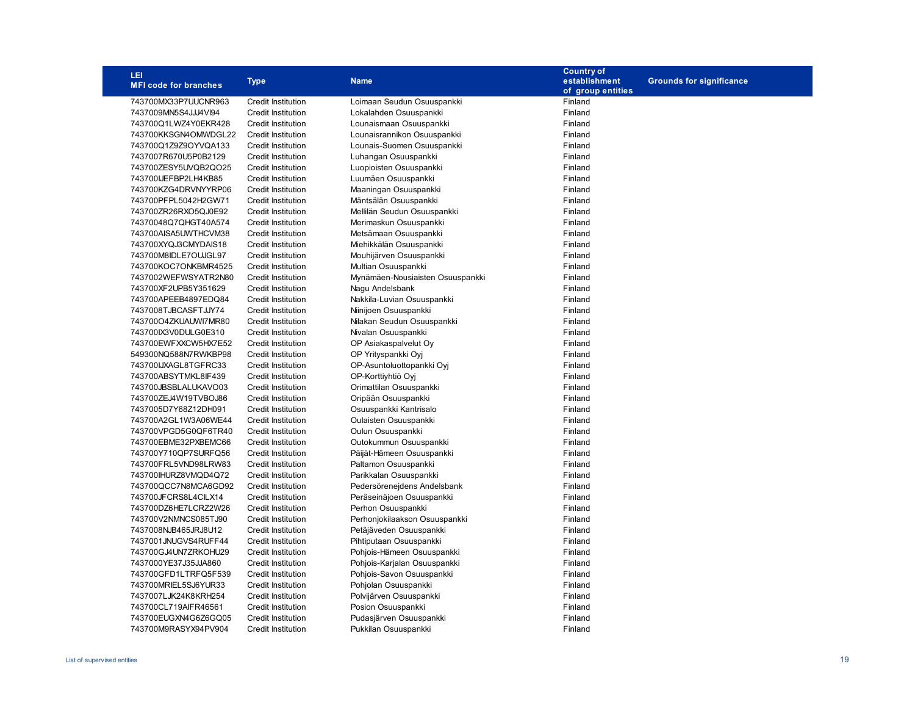| LEI<br>MFI code for branches | Type | Name | Country of establishment of group entities | Grounds for significance |
|---|---|---|---|---|
| 743700MX33P7UUCNR963 | Credit Institution | Loimaan Seudun Osuuspankki | Finland | |
| 7437009MN5S4JJJ4VI94 | Credit Institution | Lokalahden Osuuspankki | Finland | |
| 743700Q1LWZ4Y0EKR428 | Credit Institution | Lounaismaan Osuuspankki | Finland | |
| 743700KKSGN4OMWDGL22 | Credit Institution | Lounaisrannikon Osuuspankki | Finland | |
| 743700Q1Z9Z9OYVQA133 | Credit Institution | Lounais-Suomen Osuuspankki | Finland | |
| 7437007R670U5P0B2129 | Credit Institution | Luhangan Osuuspankki | Finland | |
| 743700ZESY5UVQB2QO25 | Credit Institution | Luopioisten Osuuspankki | Finland | |
| 743700IJEFBP2LH4KB85 | Credit Institution | Luumäen Osuuspankki | Finland | |
| 743700KZG4DRVNYYRP06 | Credit Institution | Maaningan Osuuspankki | Finland | |
| 743700PFPL5042H2GW71 | Credit Institution | Mäntsälän Osuuspankki | Finland | |
| 743700ZR26RXO5QJ0E92 | Credit Institution | Mellilän Seudun Osuuspankki | Finland | |
| 74370048Q7QHGT40A574 | Credit Institution | Merimaskun Osuuspankki | Finland | |
| 743700AISA5UWTHCVM38 | Credit Institution | Metsämaan Osuuspankki | Finland | |
| 743700XYQJ3CMYDAIS18 | Credit Institution | Miehikkälän Osuuspankki | Finland | |
| 743700M8IDLE7OUJGL97 | Credit Institution | Mouhijärven Osuuspankki | Finland | |
| 743700KOC7ONKBMR4525 | Credit Institution | Multian Osuuspankki | Finland | |
| 7437002WEFWSYATR2N80 | Credit Institution | Mynämäen-Nousiaisten Osuuspankki | Finland | |
| 743700XF2UPB5Y351629 | Credit Institution | Nagu Andelsbank | Finland | |
| 743700APEEB4897EDQ84 | Credit Institution | Nakkila-Luvian Osuuspankki | Finland | |
| 7437008TJBCASFTJJY74 | Credit Institution | Niinijoen Osuuspankki | Finland | |
| 743700O4ZKUAUWI7MR80 | Credit Institution | Nilakan Seudun Osuuspankki | Finland | |
| 743700IX3V0DULG0E310 | Credit Institution | Nivalan Osuuspankki | Finland | |
| 743700EWFXXCW5HX7E52 | Credit Institution | OP Asiakaspalvelut Oy | Finland | |
| 549300NQ588N7RWKBP98 | Credit Institution | OP Yrityspankki Oyj | Finland | |
| 743700IJXAGL8TGFRC33 | Credit Institution | OP-Asuntoluottopankki Oyj | Finland | |
| 743700ABSYTMKL8IF439 | Credit Institution | OP-Korttiyhtiö Oyj | Finland | |
| 743700JBSBLALUKAVO03 | Credit Institution | Orimattilan Osuuspankki | Finland | |
| 743700ZEJ4W19TVBOJ86 | Credit Institution | Oripään Osuuspankki | Finland | |
| 7437005D7Y68Z12DH091 | Credit Institution | Osuuspankki Kantrisalo | Finland | |
| 743700A2GL1W3A06WE44 | Credit Institution | Oulaisten Osuuspankki | Finland | |
| 743700VPGD5G0QF6TR40 | Credit Institution | Oulun Osuuspankki | Finland | |
| 743700EBME32PXBEMC66 | Credit Institution | Outokummun Osuuspankki | Finland | |
| 743700Y710QP7SURFQ56 | Credit Institution | Päijät-Hämeen Osuuspankki | Finland | |
| 743700FRL5VND98LRW83 | Credit Institution | Paltamon Osuuspankki | Finland | |
| 743700IHURZ8VMQD4Q72 | Credit Institution | Parikkalan Osuuspankki | Finland | |
| 743700QCC7N8MCA6GD92 | Credit Institution | Pedersörenejdens Andelsbank | Finland | |
| 743700JFCRS8L4CILX14 | Credit Institution | Peräseinäjoen Osuuspankki | Finland | |
| 743700DZ6HE7LCRZ2W26 | Credit Institution | Perhon Osuuspankki | Finland | |
| 743700V2NMNCS085TJ90 | Credit Institution | Perhonjokilaakson Osuuspankki | Finland | |
| 7437008NJB465JRJ8U12 | Credit Institution | Petäjäveden Osuuspankki | Finland | |
| 7437001JNUGVS4RUFF44 | Credit Institution | Pihtiputaan Osuuspankki | Finland | |
| 743700GJ4UN7ZRKOHU29 | Credit Institution | Pohjois-Hämeen Osuuspankki | Finland | |
| 7437000YE37J35JJA860 | Credit Institution | Pohjois-Karjalan Osuuspankki | Finland | |
| 743700GFD1LTRFQ5F539 | Credit Institution | Pohjois-Savon Osuuspankki | Finland | |
| 743700MRIEL5SJ6YUR33 | Credit Institution | Pohjolan Osuuspankki | Finland | |
| 7437007LJK24K8KRH254 | Credit Institution | Polvijärven Osuuspankki | Finland | |
| 743700CL719AIFR46561 | Credit Institution | Posion Osuuspankki | Finland | |
| 743700EUGXN4G6Z6GQ05 | Credit Institution | Pudasjärven Osuuspankki | Finland | |
| 743700M9RASYX94PV904 | Credit Institution | Pukkilan Osuuspankki | Finland | |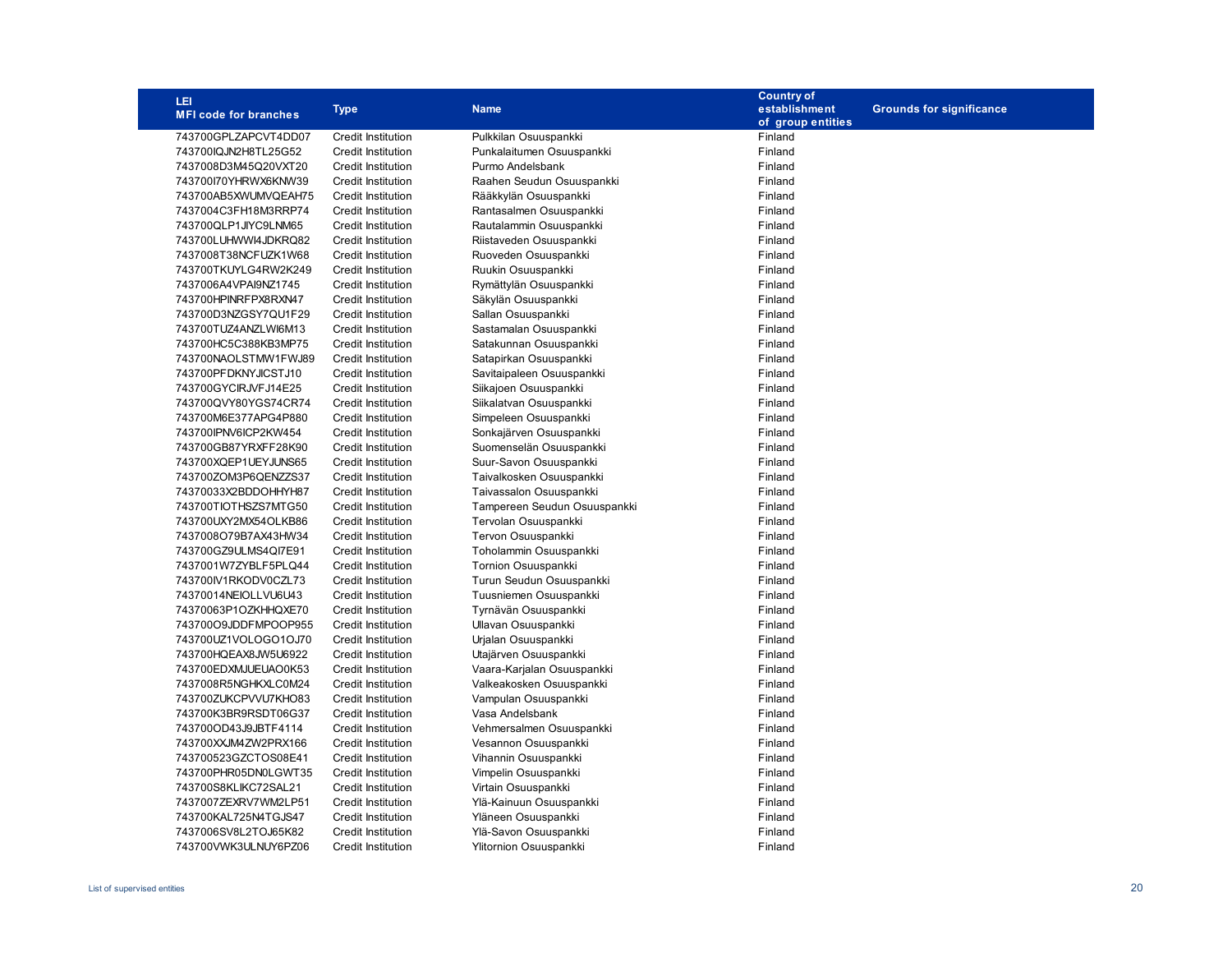| LEI MFI code for branches | Type | Name | Country of establishment of group entities | Grounds for significance |
|---|---|---|---|---|
| 743700GPLZAPCVT4DD07 | Credit Institution | Pulkkilan Osuuspankki | Finland | |
| 743700IQJN2H8TL25G52 | Credit Institution | Punkalaitumen Osuuspankki | Finland | |
| 7437008D3M45Q20VXT20 | Credit Institution | Purmo Andelsbank | Finland | |
| 743700I70YHRWX6KNW39 | Credit Institution | Raahen Seudun Osuuspankki | Finland | |
| 743700AB5XWUMVQEAH75 | Credit Institution | Rääkkylän Osuuspankki | Finland | |
| 7437004C3FH18M3RRP74 | Credit Institution | Rantasalmen Osuuspankki | Finland | |
| 743700QLP1JIYC9LNM65 | Credit Institution | Rautalammin Osuuspankki | Finland | |
| 743700LUHWWI4JDKRQ82 | Credit Institution | Riistaveden Osuuspankki | Finland | |
| 7437008T38NCFUZK1W68 | Credit Institution | Ruoveden Osuuspankki | Finland | |
| 743700TKUYLG4RW2K249 | Credit Institution | Ruukin Osuuspankki | Finland | |
| 7437006A4VPAI9NZ1745 | Credit Institution | Rymättylän Osuuspankki | Finland | |
| 743700HPINRFPX8RXN47 | Credit Institution | Säkylän Osuuspankki | Finland | |
| 743700D3NZGSY7QU1F29 | Credit Institution | Sallan Osuuspankki | Finland | |
| 743700TUZ4ANZLWI6M13 | Credit Institution | Sastamalan Osuuspankki | Finland | |
| 743700HC5C388KB3MP75 | Credit Institution | Satakunnan Osuuspankki | Finland | |
| 743700NAOLSTMW1FWJ89 | Credit Institution | Satapirkan Osuuspankki | Finland | |
| 743700PFDKNYJICSTJ10 | Credit Institution | Savitaipaleen Osuuspankki | Finland | |
| 743700GYCIRJVFJ14E25 | Credit Institution | Siikajoen Osuuspankki | Finland | |
| 743700QVY80YGS74CR74 | Credit Institution | Siikalatvan Osuuspankki | Finland | |
| 743700M6E377APG4P880 | Credit Institution | Simpeleen Osuuspankki | Finland | |
| 743700IPNV6ICP2KW454 | Credit Institution | Sonkajärven Osuuspankki | Finland | |
| 743700GB87YRXFF28K90 | Credit Institution | Suomenselän Osuuspankki | Finland | |
| 743700XQEP1UEYJUNS65 | Credit Institution | Suur-Savon Osuuspankki | Finland | |
| 743700ZOM3P6QENZZS37 | Credit Institution | Taivalkosken Osuuspankki | Finland | |
| 74370033X2BDDOHHYH87 | Credit Institution | Taivassalon Osuuspankki | Finland | |
| 743700TIOTHSZS7MTG50 | Credit Institution | Tampereen Seudun Osuuspankki | Finland | |
| 743700UXY2MX54OLKB86 | Credit Institution | Tervolan Osuuspankki | Finland | |
| 7437008O79B7AX43HW34 | Credit Institution | Tervon Osuuspankki | Finland | |
| 743700GZ9ULMS4QI7E91 | Credit Institution | Toholammin Osuuspankki | Finland | |
| 7437001W7ZYBLF5PLQ44 | Credit Institution | Tornion Osuuspankki | Finland | |
| 743700IV1RKODV0CZL73 | Credit Institution | Turun Seudun Osuuspankki | Finland | |
| 74370014NEIOLLVU6U43 | Credit Institution | Tuusniemen Osuuspankki | Finland | |
| 74370063P1OZKHHQXE70 | Credit Institution | Tyrnävän Osuuspankki | Finland | |
| 743700O9JDDFMPOOP955 | Credit Institution | Ullavan Osuuspankki | Finland | |
| 743700UZ1VOLOGO1OJ70 | Credit Institution | Urjalan Osuuspankki | Finland | |
| 743700HQEAX8JW5U6922 | Credit Institution | Utajärven Osuuspankki | Finland | |
| 743700EDXMJUEUAO0K53 | Credit Institution | Vaara-Karjalan Osuuspankki | Finland | |
| 7437008R5NGHKXLC0M24 | Credit Institution | Valkeakosken Osuuspankki | Finland | |
| 743700ZUKCPVVU7KHO83 | Credit Institution | Vampulan Osuuspankki | Finland | |
| 743700K3BR9RSDT06G37 | Credit Institution | Vasa Andelsbank | Finland | |
| 743700OD43J9JBTF4114 | Credit Institution | Vehmersalmen Osuuspankki | Finland | |
| 743700XXJM4ZW2PRX166 | Credit Institution | Vesannon Osuuspankki | Finland | |
| 743700523GZCTOS08E41 | Credit Institution | Vihannin Osuuspankki | Finland | |
| 743700PHR05DN0LGWT35 | Credit Institution | Vimpelin Osuuspankki | Finland | |
| 743700S8KLIKC72SAL21 | Credit Institution | Virtain Osuuspankki | Finland | |
| 7437007ZEXRV7WM2LP51 | Credit Institution | Ylä-Kainuun Osuuspankki | Finland | |
| 743700KAL725N4TGJS47 | Credit Institution | Yläneen Osuuspankki | Finland | |
| 7437006SV8L2TOJ65K82 | Credit Institution | Ylä-Savon Osuuspankki | Finland | |
| 743700VWK3ULNUY6PZ06 | Credit Institution | Ylitornion Osuuspankki | Finland | |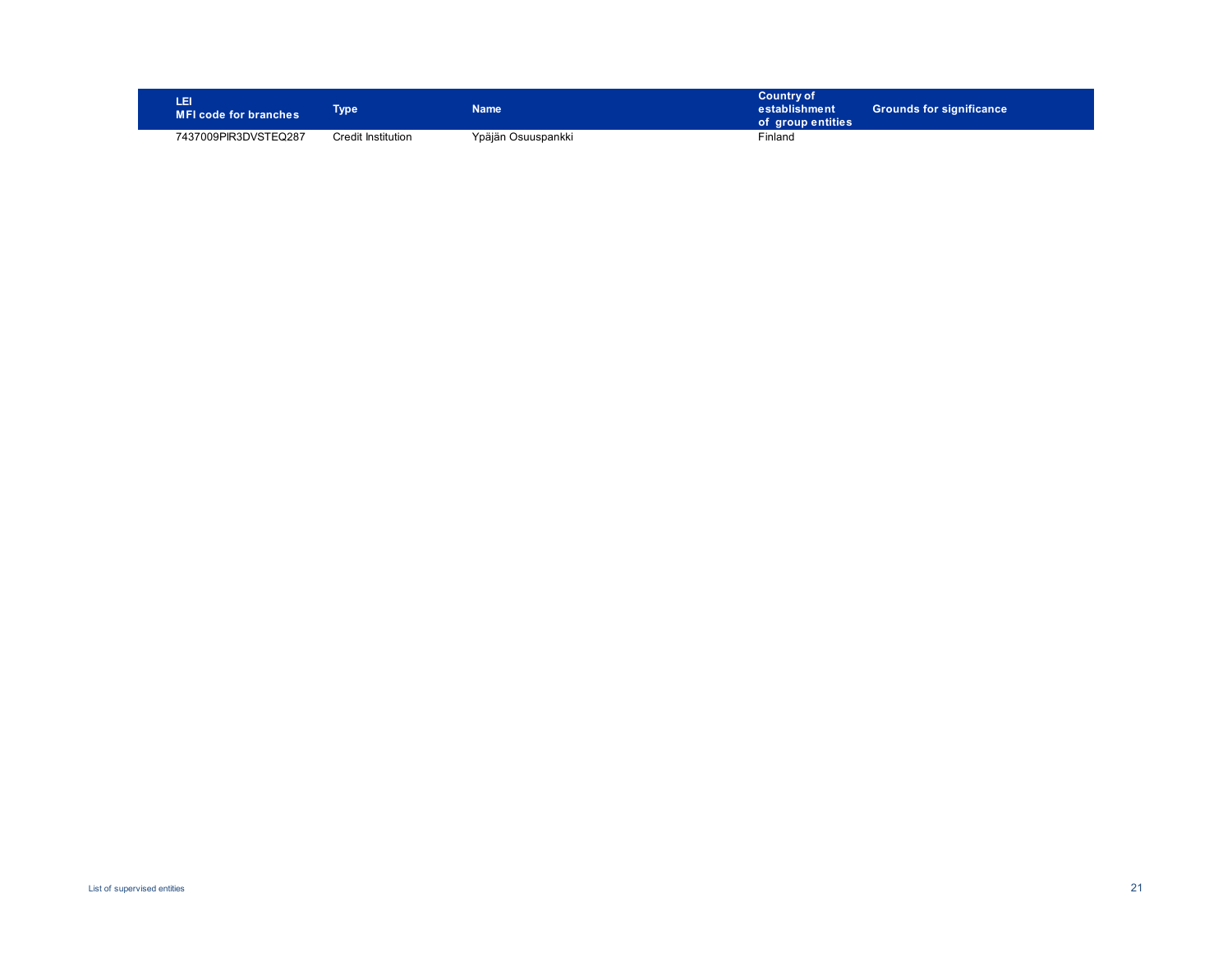| LEI<br>MFI code for branches | Type | Name | Country of establishment of group entities | Grounds for significance |
|---|---|---|---|---|
| 7437009PIR3DVSTEQ287 | Credit Institution | Ypäjän Osuuspankki | Finland | |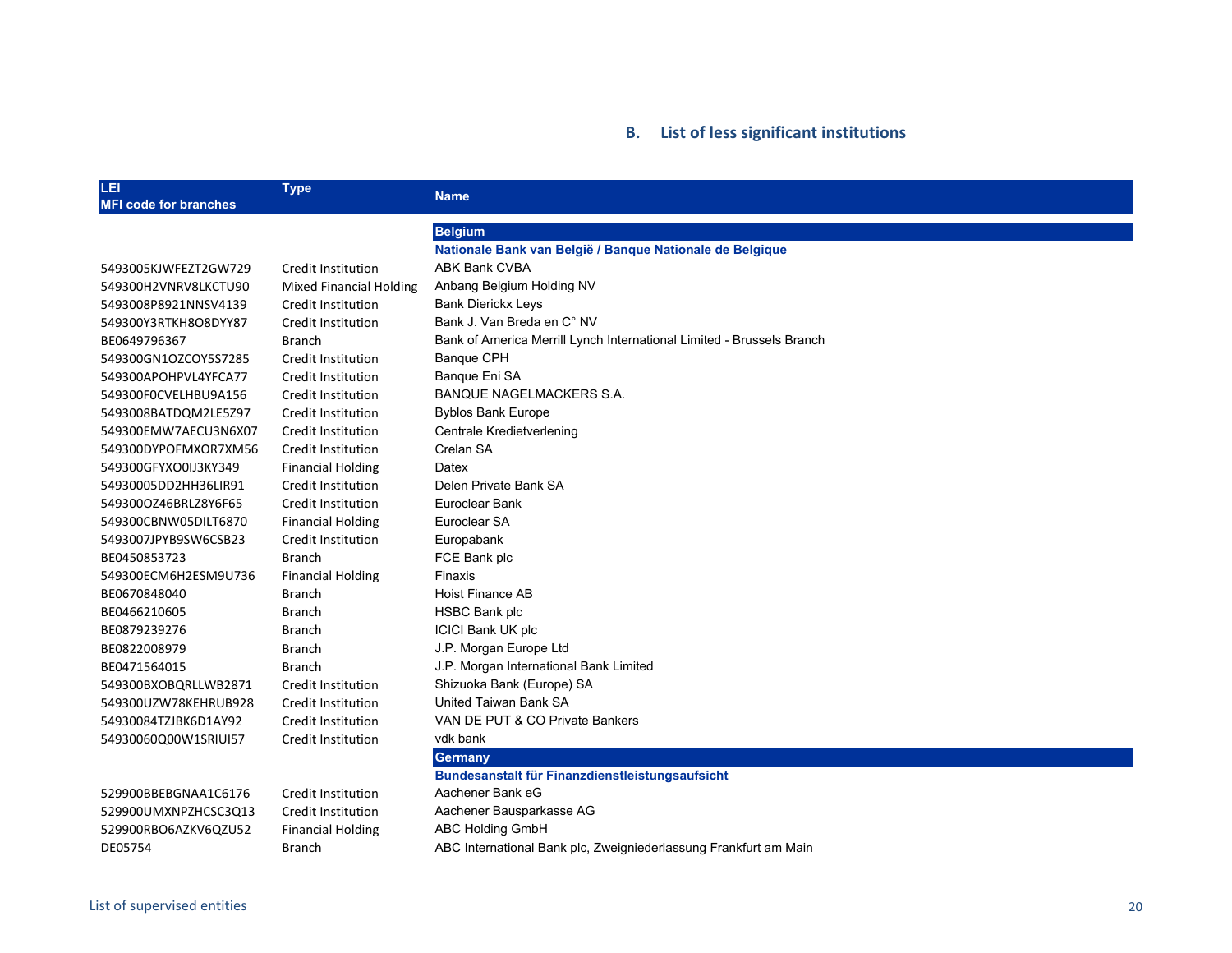## B. List of less significant institutions

| LEI<br>MFI code for branches | Type | Name |
|---|---|---|
| | | **Belgium** |
| | | **Nationale Bank van België / Banque Nationale de Belgique** |
| 5493005KJWFEZT2GW729 | Credit Institution | ABK Bank CVBA |
| 549300H2VNRV8LKCTU90 | Mixed Financial Holding | Anbang Belgium Holding NV |
| 5493008P8921NNSV4139 | Credit Institution | Bank Dierickx Leys |
| 549300Y3RTKH8O8DYY87 | Credit Institution | Bank J. Van Breda en C° NV |
| BE0649796367 | Branch | Bank of America Merrill Lynch International Limited - Brussels Branch |
| 549300GN1OZCOY5S7285 | Credit Institution | Banque CPH |
| 549300APOHPVL4YFCA77 | Credit Institution | Banque Eni SA |
| 549300F0CVELHBU9A156 | Credit Institution | BANQUE NAGELMACKERS S.A. |
| 5493008BATDQM2LE5Z97 | Credit Institution | Byblos Bank Europe |
| 549300EMW7AECU3N6X07 | Credit Institution | Centrale Kredietverlening |
| 549300DYPOFMXOR7XM56 | Credit Institution | Crelan SA |
| 549300GFYXO0IJ3KY349 | Financial Holding | Datex |
| 54930005DD2HH36LIR91 | Credit Institution | Delen Private Bank SA |
| 549300OZ46BRLZ8Y6F65 | Credit Institution | Euroclear Bank |
| 549300CBNW05DILT6870 | Financial Holding | Euroclear SA |
| 5493007JPYB9SW6CSB23 | Credit Institution | Europabank |
| BE0450853723 | Branch | FCE Bank plc |
| 549300ECM6H2ESM9U736 | Financial Holding | Finaxis |
| BE0670848040 | Branch | Hoist Finance AB |
| BE0466210605 | Branch | HSBC Bank plc |
| BE0879239276 | Branch | ICICI Bank UK plc |
| BE0822008979 | Branch | J.P. Morgan Europe Ltd |
| BE0471564015 | Branch | J.P. Morgan International Bank Limited |
| 549300BXOBQRLLWB2871 | Credit Institution | Shizuoka Bank (Europe) SA |
| 549300UZW78KEHRUB928 | Credit Institution | United Taiwan Bank SA |
| 54930084TZJBK6D1AY92 | Credit Institution | VAN DE PUT & CO Private Bankers |
| 54930060Q00W1SRIUI57 | Credit Institution | vdk bank |
| | | **Germany** |
| | | **Bundesanstalt für Finanzdienstleistungsaufsicht** |
| 529900BBEBGNAA1C6176 | Credit Institution | Aachener Bank eG |
| 529900UMXNPZHCSC3Q13 | Credit Institution | Aachener Bausparkasse AG |
| 529900RBO6AZKV6QZU52 | Financial Holding | ABC Holding GmbH |
| DE05754 | Branch | ABC International Bank plc, Zweigniederlassung Frankfurt am Main |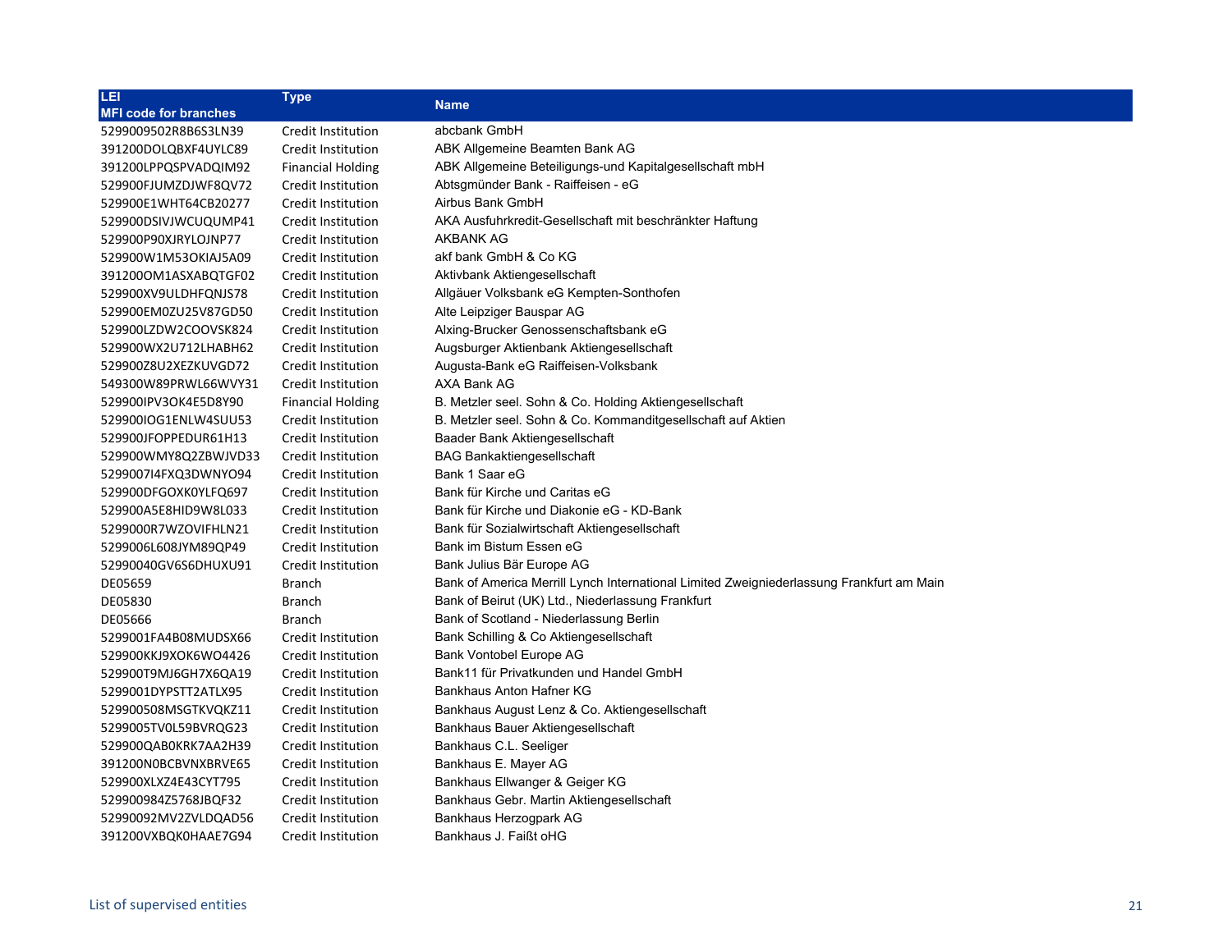| LEI<br>MFI code for branches | Type | Name |
|---|---|---|
| 5299009502R8B6S3LN39 | Credit Institution | abcbank GmbH |
| 391200DOLQBXF4UYLC89 | Credit Institution | ABK Allgemeine Beamten Bank AG |
| 391200LPPQSPVADQIM92 | Financial Holding | ABK Allgemeine Beteiligungs-und Kapitalgesellschaft mbH |
| 529900FJUMZDJWF8QV72 | Credit Institution | Abtsgmünder Bank - Raiffeisen - eG |
| 529900E1WHT64CB20277 | Credit Institution | Airbus Bank GmbH |
| 529900DSIVJWCUQUMP41 | Credit Institution | AKA Ausfuhrkredit-Gesellschaft mit beschränkter Haftung |
| 529900P90XJRYLOJNP77 | Credit Institution | AKBANK AG |
| 529900W1M53OKIAJ5A09 | Credit Institution | akf bank GmbH & Co KG |
| 391200OM1ASXABQTGF02 | Credit Institution | Aktivbank Aktiengesellschaft |
| 529900XV9ULDHFQNJS78 | Credit Institution | Allgäuer Volksbank eG Kempten-Sonthofen |
| 529900EM0ZU25V87GD50 | Credit Institution | Alte Leipziger Bauspar AG |
| 529900LZDW2COOVSK824 | Credit Institution | Alxing-Brucker Genossenschaftsbank eG |
| 529900WX2U712LHABH62 | Credit Institution | Augsburger Aktienbank Aktiengesellschaft |
| 529900Z8U2XEZKUVGD72 | Credit Institution | Augusta-Bank eG Raiffeisen-Volksbank |
| 549300W89PRWL66WVY31 | Credit Institution | AXA Bank AG |
| 529900IPV3OK4E5D8Y90 | Financial Holding | B. Metzler seel. Sohn & Co. Holding Aktiengesellschaft |
| 529900IOG1ENLW4SUU53 | Credit Institution | B. Metzler seel. Sohn & Co. Kommanditgesellschaft auf Aktien |
| 529900JFOPPEDUR61H13 | Credit Institution | Baader Bank Aktiengesellschaft |
| 529900WMY8Q2ZBWJVD33 | Credit Institution | BAG Bankaktiengesellschaft |
| 5299007I4FXQ3DWNYO94 | Credit Institution | Bank 1 Saar eG |
| 529900DFGOXK0YLFQ697 | Credit Institution | Bank für Kirche und Caritas eG |
| 529900A5E8HID9W8L033 | Credit Institution | Bank für Kirche und Diakonie eG - KD-Bank |
| 5299000R7WZOVIFHLN21 | Credit Institution | Bank für Sozialwirtschaft Aktiengesellschaft |
| 5299006L608JYM89QP49 | Credit Institution | Bank im Bistum Essen eG |
| 52990040GV6S6DHUXU91 | Credit Institution | Bank Julius Bär Europe AG |
| DE05659 | Branch | Bank of America Merrill Lynch International Limited Zweigniederlassung Frankfurt am Main |
| DE05830 | Branch | Bank of Beirut (UK) Ltd., Niederlassung Frankfurt |
| DE05666 | Branch | Bank of Scotland - Niederlassung Berlin |
| 5299001FA4B08MUDSX66 | Credit Institution | Bank Schilling & Co Aktiengesellschaft |
| 529900KKJ9XOK6WO4426 | Credit Institution | Bank Vontobel Europe AG |
| 529900T9MJ6GH7X6QA19 | Credit Institution | Bank11 für Privatkunden und Handel GmbH |
| 5299001DYPSTT2ATLX95 | Credit Institution | Bankhaus Anton Hafner KG |
| 529900508MSGTKVQKZ11 | Credit Institution | Bankhaus August Lenz & Co. Aktiengesellschaft |
| 5299005TV0L59BVRQG23 | Credit Institution | Bankhaus Bauer Aktiengesellschaft |
| 529900QAB0KRK7AA2H39 | Credit Institution | Bankhaus C.L. Seeliger |
| 391200N0BCBVNXBRVE65 | Credit Institution | Bankhaus E. Mayer AG |
| 529900XLXZ4E43CYT795 | Credit Institution | Bankhaus Ellwanger & Geiger KG |
| 529900984Z5768JBQF32 | Credit Institution | Bankhaus Gebr. Martin Aktiengesellschaft |
| 52990092MV2ZVLDQAD56 | Credit Institution | Bankhaus Herzogpark AG |
| 391200VXBQK0HAAE7G94 | Credit Institution | Bankhaus J. Faißt oHG |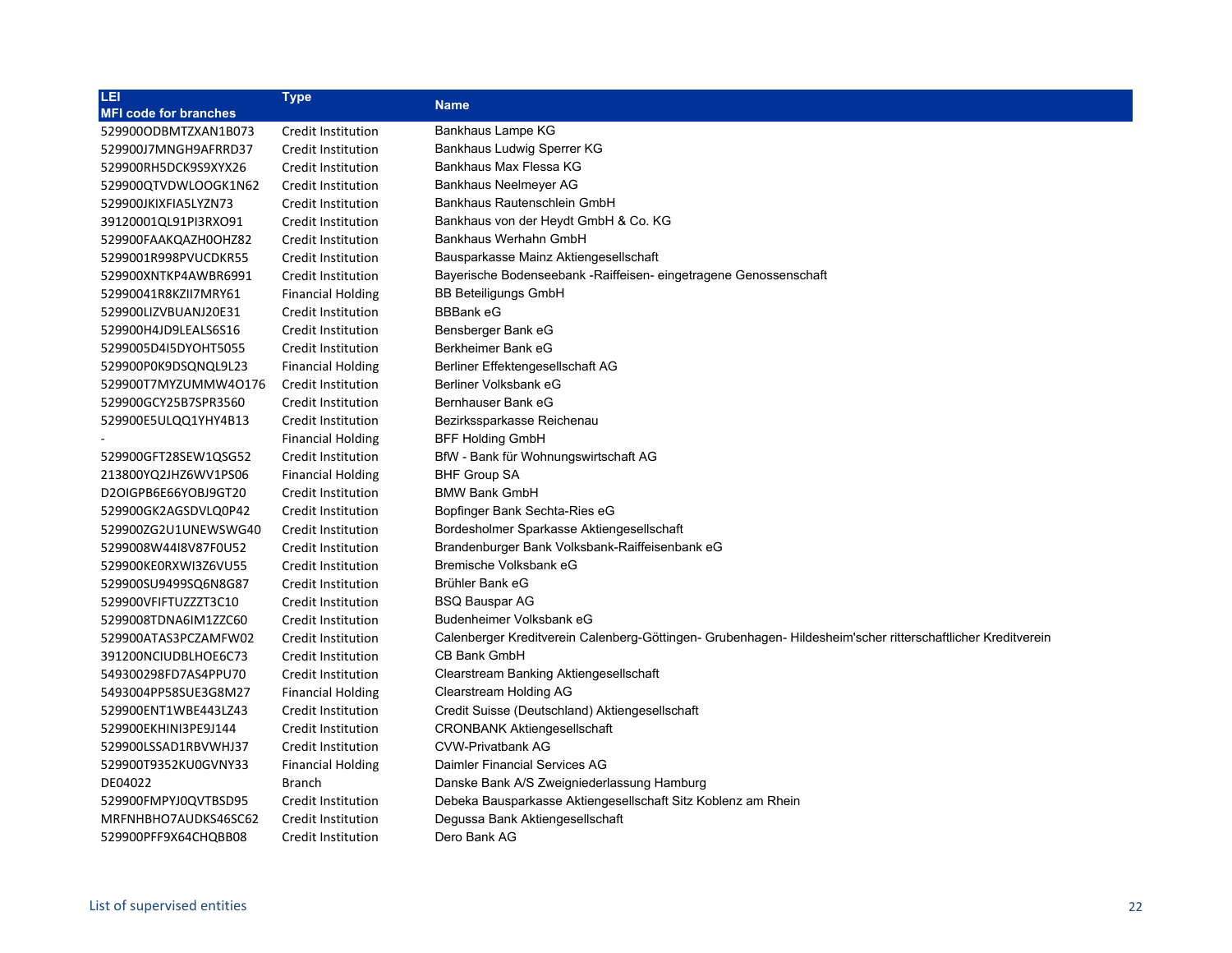| LEI<br>MFI code for branches | Type | Name |
|---|---|---|
| 529900ODBMTZXAN1B073 | Credit Institution | Bankhaus Lampe KG |
| 529900J7MNGH9AFRRD37 | Credit Institution | Bankhaus Ludwig Sperrer KG |
| 529900RH5DCK9S9XYX26 | Credit Institution | Bankhaus Max Flessa KG |
| 529900QTVDWLOOGK1N62 | Credit Institution | Bankhaus Neelmeyer AG |
| 529900JKIXFIA5LYZN73 | Credit Institution | Bankhaus Rautenschlein GmbH |
| 39120001QL91PI3RXO91 | Credit Institution | Bankhaus von der Heydt GmbH & Co. KG |
| 529900FAAKQAZH0OHZ82 | Credit Institution | Bankhaus Werhahn GmbH |
| 5299001R998PVUCDKR55 | Credit Institution | Bausparkasse Mainz Aktiengesellschaft |
| 529900XNTKP4AWBR6991 | Credit Institution | Bayerische Bodenseebank -Raiffeisen- eingetragene Genossenschaft |
| 52990041R8KZII7MRY61 | Financial Holding | BB Beteiligungs GmbH |
| 529900LIZVBUANJ20E31 | Credit Institution | BBBank eG |
| 529900H4JD9LEALS6S16 | Credit Institution | Bensberger Bank eG |
| 5299005D4I5DYOHT5055 | Credit Institution | Berkheimer Bank eG |
| 529900P0K9DSQNQL9L23 | Financial Holding | Berliner Effektengesellschaft AG |
| 529900T7MYZUMMW4O176 | Credit Institution | Berliner Volksbank eG |
| 529900GCY25B7SPR3560 | Credit Institution | Bernhauser Bank eG |
| 529900E5ULQQ1YHY4B13 | Credit Institution | Bezirkssparkasse Reichenau |
| - | Financial Holding | BFF Holding GmbH |
| 529900GFT28SEW1QSG52 | Credit Institution | BfW - Bank für Wohnungswirtschaft AG |
| 213800YQ2JHZ6WV1PS06 | Financial Holding | BHF Group SA |
| D2OIGPB6E66YOBJ9GT20 | Credit Institution | BMW Bank GmbH |
| 529900GK2AGSDVLQ0P42 | Credit Institution | Bopfinger Bank Sechta-Ries eG |
| 529900ZG2U1UNEWSWG40 | Credit Institution | Bordesholmer Sparkasse Aktiengesellschaft |
| 5299008W44I8V87F0U52 | Credit Institution | Brandenburger Bank Volksbank-Raiffeisenbank eG |
| 529900KE0RXWI3Z6VU55 | Credit Institution | Bremische Volksbank eG |
| 529900SU9499SQ6N8G87 | Credit Institution | Brühler Bank eG |
| 529900VFIFTUZZZT3C10 | Credit Institution | BSQ Bauspar AG |
| 5299008TDNA6IM1ZZC60 | Credit Institution | Budenheimer Volksbank eG |
| 529900ATAS3PCZAMFW02 | Credit Institution | Calenberger Kreditverein Calenberg-Göttingen- Grubenhagen- Hildesheim'scher ritterschaftlicher Kreditverein |
| 391200NCIUDBLHOE6C73 | Credit Institution | CB Bank GmbH |
| 549300298FD7AS4PPU70 | Credit Institution | Clearstream Banking Aktiengesellschaft |
| 5493004PP58SUE3G8M27 | Financial Holding | Clearstream Holding AG |
| 529900ENT1WBE443LZ43 | Credit Institution | Credit Suisse (Deutschland) Aktiengesellschaft |
| 529900EKHINI3PE9J144 | Credit Institution | CRONBANK Aktiengesellschaft |
| 529900LSSAD1RBVWHJ37 | Credit Institution | CVW-Privatbank AG |
| 529900T9352KU0GVNY33 | Financial Holding | Daimler Financial Services AG |
| DE04022 | Branch | Danske Bank A/S Zweigniederlassung Hamburg |
| 529900FMPYJ0QVTBSD95 | Credit Institution | Debeka Bausparkasse Aktiengesellschaft Sitz Koblenz am Rhein |
| MRFNHBHO7AUDKS46SC62 | Credit Institution | Degussa Bank Aktiengesellschaft |
| 529900PFF9X64CHQBB08 | Credit Institution | Dero Bank AG |

List of supervised entities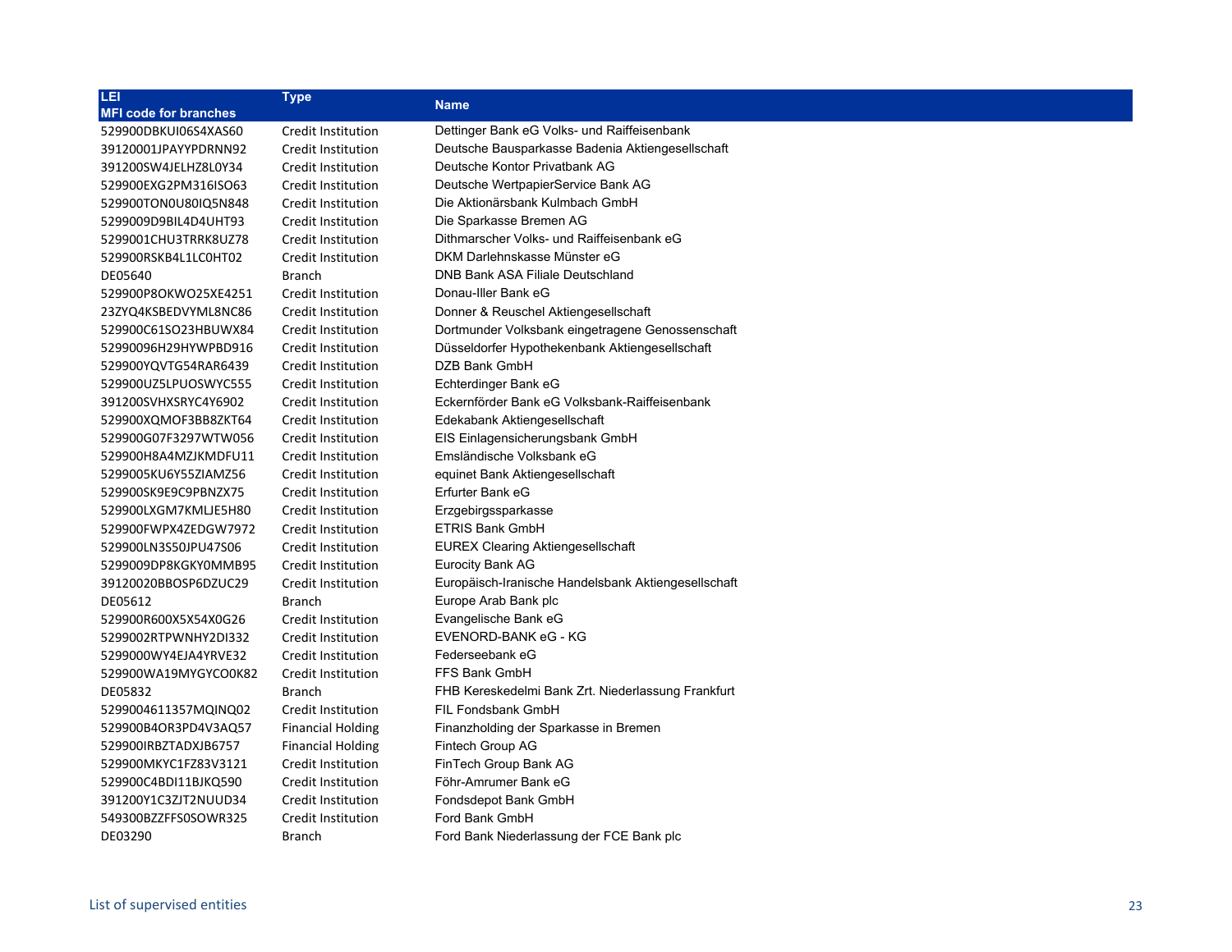| LEI<br>MFI code for branches | Type | Name |
|---|---|---|
| 529900DBKUI06S4XAS60 | Credit Institution | Dettinger Bank eG Volks- und Raiffeisenbank |
| 39120001JPAYYPDRNN92 | Credit Institution | Deutsche Bausparkasse Badenia Aktiengesellschaft |
| 391200SW4JELHZ8L0Y34 | Credit Institution | Deutsche Kontor Privatbank AG |
| 529900EXG2PM316ISO63 | Credit Institution | Deutsche WertpapierService Bank AG |
| 529900TON0U80IQ5N848 | Credit Institution | Die Aktionärsbank Kulmbach GmbH |
| 5299009D9BIL4D4UHT93 | Credit Institution | Die Sparkasse Bremen AG |
| 5299001CHU3TRRK8UZ78 | Credit Institution | Dithmarscher Volks- und Raiffeisenbank eG |
| 529900RSKB4L1LC0HT02 | Credit Institution | DKM Darlehnskasse Münster eG |
| DE05640 | Branch | DNB Bank ASA Filiale Deutschland |
| 529900P8OKWO25XE4251 | Credit Institution | Donau-Iller Bank eG |
| 23ZYQ4KSBEDVYML8NC86 | Credit Institution | Donner & Reuschel Aktiengesellschaft |
| 529900C61SO23HBUWX84 | Credit Institution | Dortmunder Volksbank eingetragene Genossenschaft |
| 52990096H29HYWPBD916 | Credit Institution | Düsseldorfer Hypothekenbank Aktiengesellschaft |
| 529900YQVTG54RAR6439 | Credit Institution | DZB Bank GmbH |
| 529900UZ5LPUOSWYC555 | Credit Institution | Echterdinger Bank eG |
| 391200SVHXSRYC4Y6902 | Credit Institution | Eckernförder Bank eG Volksbank-Raiffeisenbank |
| 529900XQMOF3BB8ZKT64 | Credit Institution | Edekabank Aktiengesellschaft |
| 529900G07F3297WTW056 | Credit Institution | EIS Einlagensicherungsbank GmbH |
| 529900H8A4MZJKMDFU11 | Credit Institution | Emsländische Volksbank eG |
| 5299005KU6Y55ZIAMZ56 | Credit Institution | equinet Bank Aktiengesellschaft |
| 529900SK9E9C9PBNZX75 | Credit Institution | Erfurter Bank eG |
| 529900LXGM7KMLJE5H80 | Credit Institution | Erzgebirgssparkasse |
| 529900FWPX4ZEDGW7972 | Credit Institution | ETRIS Bank GmbH |
| 529900LN3S50JPU47S06 | Credit Institution | EUREX Clearing Aktiengesellschaft |
| 5299009DP8KGKY0MMB95 | Credit Institution | Eurocity Bank AG |
| 39120020BBOSP6DZUC29 | Credit Institution | Europäisch-Iranische Handelsbank Aktiengesellschaft |
| DE05612 | Branch | Europe Arab Bank plc |
| 529900R600X5X54X0G26 | Credit Institution | Evangelische Bank eG |
| 5299002RTPWNHY2DI332 | Credit Institution | EVENORD-BANK eG - KG |
| 5299000WY4EJA4YRVE32 | Credit Institution | Federseebank eG |
| 529900WA19MYGYCO0K82 | Credit Institution | FFS Bank GmbH |
| DE05832 | Branch | FHB Kereskedelmi Bank Zrt. Niederlassung Frankfurt |
| 5299004611357MQINQ02 | Credit Institution | FIL Fondsbank GmbH |
| 529900B4OR3PD4V3AQ57 | Financial Holding | Finanzholding der Sparkasse in Bremen |
| 529900IRBZTADXJB6757 | Financial Holding | Fintech Group AG |
| 529900MKYC1FZ83V3121 | Credit Institution | FinTech Group Bank AG |
| 529900C4BDI11BJKQ590 | Credit Institution | Föhr-Amrumer Bank eG |
| 391200Y1C3ZJT2NUUD34 | Credit Institution | Fondsdepot Bank GmbH |
| 549300BZZFFS0SOWR325 | Credit Institution | Ford Bank GmbH |
| DE03290 | Branch | Ford Bank Niederlassung der FCE Bank plc |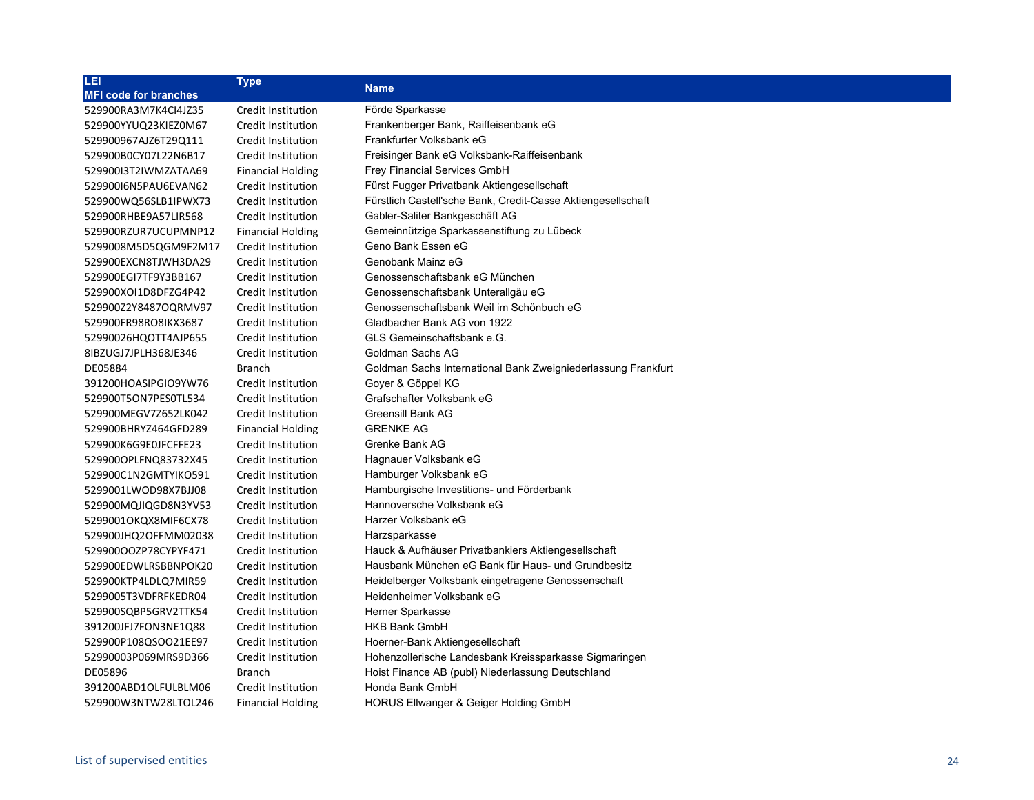| LEI<br>MFI code for branches | Type | Name |
|---|---|---|
| 529900RA3M7K4CI4JZ35 | Credit Institution | Förde Sparkasse |
| 529900YYUQ23KIEZ0M67 | Credit Institution | Frankenberger Bank, Raiffeisenbank eG |
| 529900967AJZ6T29Q111 | Credit Institution | Frankfurter Volksbank eG |
| 529900B0CY07L22N6B17 | Credit Institution | Freisinger Bank eG Volksbank-Raiffeisenbank |
| 529900I3T2IWMZATAA69 | Financial Holding | Frey Financial Services GmbH |
| 529900I6N5PAU6EVAN62 | Credit Institution | Fürst Fugger Privatbank Aktiengesellschaft |
| 529900WQ56SLB1IPWX73 | Credit Institution | Fürstlich Castell'sche Bank, Credit-Casse Aktiengesellschaft |
| 529900RHBE9A57LIR568 | Credit Institution | Gabler-Saliter Bankgeschäft AG |
| 529900RZUR7UCUPMNP12 | Financial Holding | Gemeinnützige Sparkassenstiftung zu Lübeck |
| 5299008M5D5QGM9F2M17 | Credit Institution | Geno Bank Essen eG |
| 529900EXCN8TJWH3DA29 | Credit Institution | Genobank Mainz eG |
| 529900EGI7TF9Y3BB167 | Credit Institution | Genossenschaftsbank eG München |
| 529900XOI1D8DFZG4P42 | Credit Institution | Genossenschaftsbank Unterallgäu eG |
| 529900Z2Y8487OQRMV97 | Credit Institution | Genossenschaftsbank Weil im Schönbuch eG |
| 529900FR98RO8IKX3687 | Credit Institution | Gladbacher Bank AG von 1922 |
| 52990026HQOTT4AJP655 | Credit Institution | GLS Gemeinschaftsbank e.G. |
| 8IBZUGJ7JPLH368JE346 | Credit Institution | Goldman Sachs AG |
| DE05884 | Branch | Goldman Sachs International Bank Zweigniederlassung Frankfurt |
| 391200HOASIPGIO9YW76 | Credit Institution | Goyer & Göppel KG |
| 529900T5ON7PES0TL534 | Credit Institution | Grafschafter Volksbank eG |
| 529900MEGV7Z652LK042 | Credit Institution | Greensill Bank AG |
| 529900BHRYZ464GFD289 | Financial Holding | GRENKE AG |
| 529900K6G9E0JFCFFE23 | Credit Institution | Grenke Bank AG |
| 529900OPLFNQ83732X45 | Credit Institution | Hagnauer Volksbank eG |
| 529900C1N2GMTYIKO591 | Credit Institution | Hamburger Volksbank eG |
| 5299001LWOD98X7BJJ08 | Credit Institution | Hamburgische Investitions- und Förderbank |
| 529900MQJIQGD8N3YV53 | Credit Institution | Hannoversche Volksbank eG |
| 5299001OKQX8MIF6CX78 | Credit Institution | Harzer Volksbank eG |
| 529900JHQ2OFFMM02038 | Credit Institution | Harzsparkasse |
| 529900OOZP78CYPYF471 | Credit Institution | Hauck & Aufhäuser Privatbankiers Aktiengesellschaft |
| 529900EDWLRSBBNPOK20 | Credit Institution | Hausbank München eG Bank für Haus- und Grundbesitz |
| 529900KTP4LDLQ7MIR59 | Credit Institution | Heidelberger Volksbank eingetragene Genossenschaft |
| 5299005T3VDFRFKEDR04 | Credit Institution | Heidenheimer Volksbank eG |
| 529900SQBP5GRV2TTK54 | Credit Institution | Herner Sparkasse |
| 391200JFJ7FON3NE1Q88 | Credit Institution | HKB Bank GmbH |
| 529900P108QSOO21EE97 | Credit Institution | Hoerner-Bank Aktiengesellschaft |
| 52990003P069MRS9D366 | Credit Institution | Hohenzollerische Landesbank Kreissparkasse Sigmaringen |
| DE05896 | Branch | Hoist Finance AB (publ) Niederlassung Deutschland |
| 391200ABD1OLFULBLM06 | Credit Institution | Honda Bank GmbH |
| 529900W3NTW28LTOL246 | Financial Holding | HORUS Ellwanger & Geiger Holding GmbH |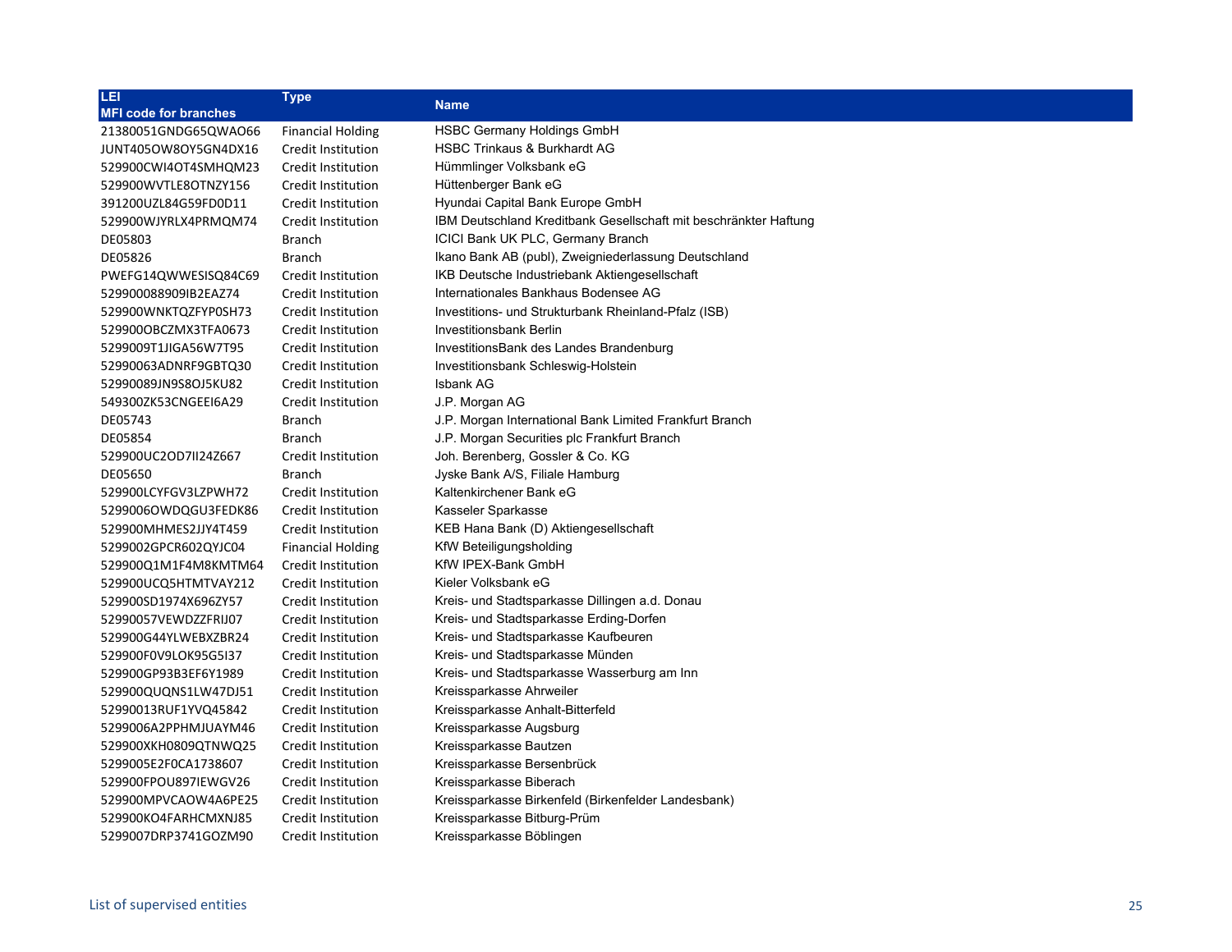| LEI<br>MFI code for branches | Type | Name |
|---|---|---|
| 21380051GNDG65QWAO66 | Financial Holding | HSBC Germany Holdings GmbH |
| JUNT405OW8OY5GN4DX16 | Credit Institution | HSBC Trinkaus & Burkhardt AG |
| 529900CWI4OT4SMHQM23 | Credit Institution | Hümmlinger Volksbank eG |
| 529900WVTLE8OTNZY156 | Credit Institution | Hüttenberger Bank eG |
| 391200UZL84G59FD0D11 | Credit Institution | Hyundai Capital Bank Europe GmbH |
| 529900WJYRLX4PRMQM74 | Credit Institution | IBM Deutschland Kreditbank Gesellschaft mit beschränkter Haftung |
| DE05803 | Branch | ICICI Bank UK PLC, Germany Branch |
| DE05826 | Branch | Ikano Bank AB (publ), Zweigniederlassung Deutschland |
| PWEFG14QWWESISQ84C69 | Credit Institution | IKB Deutsche Industriebank Aktiengesellschaft |
| 529900088909IB2EAZ74 | Credit Institution | Internationales Bankhaus Bodensee AG |
| 529900WNKTQZFYP0SH73 | Credit Institution | Investitions- und Strukturbank Rheinland-Pfalz (ISB) |
| 529900OBCZMX3TFA0673 | Credit Institution | Investitionsbank Berlin |
| 5299009T1JIGA56W7T95 | Credit Institution | InvestitionsBank des Landes Brandenburg |
| 52990063ADNRF9GBTQ30 | Credit Institution | Investitionsbank Schleswig-Holstein |
| 52990089JN9S8OJ5KU82 | Credit Institution | Isbank AG |
| 549300ZK53CNGEEI6A29 | Credit Institution | J.P. Morgan AG |
| DE05743 | Branch | J.P. Morgan International Bank Limited Frankfurt Branch |
| DE05854 | Branch | J.P. Morgan Securities plc Frankfurt Branch |
| 529900UC2OD7II24Z667 | Credit Institution | Joh. Berenberg, Gossler & Co. KG |
| DE05650 | Branch | Jyske Bank A/S, Filiale Hamburg |
| 529900LCYFGV3LZPWH72 | Credit Institution | Kaltenkirchener Bank eG |
| 5299006OWDQGU3FEDK86 | Credit Institution | Kasseler Sparkasse |
| 529900MHMES2JJY4T459 | Credit Institution | KEB Hana Bank (D) Aktiengesellschaft |
| 5299002GPCR602QYJC04 | Financial Holding | KfW Beteiligungsholding |
| 529900Q1M1F4M8KMTM64 | Credit Institution | KfW IPEX-Bank GmbH |
| 529900UCQ5HTMTVAY212 | Credit Institution | Kieler Volksbank eG |
| 529900SD1974X696ZY57 | Credit Institution | Kreis- und Stadtsparkasse Dillingen a.d. Donau |
| 52990057VEWDZZFRIJ07 | Credit Institution | Kreis- und Stadtsparkasse Erding-Dorfen |
| 529900G44YLWEBXZBR24 | Credit Institution | Kreis- und Stadtsparkasse Kaufbeuren |
| 529900F0V9LOK95G5I37 | Credit Institution | Kreis- und Stadtsparkasse Münden |
| 529900GP93B3EF6Y1989 | Credit Institution | Kreis- und Stadtsparkasse Wasserburg am Inn |
| 529900QUQNS1LW47DJ51 | Credit Institution | Kreissparkasse Ahrweiler |
| 52990013RUF1YVQ45842 | Credit Institution | Kreissparkasse Anhalt-Bitterfeld |
| 5299006A2PPHMJUAYM46 | Credit Institution | Kreissparkasse Augsburg |
| 529900XKH0809QTNWQ25 | Credit Institution | Kreissparkasse Bautzen |
| 5299005E2F0CA1738607 | Credit Institution | Kreissparkasse Bersenbrück |
| 529900FPOU897IEWGV26 | Credit Institution | Kreissparkasse Biberach |
| 529900MPVCAOW4A6PE25 | Credit Institution | Kreissparkasse Birkenfeld (Birkenfelder Landesbank) |
| 529900KO4FARHCMXNJ85 | Credit Institution | Kreissparkasse Bitburg-Prüm |
| 5299007DRP3741GOZM90 | Credit Institution | Kreissparkasse Böblingen |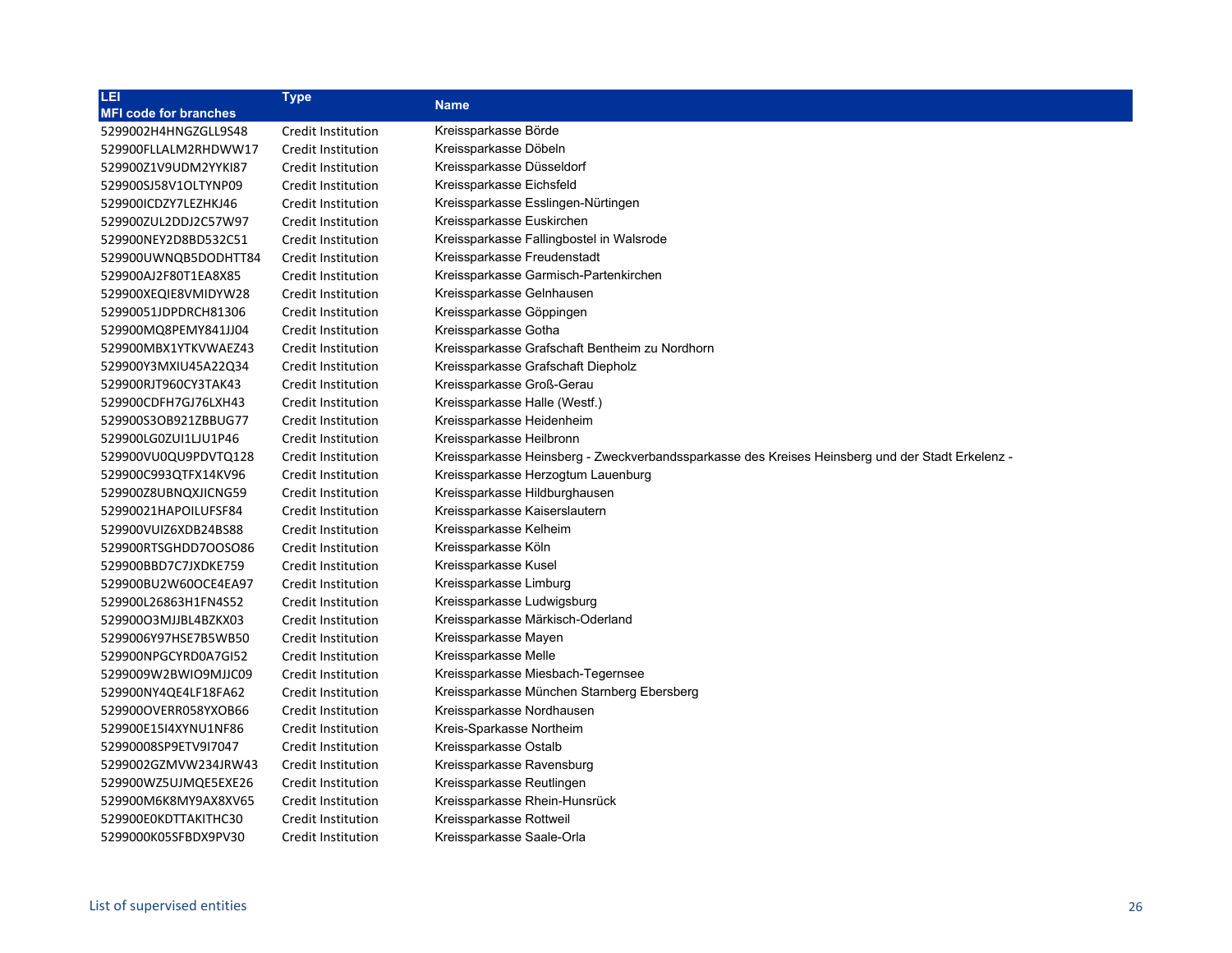| LEI<br>MFI code for branches | Type | Name |
|---|---|---|
| 5299002H4HNGZGLL9S48 | Credit Institution | Kreissparkasse Börde |
| 529900FLLALM2RHDWW17 | Credit Institution | Kreissparkasse Döbeln |
| 529900Z1V9UDM2YYKI87 | Credit Institution | Kreissparkasse Düsseldorf |
| 529900SJ58V1OLTYNP09 | Credit Institution | Kreissparkasse Eichsfeld |
| 529900ICDZY7LEZHKJ46 | Credit Institution | Kreissparkasse Esslingen-Nürtingen |
| 529900ZUL2DDJ2C57W97 | Credit Institution | Kreissparkasse Euskirchen |
| 529900NEY2D8BD532C51 | Credit Institution | Kreissparkasse Fallingbostel in Walsrode |
| 529900UWNQB5DODHTT84 | Credit Institution | Kreissparkasse Freudenstadt |
| 529900AJ2F80T1EA8X85 | Credit Institution | Kreissparkasse Garmisch-Partenkirchen |
| 529900XEQIE8VMIDYW28 | Credit Institution | Kreissparkasse Gelnhausen |
| 52990051JDPDRCH81306 | Credit Institution | Kreissparkasse Göppingen |
| 529900MQ8PEMY841JJ04 | Credit Institution | Kreissparkasse Gotha |
| 529900MBX1YTKVWAEZ43 | Credit Institution | Kreissparkasse Grafschaft Bentheim zu Nordhorn |
| 529900Y3MXIU45A22Q34 | Credit Institution | Kreissparkasse Grafschaft Diepholz |
| 529900RJT960CY3TAK43 | Credit Institution | Kreissparkasse Groß-Gerau |
| 529900CDFH7GJ76LXH43 | Credit Institution | Kreissparkasse Halle (Westf.) |
| 529900S3OB921ZBBUG77 | Credit Institution | Kreissparkasse Heidenheim |
| 529900LG0ZUI1LJU1P46 | Credit Institution | Kreissparkasse Heilbronn |
| 529900VU0QU9PDVTQ128 | Credit Institution | Kreissparkasse Heinsberg - Zweckverbandssparkasse des Kreises Heinsberg und der Stadt Erkelenz - |
| 529900C993QTFX14KV96 | Credit Institution | Kreissparkasse Herzogtum Lauenburg |
| 529900Z8UBNQXJICNG59 | Credit Institution | Kreissparkasse Hildburghausen |
| 52990021HAPOILUFSF84 | Credit Institution | Kreissparkasse Kaiserslautern |
| 529900VUIZ6XDB24BS88 | Credit Institution | Kreissparkasse Kelheim |
| 529900RTSGHDD7OOSO86 | Credit Institution | Kreissparkasse Köln |
| 529900BBD7C7JXDKE759 | Credit Institution | Kreissparkasse Kusel |
| 529900BU2W60OCE4EA97 | Credit Institution | Kreissparkasse Limburg |
| 529900L26863H1FN4S52 | Credit Institution | Kreissparkasse Ludwigsburg |
| 529900O3MJJBL4BZKX03 | Credit Institution | Kreissparkasse Märkisch-Oderland |
| 5299006Y97HSE7B5WB50 | Credit Institution | Kreissparkasse Mayen |
| 529900NPGCYRD0A7GI52 | Credit Institution | Kreissparkasse Melle |
| 5299009W2BWIO9MJJC09 | Credit Institution | Kreissparkasse Miesbach-Tegernsee |
| 529900NY4QE4LF18FA62 | Credit Institution | Kreissparkasse München Starnberg Ebersberg |
| 529900OVERR058YXOB66 | Credit Institution | Kreissparkasse Nordhausen |
| 529900E15I4XYNU1NF86 | Credit Institution | Kreis-Sparkasse Northeim |
| 52990008SP9ETV9I7047 | Credit Institution | Kreissparkasse Ostalb |
| 5299002GZMVW234JRW43 | Credit Institution | Kreissparkasse Ravensburg |
| 529900WZ5UJMQE5EXE26 | Credit Institution | Kreissparkasse Reutlingen |
| 529900M6K8MY9AX8XV65 | Credit Institution | Kreissparkasse Rhein-Hunsrück |
| 529900E0KDTTAKITHC30 | Credit Institution | Kreissparkasse Rottweil |
| 5299000K05SFBDX9PV30 | Credit Institution | Kreissparkasse Saale-Orla |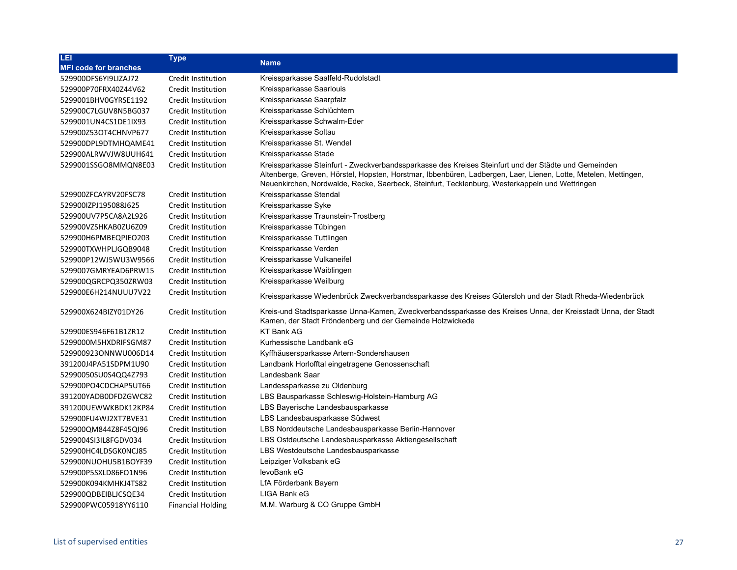| LEI<br>MFI code for branches | Type | Name |
|---|---|---|
| 529900DFS6YI9LIZAJ72 | Credit Institution | Kreissparkasse Saalfeld-Rudolstadt |
| 529900P70FRX40Z44V62 | Credit Institution | Kreissparkasse Saarlouis |
| 5299001BHV0GYRSE1192 | Credit Institution | Kreissparkasse Saarpfalz |
| 529900C7LGUV8N5BG037 | Credit Institution | Kreissparkasse Schlüchtern |
| 5299001UN4CS1DE1IX93 | Credit Institution | Kreissparkasse Schwalm-Eder |
| 529900Z53OT4CHNVP677 | Credit Institution | Kreissparkasse Soltau |
| 529900DPL9DTMHQAME41 | Credit Institution | Kreissparkasse St. Wendel |
| 529900ALRWVJW8UUH641 | Credit Institution | Kreissparkasse Stade |
| 5299001SSGO8MMQN8E03 | Credit Institution | Kreissparkasse Steinfurt - Zweckverbandssparkasse des Kreises Steinfurt und der Städte und Gemeinden Altenberge, Greven, Hörstel, Hopsten, Horstmar, Ibbenbüren, Ladbergen, Laer, Lienen, Lotte, Metelen, Mettingen, Neuenkirchen, Nordwalde, Recke, Saerbeck, Steinfurt, Tecklenburg, Westerkappeln und Wettringen |
| 529900ZFCAYRV20FSC78 | Credit Institution | Kreissparkasse Stendal |
| 529900IZPJ195088J625 | Credit Institution | Kreissparkasse Syke |
| 529900UV7P5CA8A2L926 | Credit Institution | Kreissparkasse Traunstein-Trostberg |
| 529900VZSHKAB0ZU6Z09 | Credit Institution | Kreissparkasse Tübingen |
| 529900H6PMBEQPIEO203 | Credit Institution | Kreissparkasse Tuttlingen |
| 529900TXWHPLJGQB9048 | Credit Institution | Kreissparkasse Verden |
| 529900P12WJ5WU3W9566 | Credit Institution | Kreissparkasse Vulkaneifel |
| 5299007GMRYEAD6PRW15 | Credit Institution | Kreissparkasse Waiblingen |
| 529900QGRCPQ350ZRW03 | Credit Institution | Kreissparkasse Weilburg |
| 529900E6H214NUUU7V22 | Credit Institution | Kreissparkasse Wiedenbrück Zweckverbandssparkasse des Kreises Gütersloh und der Stadt Rheda-Wiedenbrück |
| 529900X624BIZY01DY26 | Credit Institution | Kreis-und Stadtsparkasse Unna-Kamen, Zweckverbandssparkasse des Kreises Unna, der Kreisstadt Unna, der Stadt Kamen, der Stadt Fröndenberg und der Gemeinde Holzwickede |
| 529900ES946F61B1ZR12 | Credit Institution | KT Bank AG |
| 5299000M5HXDRIFSGM87 | Credit Institution | Kurhessische Landbank eG |
| 529900923ONNWU006D14 | Credit Institution | Kyffhäusersparkasse Artern-Sondershausen |
| 391200J4PA51SDPM1U90 | Credit Institution | Landbank Horlofftal eingetragene Genossenschaft |
| 52990050SU0S4QQ4Z793 | Credit Institution | Landesbank Saar |
| 529900PO4CDCHAP5UT66 | Credit Institution | Landessparkasse zu Oldenburg |
| 391200YADB0DFDZGWC82 | Credit Institution | LBS Bausparkasse Schleswig-Holstein-Hamburg AG |
| 391200UEWWKBDK12KP84 | Credit Institution | LBS Bayerische Landesbausparkasse |
| 529900FU4WJ2XT7BVE31 | Credit Institution | LBS Landesbausparkasse Südwest |
| 529900QM844Z8F45QI96 | Credit Institution | LBS Norddeutsche Landesbausparkasse Berlin-Hannover |
| 5299004SI3IL8FGDV034 | Credit Institution | LBS Ostdeutsche Landesbausparkasse Aktiengesellschaft |
| 529900HC4LDSGK0NCJ85 | Credit Institution | LBS Westdeutsche Landesbausparkasse |
| 529900NUOHU5B1BOYF39 | Credit Institution | Leipziger Volksbank eG |
| 529900P5SXLD86FO1N96 | Credit Institution | levoBank eG |
| 529900K094KMHKJ4TS82 | Credit Institution | LfA Förderbank Bayern |
| 529900QDBEIBLJCSQE34 | Credit Institution | LIGA Bank eG |
| 529900PWC05918YY6110 | Financial Holding | M.M. Warburg & CO Gruppe GmbH |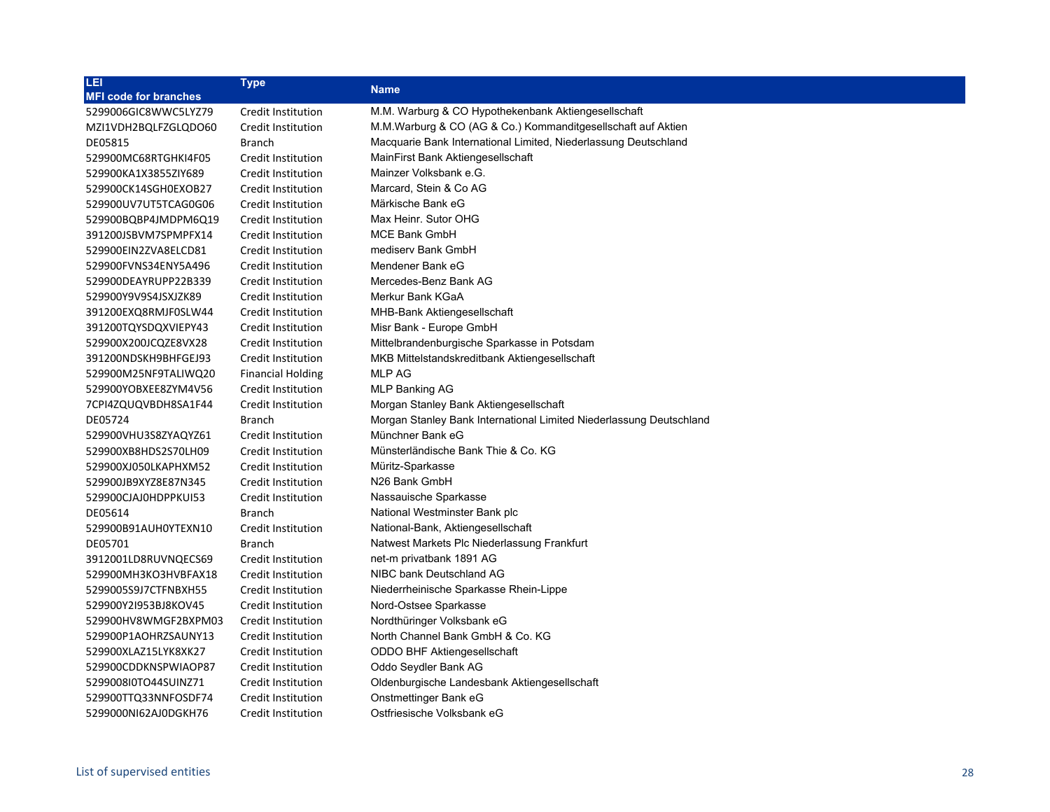| LEI<br>MFI code for branches | Type | Name |
|---|---|---|
| 5299006GIC8WWC5LYZ79 | Credit Institution | M.M. Warburg & CO Hypothekenbank Aktiengesellschaft |
| MZI1VDH2BQLFZGLQDO60 | Credit Institution | M.M.Warburg & CO (AG & Co.) Kommanditgesellschaft auf Aktien |
| DE05815 | Branch | Macquarie Bank International Limited, Niederlassung Deutschland |
| 529900MC68RTGHKI4F05 | Credit Institution | MainFirst Bank Aktiengesellschaft |
| 529900KA1X3855ZIY689 | Credit Institution | Mainzer Volksbank e.G. |
| 529900CK14SGH0EXOB27 | Credit Institution | Marcard, Stein & Co AG |
| 529900UV7UT5TCAG0G06 | Credit Institution | Märkische Bank eG |
| 529900BQBP4JMDPM6Q19 | Credit Institution | Max Heinr. Sutor OHG |
| 391200JSBVM7SPMPFX14 | Credit Institution | MCE Bank GmbH |
| 529900EIN2ZVA8ELCD81 | Credit Institution | mediserv Bank GmbH |
| 529900FVNS34ENY5A496 | Credit Institution | Mendener Bank eG |
| 529900DEAYRUPP22B339 | Credit Institution | Mercedes-Benz Bank AG |
| 529900Y9V9S4JSXJZK89 | Credit Institution | Merkur Bank KGaA |
| 391200EXQ8RMJF0SLW44 | Credit Institution | MHB-Bank Aktiengesellschaft |
| 391200TQYSDQXVIEPY43 | Credit Institution | Misr Bank - Europe GmbH |
| 529900X200JCQZE8VX28 | Credit Institution | Mittelbrandenburgische Sparkasse in Potsdam |
| 391200NDSKH9BHFGEJ93 | Credit Institution | MKB Mittelstandskreditbank Aktiengesellschaft |
| 529900M25NF9TALIWQ20 | Financial Holding | MLP AG |
| 529900YOBXEE8ZYM4V56 | Credit Institution | MLP Banking AG |
| 7CPI4ZQUQVBDH8SA1F44 | Credit Institution | Morgan Stanley Bank Aktiengesellschaft |
| DE05724 | Branch | Morgan Stanley Bank International Limited Niederlassung Deutschland |
| 529900VHU3S8ZYAQYZ61 | Credit Institution | Münchner Bank eG |
| 529900XB8HDS2S70LH09 | Credit Institution | Münsterländische Bank Thie & Co. KG |
| 529900XJ050LKAPHXM52 | Credit Institution | Müritz-Sparkasse |
| 529900JB9XYZ8E87N345 | Credit Institution | N26 Bank GmbH |
| 529900CJAJ0HDPPKUI53 | Credit Institution | Nassauische Sparkasse |
| DE05614 | Branch | National Westminster Bank plc |
| 529900B91AUH0YTEXN10 | Credit Institution | National-Bank, Aktiengesellschaft |
| DE05701 | Branch | Natwest Markets Plc Niederlassung Frankfurt |
| 3912001LD8RUVNQECS69 | Credit Institution | net-m privatbank 1891 AG |
| 529900MH3KO3HVBFAX18 | Credit Institution | NIBC bank Deutschland AG |
| 5299005S9J7CTFNBXH55 | Credit Institution | Niederrheinische Sparkasse Rhein-Lippe |
| 529900Y2I953BJ8KOV45 | Credit Institution | Nord-Ostsee Sparkasse |
| 529900HV8WMGF2BXPM03 | Credit Institution | Nordthüringer Volksbank eG |
| 529900P1AOHRZSAUNY13 | Credit Institution | North Channel Bank GmbH & Co. KG |
| 529900XLAZ15LYK8XK27 | Credit Institution | ODDO BHF Aktiengesellschaft |
| 529900CDDKNSPWIAOP87 | Credit Institution | Oddo Seydler Bank AG |
| 5299008I0TO44SUINZ71 | Credit Institution | Oldenburgische Landesbank Aktiengesellschaft |
| 529900TTQ33NNFOSDF74 | Credit Institution | Onstmettinger Bank eG |
| 5299000NI62AJ0DGKH76 | Credit Institution | Ostfriesische Volksbank eG |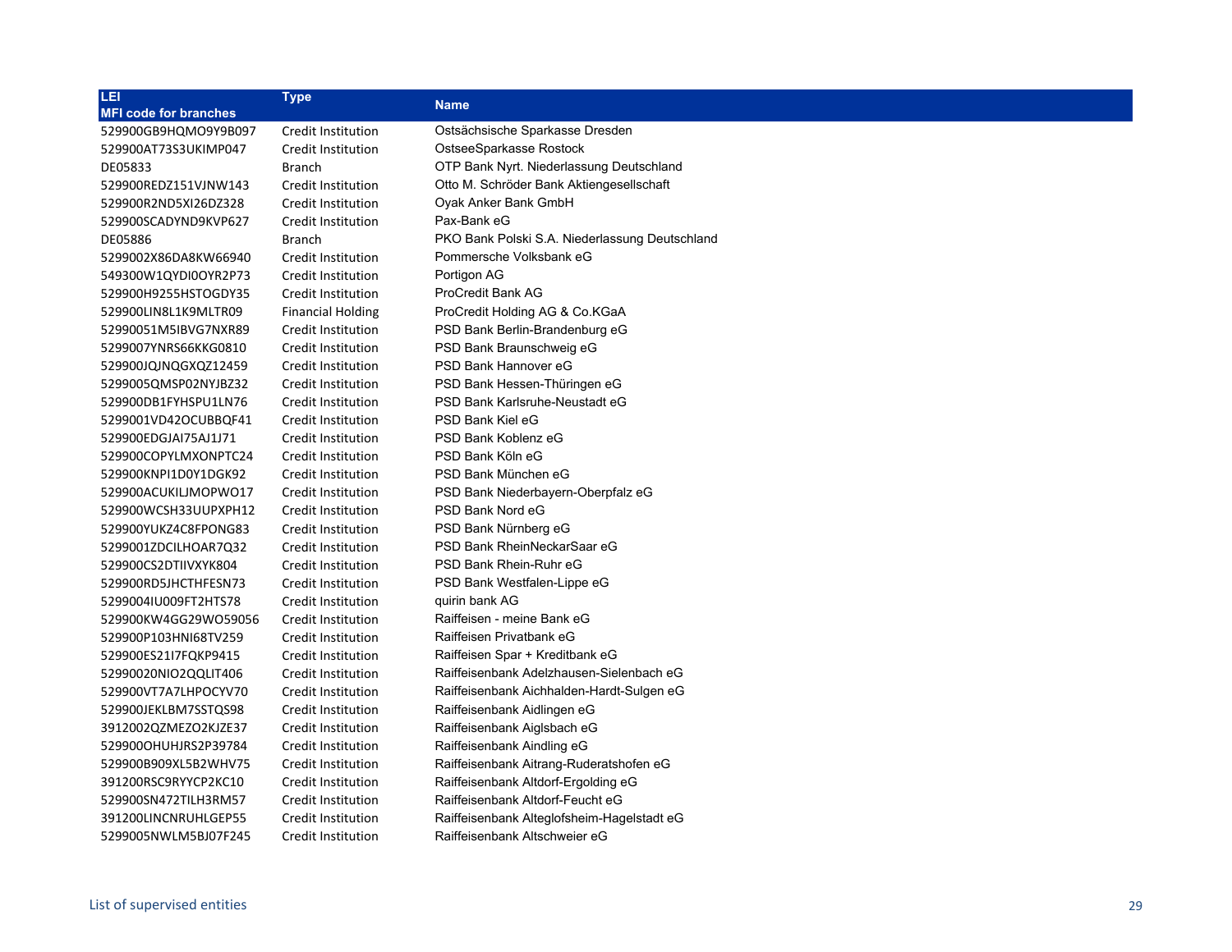| LEI<br>MFI code for branches | Type | Name |
|---|---|---|
| 529900GB9HQMO9Y9B097 | Credit Institution | Ostsächsische Sparkasse Dresden |
| 529900AT73S3UKIMP047 | Credit Institution | OstseeSparkasse Rostock |
| DE05833 | Branch | OTP Bank Nyrt. Niederlassung Deutschland |
| 529900REDZ151VJNW143 | Credit Institution | Otto M. Schröder Bank Aktiengesellschaft |
| 529900R2ND5XI26DZ328 | Credit Institution | Oyak Anker Bank GmbH |
| 529900SCADYND9KVP627 | Credit Institution | Pax-Bank eG |
| DE05886 | Branch | PKO Bank Polski S.A. Niederlassung Deutschland |
| 5299002X86DA8KW66940 | Credit Institution | Pommersche Volksbank eG |
| 549300W1QYDI0OYR2P73 | Credit Institution | Portigon AG |
| 529900H9255HSTOGDY35 | Credit Institution | ProCredit Bank AG |
| 529900LIN8L1K9MLTR09 | Financial Holding | ProCredit Holding AG & Co.KGaA |
| 52990051M5IBVG7NXR89 | Credit Institution | PSD Bank Berlin-Brandenburg eG |
| 5299007YNRS66KKG0810 | Credit Institution | PSD Bank Braunschweig eG |
| 529900JQJNQGXQZ12459 | Credit Institution | PSD Bank Hannover eG |
| 5299005QMSP02NYJBZ32 | Credit Institution | PSD Bank Hessen-Thüringen eG |
| 529900DB1FYHSPU1LN76 | Credit Institution | PSD Bank Karlsruhe-Neustadt eG |
| 5299001VD42OCUBBQF41 | Credit Institution | PSD Bank Kiel eG |
| 529900EDGJAI75AJ1J71 | Credit Institution | PSD Bank Koblenz eG |
| 529900COPYLMXONPTC24 | Credit Institution | PSD Bank Köln eG |
| 529900KNPI1D0Y1DGK92 | Credit Institution | PSD Bank München eG |
| 529900ACUKILJMOPWO17 | Credit Institution | PSD Bank Niederbayern-Oberpfalz eG |
| 529900WCSH33UUPXPH12 | Credit Institution | PSD Bank Nord eG |
| 529900YUKZ4C8FPONG83 | Credit Institution | PSD Bank Nürnberg eG |
| 5299001ZDCILHOAR7Q32 | Credit Institution | PSD Bank RheinNeckarSaar eG |
| 529900CS2DTIIVXYK804 | Credit Institution | PSD Bank Rhein-Ruhr eG |
| 529900RD5JHCTHFESN73 | Credit Institution | PSD Bank Westfalen-Lippe eG |
| 5299004IU009FT2HTS78 | Credit Institution | quirin bank AG |
| 529900KW4GG29WO59056 | Credit Institution | Raiffeisen - meine Bank eG |
| 529900P103HNI68TV259 | Credit Institution | Raiffeisen Privatbank eG |
| 529900ES21I7FQKP9415 | Credit Institution | Raiffeisen Spar + Kreditbank eG |
| 52990020NIO2QQLIT406 | Credit Institution | Raiffeisenbank Adelzhausen-Sielenbach eG |
| 529900VT7A7LHPOCYV70 | Credit Institution | Raiffeisenbank Aichhalden-Hardt-Sulgen eG |
| 529900JEKLBM7SSTQS98 | Credit Institution | Raiffeisenbank Aidlingen eG |
| 3912002QZMEZO2KJZE37 | Credit Institution | Raiffeisenbank Aiglsbach eG |
| 529900OHUHJRS2P39784 | Credit Institution | Raiffeisenbank Aindling eG |
| 529900B909XL5B2WHV75 | Credit Institution | Raiffeisenbank Aitrang-Ruderatshofen eG |
| 391200RSC9RYYCP2KC10 | Credit Institution | Raiffeisenbank Altdorf-Ergolding eG |
| 529900SN472TILH3RM57 | Credit Institution | Raiffeisenbank Altdorf-Feucht eG |
| 391200LINCNRUHLGEP55 | Credit Institution | Raiffeisenbank Alteglofsheim-Hagelstadt eG |
| 5299005NWLM5BJ07F245 | Credit Institution | Raiffeisenbank Altschweier eG |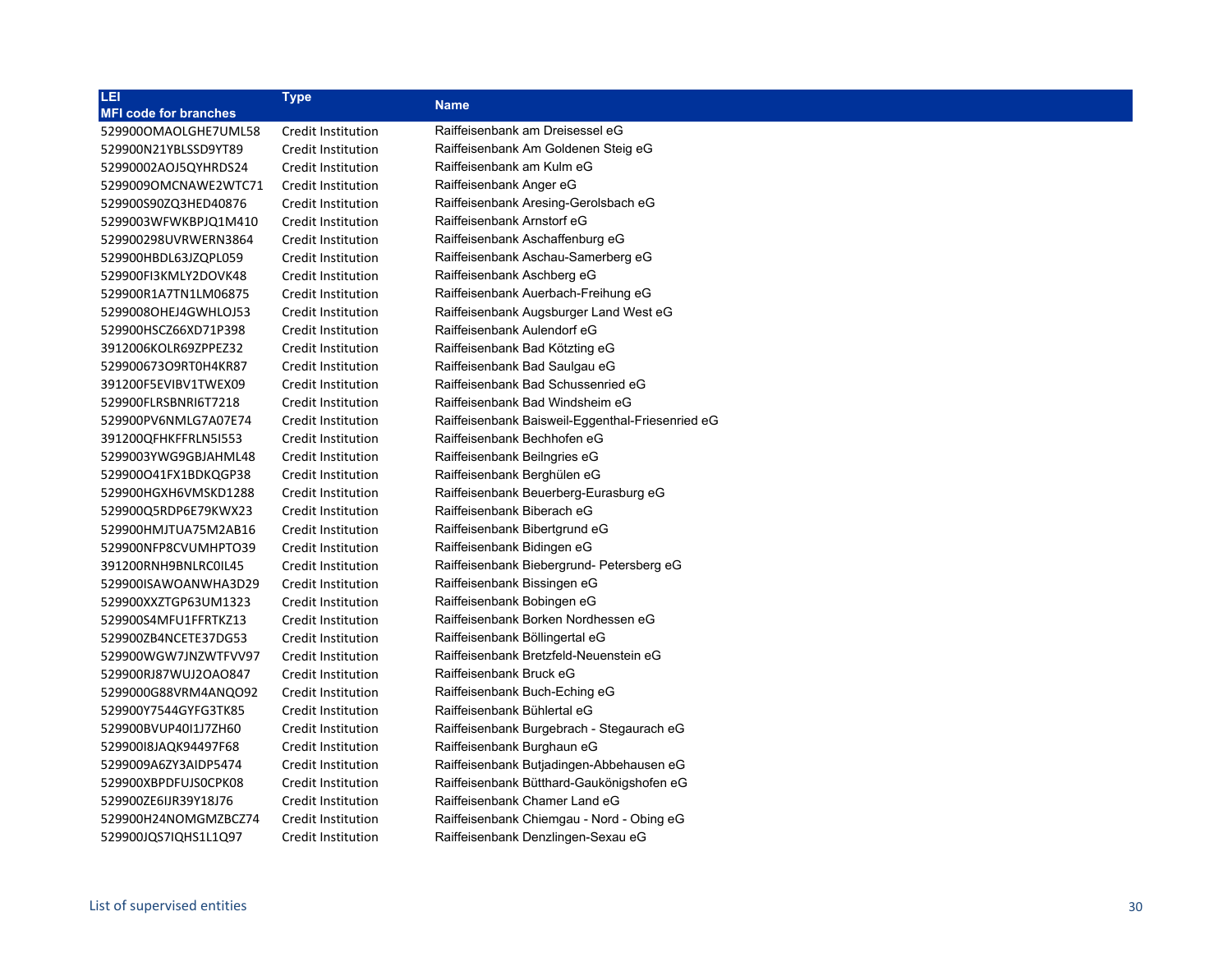| LEI<br>MFI code for branches | Type | Name |
|---|---|---|
| 529900OMAOLGHE7UML58 | Credit Institution | Raiffeisenbank am Dreisessel eG |
| 529900N21YBLSSD9YT89 | Credit Institution | Raiffeisenbank Am Goldenen Steig eG |
| 52990002AOJ5QYHRDS24 | Credit Institution | Raiffeisenbank am Kulm eG |
| 5299009OMCNAWE2WTC71 | Credit Institution | Raiffeisenbank Anger eG |
| 529900S90ZQ3HED40876 | Credit Institution | Raiffeisenbank Aresing-Gerolsbach eG |
| 5299003WFWKBPJQ1M410 | Credit Institution | Raiffeisenbank Arnstorf eG |
| 529900298UVRWERN3864 | Credit Institution | Raiffeisenbank Aschaffenburg eG |
| 529900HBDL63JZQPL059 | Credit Institution | Raiffeisenbank Aschau-Samerberg eG |
| 529900FI3KMLY2DOVK48 | Credit Institution | Raiffeisenbank Aschberg eG |
| 529900R1A7TN1LM06875 | Credit Institution | Raiffeisenbank Auerbach-Freihung eG |
| 5299008OHEJ4GWHLOJ53 | Credit Institution | Raiffeisenbank Augsburger Land West eG |
| 529900HSCZ66XD71P398 | Credit Institution | Raiffeisenbank Aulendorf eG |
| 3912006KOLR69ZPPEZ32 | Credit Institution | Raiffeisenbank Bad Kötzting eG |
| 529900673O9RT0H4KR87 | Credit Institution | Raiffeisenbank Bad Saulgau eG |
| 391200F5EVIBV1TWEX09 | Credit Institution | Raiffeisenbank Bad Schussenried eG |
| 529900FLRSBNRI6T7218 | Credit Institution | Raiffeisenbank Bad Windsheim eG |
| 529900PV6NMLG7A07E74 | Credit Institution | Raiffeisenbank Baisweil-Eggenthal-Friesenried eG |
| 391200QFHKFFRLN5I553 | Credit Institution | Raiffeisenbank Bechhofen eG |
| 5299003YWG9GBJAHML48 | Credit Institution | Raiffeisenbank Beilngries eG |
| 529900O41FX1BDKQGP38 | Credit Institution | Raiffeisenbank Berghülen eG |
| 529900HGXH6VMSKD1288 | Credit Institution | Raiffeisenbank Beuerberg-Eurasburg eG |
| 529900Q5RDP6E79KWX23 | Credit Institution | Raiffeisenbank Biberach eG |
| 529900HMJTUA75M2AB16 | Credit Institution | Raiffeisenbank Bibertgrund eG |
| 529900NFP8CVUMHPTO39 | Credit Institution | Raiffeisenbank Bidingen eG |
| 391200RNH9BNLRC0IL45 | Credit Institution | Raiffeisenbank Biebergrund- Petersberg eG |
| 529900ISAWOANWHA3D29 | Credit Institution | Raiffeisenbank Bissingen eG |
| 529900XXZTGP63UM1323 | Credit Institution | Raiffeisenbank Bobingen eG |
| 529900S4MFU1FFRTKZ13 | Credit Institution | Raiffeisenbank Borken Nordhessen eG |
| 529900ZB4NCETE37DG53 | Credit Institution | Raiffeisenbank Böllingertal eG |
| 529900WGW7JNZWTFVV97 | Credit Institution | Raiffeisenbank Bretzfeld-Neuenstein eG |
| 529900RJ87WUJ2OAO847 | Credit Institution | Raiffeisenbank Bruck eG |
| 5299000G88VRM4ANQO92 | Credit Institution | Raiffeisenbank Buch-Eching eG |
| 529900Y7544GYFG3TK85 | Credit Institution | Raiffeisenbank Bühlertal eG |
| 529900BVUP40I1J7ZH60 | Credit Institution | Raiffeisenbank Burgebrach - Stegaurach eG |
| 529900I8JAQK94497F68 | Credit Institution | Raiffeisenbank Burghaun eG |
| 5299009A6ZY3AIDP5474 | Credit Institution | Raiffeisenbank Butjadingen-Abbehausen eG |
| 529900XBPDFUJS0CPK08 | Credit Institution | Raiffeisenbank Bütthard-Gaukönigshofen eG |
| 529900ZE6IJR39Y18J76 | Credit Institution | Raiffeisenbank Chamer Land eG |
| 529900H24NOMGMZBCZ74 | Credit Institution | Raiffeisenbank Chiemgau - Nord - Obing eG |
| 529900JQS7IQHS1L1Q97 | Credit Institution | Raiffeisenbank Denzlingen-Sexau eG |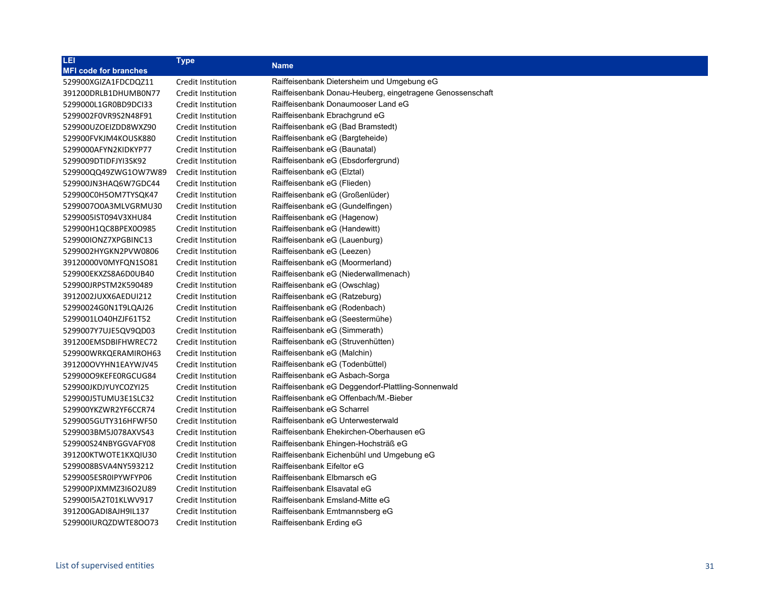| LEI<br>MFI code for branches | Type | Name |
|---|---|---|
| 529900XGIZA1FDCDQZ11 | Credit Institution | Raiffeisenbank Dietersheim und Umgebung eG |
| 391200DRLB1DHUMB0N77 | Credit Institution | Raiffeisenbank Donau-Heuberg, eingetragene Genossenschaft |
| 5299000L1GR0BD9DCI33 | Credit Institution | Raiffeisenbank Donaumooser Land eG |
| 5299002F0VR9S2N48F91 | Credit Institution | Raiffeisenbank Ebrachgrund eG |
| 529900UZOEIZDD8WXZ90 | Credit Institution | Raiffeisenbank eG (Bad Bramstedt) |
| 529900FVKJM4KOUSK880 | Credit Institution | Raiffeisenbank eG (Bargteheide) |
| 5299000AFYN2KIDKYP77 | Credit Institution | Raiffeisenbank eG (Baunatal) |
| 5299009DTIDFJYI3SK92 | Credit Institution | Raiffeisenbank eG (Ebsdorfergrund) |
| 529900QQ49ZWG1OW7W89 | Credit Institution | Raiffeisenbank eG (Elztal) |
| 529900JN3HAQ6W7GDC44 | Credit Institution | Raiffeisenbank eG (Flieden) |
| 529900C0H5OM7TYSQK47 | Credit Institution | Raiffeisenbank eG (Großenlüder) |
| 5299007O0A3MLVGRMU30 | Credit Institution | Raiffeisenbank eG (Gundelfingen) |
| 5299005IST094V3XHU84 | Credit Institution | Raiffeisenbank eG (Hagenow) |
| 529900H1QC8BPEX0O985 | Credit Institution | Raiffeisenbank eG (Handewitt) |
| 529900IONZ7XPGBINC13 | Credit Institution | Raiffeisenbank eG (Lauenburg) |
| 5299002HYGKN2PVW0806 | Credit Institution | Raiffeisenbank eG (Leezen) |
| 39120000V0MYFQN1SO81 | Credit Institution | Raiffeisenbank eG (Moormerland) |
| 529900EKXZS8A6D0UB40 | Credit Institution | Raiffeisenbank eG (Niederwallmenach) |
| 529900JRPSTM2K590489 | Credit Institution | Raiffeisenbank eG (Owschlag) |
| 3912002JUXX6AEDUI212 | Credit Institution | Raiffeisenbank eG (Ratzeburg) |
| 52990024G0N1T9LQAJ26 | Credit Institution | Raiffeisenbank eG (Rodenbach) |
| 5299001LO40HZJF61T52 | Credit Institution | Raiffeisenbank eG (Seestermühe) |
| 5299007Y7UJE5QV9QD03 | Credit Institution | Raiffeisenbank eG (Simmerath) |
| 391200EMSDBIFHWREC72 | Credit Institution | Raiffeisenbank eG (Struvenhütten) |
| 529900WRKQERAMIROH63 | Credit Institution | Raiffeisenbank eG (Malchin) |
| 391200OVYHN1EAYWJV45 | Credit Institution | Raiffeisenbank eG (Todenbüttel) |
| 529900O9KEFE0RGCUG84 | Credit Institution | Raiffeisenbank eG Asbach-Sorga |
| 529900JKDJYUYCOZYI25 | Credit Institution | Raiffeisenbank eG Deggendorf-Plattling-Sonnenwald |
| 529900J5TUMU3E1SLC32 | Credit Institution | Raiffeisenbank eG Offenbach/M.-Bieber |
| 529900YKZWR2YF6CCR74 | Credit Institution | Raiffeisenbank eG Scharrel |
| 5299005GUTY316HFWF50 | Credit Institution | Raiffeisenbank eG Unterwesterwald |
| 5299003BM5J078AXVS43 | Credit Institution | Raiffeisenbank Ehekirchen-Oberhausen eG |
| 529900S24NBYGGVAFY08 | Credit Institution | Raiffeisenbank Ehingen-Hochsträß eG |
| 391200KTWOTE1KXQIU30 | Credit Institution | Raiffeisenbank Eichenbühl und Umgebung eG |
| 5299008BSVA4NY593212 | Credit Institution | Raiffeisenbank Eifeltor eG |
| 5299005ESR0IPYWFYP06 | Credit Institution | Raiffeisenbank Elbmarsch eG |
| 529900PJXMMZ3I6O2U89 | Credit Institution | Raiffeisenbank Elsavatal eG |
| 529900I5A2T01KLWV917 | Credit Institution | Raiffeisenbank Emsland-Mitte eG |
| 391200GADI8AJH9IL137 | Credit Institution | Raiffeisenbank Emtmannsberg eG |
| 529900IURQZDWTE8OO73 | Credit Institution | Raiffeisenbank Erding eG |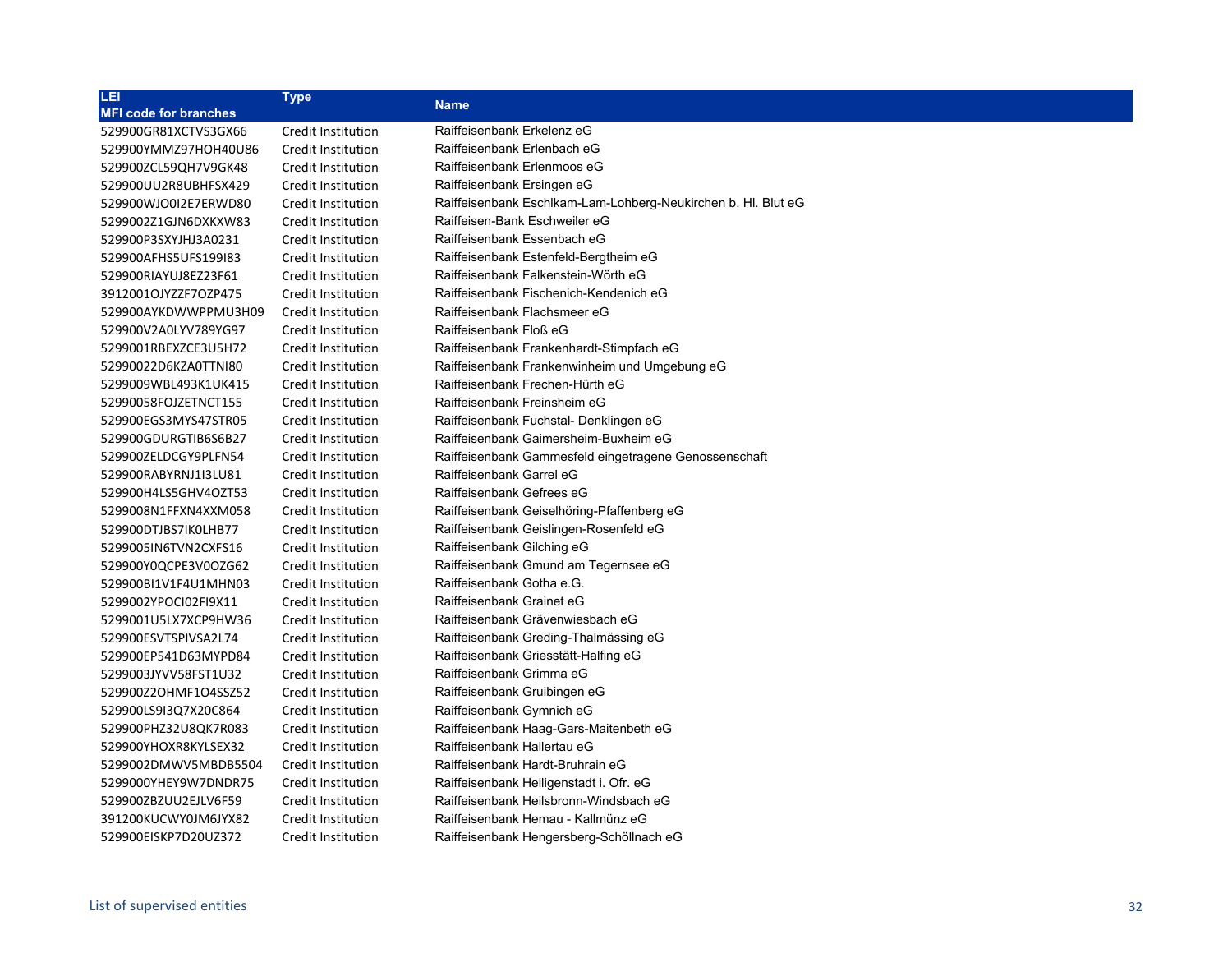| LEI<br>MFI code for branches | Type | Name |
|---|---|---|
| 529900GR81XCTVS3GX66 | Credit Institution | Raiffeisenbank Erkelenz eG |
| 529900YMMZ97HOH40U86 | Credit Institution | Raiffeisenbank Erlenbach eG |
| 529900ZCL59QH7V9GK48 | Credit Institution | Raiffeisenbank Erlenmoos eG |
| 529900UU2R8UBHFSX429 | Credit Institution | Raiffeisenbank Ersingen eG |
| 529900WJO0I2E7ERWD80 | Credit Institution | Raiffeisenbank Eschlkam-Lam-Lohberg-Neukirchen b. Hl. Blut eG |
| 5299002Z1GJN6DXKXW83 | Credit Institution | Raiffeisen-Bank Eschweiler eG |
| 529900P3SXYJHJ3A0231 | Credit Institution | Raiffeisenbank Essenbach eG |
| 529900AFHS5UFS199I83 | Credit Institution | Raiffeisenbank Estenfeld-Bergtheim eG |
| 529900RIAYUJ8EZ23F61 | Credit Institution | Raiffeisenbank Falkenstein-Wörth eG |
| 3912001OJYZZF7OZP475 | Credit Institution | Raiffeisenbank Fischenich-Kendenich eG |
| 529900AYKDWWPPMU3H09 | Credit Institution | Raiffeisenbank Flachsmeer eG |
| 529900V2A0LYV789YG97 | Credit Institution | Raiffeisenbank Floß eG |
| 5299001RBEXZCE3U5H72 | Credit Institution | Raiffeisenbank Frankenhardt-Stimpfach eG |
| 52990022D6KZA0TTNI80 | Credit Institution | Raiffeisenbank Frankenwinheim und Umgebung eG |
| 5299009WBL493K1UK415 | Credit Institution | Raiffeisenbank Frechen-Hürth eG |
| 52990058FOJZETNCT155 | Credit Institution | Raiffeisenbank Freinsheim eG |
| 529900EGS3MYS47STR05 | Credit Institution | Raiffeisenbank Fuchstal- Denklingen eG |
| 529900GDURGTIB6S6B27 | Credit Institution | Raiffeisenbank Gaimersheim-Buxheim eG |
| 529900ZELDCGY9PLFN54 | Credit Institution | Raiffeisenbank Gammesfeld eingetragene Genossenschaft |
| 529900RABYRNJ1I3LU81 | Credit Institution | Raiffeisenbank Garrel eG |
| 529900H4LS5GHV4OZT53 | Credit Institution | Raiffeisenbank Gefrees eG |
| 5299008N1FFXN4XXM058 | Credit Institution | Raiffeisenbank Geiselhöring-Pfaffenberg eG |
| 529900DTJBS7IK0LHB77 | Credit Institution | Raiffeisenbank Geislingen-Rosenfeld eG |
| 5299005IN6TVN2CXFS16 | Credit Institution | Raiffeisenbank Gilching eG |
| 529900Y0QCPE3V0OZG62 | Credit Institution | Raiffeisenbank Gmund am Tegernsee eG |
| 529900BI1V1F4U1MHN03 | Credit Institution | Raiffeisenbank Gotha e.G. |
| 5299002YPOCI02FI9X11 | Credit Institution | Raiffeisenbank Grainet eG |
| 5299001U5LX7XCP9HW36 | Credit Institution | Raiffeisenbank Grävenwiesbach eG |
| 529900ESVTSPIVSA2L74 | Credit Institution | Raiffeisenbank Greding-Thalmässing eG |
| 529900EP541D63MYPD84 | Credit Institution | Raiffeisenbank Griesstätt-Halfing eG |
| 5299003JYVV58FST1U32 | Credit Institution | Raiffeisenbank Grimma eG |
| 529900Z2OHMF1O4SSZ52 | Credit Institution | Raiffeisenbank Gruibingen eG |
| 529900LS9I3Q7X20C864 | Credit Institution | Raiffeisenbank Gymnich eG |
| 529900PHZ32U8QK7R083 | Credit Institution | Raiffeisenbank Haag-Gars-Maitenbeth eG |
| 529900YHOXR8KYLSEX32 | Credit Institution | Raiffeisenbank Hallertau eG |
| 5299002DMWV5MBDB5504 | Credit Institution | Raiffeisenbank Hardt-Bruhrain eG |
| 5299000YHEY9W7DNDR75 | Credit Institution | Raiffeisenbank Heiligenstadt i. Ofr. eG |
| 529900ZBZUU2EJLV6F59 | Credit Institution | Raiffeisenbank Heilsbronn-Windsbach eG |
| 391200KUCWY0JM6JYX82 | Credit Institution | Raiffeisenbank Hemau - Kallmünz eG |
| 529900EISKP7D20UZ372 | Credit Institution | Raiffeisenbank Hengersberg-Schöllnach eG |

List of supervised entities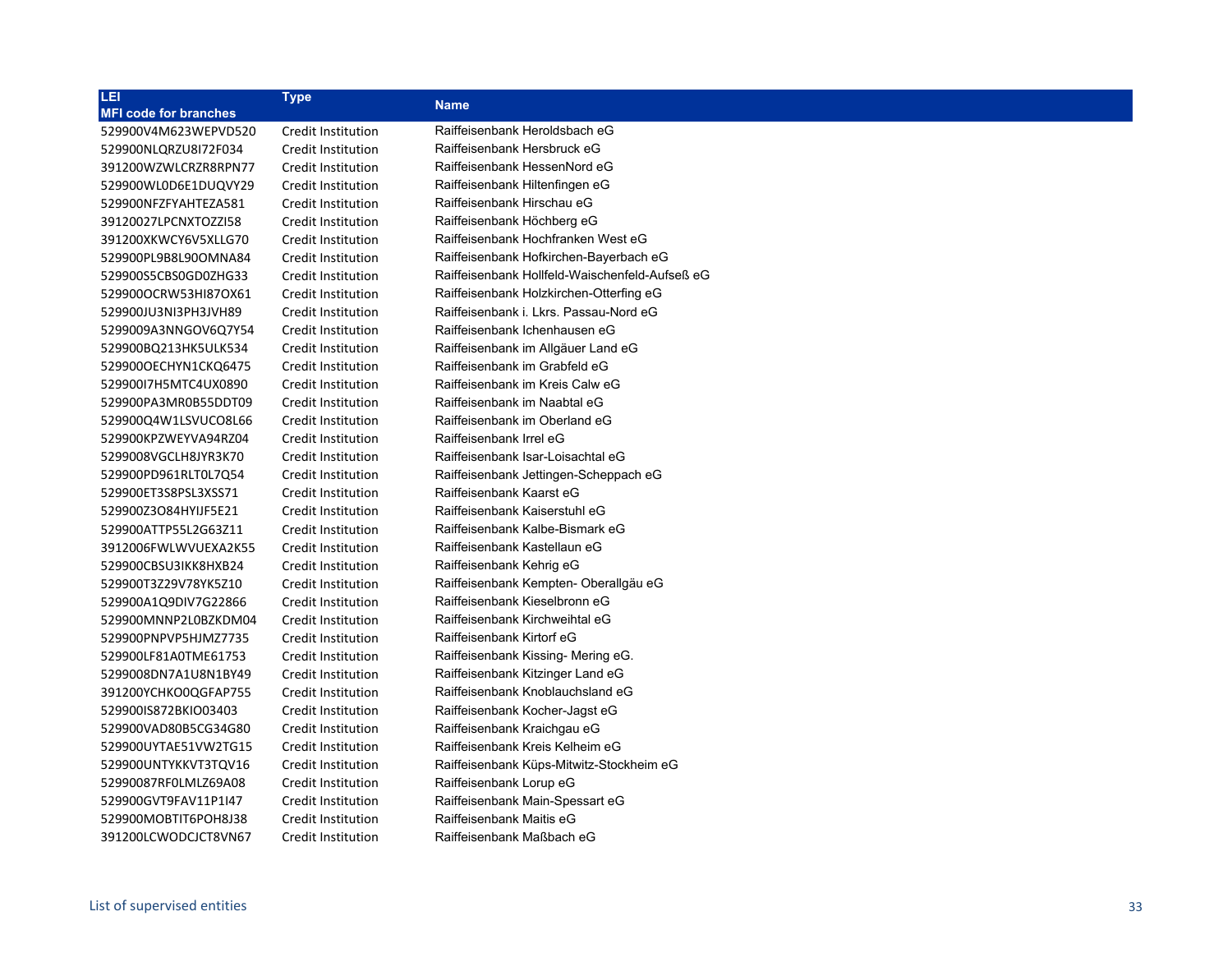| LEI<br>MFI code for branches | Type | Name |
|---|---|---|
| 529900V4M623WEPVD520 | Credit Institution | Raiffeisenbank Heroldsbach eG |
| 529900NLQRZU8I72F034 | Credit Institution | Raiffeisenbank Hersbruck eG |
| 391200WZWLCRZR8RPN77 | Credit Institution | Raiffeisenbank HessenNord eG |
| 529900WL0D6E1DUQVY29 | Credit Institution | Raiffeisenbank Hiltenfingen eG |
| 529900NFZFYAHTEZA581 | Credit Institution | Raiffeisenbank Hirschau eG |
| 39120027LPCNXTOZZI58 | Credit Institution | Raiffeisenbank Höchberg eG |
| 391200XKWCY6V5XLLG70 | Credit Institution | Raiffeisenbank Hochfranken West eG |
| 529900PL9B8L90OMNA84 | Credit Institution | Raiffeisenbank Hofkirchen-Bayerbach eG |
| 529900S5CBS0GD0ZHG33 | Credit Institution | Raiffeisenbank Hollfeld-Waischenfeld-Aufseß eG |
| 529900OCRW53HI87OX61 | Credit Institution | Raiffeisenbank Holzkirchen-Otterfing eG |
| 529900JU3NI3PH3JVH89 | Credit Institution | Raiffeisenbank i. Lkrs. Passau-Nord eG |
| 5299009A3NNGOV6Q7Y54 | Credit Institution | Raiffeisenbank Ichenhausen eG |
| 529900BQ213HK5ULK534 | Credit Institution | Raiffeisenbank im Allgäuer Land eG |
| 529900OECHYN1CKQ6475 | Credit Institution | Raiffeisenbank im Grabfeld eG |
| 529900I7H5MTC4UX0890 | Credit Institution | Raiffeisenbank im Kreis Calw eG |
| 529900PA3MR0B55DDT09 | Credit Institution | Raiffeisenbank im Naabtal eG |
| 529900Q4W1LSVUCO8L66 | Credit Institution | Raiffeisenbank im Oberland eG |
| 529900KPZWEYVA94RZ04 | Credit Institution | Raiffeisenbank Irrel eG |
| 5299008VGCLH8JYR3K70 | Credit Institution | Raiffeisenbank Isar-Loisachtal eG |
| 529900PD961RLT0L7Q54 | Credit Institution | Raiffeisenbank Jettingen-Scheppach eG |
| 529900ET3S8PSL3XSS71 | Credit Institution | Raiffeisenbank Kaarst eG |
| 529900Z3O84HYIJF5E21 | Credit Institution | Raiffeisenbank Kaiserstuhl eG |
| 529900ATTP55L2G63Z11 | Credit Institution | Raiffeisenbank Kalbe-Bismark eG |
| 3912006FWLWVUEXA2K55 | Credit Institution | Raiffeisenbank Kastellaun eG |
| 529900CBSU3IKK8HXB24 | Credit Institution | Raiffeisenbank Kehrig eG |
| 529900T3Z29V78YK5Z10 | Credit Institution | Raiffeisenbank Kempten- Oberallgäu eG |
| 529900A1Q9DIV7G22866 | Credit Institution | Raiffeisenbank Kieselbronn eG |
| 529900MNNP2L0BZKDM04 | Credit Institution | Raiffeisenbank Kirchweihtal eG |
| 529900PNPVP5HJMZ7735 | Credit Institution | Raiffeisenbank Kirtorf eG |
| 529900LF81A0TME61753 | Credit Institution | Raiffeisenbank Kissing- Mering eG. |
| 5299008DN7A1U8N1BY49 | Credit Institution | Raiffeisenbank Kitzinger Land eG |
| 391200YCHKO0QGFAP755 | Credit Institution | Raiffeisenbank Knoblauchsland eG |
| 529900IS872BKIO03403 | Credit Institution | Raiffeisenbank Kocher-Jagst eG |
| 529900VAD80B5CG34G80 | Credit Institution | Raiffeisenbank Kraichgau eG |
| 529900UYTAE51VW2TG15 | Credit Institution | Raiffeisenbank Kreis Kelheim eG |
| 529900UNTYKKVT3TQV16 | Credit Institution | Raiffeisenbank Küps-Mitwitz-Stockheim eG |
| 52990087RF0LMLZ69A08 | Credit Institution | Raiffeisenbank Lorup eG |
| 529900GVT9FAV11P1I47 | Credit Institution | Raiffeisenbank Main-Spessart eG |
| 529900MOBTIT6POH8J38 | Credit Institution | Raiffeisenbank Maitis eG |
| 391200LCWODCJCT8VN67 | Credit Institution | Raiffeisenbank Maßbach eG |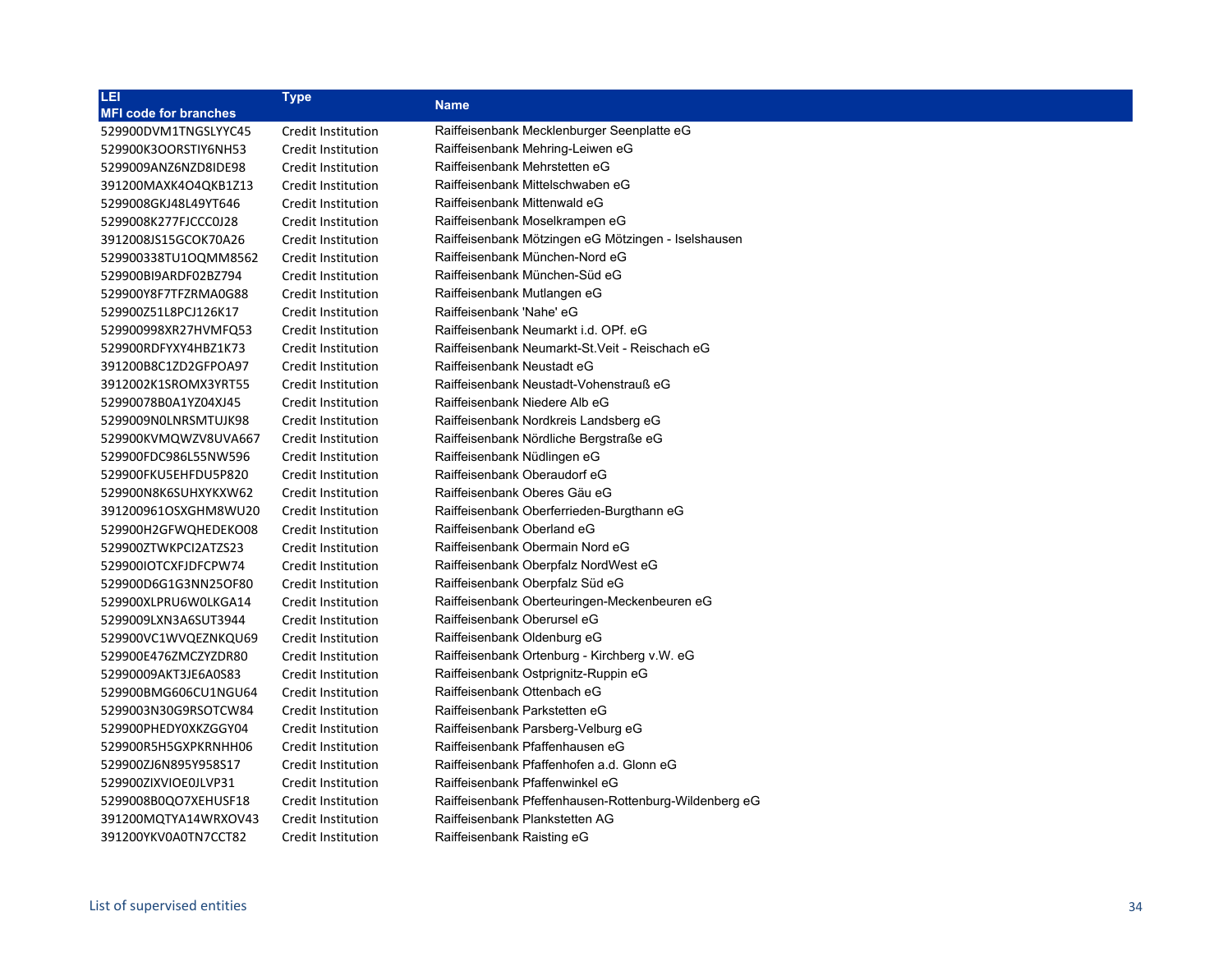| LEI<br>MFI code for branches | Type | Name |
|---|---|---|
| 529900DVM1TNGSLYYC45 | Credit Institution | Raiffeisenbank Mecklenburger Seenplatte eG |
| 529900K3OORSTIY6NH53 | Credit Institution | Raiffeisenbank Mehring-Leiwen eG |
| 5299009ANZ6NZD8IDE98 | Credit Institution | Raiffeisenbank Mehrstetten eG |
| 391200MAXK4O4QKB1Z13 | Credit Institution | Raiffeisenbank Mittelschwaben eG |
| 5299008GKJ48L49YT646 | Credit Institution | Raiffeisenbank Mittenwald eG |
| 5299008K277FJCCC0J28 | Credit Institution | Raiffeisenbank Moselkrampen eG |
| 3912008JS15GCOK70A26 | Credit Institution | Raiffeisenbank Mötzingen eG Mötzingen - Iselshausen |
| 529900338TU1OQMM8562 | Credit Institution | Raiffeisenbank München-Nord eG |
| 529900BI9ARDF02BZ794 | Credit Institution | Raiffeisenbank München-Süd eG |
| 529900Y8F7TFZRMA0G88 | Credit Institution | Raiffeisenbank Mutlangen eG |
| 529900Z51L8PCJ126K17 | Credit Institution | Raiffeisenbank 'Nahe' eG |
| 529900998XR27HVMFQ53 | Credit Institution | Raiffeisenbank Neumarkt i.d. OPf. eG |
| 529900RDFYXY4HBZ1K73 | Credit Institution | Raiffeisenbank Neumarkt-St.Veit - Reischach eG |
| 391200B8C1ZD2GFPOA97 | Credit Institution | Raiffeisenbank Neustadt eG |
| 3912002K1SROMX3YRT55 | Credit Institution | Raiffeisenbank Neustadt-Vohenstrauß eG |
| 52990078B0A1YZ04XJ45 | Credit Institution | Raiffeisenbank Niedere Alb eG |
| 5299009N0LNRSMTUJK98 | Credit Institution | Raiffeisenbank Nordkreis Landsberg eG |
| 529900KVMQWZV8UVA667 | Credit Institution | Raiffeisenbank Nördliche Bergstraße eG |
| 529900FDC986L55NW596 | Credit Institution | Raiffeisenbank Nüdlingen eG |
| 529900FKU5EHFDU5P820 | Credit Institution | Raiffeisenbank Oberaudorf eG |
| 529900N8K6SUHXYKXW62 | Credit Institution | Raiffeisenbank Oberes Gäu eG |
| 391200961OSXGHM8WU20 | Credit Institution | Raiffeisenbank Oberferrieden-Burgthann eG |
| 529900H2GFWQHEDEKO08 | Credit Institution | Raiffeisenbank Oberland eG |
| 529900ZTWKPCI2ATZS23 | Credit Institution | Raiffeisenbank Obermain Nord eG |
| 529900IOTCXFJDFCPW74 | Credit Institution | Raiffeisenbank Oberpfalz NordWest eG |
| 529900D6G1G3NN25OF80 | Credit Institution | Raiffeisenbank Oberpfalz Süd eG |
| 529900XLPRU6W0LKGA14 | Credit Institution | Raiffeisenbank Oberteuringen-Meckenbeuren eG |
| 5299009LXN3A6SUT3944 | Credit Institution | Raiffeisenbank Oberursel eG |
| 529900VC1WVQEZNKQU69 | Credit Institution | Raiffeisenbank Oldenburg eG |
| 529900E476ZMCZYZDR80 | Credit Institution | Raiffeisenbank Ortenburg - Kirchberg v.W. eG |
| 52990009AKT3JE6A0S83 | Credit Institution | Raiffeisenbank Ostprignitz-Ruppin eG |
| 529900BMG606CU1NGU64 | Credit Institution | Raiffeisenbank Ottenbach eG |
| 5299003N30G9RSOTCW84 | Credit Institution | Raiffeisenbank Parkstetten eG |
| 529900PHEDY0XKZGGY04 | Credit Institution | Raiffeisenbank Parsberg-Velburg eG |
| 529900R5H5GXPKRNHH06 | Credit Institution | Raiffeisenbank Pfaffenhausen eG |
| 529900ZJ6N895Y958S17 | Credit Institution | Raiffeisenbank Pfaffenhofen a.d. Glonn eG |
| 529900ZIXVIOE0JLVP31 | Credit Institution | Raiffeisenbank Pfaffenwinkel eG |
| 5299008B0QO7XEHUSF18 | Credit Institution | Raiffeisenbank Pfeffenhausen-Rottenburg-Wildenberg eG |
| 391200MQTYA14WRXOV43 | Credit Institution | Raiffeisenbank Plankstetten AG |
| 391200YKV0A0TN7CCT82 | Credit Institution | Raiffeisenbank Raisting eG |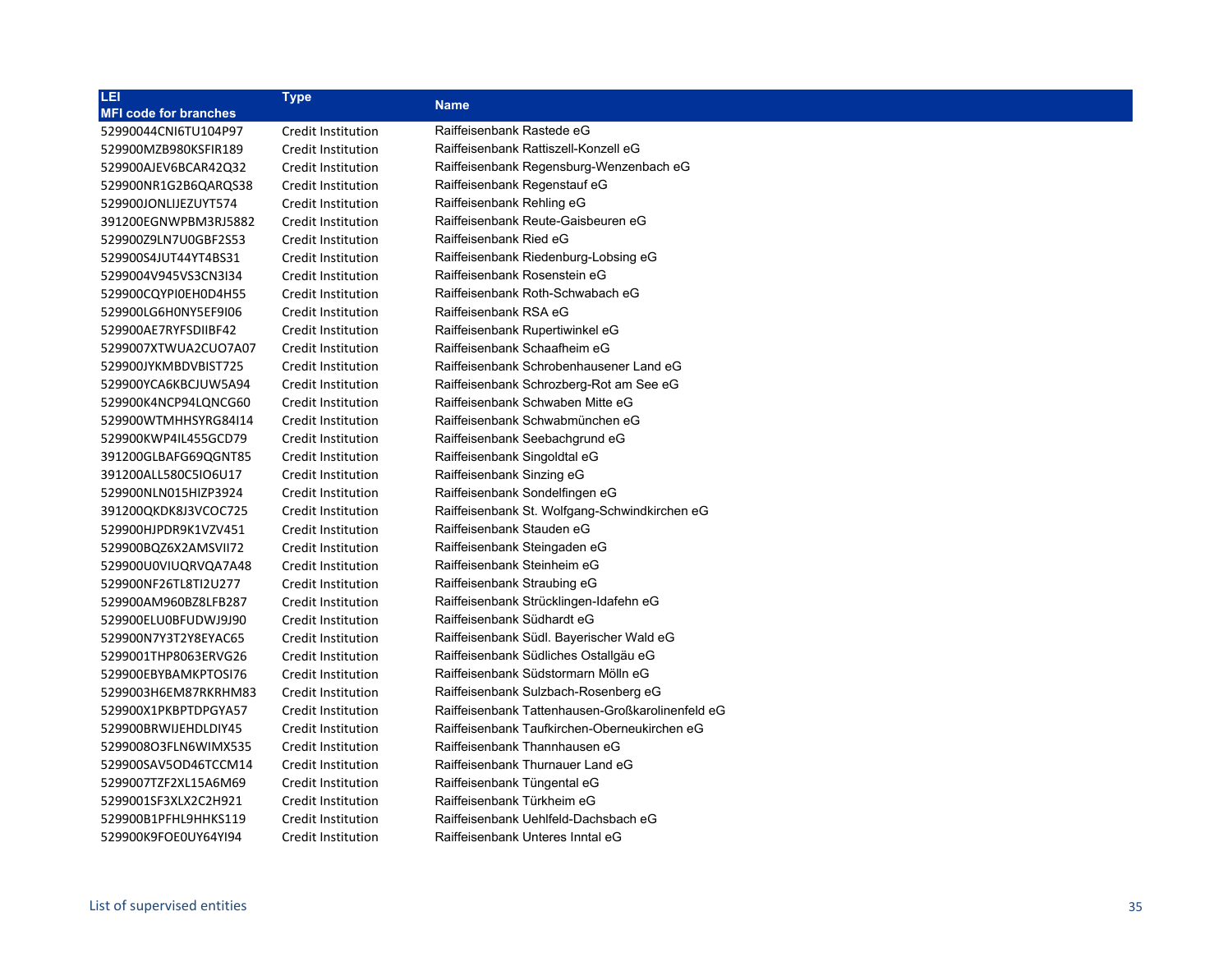| LEI<br>MFI code for branches | Type | Name |
|---|---|---|
| 52990044CNI6TU104P97 | Credit Institution | Raiffeisenbank Rastede eG |
| 529900MZB980KSFIR189 | Credit Institution | Raiffeisenbank Rattiszell-Konzell eG |
| 529900AJEV6BCAR42Q32 | Credit Institution | Raiffeisenbank Regensburg-Wenzenbach eG |
| 529900NR1G2B6QARQS38 | Credit Institution | Raiffeisenbank Regenstauf eG |
| 529900JONLIJEZUYT574 | Credit Institution | Raiffeisenbank Rehling eG |
| 391200EGNWPBM3RJ5882 | Credit Institution | Raiffeisenbank Reute-Gaisbeuren eG |
| 529900Z9LN7U0GBF2S53 | Credit Institution | Raiffeisenbank Ried eG |
| 529900S4JUT44YT4BS31 | Credit Institution | Raiffeisenbank Riedenburg-Lobsing eG |
| 5299004V945VS3CN3I34 | Credit Institution | Raiffeisenbank Rosenstein eG |
| 529900CQYPI0EH0D4H55 | Credit Institution | Raiffeisenbank Roth-Schwabach eG |
| 529900LG6H0NY5EF9I06 | Credit Institution | Raiffeisenbank RSA eG |
| 529900AE7RYFSDIIBF42 | Credit Institution | Raiffeisenbank Rupertiwinkel eG |
| 5299007XTWUA2CUO7A07 | Credit Institution | Raiffeisenbank Schaafheim eG |
| 529900JYKMBDVBIST725 | Credit Institution | Raiffeisenbank Schrobenhausener Land eG |
| 529900YCA6KBCJUW5A94 | Credit Institution | Raiffeisenbank Schrozberg-Rot am See eG |
| 529900K4NCP94LQNCG60 | Credit Institution | Raiffeisenbank Schwaben Mitte eG |
| 529900WTMHHSYRG84I14 | Credit Institution | Raiffeisenbank Schwabmünchen eG |
| 529900KWP4IL455GCD79 | Credit Institution | Raiffeisenbank Seebachgrund eG |
| 391200GLBAFG69QGNT85 | Credit Institution | Raiffeisenbank Singoldtal eG |
| 391200ALL580C5IO6U17 | Credit Institution | Raiffeisenbank Sinzing eG |
| 529900NLN015HIZP3924 | Credit Institution | Raiffeisenbank Sondelfingen eG |
| 391200QKDK8J3VCOC725 | Credit Institution | Raiffeisenbank St. Wolfgang-Schwindkirchen eG |
| 529900HJPDR9K1VZV451 | Credit Institution | Raiffeisenbank Stauden eG |
| 529900BQZ6X2AMSVII72 | Credit Institution | Raiffeisenbank Steingaden eG |
| 529900U0VIUQRVQA7A48 | Credit Institution | Raiffeisenbank Steinheim eG |
| 529900NF26TL8TI2U277 | Credit Institution | Raiffeisenbank Straubing eG |
| 529900AM960BZ8LFB287 | Credit Institution | Raiffeisenbank Strücklingen-Idafehn eG |
| 529900ELU0BFUDWJ9J90 | Credit Institution | Raiffeisenbank Südhardt eG |
| 529900N7Y3T2Y8EYAC65 | Credit Institution | Raiffeisenbank Südl. Bayerischer Wald eG |
| 5299001THP8063ERVG26 | Credit Institution | Raiffeisenbank Südliches Ostallgäu eG |
| 529900EBYBAMKPTOSI76 | Credit Institution | Raiffeisenbank Südstormarn Mölln eG |
| 5299003H6EM87RKRHM83 | Credit Institution | Raiffeisenbank Sulzbach-Rosenberg eG |
| 529900X1PKBPTDPGYA57 | Credit Institution | Raiffeisenbank Tattenhausen-Großkarolinenfeld eG |
| 529900BRWIJEHDLDIY45 | Credit Institution | Raiffeisenbank Taufkirchen-Oberneukirchen eG |
| 5299008O3FLN6WIMX535 | Credit Institution | Raiffeisenbank Thannhausen eG |
| 529900SAV5OD46TCCM14 | Credit Institution | Raiffeisenbank Thurnauer Land eG |
| 5299007TZF2XL15A6M69 | Credit Institution | Raiffeisenbank Tüngental eG |
| 5299001SF3XLX2C2H921 | Credit Institution | Raiffeisenbank Türkheim eG |
| 529900B1PFHL9HHKS119 | Credit Institution | Raiffeisenbank Uehlfeld-Dachsbach eG |
| 529900K9FOE0UY64YI94 | Credit Institution | Raiffeisenbank Unteres Inntal eG |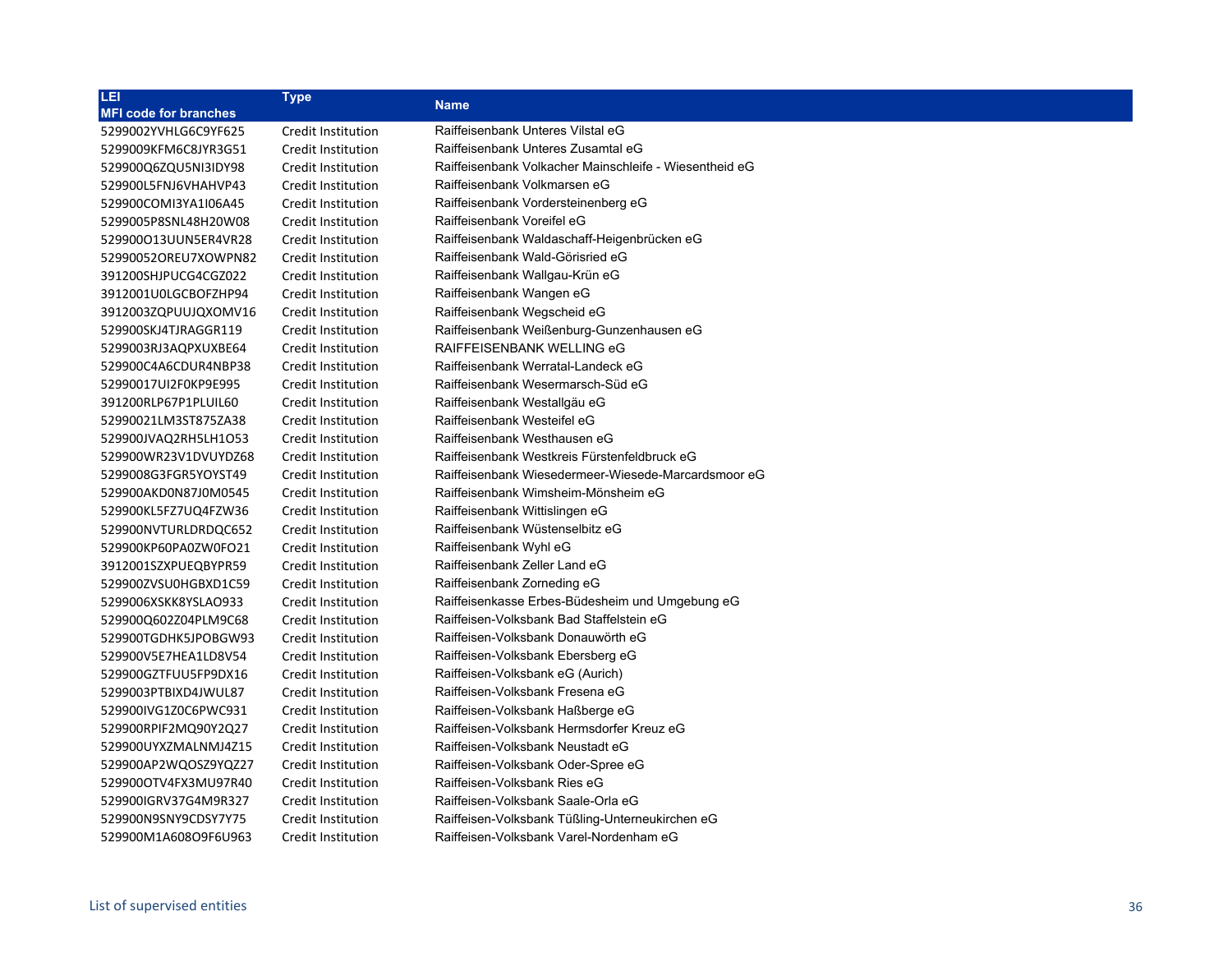| LEI<br>MFI code for branches | Type | Name |
|---|---|---|
| 5299002YVHLG6C9YF625 | Credit Institution | Raiffeisenbank Unteres Vilstal eG |
| 5299009KFM6C8JYR3G51 | Credit Institution | Raiffeisenbank Unteres Zusamtal eG |
| 529900Q6ZQU5NI3IDY98 | Credit Institution | Raiffeisenbank Volkacher Mainschleife - Wiesentheid eG |
| 529900L5FNJ6VHAHVP43 | Credit Institution | Raiffeisenbank Volkmarsen eG |
| 529900COMI3YA1I06A45 | Credit Institution | Raiffeisenbank Vordersteinenberg eG |
| 5299005P8SNL48H20W08 | Credit Institution | Raiffeisenbank Voreifel eG |
| 529900O13UUN5ER4VR28 | Credit Institution | Raiffeisenbank Waldaschaff-Heigenbrücken eG |
| 52990052OREU7XOWPN82 | Credit Institution | Raiffeisenbank Wald-Görisried eG |
| 391200SHJPUCG4CGZ022 | Credit Institution | Raiffeisenbank Wallgau-Krün eG |
| 3912001U0LGCBOFZHP94 | Credit Institution | Raiffeisenbank Wangen eG |
| 3912003ZQPUUJQXOMV16 | Credit Institution | Raiffeisenbank Wegscheid eG |
| 529900SKJ4TJRAGGR119 | Credit Institution | Raiffeisenbank Weißenburg-Gunzenhausen eG |
| 5299003RJ3AQPXUXBE64 | Credit Institution | RAIFFEISENBANK WELLING eG |
| 529900C4A6CDUR4NBP38 | Credit Institution | Raiffeisenbank Werratal-Landeck eG |
| 52990017UI2F0KP9E995 | Credit Institution | Raiffeisenbank Wesermarsch-Süd eG |
| 391200RLP67P1PLUIL60 | Credit Institution | Raiffeisenbank Westallgäu eG |
| 52990021LM3ST875ZA38 | Credit Institution | Raiffeisenbank Westeifel eG |
| 529900JVAQ2RH5LH1O53 | Credit Institution | Raiffeisenbank Westhausen eG |
| 529900WR23V1DVUYDZ68 | Credit Institution | Raiffeisenbank Westkreis Fürstenfeldbruck eG |
| 5299008G3FGR5YOYST49 | Credit Institution | Raiffeisenbank Wiesedermeer-Wiesede-Marcardsmoor eG |
| 529900AKD0N87J0M0545 | Credit Institution | Raiffeisenbank Wimsheim-Mönsheim eG |
| 529900KL5FZ7UQ4FZW36 | Credit Institution | Raiffeisenbank Wittislingen eG |
| 529900NVTURLDRDQC652 | Credit Institution | Raiffeisenbank Wüstenselbitz eG |
| 529900KP60PA0ZW0FO21 | Credit Institution | Raiffeisenbank Wyhl eG |
| 3912001SZXPUEQBYPR59 | Credit Institution | Raiffeisenbank Zeller Land eG |
| 529900ZVSU0HGBXD1C59 | Credit Institution | Raiffeisenbank Zorneding eG |
| 5299006XSKK8YSLAO933 | Credit Institution | Raiffeisenkasse Erbes-Büdesheim und Umgebung eG |
| 529900Q602Z04PLM9C68 | Credit Institution | Raiffeisen-Volksbank Bad Staffelstein eG |
| 529900TGDHK5JPOBGW93 | Credit Institution | Raiffeisen-Volksbank Donauwörth eG |
| 529900V5E7HEA1LD8V54 | Credit Institution | Raiffeisen-Volksbank Ebersberg eG |
| 529900GZTFUU5FP9DX16 | Credit Institution | Raiffeisen-Volksbank eG (Aurich) |
| 5299003PTBIXD4JWUL87 | Credit Institution | Raiffeisen-Volksbank Fresena eG |
| 529900IVG1Z0C6PWC931 | Credit Institution | Raiffeisen-Volksbank Haßberge eG |
| 529900RPIF2MQ90Y2Q27 | Credit Institution | Raiffeisen-Volksbank Hermsdorfer Kreuz eG |
| 529900UYXZMALNMJ4Z15 | Credit Institution | Raiffeisen-Volksbank Neustadt eG |
| 529900AP2WQOSZ9YQZ27 | Credit Institution | Raiffeisen-Volksbank Oder-Spree eG |
| 529900OTV4FX3MU97R40 | Credit Institution | Raiffeisen-Volksbank Ries eG |
| 529900IGRV37G4M9R327 | Credit Institution | Raiffeisen-Volksbank Saale-Orla eG |
| 529900N9SNY9CDSY7Y75 | Credit Institution | Raiffeisen-Volksbank Tüßling-Unterneukirchen eG |
| 529900M1A608O9F6U963 | Credit Institution | Raiffeisen-Volksbank Varel-Nordenham eG |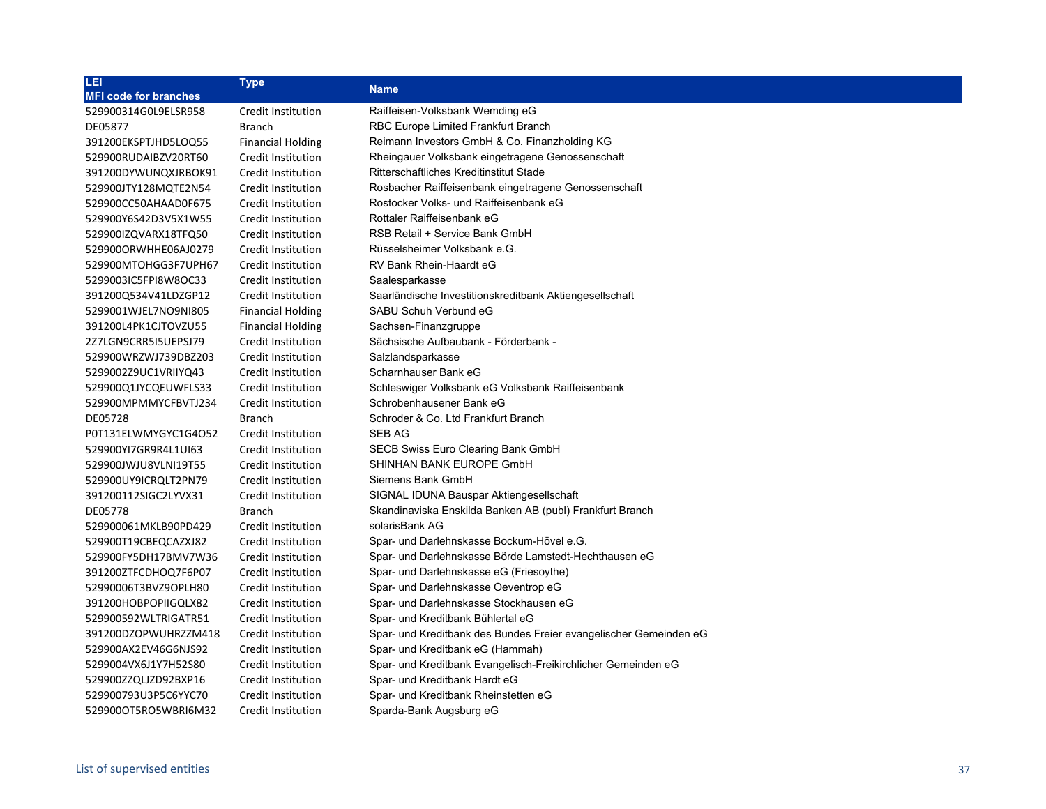| LEI<br>MFI code for branches | Type | Name |
|---|---|---|
| 529900314G0L9ELSR958 | Credit Institution | Raiffeisen-Volksbank Wemding eG |
| DE05877 | Branch | RBC Europe Limited Frankfurt Branch |
| 391200EKSPTJHD5LOQ55 | Financial Holding | Reimann Investors GmbH & Co. Finanzholding KG |
| 529900RUDAIBZV20RT60 | Credit Institution | Rheingauer Volksbank eingetragene Genossenschaft |
| 391200DYWUNQXJRBOK91 | Credit Institution | Ritterschaftliches Kreditinstitut Stade |
| 529900JTY128MQTE2N54 | Credit Institution | Rosbacher Raiffeisenbank eingetragene Genossenschaft |
| 529900CC50AHAAD0F675 | Credit Institution | Rostocker Volks- und Raiffeisenbank eG |
| 529900Y6S42D3V5X1W55 | Credit Institution | Rottaler Raiffeisenbank eG |
| 529900IZQVARX18TFQ50 | Credit Institution | RSB Retail + Service Bank GmbH |
| 529900ORWHHE06AJ0279 | Credit Institution | Rüsselsheimer Volksbank e.G. |
| 529900MTOHGG3F7UPH67 | Credit Institution | RV Bank Rhein-Haardt eG |
| 5299003IC5FPI8W8OC33 | Credit Institution | Saalesparkasse |
| 391200Q534V41LDZGP12 | Credit Institution | Saarländische Investitionskreditbank Aktiengesellschaft |
| 5299001WJEL7NO9NI805 | Financial Holding | SABU Schuh Verbund eG |
| 391200L4PK1CJTOVZU55 | Financial Holding | Sachsen-Finanzgruppe |
| 2Z7LGN9CRR5I5UEPSJ79 | Credit Institution | Sächsische Aufbaubank - Förderbank - |
| 529900WRZWJ739DBZ203 | Credit Institution | Salzlandsparkasse |
| 5299002Z9UC1VRIIYQ43 | Credit Institution | Scharnhauser Bank eG |
| 529900Q1JYCQEUWFLS33 | Credit Institution | Schleswiger Volksbank eG Volksbank Raiffeisenbank |
| 529900MPMMYCFBVTJ234 | Credit Institution | Schrobenhausener Bank eG |
| DE05728 | Branch | Schroder & Co. Ltd Frankfurt Branch |
| P0T131ELWMYGYC1G4O52 | Credit Institution | SEB AG |
| 529900YI7GR9R4L1UI63 | Credit Institution | SECB Swiss Euro Clearing Bank GmbH |
| 529900JWJU8VLNI19T55 | Credit Institution | SHINHAN BANK EUROPE GmbH |
| 529900UY9ICRQLT2PN79 | Credit Institution | Siemens Bank GmbH |
| 391200112SIGC2LYVX31 | Credit Institution | SIGNAL IDUNA Bauspar Aktiengesellschaft |
| DE05778 | Branch | Skandinaviska Enskilda Banken AB (publ) Frankfurt Branch |
| 529900061MKLB90PD429 | Credit Institution | solarisBank AG |
| 529900T19CBEQCAZXJ82 | Credit Institution | Spar- und Darlehnskasse Bockum-Hövel e.G. |
| 529900FY5DH17BMV7W36 | Credit Institution | Spar- und Darlehnskasse Börde Lamstedt-Hechthausen eG |
| 391200ZTFCDHOQ7F6P07 | Credit Institution | Spar- und Darlehnskasse eG (Friesoythe) |
| 52990006T3BVZ9OPLH80 | Credit Institution | Spar- und Darlehnskasse Oeventrop eG |
| 391200HOBPOPIIGQLX82 | Credit Institution | Spar- und Darlehnskasse Stockhausen eG |
| 529900592WLTRIGATR51 | Credit Institution | Spar- und Kreditbank Bühlertal eG |
| 391200DZOPWUHRZZM418 | Credit Institution | Spar- und Kreditbank des Bundes Freier evangelischer Gemeinden eG |
| 529900AX2EV46G6NJS92 | Credit Institution | Spar- und Kreditbank eG (Hammah) |
| 5299004VX6J1Y7H52S80 | Credit Institution | Spar- und Kreditbank Evangelisch-Freikirchlicher Gemeinden eG |
| 529900ZZQLJZD92BXP16 | Credit Institution | Spar- und Kreditbank Hardt eG |
| 529900793U3P5C6YYC70 | Credit Institution | Spar- und Kreditbank Rheinstetten eG |
| 529900OT5RO5WBRI6M32 | Credit Institution | Sparda-Bank Augsburg eG |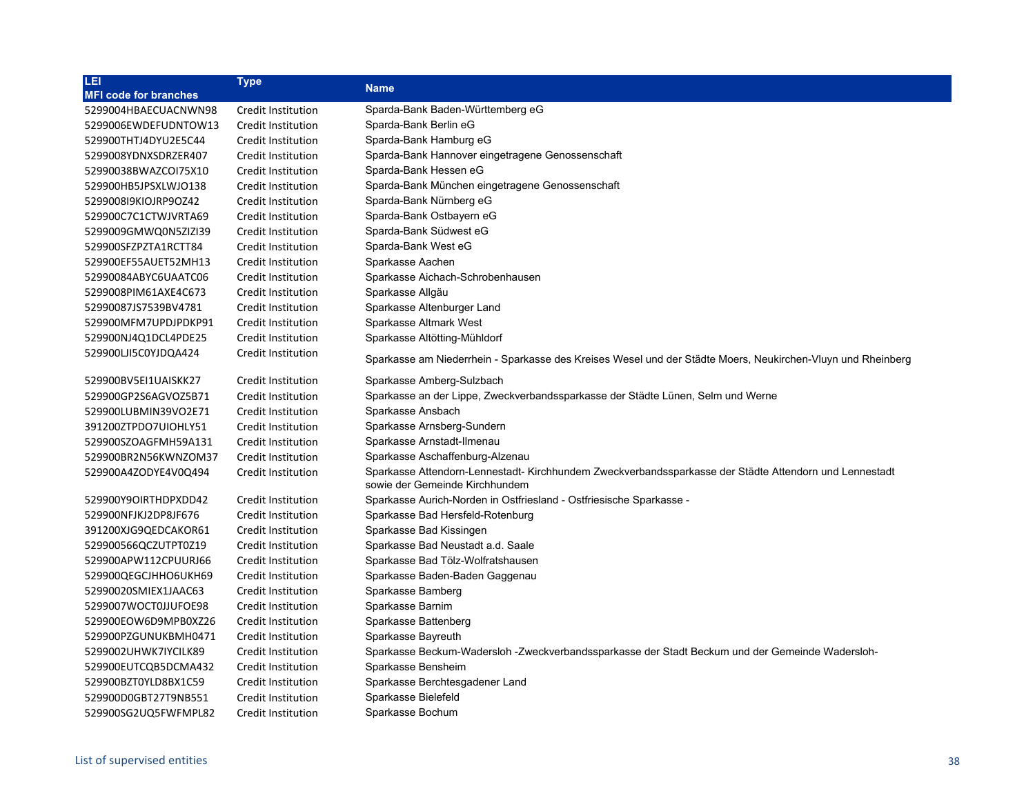| LEI<br>MFI code for branches | Type | Name |
|---|---|---|
| 5299004HBAECUACNWN98 | Credit Institution | Sparda-Bank Baden-Württemberg eG |
| 5299006EWDEFUDNTOW13 | Credit Institution | Sparda-Bank Berlin eG |
| 529900THTJ4DYU2E5C44 | Credit Institution | Sparda-Bank Hamburg eG |
| 5299008YDNXSDRZER407 | Credit Institution | Sparda-Bank Hannover eingetragene Genossenschaft |
| 52990038BWAZCOI75X10 | Credit Institution | Sparda-Bank Hessen eG |
| 529900HB5JPSXLWJO138 | Credit Institution | Sparda-Bank München eingetragene Genossenschaft |
| 5299008I9KIOJRP9OZ42 | Credit Institution | Sparda-Bank Nürnberg eG |
| 529900C7C1CTWJVRTA69 | Credit Institution | Sparda-Bank Ostbayern eG |
| 5299009GMWQ0N5ZIZI39 | Credit Institution | Sparda-Bank Südwest eG |
| 529900SFZPZTA1RCTT84 | Credit Institution | Sparda-Bank West eG |
| 529900EF55AUET52MH13 | Credit Institution | Sparkasse Aachen |
| 52990084ABYC6UAATC06 | Credit Institution | Sparkasse Aichach-Schrobenhausen |
| 5299008PIM61AXE4C673 | Credit Institution | Sparkasse Allgäu |
| 52990087JS7539BV4781 | Credit Institution | Sparkasse Altenburger Land |
| 529900MFM7UPDJPDKP91 | Credit Institution | Sparkasse Altmark West |
| 529900NJ4Q1DCL4PDE25 | Credit Institution | Sparkasse Altötting-Mühldorf |
| 529900LJI5C0YJDQA424 | Credit Institution | Sparkasse am Niederrhein - Sparkasse des Kreises Wesel und der Städte Moers, Neukirchen-Vluyn und Rheinberg |
| 529900BV5EI1UAISKK27 | Credit Institution | Sparkasse Amberg-Sulzbach |
| 529900GP2S6AGVOZ5B71 | Credit Institution | Sparkasse an der Lippe, Zweckverbandssparkasse der Städte Lünen, Selm und Werne |
| 529900LUBMIN39VO2E71 | Credit Institution | Sparkasse Ansbach |
| 391200ZTPDO7UIOHLY51 | Credit Institution | Sparkasse Arnsberg-Sundern |
| 529900SZOAGFMH59A131 | Credit Institution | Sparkasse Arnstadt-Ilmenau |
| 529900BR2N56KWNZOM37 | Credit Institution | Sparkasse Aschaffenburg-Alzenau |
| 529900A4ZODYE4V0Q494 | Credit Institution | Sparkasse Attendorn-Lennestadt- Kirchhundem Zweckverbandssparkasse der Städte Attendorn und Lennestadt sowie der Gemeinde Kirchhundem |
| 529900Y9OIRTHDPXDD42 | Credit Institution | Sparkasse Aurich-Norden in Ostfriesland - Ostfriesische Sparkasse - |
| 529900NFJKJ2DP8JF676 | Credit Institution | Sparkasse Bad Hersfeld-Rotenburg |
| 391200XJG9QEDCAKOR61 | Credit Institution | Sparkasse Bad Kissingen |
| 529900566QCZUTPT0Z19 | Credit Institution | Sparkasse Bad Neustadt a.d. Saale |
| 529900APW112CPUURJ66 | Credit Institution | Sparkasse Bad Tölz-Wolfratshausen |
| 529900QEGCJHHO6UKH69 | Credit Institution | Sparkasse Baden-Baden Gaggenau |
| 52990020SMIEX1JAAC63 | Credit Institution | Sparkasse Bamberg |
| 5299007WOCT0JJUFOE98 | Credit Institution | Sparkasse Barnim |
| 529900EOW6D9MPB0XZ26 | Credit Institution | Sparkasse Battenberg |
| 529900PZGUNUKBMH0471 | Credit Institution | Sparkasse Bayreuth |
| 5299002UHWK7IYCILK89 | Credit Institution | Sparkasse Beckum-Wadersloh -Zweckverbandssparkasse der Stadt Beckum und der Gemeinde Wadersloh- |
| 529900EUTCQB5DCMA432 | Credit Institution | Sparkasse Bensheim |
| 529900BZT0YLD8BX1C59 | Credit Institution | Sparkasse Berchtesgadener Land |
| 529900D0GBT27T9NB551 | Credit Institution | Sparkasse Bielefeld |
| 529900SG2UQ5FWFMPL82 | Credit Institution | Sparkasse Bochum |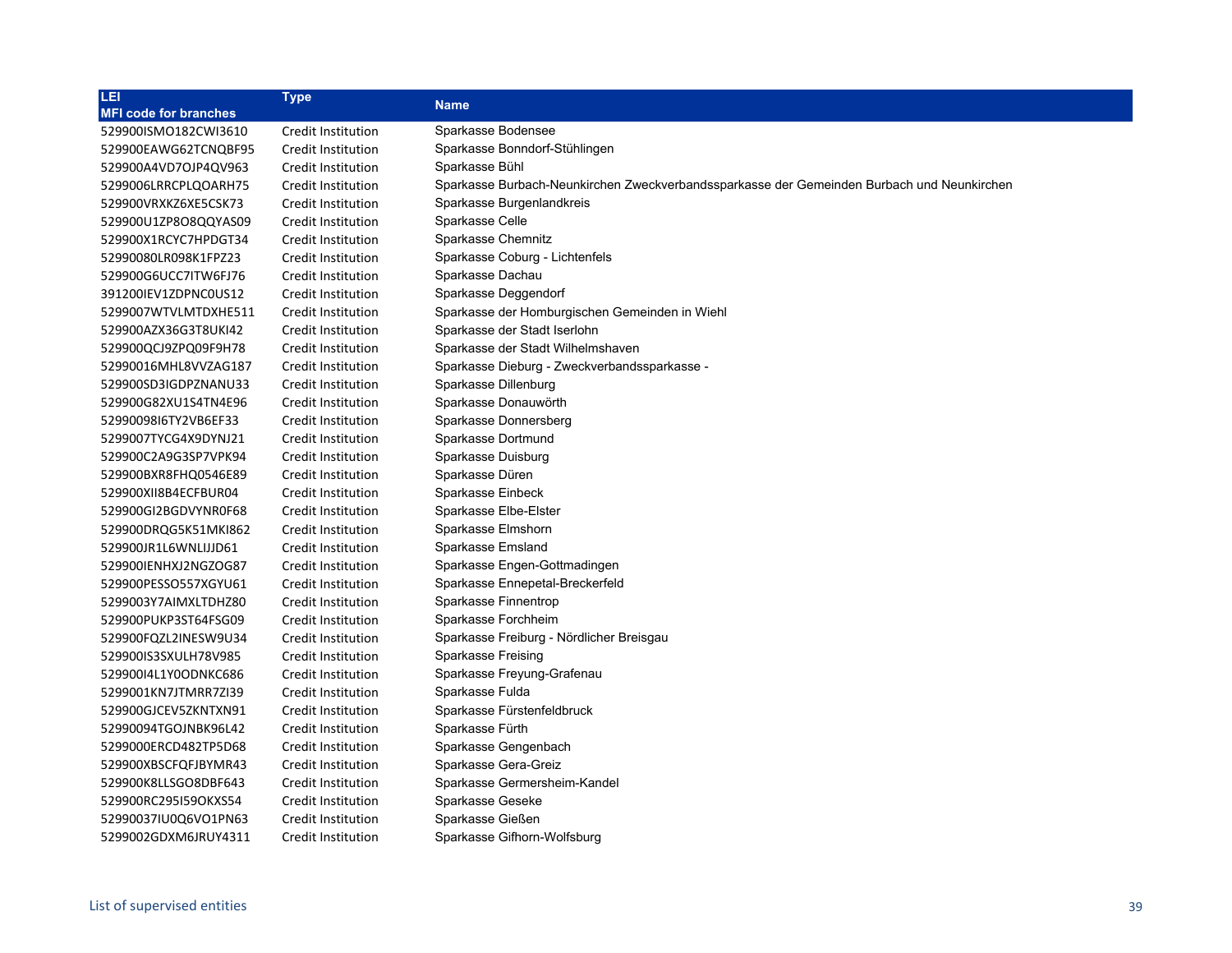| LEI<br>MFI code for branches | Type | Name |
|---|---|---|
| 529900ISMO182CWI3610 | Credit Institution | Sparkasse Bodensee |
| 529900EAWG62TCNQBF95 | Credit Institution | Sparkasse Bonndorf-Stühlingen |
| 529900A4VD7OJP4QV963 | Credit Institution | Sparkasse Bühl |
| 5299006LRRCPLQOARH75 | Credit Institution | Sparkasse Burbach-Neunkirchen Zweckverbandssparkasse der Gemeinden Burbach und Neunkirchen |
| 529900VRXKZ6XE5CSK73 | Credit Institution | Sparkasse Burgenlandkreis |
| 529900U1ZP8O8QQYAS09 | Credit Institution | Sparkasse Celle |
| 529900X1RCYC7HPDGT34 | Credit Institution | Sparkasse Chemnitz |
| 52990080LR098K1FPZ23 | Credit Institution | Sparkasse Coburg - Lichtenfels |
| 529900G6UCC7ITW6FJ76 | Credit Institution | Sparkasse Dachau |
| 391200IEV1ZDPNC0US12 | Credit Institution | Sparkasse Deggendorf |
| 5299007WTVLMTDXHE511 | Credit Institution | Sparkasse der Homburgischen Gemeinden in Wiehl |
| 529900AZX36G3T8UKI42 | Credit Institution | Sparkasse der Stadt Iserlohn |
| 529900QCJ9ZPQ09F9H78 | Credit Institution | Sparkasse der Stadt Wilhelmshaven |
| 52990016MHL8VVZAG187 | Credit Institution | Sparkasse Dieburg - Zweckverbandssparkasse - |
| 529900SD3IGDPZNANU33 | Credit Institution | Sparkasse Dillenburg |
| 529900G82XU1S4TN4E96 | Credit Institution | Sparkasse Donauwörth |
| 52990098I6TY2VB6EF33 | Credit Institution | Sparkasse Donnersberg |
| 5299007TYCG4X9DYNJ21 | Credit Institution | Sparkasse Dortmund |
| 529900C2A9G3SP7VPK94 | Credit Institution | Sparkasse Duisburg |
| 529900BXR8FHQ0546E89 | Credit Institution | Sparkasse Düren |
| 529900XII8B4ECFBUR04 | Credit Institution | Sparkasse Einbeck |
| 529900GI2BGDVYNR0F68 | Credit Institution | Sparkasse Elbe-Elster |
| 529900DRQG5K51MKI862 | Credit Institution | Sparkasse Elmshorn |
| 529900JR1L6WNLIJJD61 | Credit Institution | Sparkasse Emsland |
| 529900IENHXJ2NGZOG87 | Credit Institution | Sparkasse Engen-Gottmadingen |
| 529900PESSO557XGYU61 | Credit Institution | Sparkasse Ennepetal-Breckerfeld |
| 5299003Y7AIMXLTDHZ80 | Credit Institution | Sparkasse Finnentrop |
| 529900PUKP3ST64FSG09 | Credit Institution | Sparkasse Forchheim |
| 529900FQZL2INESW9U34 | Credit Institution | Sparkasse Freiburg - Nördlicher Breisgau |
| 529900IS3SXULH78V985 | Credit Institution | Sparkasse Freising |
| 529900I4L1Y0ODNKC686 | Credit Institution | Sparkasse Freyung-Grafenau |
| 5299001KN7JTMRR7ZI39 | Credit Institution | Sparkasse Fulda |
| 529900GJCEV5ZKNTXN91 | Credit Institution | Sparkasse Fürstenfeldbruck |
| 52990094TGOJNBK96L42 | Credit Institution | Sparkasse Fürth |
| 5299000ERCD482TP5D68 | Credit Institution | Sparkasse Gengenbach |
| 529900XBSCFQFJBYMR43 | Credit Institution | Sparkasse Gera-Greiz |
| 529900K8LLSGO8DBF643 | Credit Institution | Sparkasse Germersheim-Kandel |
| 529900RC295I59OKXS54 | Credit Institution | Sparkasse Geseke |
| 52990037IU0Q6VO1PN63 | Credit Institution | Sparkasse Gießen |
| 5299002GDXM6JRUY4311 | Credit Institution | Sparkasse Gifhorn-Wolfsburg |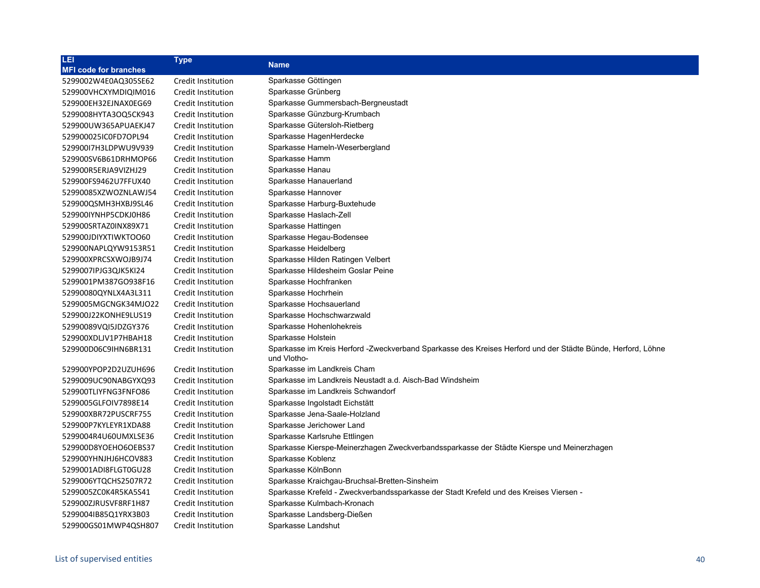| LEI<br>MFI code for branches | Type | Name |
|---|---|---|
| 5299002W4E0AQ305SE62 | Credit Institution | Sparkasse Göttingen |
| 529900VHCXYMDIQIM016 | Credit Institution | Sparkasse Grünberg |
| 529900EH32EJNAX0EG69 | Credit Institution | Sparkasse Gummersbach-Bergneustadt |
| 5299008HYTA3OQ5CK943 | Credit Institution | Sparkasse Günzburg-Krumbach |
| 529900UW365APUAEKJ47 | Credit Institution | Sparkasse Gütersloh-Rietberg |
| 529900025IC0FD7OPL94 | Credit Institution | Sparkasse HagenHerdecke |
| 529900I7H3LDPWU9V939 | Credit Institution | Sparkasse Hameln-Weserbergland |
| 529900SV6B61DRHMOP66 | Credit Institution | Sparkasse Hamm |
| 529900R5ERJA9VIZHJ29 | Credit Institution | Sparkasse Hanau |
| 529900FS9462U7FFUX40 | Credit Institution | Sparkasse Hanauerland |
| 52990085XZWOZNLAWJ54 | Credit Institution | Sparkasse Hannover |
| 529900QSMH3HXBJ9SL46 | Credit Institution | Sparkasse Harburg-Buxtehude |
| 529900IYNHP5CDKJ0H86 | Credit Institution | Sparkasse Haslach-Zell |
| 529900SRTAZ0INX89X71 | Credit Institution | Sparkasse Hattingen |
| 529900JDIYXTIWKTOO60 | Credit Institution | Sparkasse Hegau-Bodensee |
| 529900NAPLQYW9153R51 | Credit Institution | Sparkasse Heidelberg |
| 529900XPRCSXWOJB9J74 | Credit Institution | Sparkasse Hilden Ratingen Velbert |
| 5299007IPJG3QJK5KI24 | Credit Institution | Sparkasse Hildesheim Goslar Peine |
| 5299001PM387GO938F16 | Credit Institution | Sparkasse Hochfranken |
| 52990080QYNLX4A3L311 | Credit Institution | Sparkasse Hochrhein |
| 5299005MGCNGK34MJO22 | Credit Institution | Sparkasse Hochsauerland |
| 529900J22KONHE9LUS19 | Credit Institution | Sparkasse Hochschwarzwald |
| 52990089VQI5JDZGY376 | Credit Institution | Sparkasse Hohenlohekreis |
| 529900XDLJV1P7HBAH18 | Credit Institution | Sparkasse Holstein |
| 529900D06C9IHN6BR131 | Credit Institution | Sparkasse im Kreis Herford -Zweckverband Sparkasse des Kreises Herford und der Städte Bünde, Herford, Löhne und Vlotho- |
| 529900YPOP2D2UZUH696 | Credit Institution | Sparkasse im Landkreis Cham |
| 5299009UC90NABGYXQ93 | Credit Institution | Sparkasse im Landkreis Neustadt a.d. Aisch-Bad Windsheim |
| 529900TLIYFNG3FNFO86 | Credit Institution | Sparkasse im Landkreis Schwandorf |
| 5299005GLFOIV7898E14 | Credit Institution | Sparkasse Ingolstadt Eichstätt |
| 529900XBR72PUSCRF755 | Credit Institution | Sparkasse Jena-Saale-Holzland |
| 529900P7KYLEYR1XDA88 | Credit Institution | Sparkasse Jerichower Land |
| 5299004R4U60UMXLSE36 | Credit Institution | Sparkasse Karlsruhe Ettlingen |
| 529900D8YOEHO6OEBS37 | Credit Institution | Sparkasse Kierspe-Meinerzhagen Zweckverbandssparkasse der Städte Kierspe und Meinerzhagen |
| 529900YHNJHJ6HCOV883 | Credit Institution | Sparkasse Koblenz |
| 5299001ADI8FLGT0GU28 | Credit Institution | Sparkasse KölnBonn |
| 5299006YTQCHS2507R72 | Credit Institution | Sparkasse Kraichgau-Bruchsal-Bretten-Sinsheim |
| 5299005ZC0K4R5KA5S41 | Credit Institution | Sparkasse Krefeld - Zweckverbandssparkasse der Stadt Krefeld und des Kreises Viersen - |
| 529900ZJRUSVF8RF1H87 | Credit Institution | Sparkasse Kulmbach-Kronach |
| 5299004IB85Q1YRX3B03 | Credit Institution | Sparkasse Landsberg-Dießen |
| 529900GS01MWP4QSH807 | Credit Institution | Sparkasse Landshut |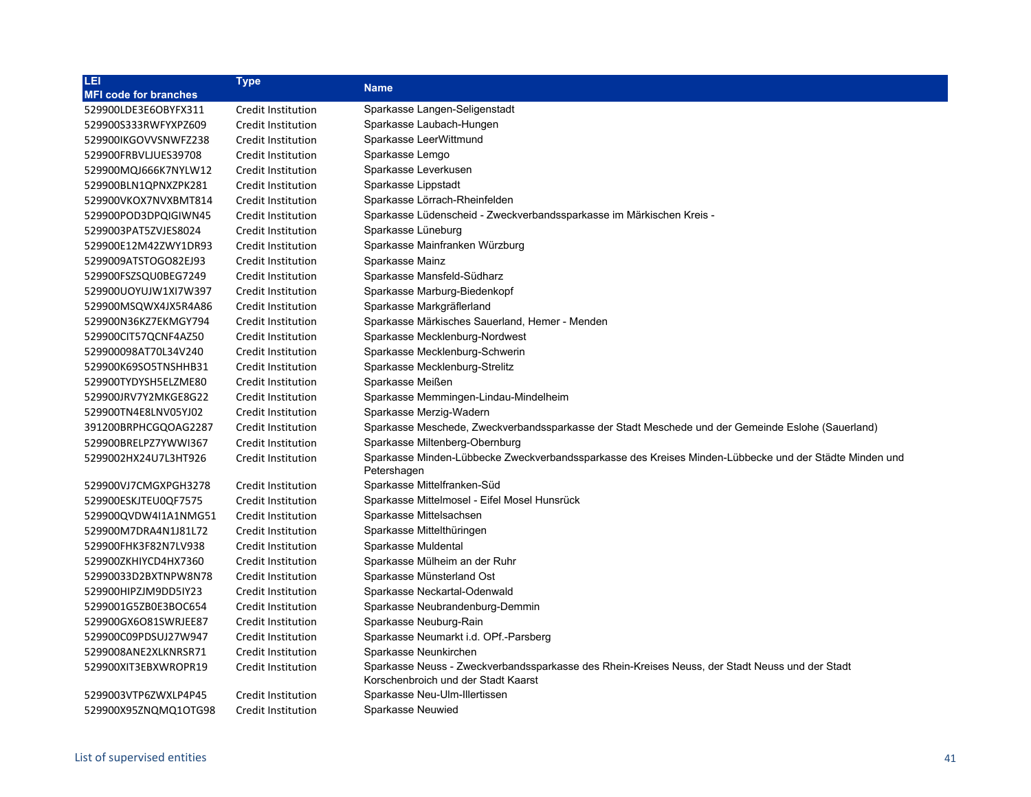| LEI<br>MFI code for branches | Type | Name |
|---|---|---|
| 529900LDE3E6OBYFX311 | Credit Institution | Sparkasse Langen-Seligenstadt |
| 529900S333RWFYXPZ609 | Credit Institution | Sparkasse Laubach-Hungen |
| 529900IKGOVVSNWFZ238 | Credit Institution | Sparkasse LeerWittmund |
| 529900FRBVLJUES39708 | Credit Institution | Sparkasse Lemgo |
| 529900MQJ666K7NYLW12 | Credit Institution | Sparkasse Leverkusen |
| 529900BLN1QPNXZPK281 | Credit Institution | Sparkasse Lippstadt |
| 529900VKOX7NVXBMT814 | Credit Institution | Sparkasse Lörrach-Rheinfelden |
| 529900POD3DPQIGIWN45 | Credit Institution | Sparkasse Lüdenscheid - Zweckverbandssparkasse im Märkischen Kreis - |
| 5299003PAT5ZVJES8024 | Credit Institution | Sparkasse Lüneburg |
| 529900E12M42ZWY1DR93 | Credit Institution | Sparkasse Mainfranken Würzburg |
| 5299009ATSTOGO82EJ93 | Credit Institution | Sparkasse Mainz |
| 529900FSZSQU0BEG7249 | Credit Institution | Sparkasse Mansfeld-Südharz |
| 529900UOYUJW1XI7W397 | Credit Institution | Sparkasse Marburg-Biedenkopf |
| 529900MSQWX4JX5R4A86 | Credit Institution | Sparkasse Markgräflerland |
| 529900N36KZ7EKMGY794 | Credit Institution | Sparkasse Märkisches Sauerland, Hemer - Menden |
| 529900CIT57QCNF4AZ50 | Credit Institution | Sparkasse Mecklenburg-Nordwest |
| 529900098AT70L34V240 | Credit Institution | Sparkasse Mecklenburg-Schwerin |
| 529900K69SO5TNSHHB31 | Credit Institution | Sparkasse Mecklenburg-Strelitz |
| 529900TYDYSH5ELZME80 | Credit Institution | Sparkasse Meißen |
| 529900JRV7Y2MKGE8G22 | Credit Institution | Sparkasse Memmingen-Lindau-Mindelheim |
| 529900TN4E8LNV05YJ02 | Credit Institution | Sparkasse Merzig-Wadern |
| 391200BRPHCGQOAG2287 | Credit Institution | Sparkasse Meschede, Zweckverbandssparkasse der Stadt Meschede und der Gemeinde Eslohe (Sauerland) |
| 529900BRELPZ7YWWI367 | Credit Institution | Sparkasse Miltenberg-Obernburg |
| 5299002HX24U7L3HT926 | Credit Institution | Sparkasse Minden-Lübbecke Zweckverbandssparkasse des Kreises Minden-Lübbecke und der Städte Minden und Petershagen |
| 529900VJ7CMGXPGH3278 | Credit Institution | Sparkasse Mittelfranken-Süd |
| 529900ESKJTEU0QF7575 | Credit Institution | Sparkasse Mittelmosel - Eifel Mosel Hunsrück |
| 529900QVDW4I1A1NMG51 | Credit Institution | Sparkasse Mittelsachsen |
| 529900M7DRA4N1J81L72 | Credit Institution | Sparkasse Mittelthüringen |
| 529900FHK3F82N7LV938 | Credit Institution | Sparkasse Muldental |
| 529900ZKHIYCD4HX7360 | Credit Institution | Sparkasse Mülheim an der Ruhr |
| 52990033D2BXTNPW8N78 | Credit Institution | Sparkasse Münsterland Ost |
| 529900HIPZJM9DD5IY23 | Credit Institution | Sparkasse Neckartal-Odenwald |
| 5299001G5ZB0E3BOC654 | Credit Institution | Sparkasse Neubrandenburg-Demmin |
| 529900GX6O81SWRJEE87 | Credit Institution | Sparkasse Neuburg-Rain |
| 529900C09PDSUJ27W947 | Credit Institution | Sparkasse Neumarkt i.d. OPf.-Parsberg |
| 5299008ANE2XLKNRSR71 | Credit Institution | Sparkasse Neunkirchen |
| 529900XIT3EBXWROPR19 | Credit Institution | Sparkasse Neuss - Zweckverbandssparkasse des Rhein-Kreises Neuss, der Stadt Neuss und der Stadt Korschenbroich und der Stadt Kaarst |
| 5299003VTP6ZWXLP4P45 | Credit Institution | Sparkasse Neu-Ulm-Illertissen |
| 529900X95ZNQMQ1OTG98 | Credit Institution | Sparkasse Neuwied |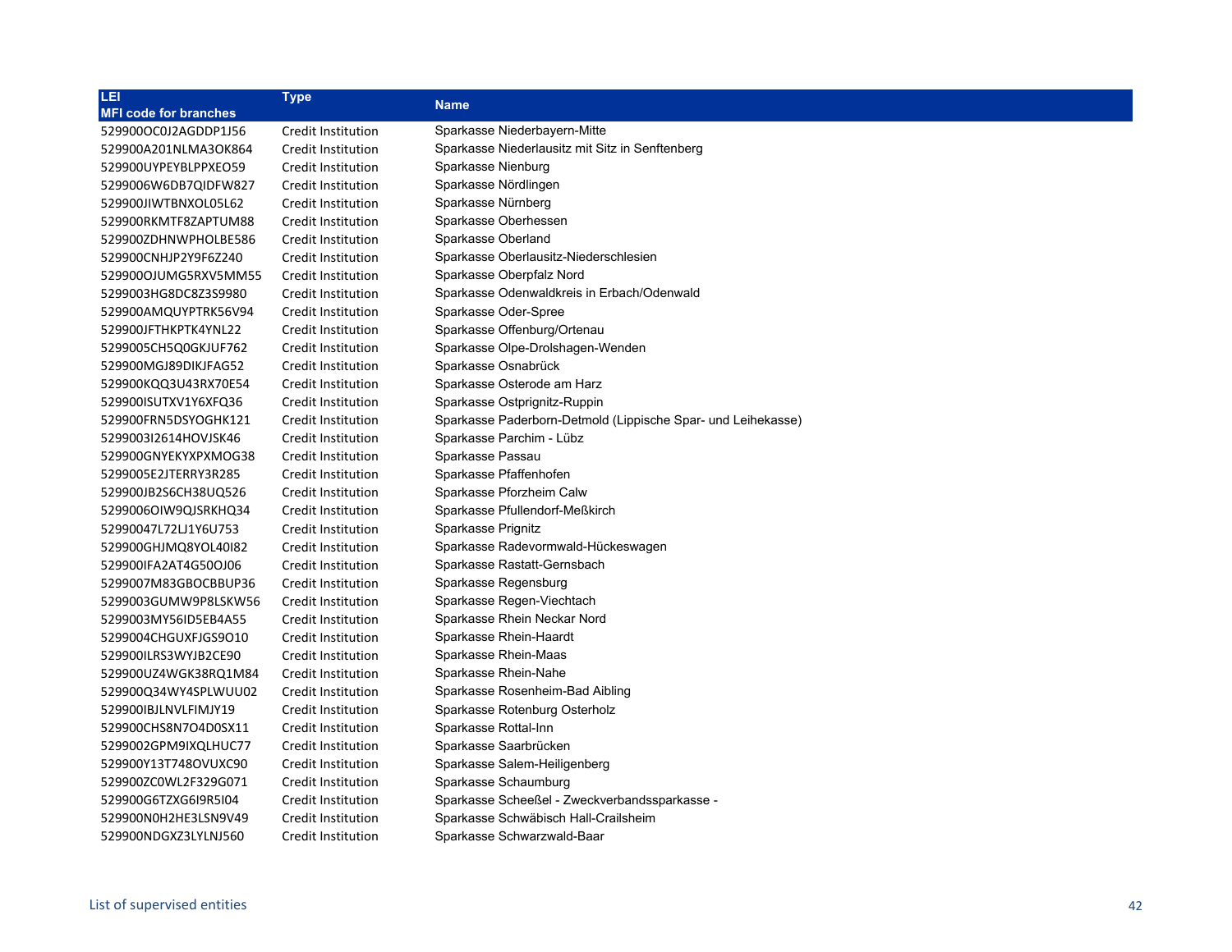| LEI<br>MFI code for branches | Type | Name |
|---|---|---|
| 529900OC0J2AGDDP1J56 | Credit Institution | Sparkasse Niederbayern-Mitte |
| 529900A201NLMA3OK864 | Credit Institution | Sparkasse Niederlausitz mit Sitz in Senftenberg |
| 529900UYPEYBLPPXEO59 | Credit Institution | Sparkasse Nienburg |
| 5299006W6DB7QIDFW827 | Credit Institution | Sparkasse Nördlingen |
| 529900JIWTBNXOL05L62 | Credit Institution | Sparkasse Nürnberg |
| 529900RKMTF8ZAPTUM88 | Credit Institution | Sparkasse Oberhessen |
| 529900ZDHNWPHOLBE586 | Credit Institution | Sparkasse Oberland |
| 529900CNHJP2Y9F6Z240 | Credit Institution | Sparkasse Oberlausitz-Niederschlesien |
| 529900OJUMG5RXV5MM55 | Credit Institution | Sparkasse Oberpfalz Nord |
| 5299003HG8DC8Z3S9980 | Credit Institution | Sparkasse Odenwaldkreis in Erbach/Odenwald |
| 529900AMQUYPTRK56V94 | Credit Institution | Sparkasse Oder-Spree |
| 529900JFTHKPTK4YNL22 | Credit Institution | Sparkasse Offenburg/Ortenau |
| 5299005CH5Q0GKJUF762 | Credit Institution | Sparkasse Olpe-Drolshagen-Wenden |
| 529900MGJ89DIKJFAG52 | Credit Institution | Sparkasse Osnabrück |
| 529900KQQ3U43RX70E54 | Credit Institution | Sparkasse Osterode am Harz |
| 529900ISUTXV1Y6XFQ36 | Credit Institution | Sparkasse Ostprignitz-Ruppin |
| 529900FRN5DSYOGHK121 | Credit Institution | Sparkasse Paderborn-Detmold (Lippische Spar- und Leihekasse) |
| 5299003I2614HOVJSK46 | Credit Institution | Sparkasse Parchim - Lübz |
| 529900GNYEKYXPXMOG38 | Credit Institution | Sparkasse Passau |
| 5299005E2JTERRY3R285 | Credit Institution | Sparkasse Pfaffenhofen |
| 529900JB2S6CH38UQ526 | Credit Institution | Sparkasse Pforzheim Calw |
| 5299006OIW9QJSRKHQ34 | Credit Institution | Sparkasse Pfullendorf-Meßkirch |
| 52990047L72LJ1Y6U753 | Credit Institution | Sparkasse Prignitz |
| 529900GHJMQ8YOL40I82 | Credit Institution | Sparkasse Radevormwald-Hückeswagen |
| 529900IFA2AT4G50OJ06 | Credit Institution | Sparkasse Rastatt-Gernsbach |
| 5299007M83GBOCBBUP36 | Credit Institution | Sparkasse Regensburg |
| 5299003GUMW9P8LSKW56 | Credit Institution | Sparkasse Regen-Viechtach |
| 5299003MY56ID5EB4A55 | Credit Institution | Sparkasse Rhein Neckar Nord |
| 5299004CHGUXFJGS9O10 | Credit Institution | Sparkasse Rhein-Haardt |
| 529900ILRS3WYJB2CE90 | Credit Institution | Sparkasse Rhein-Maas |
| 529900UZ4WGK38RQ1M84 | Credit Institution | Sparkasse Rhein-Nahe |
| 529900Q34WY4SPLWUU02 | Credit Institution | Sparkasse Rosenheim-Bad Aibling |
| 529900IBJLNVLFIMJY19 | Credit Institution | Sparkasse Rotenburg Osterholz |
| 529900CHS8N7O4D0SX11 | Credit Institution | Sparkasse Rottal-Inn |
| 5299002GPM9IXQLHUC77 | Credit Institution | Sparkasse Saarbrücken |
| 529900Y13T748OVUXC90 | Credit Institution | Sparkasse Salem-Heiligenberg |
| 529900ZC0WL2F329G071 | Credit Institution | Sparkasse Schaumburg |
| 529900G6TZXG6I9R5I04 | Credit Institution | Sparkasse Scheeßel - Zweckverbandssparkasse - |
| 529900N0H2HE3LSN9V49 | Credit Institution | Sparkasse Schwäbisch Hall-Crailsheim |
| 529900NDGXZ3LYLNJ560 | Credit Institution | Sparkasse Schwarzwald-Baar |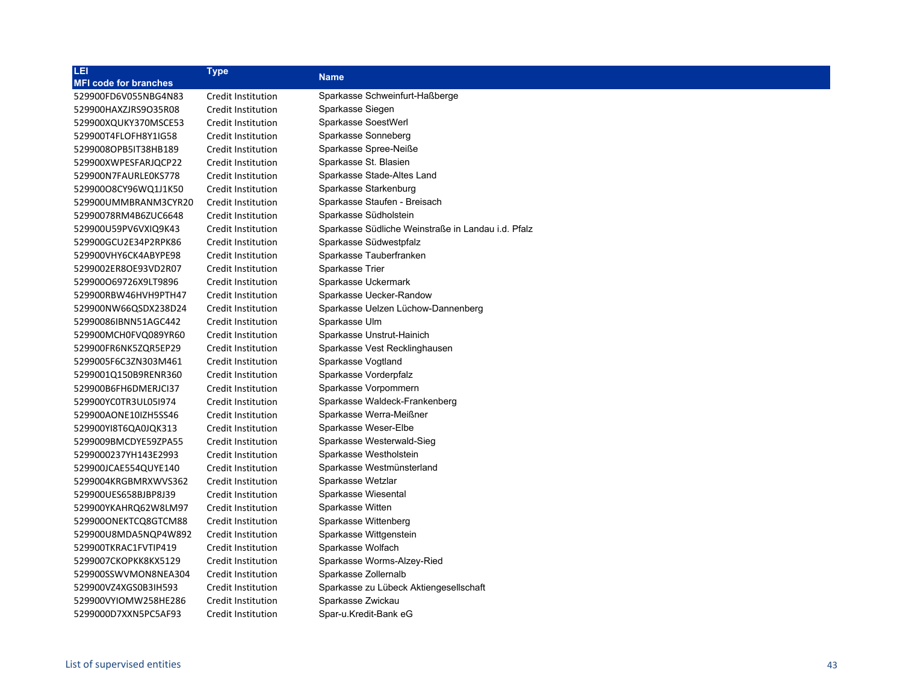| LEI<br>MFI code for branches | Type | Name |
|---|---|---|
| 529900FD6V055NBG4N83 | Credit Institution | Sparkasse Schweinfurt-Haßberge |
| 529900HAXZJRS9O35R08 | Credit Institution | Sparkasse Siegen |
| 529900XQUKY370MSCE53 | Credit Institution | Sparkasse SoestWerl |
| 529900T4FLOFH8Y1IG58 | Credit Institution | Sparkasse Sonneberg |
| 5299008OPB5IT38HB189 | Credit Institution | Sparkasse Spree-Neiße |
| 529900XWPESFARJQCP22 | Credit Institution | Sparkasse St. Blasien |
| 529900N7FAURLE0KS778 | Credit Institution | Sparkasse Stade-Altes Land |
| 529900O8CY96WQ1J1K50 | Credit Institution | Sparkasse Starkenburg |
| 529900UMMBRANM3CYR20 | Credit Institution | Sparkasse Staufen - Breisach |
| 52990078RM4B6ZUC6648 | Credit Institution | Sparkasse Südholstein |
| 529900U59PV6VXIQ9K43 | Credit Institution | Sparkasse Südliche Weinstraße in Landau i.d. Pfalz |
| 529900GCU2E34P2RPK86 | Credit Institution | Sparkasse Südwestpfalz |
| 529900VHY6CK4ABYPE98 | Credit Institution | Sparkasse Tauberfranken |
| 5299002ER8OE93VD2R07 | Credit Institution | Sparkasse Trier |
| 529900O69726X9LT9896 | Credit Institution | Sparkasse Uckermark |
| 529900RBW46HVH9PTH47 | Credit Institution | Sparkasse Uecker-Randow |
| 529900NW66QSDX238D24 | Credit Institution | Sparkasse Uelzen Lüchow-Dannenberg |
| 52990086IBNN51AGC442 | Credit Institution | Sparkasse Ulm |
| 529900MCH0FVQ089YR60 | Credit Institution | Sparkasse Unstrut-Hainich |
| 529900FR6NK5ZQR5EP29 | Credit Institution | Sparkasse Vest Recklinghausen |
| 5299005F6C3ZN303M461 | Credit Institution | Sparkasse Vogtland |
| 5299001Q150B9RENR360 | Credit Institution | Sparkasse Vorderpfalz |
| 529900B6FH6DMERJCI37 | Credit Institution | Sparkasse Vorpommern |
| 529900YC0TR3UL05I974 | Credit Institution | Sparkasse Waldeck-Frankenberg |
| 529900AONE10IZH5SS46 | Credit Institution | Sparkasse Werra-Meißner |
| 529900YI8T6QA0JQK313 | Credit Institution | Sparkasse Weser-Elbe |
| 5299009BMCDYE59ZPA55 | Credit Institution | Sparkasse Westerwald-Sieg |
| 5299000237YH143E2993 | Credit Institution | Sparkasse Westholstein |
| 529900JCAE554QUYE140 | Credit Institution | Sparkasse Westmünsterland |
| 5299004KRGBMRXWVS362 | Credit Institution | Sparkasse Wetzlar |
| 529900UES658BJBP8J39 | Credit Institution | Sparkasse Wiesental |
| 529900YKAHRQ62W8LM97 | Credit Institution | Sparkasse Witten |
| 529900ONEKTCQ8GTCM88 | Credit Institution | Sparkasse Wittenberg |
| 529900U8MDA5NQP4W892 | Credit Institution | Sparkasse Wittgenstein |
| 529900TKRAC1FVTIP419 | Credit Institution | Sparkasse Wolfach |
| 5299007CKOPKK8KX5129 | Credit Institution | Sparkasse Worms-Alzey-Ried |
| 529900SSWVMON8NEA304 | Credit Institution | Sparkasse Zollernalb |
| 529900VZ4XGS0B3IH593 | Credit Institution | Sparkasse zu Lübeck Aktiengesellschaft |
| 529900VYIOMW258HE286 | Credit Institution | Sparkasse Zwickau |
| 5299000D7XXN5PC5AF93 | Credit Institution | Spar-u.Kredit-Bank eG |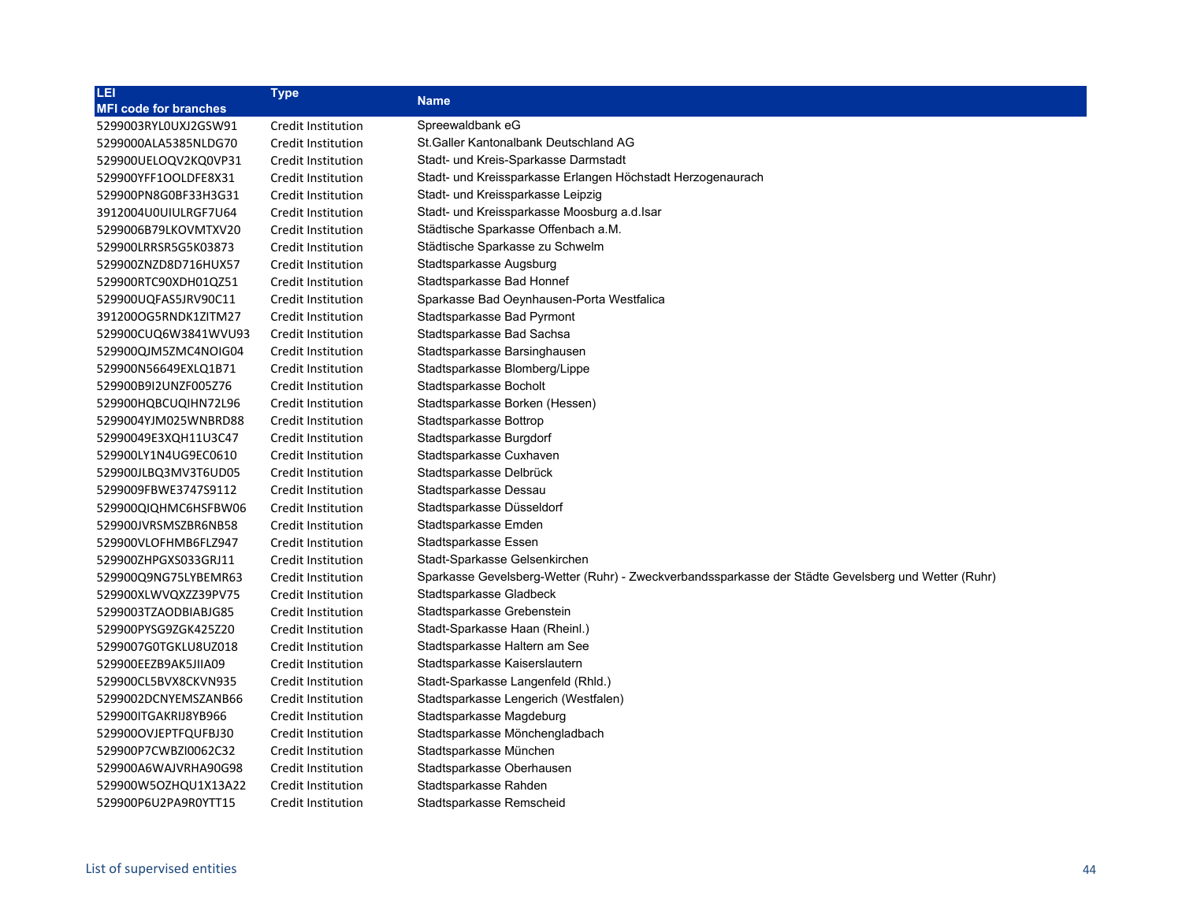| LEI<br>MFI code for branches | Type | Name |
|---|---|---|
| 5299003RYL0UXJ2GSW91 | Credit Institution | Spreewaldbank eG |
| 5299000ALA5385NLDG70 | Credit Institution | St.Galler Kantonalbank Deutschland AG |
| 529900UELOQV2KQ0VP31 | Credit Institution | Stadt- und Kreis-Sparkasse Darmstadt |
| 529900YFF1OOLDFE8X31 | Credit Institution | Stadt- und Kreissparkasse Erlangen Höchstadt Herzogenaurach |
| 529900PN8G0BF33H3G31 | Credit Institution | Stadt- und Kreissparkasse Leipzig |
| 3912004U0UIULRGF7U64 | Credit Institution | Stadt- und Kreissparkasse Moosburg a.d.Isar |
| 5299006B79LKOVMTXV20 | Credit Institution | Städtische Sparkasse Offenbach a.M. |
| 529900LRRSR5G5K03873 | Credit Institution | Städtische Sparkasse zu Schwelm |
| 529900ZNZD8D716HUX57 | Credit Institution | Stadtsparkasse Augsburg |
| 529900RTC90XDH01QZ51 | Credit Institution | Stadtsparkasse Bad Honnef |
| 529900UQFAS5JRV90C11 | Credit Institution | Sparkasse Bad Oeynhausen-Porta Westfalica |
| 391200OG5RNDK1ZITM27 | Credit Institution | Stadtsparkasse Bad Pyrmont |
| 529900CUQ6W3841WVU93 | Credit Institution | Stadtsparkasse Bad Sachsa |
| 529900QJM5ZMC4NOIG04 | Credit Institution | Stadtsparkasse Barsinghausen |
| 529900N56649EXLQ1B71 | Credit Institution | Stadtsparkasse Blomberg/Lippe |
| 529900B9I2UNZF005Z76 | Credit Institution | Stadtsparkasse Bocholt |
| 529900HQBCUQIHN72L96 | Credit Institution | Stadtsparkasse Borken (Hessen) |
| 5299004YJM025WNBRD88 | Credit Institution | Stadtsparkasse Bottrop |
| 52990049E3XQH11U3C47 | Credit Institution | Stadtsparkasse Burgdorf |
| 529900LY1N4UG9EC0610 | Credit Institution | Stadtsparkasse Cuxhaven |
| 529900JLBQ3MV3T6UD05 | Credit Institution | Stadtsparkasse Delbrück |
| 5299009FBWE3747S9112 | Credit Institution | Stadtsparkasse Dessau |
| 529900QIQHMC6HSFBW06 | Credit Institution | Stadtsparkasse Düsseldorf |
| 529900JVRSMSZBR6NB58 | Credit Institution | Stadtsparkasse Emden |
| 529900VLOFHMB6FLZ947 | Credit Institution | Stadtsparkasse Essen |
| 529900ZHPGXS033GRJ11 | Credit Institution | Stadt-Sparkasse Gelsenkirchen |
| 529900Q9NG75LYBEMR63 | Credit Institution | Sparkasse Gevelsberg-Wetter (Ruhr) - Zweckverbandssparkasse der Städte Gevelsberg und Wetter (Ruhr) |
| 529900XLWVQXZZ39PV75 | Credit Institution | Stadtsparkasse Gladbeck |
| 5299003TZAODBIABJG85 | Credit Institution | Stadtsparkasse Grebenstein |
| 529900PYSG9ZGK425Z20 | Credit Institution | Stadt-Sparkasse Haan (Rheinl.) |
| 5299007G0TGKLU8UZ018 | Credit Institution | Stadtsparkasse Haltern am See |
| 529900EEZB9AK5JIIA09 | Credit Institution | Stadtsparkasse Kaiserslautern |
| 529900CL5BVX8CKVN935 | Credit Institution | Stadt-Sparkasse Langenfeld (Rhld.) |
| 5299002DCNYEMSZANB66 | Credit Institution | Stadtsparkasse Lengerich (Westfalen) |
| 529900ITGAKRIJ8YB966 | Credit Institution | Stadtsparkasse Magdeburg |
| 529900OVJEPTFQUFBJ30 | Credit Institution | Stadtsparkasse Mönchengladbach |
| 529900P7CWBZI0062C32 | Credit Institution | Stadtsparkasse München |
| 529900A6WAJVRHA90G98 | Credit Institution | Stadtsparkasse Oberhausen |
| 529900W5OZHQU1X13A22 | Credit Institution | Stadtsparkasse Rahden |
| 529900P6U2PA9R0YTT15 | Credit Institution | Stadtsparkasse Remscheid |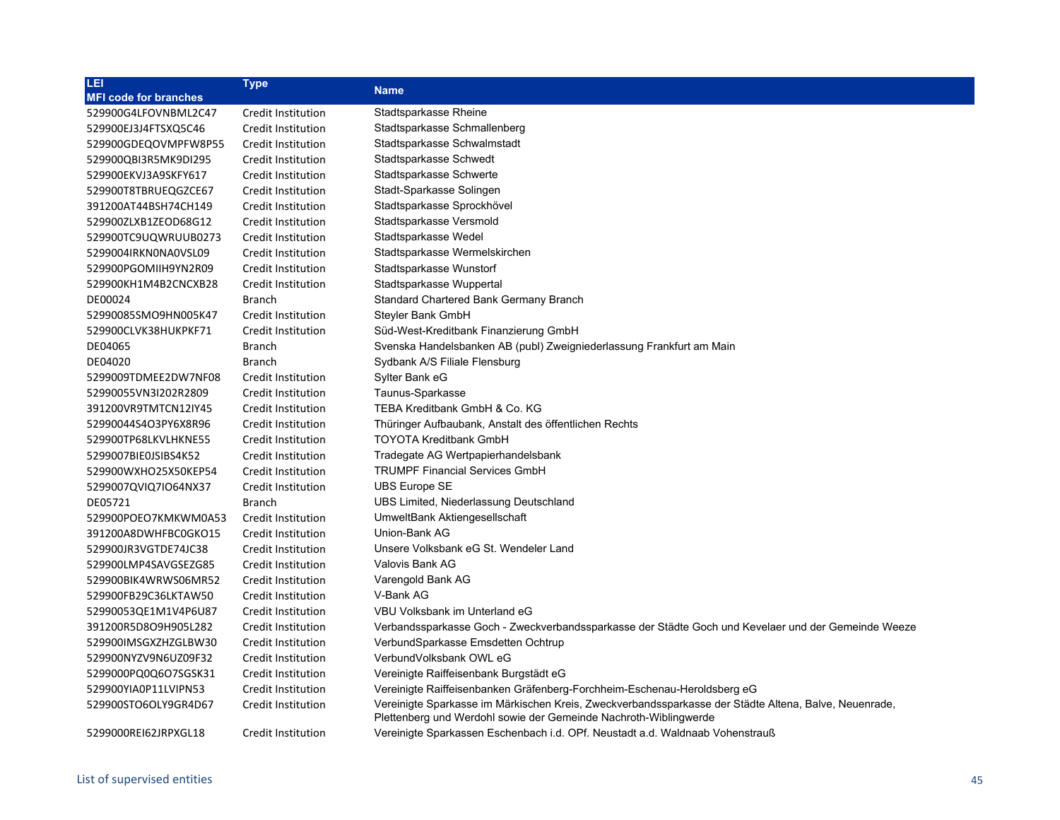| LEI<br>MFI code for branches | Type | Name |
|---|---|---|
| 529900G4LFOVNBML2C47 | Credit Institution | Stadtsparkasse Rheine |
| 529900EJ3J4FTSXQ5C46 | Credit Institution | Stadtsparkasse Schmallenberg |
| 529900GDEQOVMPFW8P55 | Credit Institution | Stadtsparkasse Schwalmstadt |
| 529900QBI3R5MK9DI295 | Credit Institution | Stadtsparkasse Schwedt |
| 529900EKVJ3A9SKFY617 | Credit Institution | Stadtsparkasse Schwerte |
| 529900T8TBRUEQGZCE67 | Credit Institution | Stadt-Sparkasse Solingen |
| 391200AT44BSH74CH149 | Credit Institution | Stadtsparkasse Sprockhövel |
| 529900ZLXB1ZEOD68G12 | Credit Institution | Stadtsparkasse Versmold |
| 529900TC9UQWRUUB0273 | Credit Institution | Stadtsparkasse Wedel |
| 5299004IRKN0NA0VSL09 | Credit Institution | Stadtsparkasse Wermelskirchen |
| 529900PGOMIIH9YN2R09 | Credit Institution | Stadtsparkasse Wunstorf |
| 529900KH1M4B2CNCXB28 | Credit Institution | Stadtsparkasse Wuppertal |
| DE00024 | Branch | Standard Chartered Bank Germany Branch |
| 52990085SMO9HN005K47 | Credit Institution | Steyler Bank GmbH |
| 529900CLVK38HUKPKF71 | Credit Institution | Süd-West-Kreditbank Finanzierung GmbH |
| DE04065 | Branch | Svenska Handelsbanken AB (publ) Zweigniederlassung Frankfurt am Main |
| DE04020 | Branch | Sydbank A/S Filiale Flensburg |
| 5299009TDMEE2DW7NF08 | Credit Institution | Sylter Bank eG |
| 52990055VN3I202R2809 | Credit Institution | Taunus-Sparkasse |
| 391200VR9TMTCN12IY45 | Credit Institution | TEBA Kreditbank GmbH & Co. KG |
| 52990044S4O3PY6X8R96 | Credit Institution | Thüringer Aufbaubank, Anstalt des öffentlichen Rechts |
| 529900TP68LKVLHKNE55 | Credit Institution | TOYOTA Kreditbank GmbH |
| 5299007BIE0JSIBS4K52 | Credit Institution | Tradegate AG Wertpapierhandelsbank |
| 529900WXHO25X50KEP54 | Credit Institution | TRUMPF Financial Services GmbH |
| 5299007QVIQ7IO64NX37 | Credit Institution | UBS Europe SE |
| DE05721 | Branch | UBS Limited, Niederlassung Deutschland |
| 529900POEO7KMKWM0A53 | Credit Institution | UmweltBank Aktiengesellschaft |
| 391200A8DWHFBC0GKO15 | Credit Institution | Union-Bank AG |
| 529900JR3VGTDE74JC38 | Credit Institution | Unsere Volksbank eG St. Wendeler Land |
| 529900LMP4SAVGSEZG85 | Credit Institution | Valovis Bank AG |
| 529900BIK4WRWS06MR52 | Credit Institution | Varengold Bank AG |
| 529900FB29C36LKTAW50 | Credit Institution | V-Bank AG |
| 52990053QE1M1V4P6U87 | Credit Institution | VBU Volksbank im Unterland eG |
| 391200R5D8O9H905L282 | Credit Institution | Verbandssparkasse Goch - Zweckverbandssparkasse der Städte Goch und Kevelaer und der Gemeinde Weeze |
| 529900IMSGXZHZGLBW30 | Credit Institution | VerbundSparkasse Emsdetten Ochtrup |
| 529900NYZV9N6UZ09F32 | Credit Institution | VerbundVolksbank OWL eG |
| 5299000PQ0Q6O7SGSK31 | Credit Institution | Vereinigte Raiffeisenbank Burgstädt eG |
| 529900YIA0P11LVIPN53 | Credit Institution | Vereinigte Raiffeisenbanken Gräfenberg-Forchheim-Eschenau-Heroldsberg eG |
| 529900STO6OLY9GR4D67 | Credit Institution | Vereinigte Sparkasse im Märkischen Kreis, Zweckverbandssparkasse der Städte Altena, Balve, Neuenrade, Plettenberg und Werdohl sowie der Gemeinde Nachroth-Wiblingwerde |
| 5299000REI62JRPXGL18 | Credit Institution | Vereinigte Sparkassen Eschenbach i.d. OPf. Neustadt a.d. Waldnaab Vohenstrauß |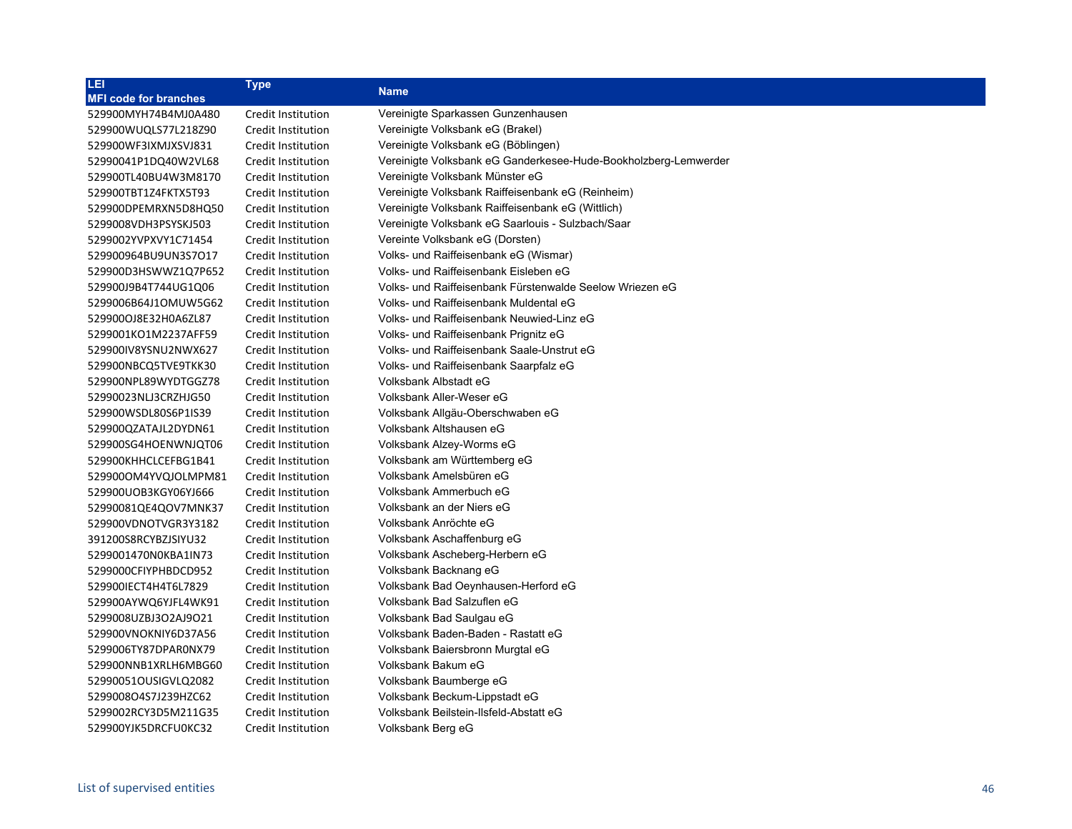| LEI<br>MFI code for branches | Type | Name |
|---|---|---|
| 529900MYH74B4MJ0A480 | Credit Institution | Vereinigte Sparkassen Gunzenhausen |
| 529900WUQLS77L218Z90 | Credit Institution | Vereinigte Volksbank eG (Brakel) |
| 529900WF3IXMJXSVJ831 | Credit Institution | Vereinigte Volksbank eG (Böblingen) |
| 52990041P1DQ40W2VL68 | Credit Institution | Vereinigte Volksbank eG Ganderkesee-Hude-Bookholzberg-Lemwerder |
| 529900TL40BU4W3M8170 | Credit Institution | Vereinigte Volksbank Münster eG |
| 529900TBT1Z4FKTX5T93 | Credit Institution | Vereinigte Volksbank Raiffeisenbank eG (Reinheim) |
| 529900DPEMRXN5D8HQ50 | Credit Institution | Vereinigte Volksbank Raiffeisenbank eG (Wittlich) |
| 5299008VDH3PSYSKJ503 | Credit Institution | Vereinigte Volksbank eG Saarlouis - Sulzbach/Saar |
| 5299002YVPXVY1C71454 | Credit Institution | Vereinte Volksbank eG (Dorsten) |
| 529900964BU9UN3S7O17 | Credit Institution | Volks- und Raiffeisenbank eG (Wismar) |
| 529900D3HSWWZ1Q7P652 | Credit Institution | Volks- und Raiffeisenbank Eisleben eG |
| 529900J9B4T744UG1Q06 | Credit Institution | Volks- und Raiffeisenbank Fürstenwalde Seelow Wriezen eG |
| 5299006B64J1OMUW5G62 | Credit Institution | Volks- und Raiffeisenbank Muldental eG |
| 529900OJ8E32H0A6ZL87 | Credit Institution | Volks- und Raiffeisenbank Neuwied-Linz eG |
| 5299001KO1M2237AFF59 | Credit Institution | Volks- und Raiffeisenbank Prignitz eG |
| 529900IV8YSNU2NWX627 | Credit Institution | Volks- und Raiffeisenbank Saale-Unstrut eG |
| 529900NBCQ5TVE9TKK30 | Credit Institution | Volks- und Raiffeisenbank Saarpfalz eG |
| 529900NPL89WYDTGGZ78 | Credit Institution | Volksbank Albstadt eG |
| 52990023NLJ3CRZHJG50 | Credit Institution | Volksbank Aller-Weser eG |
| 529900WSDL80S6P1IS39 | Credit Institution | Volksbank Allgäu-Oberschwaben eG |
| 529900QZATAJL2DYDN61 | Credit Institution | Volksbank Altshausen eG |
| 529900SG4HOENWNJQT06 | Credit Institution | Volksbank Alzey-Worms eG |
| 529900KHHCLCEFBG1B41 | Credit Institution | Volksbank am Württemberg eG |
| 529900OM4YVQJOLMPM81 | Credit Institution | Volksbank Amelsbüren eG |
| 529900UOB3KGY06YJ666 | Credit Institution | Volksbank Ammerbuch eG |
| 52990081QE4QOV7MNK37 | Credit Institution | Volksbank an der Niers eG |
| 529900VDNOTVGR3Y3182 | Credit Institution | Volksbank Anröchte eG |
| 391200S8RCYBZJSIYU32 | Credit Institution | Volksbank Aschaffenburg eG |
| 5299001470N0KBA1IN73 | Credit Institution | Volksbank Ascheberg-Herbern eG |
| 5299000CFIYPHBDCD952 | Credit Institution | Volksbank Backnang eG |
| 529900IECT4H4T6L7829 | Credit Institution | Volksbank Bad Oeynhausen-Herford eG |
| 529900AYWQ6YJFL4WK91 | Credit Institution | Volksbank Bad Salzuflen eG |
| 5299008UZBJ3O2AJ9O21 | Credit Institution | Volksbank Bad Saulgau eG |
| 529900VNOKNIY6D37A56 | Credit Institution | Volksbank Baden-Baden - Rastatt eG |
| 5299006TY87DPAR0NX79 | Credit Institution | Volksbank Baiersbronn Murgtal eG |
| 529900NNB1XRLH6MBG60 | Credit Institution | Volksbank Bakum eG |
| 52990051OUSIGVLQ2082 | Credit Institution | Volksbank Baumberge eG |
| 5299008O4S7J239HZC62 | Credit Institution | Volksbank Beckum-Lippstadt eG |
| 5299002RCY3D5M211G35 | Credit Institution | Volksbank Beilstein-Ilsfeld-Abstatt eG |
| 529900YJK5DRCFU0KC32 | Credit Institution | Volksbank Berg eG |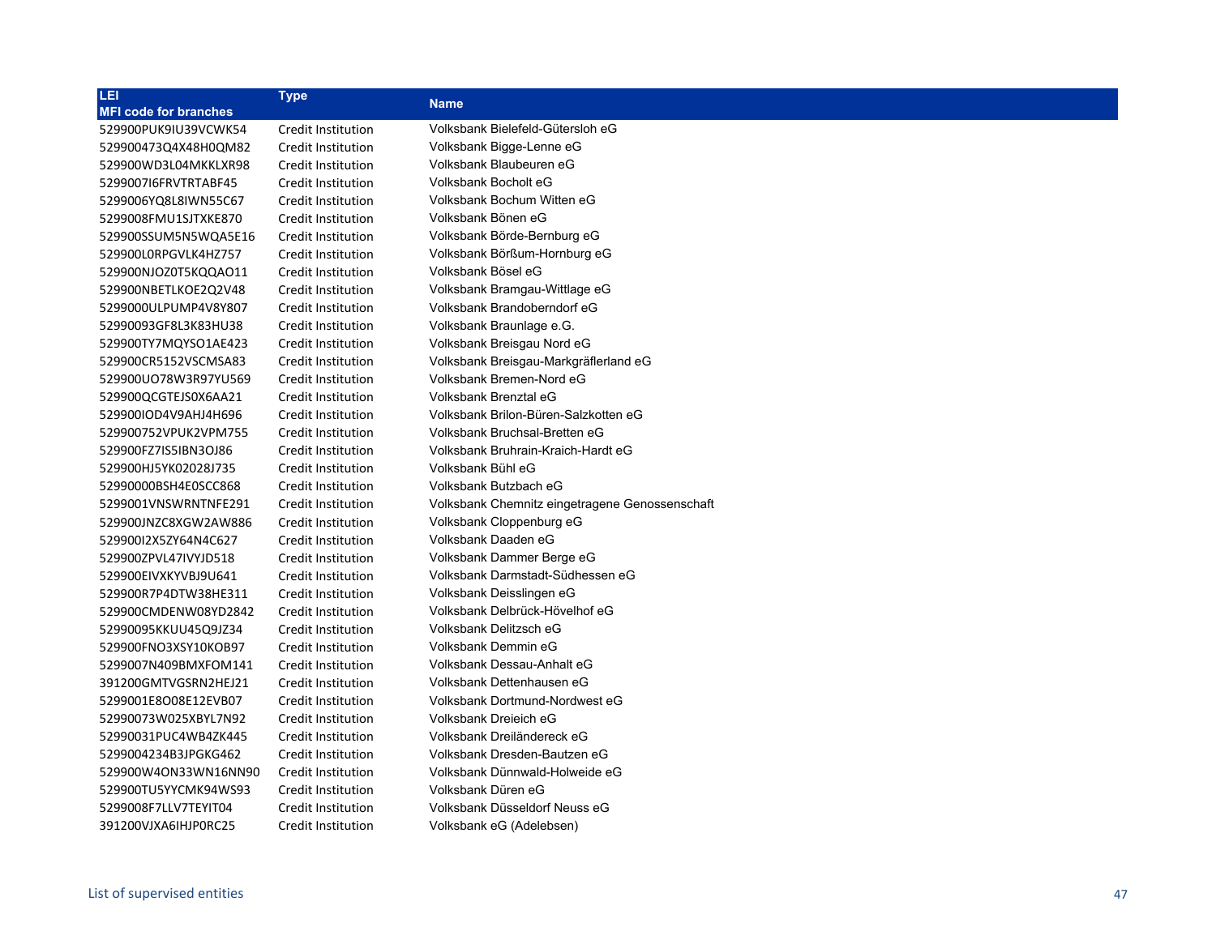| LEI<br>MFI code for branches | Type | Name |
|---|---|---|
| 529900PUK9IU39VCWK54 | Credit Institution | Volksbank Bielefeld-Gütersloh eG |
| 529900473Q4X48H0QM82 | Credit Institution | Volksbank Bigge-Lenne eG |
| 529900WD3L04MKKLXR98 | Credit Institution | Volksbank Blaubeuren eG |
| 5299007I6FRVTRTABF45 | Credit Institution | Volksbank Bocholt eG |
| 5299006YQ8L8IWN55C67 | Credit Institution | Volksbank Bochum Witten eG |
| 5299008FMU1SJTXKE870 | Credit Institution | Volksbank Bönen eG |
| 529900SSUM5N5WQA5E16 | Credit Institution | Volksbank Börde-Bernburg eG |
| 529900L0RPGVLK4HZ757 | Credit Institution | Volksbank Börßum-Hornburg eG |
| 529900NJOZ0T5KQQAO11 | Credit Institution | Volksbank Bösel eG |
| 529900NBETLKOE2Q2V48 | Credit Institution | Volksbank Bramgau-Wittlage eG |
| 5299000ULPUMP4V8Y807 | Credit Institution | Volksbank Brandoberndorf eG |
| 52990093GF8L3K83HU38 | Credit Institution | Volksbank Braunlage e.G. |
| 529900TY7MQYSO1AE423 | Credit Institution | Volksbank Breisgau Nord eG |
| 529900CR5152VSCMSA83 | Credit Institution | Volksbank Breisgau-Markgräflerland eG |
| 529900UO78W3R97YU569 | Credit Institution | Volksbank Bremen-Nord eG |
| 529900QCGTEJS0X6AA21 | Credit Institution | Volksbank Brenztal eG |
| 529900IOD4V9AHJ4H696 | Credit Institution | Volksbank Brilon-Büren-Salzkotten eG |
| 529900752VPUK2VPM755 | Credit Institution | Volksbank Bruchsal-Bretten eG |
| 529900FZ7IS5IBN3OJ86 | Credit Institution | Volksbank Bruhrain-Kraich-Hardt eG |
| 529900HJ5YK02028J735 | Credit Institution | Volksbank Bühl eG |
| 52990000BSH4E0SCC868 | Credit Institution | Volksbank Butzbach eG |
| 5299001VNSWRNTNFE291 | Credit Institution | Volksbank Chemnitz eingetragene Genossenschaft |
| 529900JNZC8XGW2AW886 | Credit Institution | Volksbank Cloppenburg eG |
| 529900I2X5ZY64N4C627 | Credit Institution | Volksbank Daaden eG |
| 529900ZPVL47IVYJD518 | Credit Institution | Volksbank Dammer Berge eG |
| 529900EIVXKYVBJ9U641 | Credit Institution | Volksbank Darmstadt-Südhessen eG |
| 529900R7P4DTW38HE311 | Credit Institution | Volksbank Deisslingen eG |
| 529900CMDENW08YD2842 | Credit Institution | Volksbank Delbrück-Hövelhof eG |
| 52990095KKUU45Q9JZ34 | Credit Institution | Volksbank Delitzsch eG |
| 529900FNO3XSY10KOB97 | Credit Institution | Volksbank Demmin eG |
| 5299007N409BMXFOM141 | Credit Institution | Volksbank Dessau-Anhalt eG |
| 391200GMTVGSRN2HEJ21 | Credit Institution | Volksbank Dettenhausen eG |
| 5299001E8O08E12EVB07 | Credit Institution | Volksbank Dortmund-Nordwest eG |
| 52990073W025XBYL7N92 | Credit Institution | Volksbank Dreieich eG |
| 52990031PUC4WB4ZK445 | Credit Institution | Volksbank Dreiländereck eG |
| 5299004234B3JPGKG462 | Credit Institution | Volksbank Dresden-Bautzen eG |
| 529900W4ON33WN16NN90 | Credit Institution | Volksbank Dünnwald-Holweide eG |
| 529900TU5YYCMK94WS93 | Credit Institution | Volksbank Düren eG |
| 5299008F7LLV7TEYIT04 | Credit Institution | Volksbank Düsseldorf Neuss eG |
| 391200VJXA6IHJP0RC25 | Credit Institution | Volksbank eG (Adelebsen) |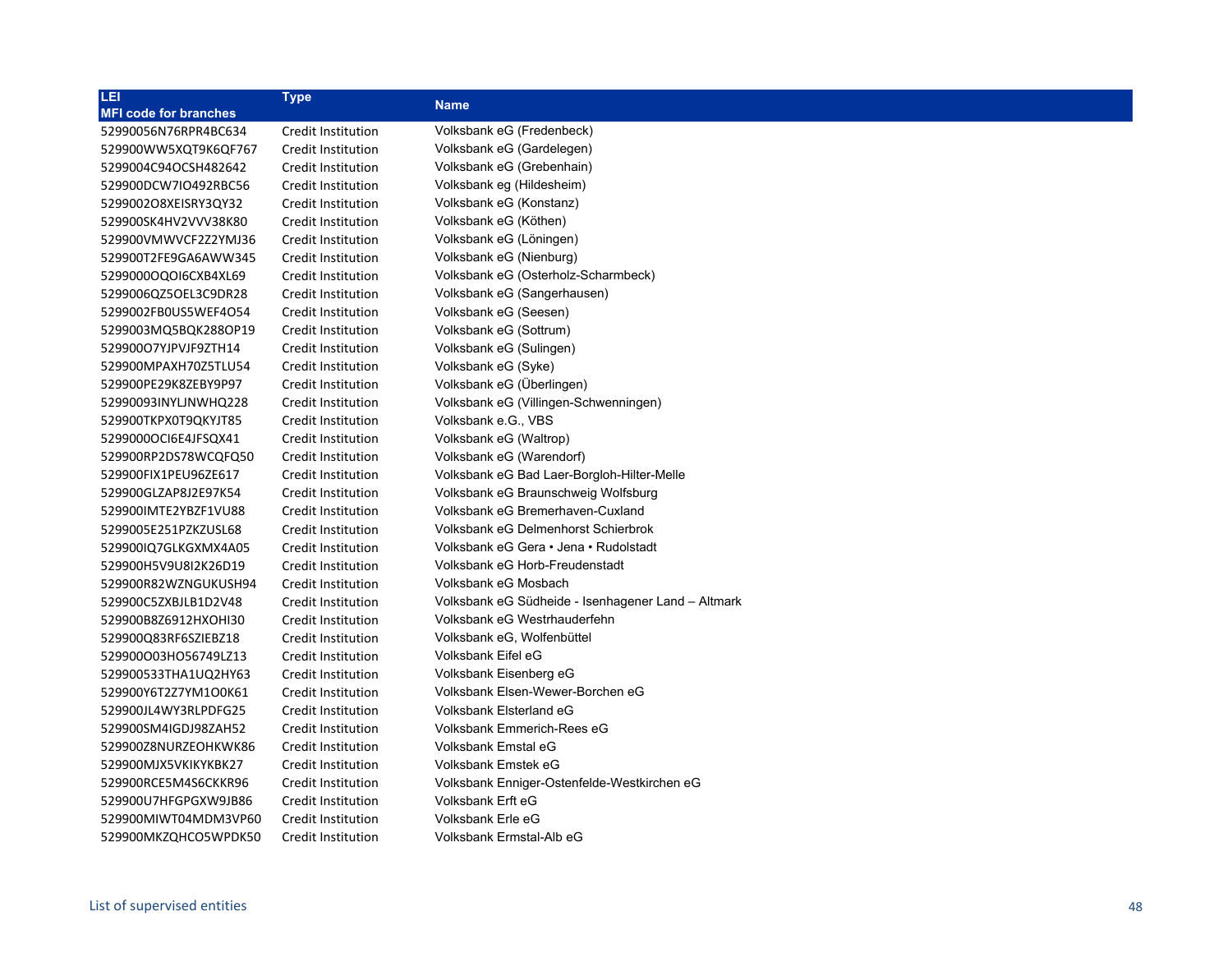| LEI<br>MFI code for branches | Type | Name |
|---|---|---|
| 52990056N76RPR4BC634 | Credit Institution | Volksbank eG (Fredenbeck) |
| 529900WW5XQT9K6QF767 | Credit Institution | Volksbank eG (Gardelegen) |
| 5299004C94OCSH482642 | Credit Institution | Volksbank eG (Grebenhain) |
| 529900DCW7IO492RBC56 | Credit Institution | Volksbank eg (Hildesheim) |
| 5299002O8XEISRY3QY32 | Credit Institution | Volksbank eG (Konstanz) |
| 529900SK4HV2VVV38K80 | Credit Institution | Volksbank eG (Köthen) |
| 529900VMWVCF2Z2YMJ36 | Credit Institution | Volksbank eG (Löningen) |
| 529900T2FE9GA6AWW345 | Credit Institution | Volksbank eG (Nienburg) |
| 5299000OQOI6CXB4XL69 | Credit Institution | Volksbank eG (Osterholz-Scharmbeck) |
| 5299006QZ5OEL3C9DR28 | Credit Institution | Volksbank eG (Sangerhausen) |
| 5299002FB0US5WEF4O54 | Credit Institution | Volksbank eG (Seesen) |
| 5299003MQ5BQK288OP19 | Credit Institution | Volksbank eG (Sottrum) |
| 529900O7YJPVJF9ZTH14 | Credit Institution | Volksbank eG (Sulingen) |
| 529900MPAXH70Z5TLU54 | Credit Institution | Volksbank eG (Syke) |
| 529900PE29K8ZEBY9P97 | Credit Institution | Volksbank eG (Überlingen) |
| 52990093INYLJNWHQ228 | Credit Institution | Volksbank eG (Villingen-Schwenningen) |
| 529900TKPX0T9QKYJT85 | Credit Institution | Volksbank e.G., VBS |
| 5299000OCI6E4JFSQX41 | Credit Institution | Volksbank eG (Waltrop) |
| 529900RP2DS78WCQFQ50 | Credit Institution | Volksbank eG (Warendorf) |
| 529900FIX1PEU96ZE617 | Credit Institution | Volksbank eG Bad Laer-Borgloh-Hilter-Melle |
| 529900GLZAP8J2E97K54 | Credit Institution | Volksbank eG Braunschweig Wolfsburg |
| 529900IMTE2YBZF1VU88 | Credit Institution | Volksbank eG Bremerhaven-Cuxland |
| 5299005E251PZKZUSL68 | Credit Institution | Volksbank eG Delmenhorst Schierbrok |
| 529900IQ7GLKGXMX4A05 | Credit Institution | Volksbank eG Gera • Jena • Rudolstadt |
| 529900H5V9U8I2K26D19 | Credit Institution | Volksbank eG Horb-Freudenstadt |
| 529900R82WZNGUKUSH94 | Credit Institution | Volksbank eG Mosbach |
| 529900C5ZXBJLB1D2V48 | Credit Institution | Volksbank eG Südheide - Isenhagener Land – Altmark |
| 529900B8Z6912HXOHI30 | Credit Institution | Volksbank eG Westrhauderfehn |
| 529900Q83RF6SZIEBZ18 | Credit Institution | Volksbank eG, Wolfenbüttel |
| 529900O03HO56749LZ13 | Credit Institution | Volksbank Eifel eG |
| 529900533THA1UQ2HY63 | Credit Institution | Volksbank Eisenberg eG |
| 529900Y6T2Z7YM1O0K61 | Credit Institution | Volksbank Elsen-Wewer-Borchen eG |
| 529900JL4WY3RLPDFG25 | Credit Institution | Volksbank Elsterland eG |
| 529900SM4IGDJ98ZAH52 | Credit Institution | Volksbank Emmerich-Rees eG |
| 529900Z8NURZEOHKWK86 | Credit Institution | Volksbank Emstal eG |
| 529900MJX5VKIKYKBK27 | Credit Institution | Volksbank Emstek eG |
| 529900RCE5M4S6CKKR96 | Credit Institution | Volksbank Enniger-Ostenfelde-Westkirchen eG |
| 529900U7HFGPGXW9JB86 | Credit Institution | Volksbank Erft eG |
| 529900MIWT04MDM3VP60 | Credit Institution | Volksbank Erle eG |
| 529900MKZQHCO5WPDK50 | Credit Institution | Volksbank Ermstal-Alb eG |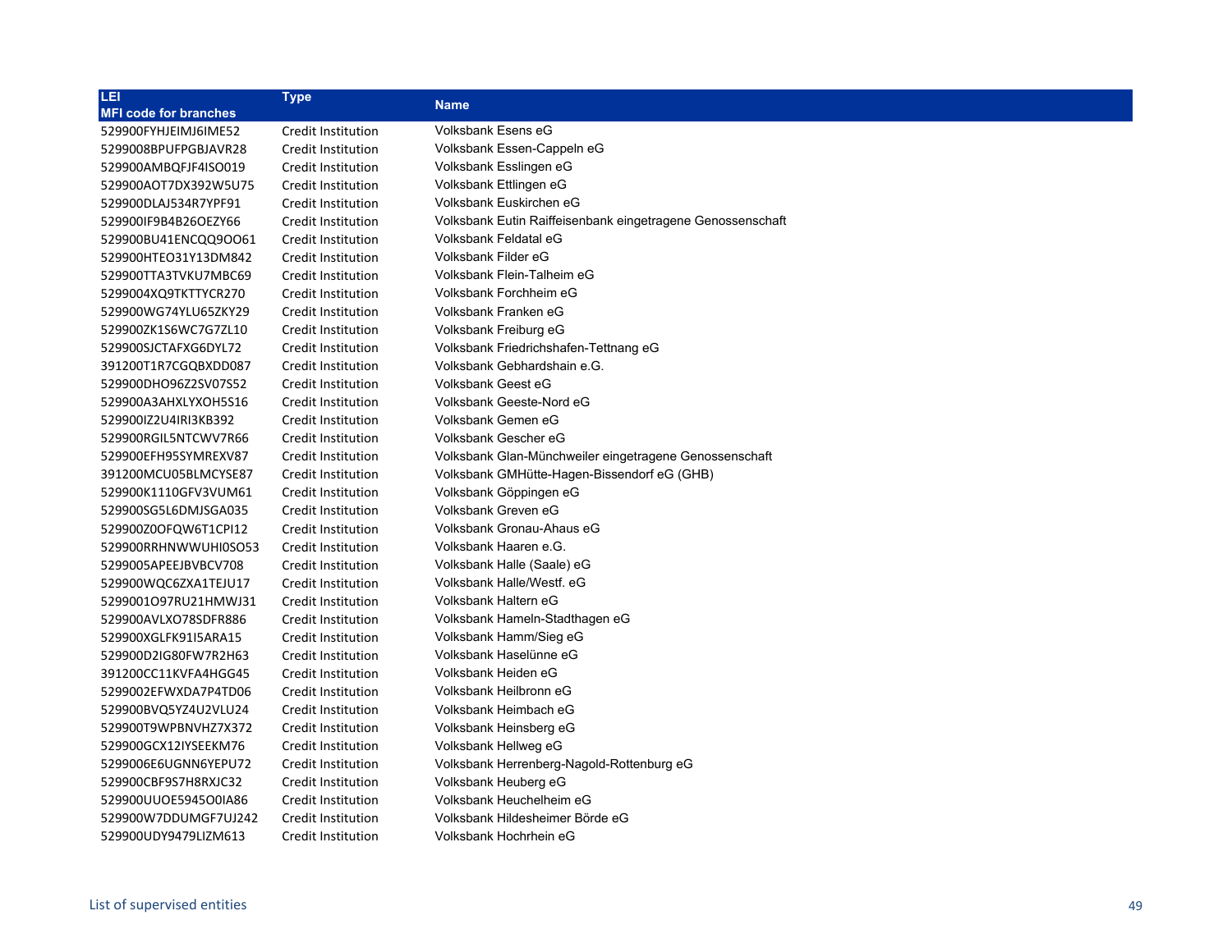| LEI<br>MFI code for branches | Type | Name |
|---|---|---|
| 529900FYHJEIMJ6IME52 | Credit Institution | Volksbank Esens eG |
| 5299008BPUFPGBJAVR28 | Credit Institution | Volksbank Essen-Cappeln eG |
| 529900AMBQFJF4ISO019 | Credit Institution | Volksbank Esslingen eG |
| 529900AOT7DX392W5U75 | Credit Institution | Volksbank Ettlingen eG |
| 529900DLAJ534R7YPF91 | Credit Institution | Volksbank Euskirchen eG |
| 529900IF9B4B26OEZY66 | Credit Institution | Volksbank Eutin Raiffeisenbank eingetragene Genossenschaft |
| 529900BU41ENCQQ9OO61 | Credit Institution | Volksbank Feldatal eG |
| 529900HTEO31Y13DM842 | Credit Institution | Volksbank Filder eG |
| 529900TTA3TVKU7MBC69 | Credit Institution | Volksbank Flein-Talheim eG |
| 5299004XQ9TKTTYCR270 | Credit Institution | Volksbank Forchheim eG |
| 529900WG74YLU65ZKY29 | Credit Institution | Volksbank Franken eG |
| 529900ZK1S6WC7G7ZL10 | Credit Institution | Volksbank Freiburg eG |
| 529900SJCTAFXG6DYL72 | Credit Institution | Volksbank Friedrichshafen-Tettnang eG |
| 391200T1R7CGQBXDD087 | Credit Institution | Volksbank Gebhardshain e.G. |
| 529900DHO96Z2SV07S52 | Credit Institution | Volksbank Geest eG |
| 529900A3AHXLYXOH5S16 | Credit Institution | Volksbank Geeste-Nord eG |
| 529900IZ2U4IRI3KB392 | Credit Institution | Volksbank Gemen eG |
| 529900RGIL5NTCWV7R66 | Credit Institution | Volksbank Gescher eG |
| 529900EFH95SYMREXV87 | Credit Institution | Volksbank Glan-Münchweiler eingetragene Genossenschaft |
| 391200MCU05BLMCYSE87 | Credit Institution | Volksbank GMHütte-Hagen-Bissendorf eG (GHB) |
| 529900K1110GFV3VUM61 | Credit Institution | Volksbank Göppingen eG |
| 529900SG5L6DMJSGA035 | Credit Institution | Volksbank Greven eG |
| 529900Z0OFQW6T1CPI12 | Credit Institution | Volksbank Gronau-Ahaus eG |
| 529900RRHNWWUHI0SO53 | Credit Institution | Volksbank Haaren e.G. |
| 5299005APEEJBVBCV708 | Credit Institution | Volksbank Halle (Saale) eG |
| 529900WQC6ZXA1TEJU17 | Credit Institution | Volksbank Halle/Westf. eG |
| 5299001O97RU21HMWJ31 | Credit Institution | Volksbank Haltern eG |
| 529900AVLXO78SDFR886 | Credit Institution | Volksbank Hameln-Stadthagen eG |
| 529900XGLFK91I5ARA15 | Credit Institution | Volksbank Hamm/Sieg eG |
| 529900D2IG80FW7R2H63 | Credit Institution | Volksbank Haselünne eG |
| 391200CC11KVFA4HGG45 | Credit Institution | Volksbank Heiden eG |
| 5299002EFWXDA7P4TD06 | Credit Institution | Volksbank Heilbronn eG |
| 529900BVQ5YZ4U2VLU24 | Credit Institution | Volksbank Heimbach eG |
| 529900T9WPBNVHZ7X372 | Credit Institution | Volksbank Heinsberg eG |
| 529900GCX12IYSEEKM76 | Credit Institution | Volksbank Hellweg eG |
| 5299006E6UGNN6YEPU72 | Credit Institution | Volksbank Herrenberg-Nagold-Rottenburg eG |
| 529900CBF9S7H8RXJC32 | Credit Institution | Volksbank Heuberg eG |
| 529900UUOE5945O0IA86 | Credit Institution | Volksbank Heuchelheim eG |
| 529900W7DDUMGF7UJ242 | Credit Institution | Volksbank Hildesheimer Börde eG |
| 529900UDY9479LIZM613 | Credit Institution | Volksbank Hochrhein eG |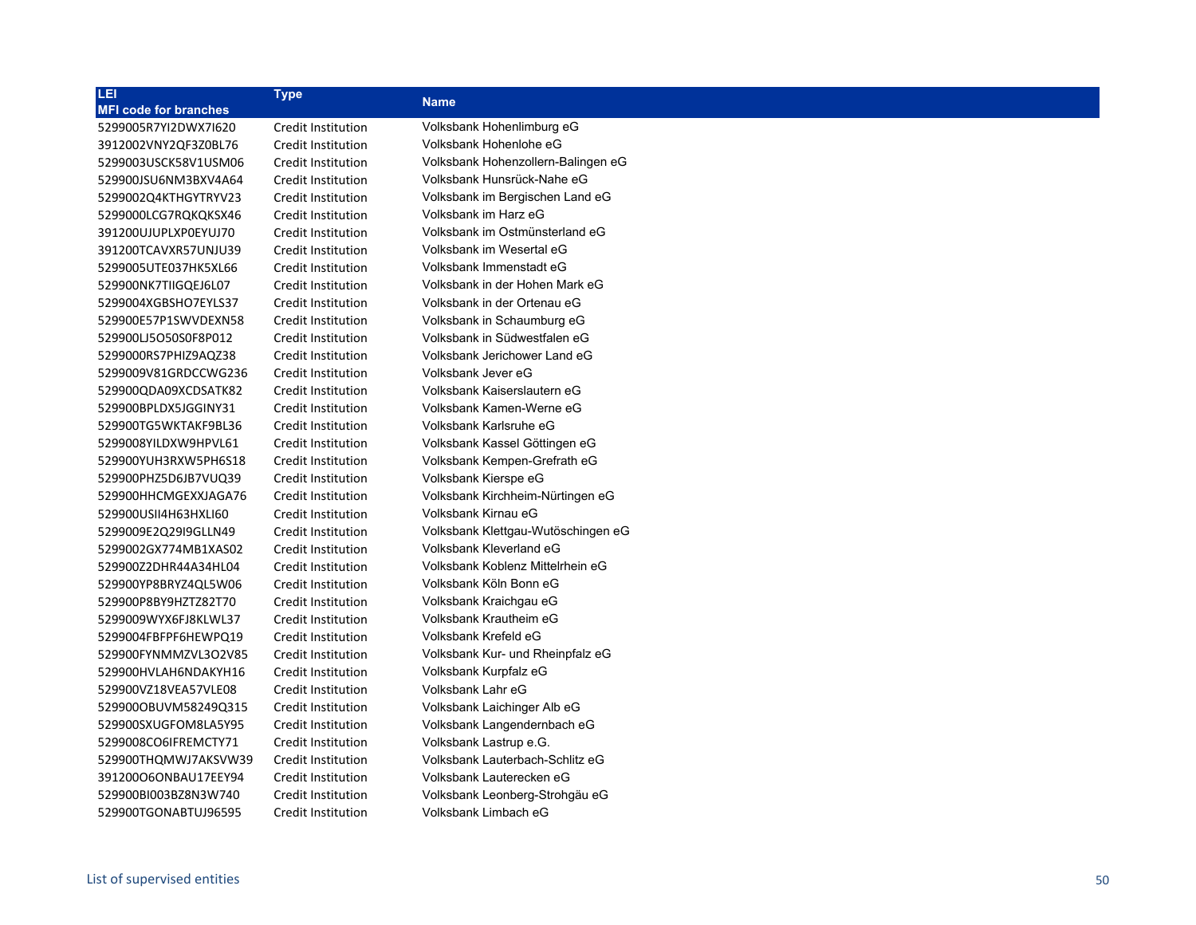| LEI<br>MFI code for branches | Type | Name |
|---|---|---|
| 5299005R7YI2DWX7I620 | Credit Institution | Volksbank Hohenlimburg eG |
| 3912002VNY2QF3Z0BL76 | Credit Institution | Volksbank Hohenlohe eG |
| 5299003USCK58V1USM06 | Credit Institution | Volksbank Hohenzollern-Balingen eG |
| 529900JSU6NM3BXV4A64 | Credit Institution | Volksbank Hunsrück-Nahe eG |
| 5299002Q4KTHGYTRYV23 | Credit Institution | Volksbank im Bergischen Land eG |
| 5299000LCG7RQKQKSX46 | Credit Institution | Volksbank im Harz eG |
| 391200UJUPLXP0EYUJ70 | Credit Institution | Volksbank im Ostmünsterland eG |
| 391200TCAVXR57UNJU39 | Credit Institution | Volksbank im Wesertal eG |
| 5299005UTE037HK5XL66 | Credit Institution | Volksbank Immenstadt eG |
| 529900NK7TIIGQEJ6L07 | Credit Institution | Volksbank in der Hohen Mark eG |
| 5299004XGBSHO7EYLS37 | Credit Institution | Volksbank in der Ortenau eG |
| 529900E57P1SWVDEXN58 | Credit Institution | Volksbank in Schaumburg eG |
| 529900LJ5O50S0F8P012 | Credit Institution | Volksbank in Südwestfalen eG |
| 5299000RS7PHIZ9AQZ38 | Credit Institution | Volksbank Jerichower Land eG |
| 5299009V81GRDCCWG236 | Credit Institution | Volksbank Jever eG |
| 529900QDA09XCDSATK82 | Credit Institution | Volksbank Kaiserslautern eG |
| 529900BPLDX5JGGINY31 | Credit Institution | Volksbank Kamen-Werne eG |
| 529900TG5WKTAKF9BL36 | Credit Institution | Volksbank Karlsruhe eG |
| 5299008YILDXW9HPVL61 | Credit Institution | Volksbank Kassel Göttingen eG |
| 529900YUH3RXW5PH6S18 | Credit Institution | Volksbank Kempen-Grefrath eG |
| 529900PHZ5D6JB7VUQ39 | Credit Institution | Volksbank Kierspe eG |
| 529900HHCMGEXXJAGA76 | Credit Institution | Volksbank Kirchheim-Nürtingen eG |
| 529900USII4H63HXLI60 | Credit Institution | Volksbank Kirnau eG |
| 5299009E2Q29I9GLLN49 | Credit Institution | Volksbank Klettgau-Wutöschingen eG |
| 5299002GX774MB1XAS02 | Credit Institution | Volksbank Kleverland eG |
| 529900Z2DHR44A34HL04 | Credit Institution | Volksbank Koblenz Mittelrhein eG |
| 529900YP8BRYZ4QL5W06 | Credit Institution | Volksbank Köln Bonn eG |
| 529900P8BY9HZTZ82T70 | Credit Institution | Volksbank Kraichgau eG |
| 5299009WYX6FJ8KLWL37 | Credit Institution | Volksbank Krautheim eG |
| 5299004FBFPF6HEWPQ19 | Credit Institution | Volksbank Krefeld eG |
| 529900FYNMMZVL3O2V85 | Credit Institution | Volksbank Kur- und Rheinpfalz eG |
| 529900HVLAH6NDAKYH16 | Credit Institution | Volksbank Kurpfalz eG |
| 529900VZ18VEA57VLE08 | Credit Institution | Volksbank Lahr eG |
| 529900OBUVM58249Q315 | Credit Institution | Volksbank Laichinger Alb eG |
| 529900SXUGFOM8LA5Y95 | Credit Institution | Volksbank Langendernbach eG |
| 5299008CO6IFREMCTY71 | Credit Institution | Volksbank Lastrup e.G. |
| 529900THQMWJ7AKSVW39 | Credit Institution | Volksbank Lauterbach-Schlitz eG |
| 391200O6ONBAU17EEY94 | Credit Institution | Volksbank Lauterecken eG |
| 529900BI003BZ8N3W740 | Credit Institution | Volksbank Leonberg-Strohgäu eG |
| 529900TGONABTUJ96595 | Credit Institution | Volksbank Limbach eG |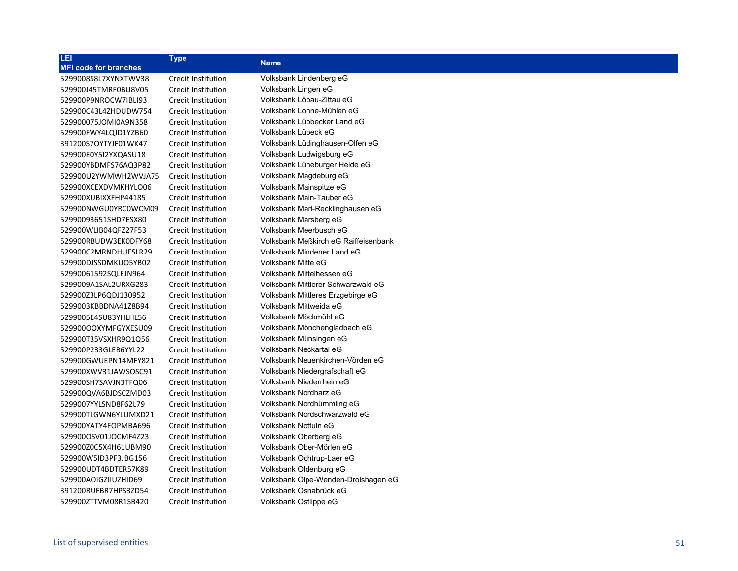| LEI<br>MFI code for branches | Type | Name |
|---|---|---|
| 5299008S8L7XYNXTWV38 | Credit Institution | Volksbank Lindenberg eG |
| 529900J45TMRF0BU8V05 | Credit Institution | Volksbank Lingen eG |
| 529900P9NROCW7IBLI93 | Credit Institution | Volksbank Löbau-Zittau eG |
| 529900C43L4ZHDUDW754 | Credit Institution | Volksbank Lohne-Mühlen eG |
| 529900075JOMI0A9N358 | Credit Institution | Volksbank Lübbecker Land eG |
| 529900FWY4LQJD1YZB60 | Credit Institution | Volksbank Lübeck eG |
| 391200S7OYTYJF01WK47 | Credit Institution | Volksbank Lüdinghausen-Olfen eG |
| 529900E0Y5I2YXQASU18 | Credit Institution | Volksbank Ludwigsburg eG |
| 529900YBDMFS76AQ3P82 | Credit Institution | Volksbank Lüneburger Heide eG |
| 529900U2YWMWH2WVJA75 | Credit Institution | Volksbank Magdeburg eG |
| 529900XCEXDVMKHYLO06 | Credit Institution | Volksbank Mainspitze eG |
| 529900XUBIXXFHP44185 | Credit Institution | Volksbank Main-Tauber eG |
| 529900NWGU0YRC0WCM09 | Credit Institution | Volksbank Marl-Recklinghausen eG |
| 52990093651SHD7ESX80 | Credit Institution | Volksbank Marsberg eG |
| 529900WLIB04QFZ27F53 | Credit Institution | Volksbank Meerbusch eG |
| 529900RBUDW3EK0DFY68 | Credit Institution | Volksbank Meßkirch eG Raiffeisenbank |
| 529900C2MRNDHUESLR29 | Credit Institution | Volksbank Mindener Land eG |
| 529900DJSSDMKUO5YB02 | Credit Institution | Volksbank Mitte eG |
| 52990061592SQLEJN964 | Credit Institution | Volksbank Mittelhessen eG |
| 5299009A1SAL2URXG283 | Credit Institution | Volksbank Mittlerer Schwarzwald eG |
| 529900Z3LP6QDJ130952 | Credit Institution | Volksbank Mittleres Erzgebirge eG |
| 5299003KBBDNA41Z8B94 | Credit Institution | Volksbank Mittweida eG |
| 5299005E4SU83YHLHL56 | Credit Institution | Volksbank Möckmühl eG |
| 529900OOXYMFGYXESU09 | Credit Institution | Volksbank Mönchengladbach eG |
| 529900T35VSXHR9Q1Q56 | Credit Institution | Volksbank Münsingen eG |
| 529900P233GLEB6YYL22 | Credit Institution | Volksbank Neckartal eG |
| 529900GWUEPN14MFY821 | Credit Institution | Volksbank Neuenkirchen-Vörden eG |
| 529900XWV31JAWSOSC91 | Credit Institution | Volksbank Niedergrafschaft eG |
| 529900SH7SAVJN3TFQ06 | Credit Institution | Volksbank Niederrhein eG |
| 529900QVA6BJDSCZMD03 | Credit Institution | Volksbank Nordharz eG |
| 5299007YYLSND8F62L79 | Credit Institution | Volksbank Nordhümmling eG |
| 529900TLGWN6YLUMXD21 | Credit Institution | Volksbank Nordschwarzwald eG |
| 529900YATY4FOPMBA696 | Credit Institution | Volksbank Nottuln eG |
| 529900OSV01JOCMF4Z23 | Credit Institution | Volksbank Oberberg eG |
| 529900Z0C5X4H61UBM90 | Credit Institution | Volksbank Ober-Mörlen eG |
| 529900W5ID3PF3JBG156 | Credit Institution | Volksbank Ochtrup-Laer eG |
| 529900UDT4BDTER57K89 | Credit Institution | Volksbank Oldenburg eG |
| 529900AOIGZIIUZHID69 | Credit Institution | Volksbank Olpe-Wenden-Drolshagen eG |
| 391200RUFBR7HPS3ZD54 | Credit Institution | Volksbank Osnabrück eG |
| 529900ZTTVM08R1SB420 | Credit Institution | Volksbank Ostlippe eG |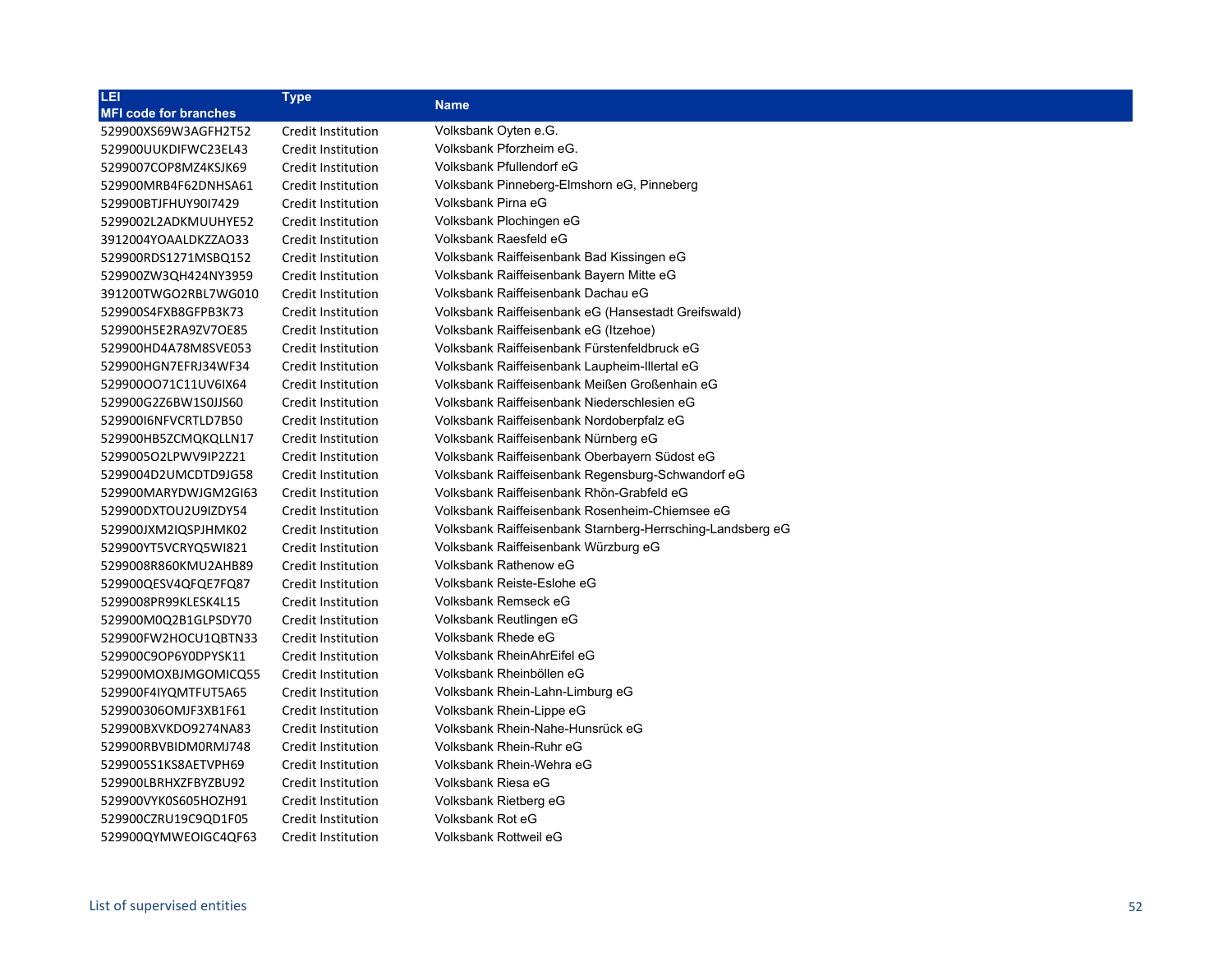| LEI<br>MFI code for branches | Type | Name |
|---|---|---|
| 529900XS69W3AGFH2T52 | Credit Institution | Volksbank Oyten e.G. |
| 529900UUKDIFWC23EL43 | Credit Institution | Volksbank Pforzheim eG. |
| 5299007COP8MZ4KSJK69 | Credit Institution | Volksbank Pfullendorf eG |
| 529900MRB4F62DNHSA61 | Credit Institution | Volksbank Pinneberg-Elmshorn eG, Pinneberg |
| 529900BTJFHUY90I7429 | Credit Institution | Volksbank Pirna eG |
| 5299002L2ADKMUUHYE52 | Credit Institution | Volksbank Plochingen eG |
| 3912004YOAALDKZZAO33 | Credit Institution | Volksbank Raesfeld eG |
| 529900RDS1271MSBQ152 | Credit Institution | Volksbank Raiffeisenbank Bad Kissingen eG |
| 529900ZW3QH424NY3959 | Credit Institution | Volksbank Raiffeisenbank Bayern Mitte eG |
| 391200TWGO2RBL7WG010 | Credit Institution | Volksbank Raiffeisenbank Dachau eG |
| 529900S4FXB8GFPB3K73 | Credit Institution | Volksbank Raiffeisenbank eG (Hansestadt Greifswald) |
| 529900H5E2RA9ZV7OE85 | Credit Institution | Volksbank Raiffeisenbank eG (Itzehoe) |
| 529900HD4A78M8SVE053 | Credit Institution | Volksbank Raiffeisenbank Fürstenfeldbruck eG |
| 529900HGN7EFRJ34WF34 | Credit Institution | Volksbank Raiffeisenbank Laupheim-Illertal eG |
| 529900OO71C11UV6IX64 | Credit Institution | Volksbank Raiffeisenbank Meißen Großenhain eG |
| 529900G2Z6BW1S0JJS60 | Credit Institution | Volksbank Raiffeisenbank Niederschlesien eG |
| 529900I6NFVCRTLD7B50 | Credit Institution | Volksbank Raiffeisenbank Nordoberpfalz eG |
| 529900HB5ZCMQKQLLN17 | Credit Institution | Volksbank Raiffeisenbank Nürnberg eG |
| 5299005O2LPWV9IP2Z21 | Credit Institution | Volksbank Raiffeisenbank Oberbayern Südost eG |
| 5299004D2UMCDTD9JG58 | Credit Institution | Volksbank Raiffeisenbank Regensburg-Schwandorf eG |
| 529900MARYDWJGM2GI63 | Credit Institution | Volksbank Raiffeisenbank Rhön-Grabfeld eG |
| 529900DXTOU2U9IZDY54 | Credit Institution | Volksbank Raiffeisenbank Rosenheim-Chiemsee eG |
| 529900JXM2IQSPJHMK02 | Credit Institution | Volksbank Raiffeisenbank Starnberg-Herrsching-Landsberg eG |
| 529900YT5VCRYQ5WI821 | Credit Institution | Volksbank Raiffeisenbank Würzburg eG |
| 5299008R860KMU2AHB89 | Credit Institution | Volksbank Rathenow eG |
| 529900QESV4QFQE7FQ87 | Credit Institution | Volksbank Reiste-Eslohe eG |
| 5299008PR99KLESK4L15 | Credit Institution | Volksbank Remseck eG |
| 529900M0Q2B1GLPSDY70 | Credit Institution | Volksbank Reutlingen eG |
| 529900FW2HOCU1QBTN33 | Credit Institution | Volksbank Rhede eG |
| 529900C9OP6Y0DPYSK11 | Credit Institution | Volksbank RheinAhrEifel eG |
| 529900MOXBJMGOMICQ55 | Credit Institution | Volksbank Rheinböllen eG |
| 529900F4IYQMTFUT5A65 | Credit Institution | Volksbank Rhein-Lahn-Limburg eG |
| 529900306OMJF3XB1F61 | Credit Institution | Volksbank Rhein-Lippe eG |
| 529900BXVKDO9274NA83 | Credit Institution | Volksbank Rhein-Nahe-Hunsrück eG |
| 529900RBVBIDM0RMJ748 | Credit Institution | Volksbank Rhein-Ruhr eG |
| 5299005S1KS8AETVPH69 | Credit Institution | Volksbank Rhein-Wehra eG |
| 529900LBRHXZFBYZBU92 | Credit Institution | Volksbank Riesa eG |
| 529900VYK0S605HOZH91 | Credit Institution | Volksbank Rietberg eG |
| 529900CZRU19C9QD1F05 | Credit Institution | Volksbank Rot eG |
| 529900QYMWEOIGC4QF63 | Credit Institution | Volksbank Rottweil eG |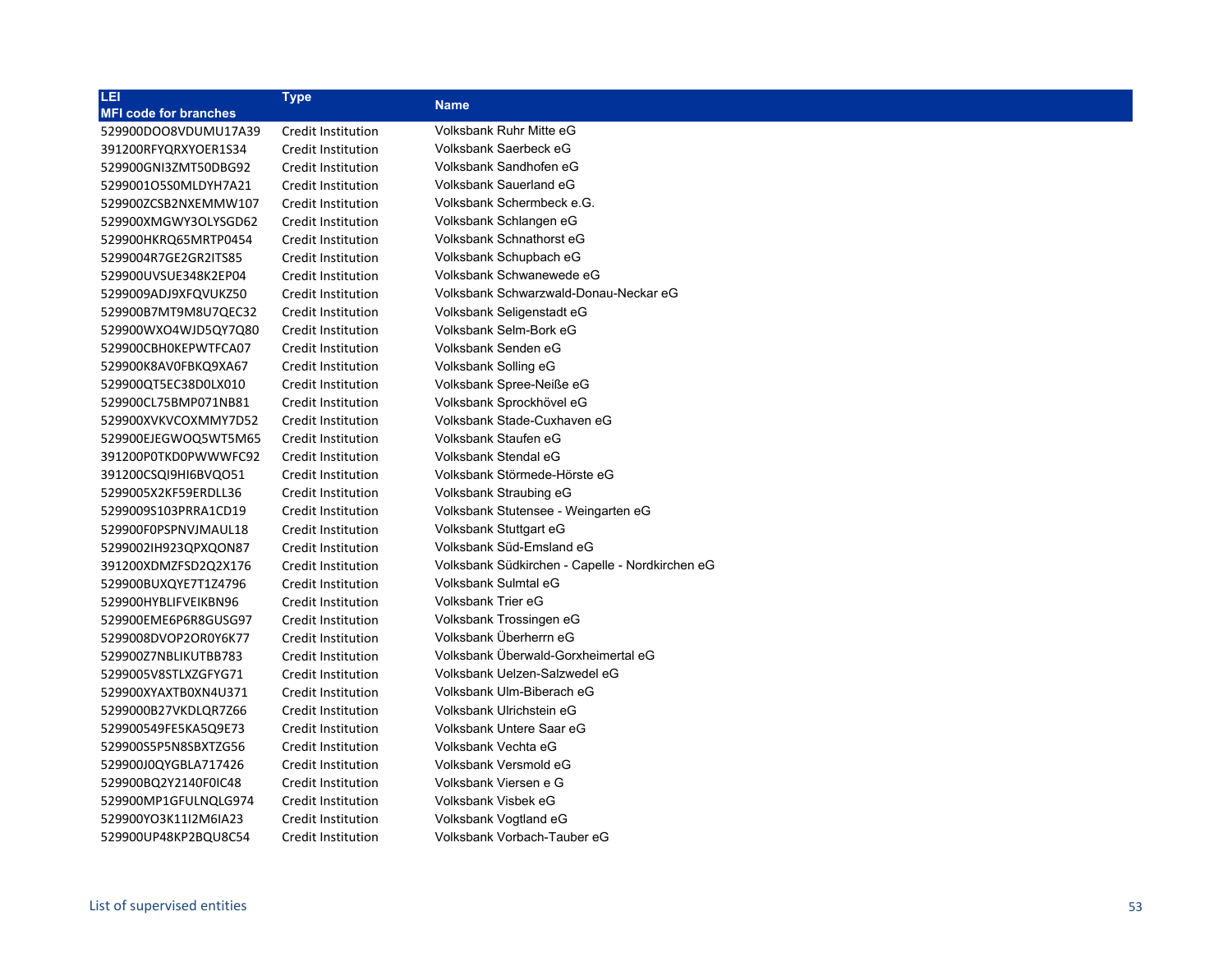| LEI<br>MFI code for branches | Type | Name |
|---|---|---|
| 529900DOO8VDUMU17A39 | Credit Institution | Volksbank Ruhr Mitte eG |
| 391200RFYQRXYOER1S34 | Credit Institution | Volksbank Saerbeck eG |
| 529900GNI3ZMT50DBG92 | Credit Institution | Volksbank Sandhofen eG |
| 5299001O5S0MLDYH7A21 | Credit Institution | Volksbank Sauerland eG |
| 529900ZCSB2NXEMMW107 | Credit Institution | Volksbank Schermbeck e.G. |
| 529900XMGWY3OLYSGD62 | Credit Institution | Volksbank Schlangen eG |
| 529900HKRQ65MRTP0454 | Credit Institution | Volksbank Schnathorst eG |
| 5299004R7GE2GR2ITS85 | Credit Institution | Volksbank Schupbach eG |
| 529900UVSUE348K2EP04 | Credit Institution | Volksbank Schwanewede eG |
| 5299009ADJ9XFQVUKZ50 | Credit Institution | Volksbank Schwarzwald-Donau-Neckar eG |
| 529900B7MT9M8U7QEC32 | Credit Institution | Volksbank Seligenstadt eG |
| 529900WXO4WJD5QY7Q80 | Credit Institution | Volksbank Selm-Bork eG |
| 529900CBH0KEPWTFCA07 | Credit Institution | Volksbank Senden eG |
| 529900K8AV0FBKQ9XA67 | Credit Institution | Volksbank Solling eG |
| 529900QT5EC38D0LX010 | Credit Institution | Volksbank Spree-Neiße eG |
| 529900CL75BMP071NB81 | Credit Institution | Volksbank Sprockhövel eG |
| 529900XVKVCOXMMY7D52 | Credit Institution | Volksbank Stade-Cuxhaven eG |
| 529900EJEGWOQ5WT5M65 | Credit Institution | Volksbank Staufen eG |
| 391200P0TKD0PWWWFC92 | Credit Institution | Volksbank Stendal eG |
| 391200CSQI9HI6BVQO51 | Credit Institution | Volksbank Störmede-Hörste eG |
| 5299005X2KF59ERDLL36 | Credit Institution | Volksbank Straubing eG |
| 5299009S103PRRA1CD19 | Credit Institution | Volksbank Stutensee - Weingarten eG |
| 529900F0PSPNVJMAUL18 | Credit Institution | Volksbank Stuttgart eG |
| 5299002IH923QPXQON87 | Credit Institution | Volksbank Süd-Emsland eG |
| 391200XDMZFSD2Q2X176 | Credit Institution | Volksbank Südkirchen - Capelle - Nordkirchen eG |
| 529900BUXQYE7T1Z4796 | Credit Institution | Volksbank Sulmtal eG |
| 529900HYBLIFVEIKBN96 | Credit Institution | Volksbank Trier eG |
| 529900EME6P6R8GUSG97 | Credit Institution | Volksbank Trossingen eG |
| 5299008DVOP2OR0Y6K77 | Credit Institution | Volksbank Überherrn eG |
| 529900Z7NBLIKUTBB783 | Credit Institution | Volksbank Überwald-Gorxheimertal eG |
| 5299005V8STLXZGFYG71 | Credit Institution | Volksbank Uelzen-Salzwedel eG |
| 529900XYAXTB0XN4U371 | Credit Institution | Volksbank Ulm-Biberach eG |
| 5299000B27VKDLQR7Z66 | Credit Institution | Volksbank Ulrichstein eG |
| 529900549FE5KA5Q9E73 | Credit Institution | Volksbank Untere Saar eG |
| 529900S5P5N8SBXTZG56 | Credit Institution | Volksbank Vechta eG |
| 529900J0QYGBLA717426 | Credit Institution | Volksbank Versmold eG |
| 529900BQ2Y2140F0IC48 | Credit Institution | Volksbank Viersen e G |
| 529900MP1GFULNQLG974 | Credit Institution | Volksbank Visbek eG |
| 529900YO3K11I2M6IA23 | Credit Institution | Volksbank Vogtland eG |
| 529900UP48KP2BQU8C54 | Credit Institution | Volksbank Vorbach-Tauber eG |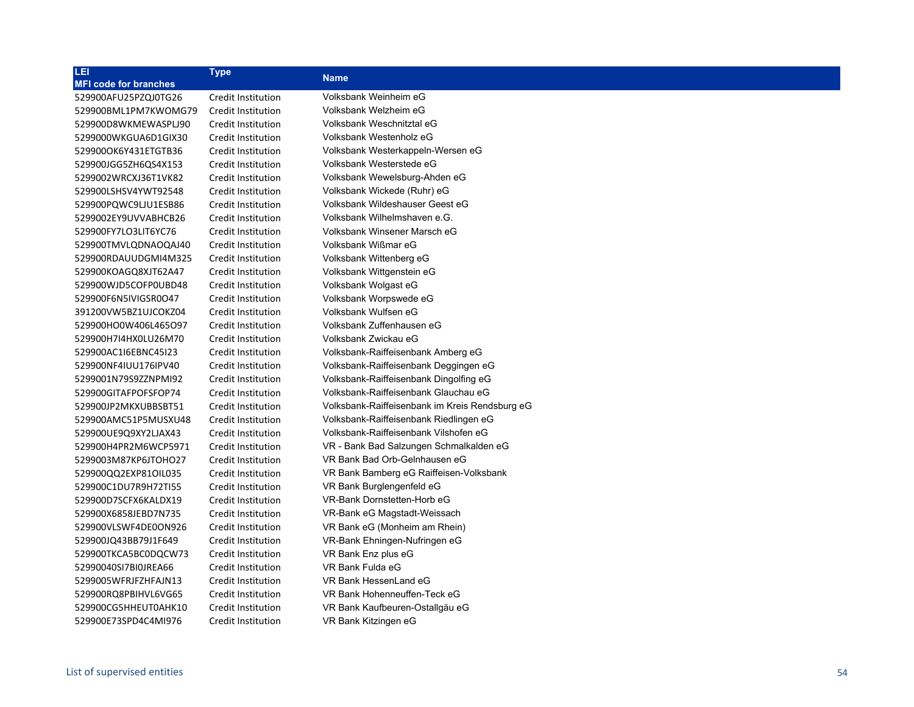| LEI<br>MFI code for branches | Type | Name |
|---|---|---|
| 529900AFU25PZQJ0TG26 | Credit Institution | Volksbank Weinheim eG |
| 529900BML1PM7KWOMG79 | Credit Institution | Volksbank Welzheim eG |
| 529900D8WKMEWASPLJ90 | Credit Institution | Volksbank Weschnitztal eG |
| 5299000WKGUA6D1GIX30 | Credit Institution | Volksbank Westenholz eG |
| 529900OK6Y431ETGTB36 | Credit Institution | Volksbank Westerkappeln-Wersen eG |
| 529900JGG5ZH6QS4X153 | Credit Institution | Volksbank Westerstede eG |
| 5299002WRCXJ36T1VK82 | Credit Institution | Volksbank Wewelsburg-Ahden eG |
| 529900LSHSV4YWT92548 | Credit Institution | Volksbank Wickede (Ruhr) eG |
| 529900PQWC9LJU1ESB86 | Credit Institution | Volksbank Wildeshauser Geest eG |
| 5299002EY9UVVABHCB26 | Credit Institution | Volksbank Wilhelmshaven e.G. |
| 529900FY7LO3LIT6YC76 | Credit Institution | Volksbank Winsener Marsch eG |
| 529900TMVLQDNAOQAJ40 | Credit Institution | Volksbank Wißmar eG |
| 529900RDAUUDGMI4M325 | Credit Institution | Volksbank Wittenberg eG |
| 529900KOAGQ8XJT62A47 | Credit Institution | Volksbank Wittgenstein eG |
| 529900WJD5COFP0UBD48 | Credit Institution | Volksbank Wolgast eG |
| 529900F6N5IVIGSR0O47 | Credit Institution | Volksbank Worpswede eG |
| 391200VW5BZ1UJCOKZ04 | Credit Institution | Volksbank Wulfsen eG |
| 529900HO0W406L465O97 | Credit Institution | Volksbank Zuffenhausen eG |
| 529900H7I4HX0LU26M70 | Credit Institution | Volksbank Zwickau eG |
| 529900AC1I6EBNC45I23 | Credit Institution | Volksbank-Raiffeisenbank Amberg eG |
| 529900NF4IUU176IPV40 | Credit Institution | Volksbank-Raiffeisenbank Deggingen eG |
| 5299001N79S9ZZNPMI92 | Credit Institution | Volksbank-Raiffeisenbank Dingolfing eG |
| 529900GITAFPOFSFOP74 | Credit Institution | Volksbank-Raiffeisenbank Glauchau eG |
| 529900JP2MKXUBBSBT51 | Credit Institution | Volksbank-Raiffeisenbank im Kreis Rendsburg eG |
| 529900AMC51P5MUSXU48 | Credit Institution | Volksbank-Raiffeisenbank Riedlingen eG |
| 529900UE9Q9XY2LJAX43 | Credit Institution | Volksbank-Raiffeisenbank Vilshofen eG |
| 529900H4PR2M6WCP5971 | Credit Institution | VR - Bank Bad Salzungen Schmalkalden eG |
| 5299003M87KP6JTOHO27 | Credit Institution | VR Bank Bad Orb-Gelnhausen eG |
| 529900QQ2EXP81OIL035 | Credit Institution | VR Bank Bamberg eG Raiffeisen-Volksbank |
| 529900C1DU7R9H72TI55 | Credit Institution | VR Bank Burglengenfeld eG |
| 529900D7SCFX6KALDX19 | Credit Institution | VR-Bank Dornstetten-Horb eG |
| 529900X6858JEBD7N735 | Credit Institution | VR-Bank eG Magstadt-Weissach |
| 529900VLSWF4DE0ON926 | Credit Institution | VR Bank eG (Monheim am Rhein) |
| 529900JQ43BB79J1F649 | Credit Institution | VR-Bank Ehningen-Nufringen eG |
| 529900TKCA5BC0DQCW73 | Credit Institution | VR Bank Enz plus eG |
| 52990040SI7BI0JREA66 | Credit Institution | VR Bank Fulda eG |
| 5299005WFRJFZHFAJN13 | Credit Institution | VR Bank HessenLand eG |
| 529900RQ8PBIHVL6VG65 | Credit Institution | VR Bank Hohenneuffen-Teck eG |
| 529900CG5HHEUT0AHK10 | Credit Institution | VR Bank Kaufbeuren-Ostallgäu eG |
| 529900E73SPD4C4MI976 | Credit Institution | VR Bank Kitzingen eG |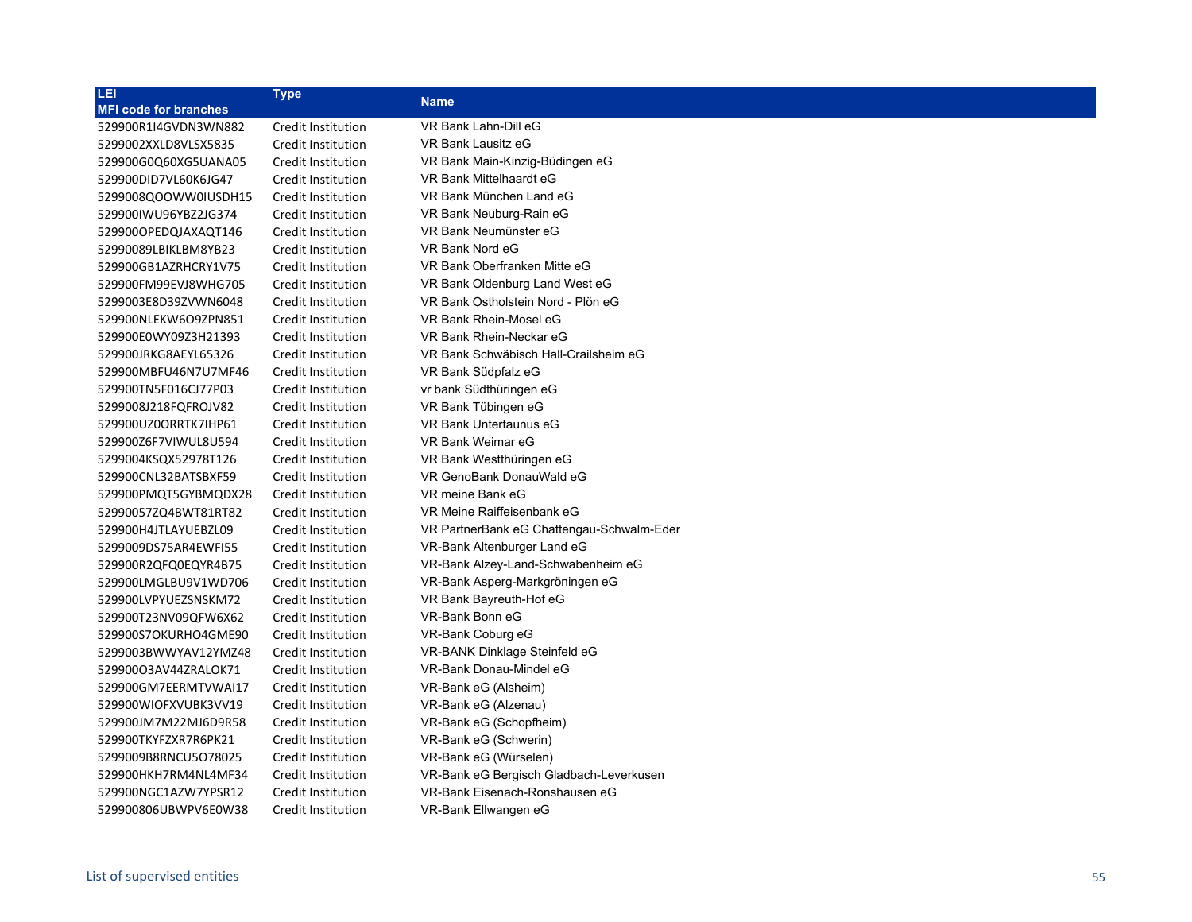| LEI<br>MFI code for branches | Type | Name |
|---|---|---|
| 529900R1I4GVDN3WN882 | Credit Institution | VR Bank Lahn-Dill eG |
| 5299002XXLD8VLSX5835 | Credit Institution | VR Bank Lausitz eG |
| 529900G0Q60XG5UANA05 | Credit Institution | VR Bank Main-Kinzig-Büdingen eG |
| 529900DID7VL60K6JG47 | Credit Institution | VR Bank Mittelhaardt eG |
| 5299008QOOWW0IUSDH15 | Credit Institution | VR Bank München Land eG |
| 529900IWU96YBZ2JG374 | Credit Institution | VR Bank Neuburg-Rain eG |
| 529900OPEDQJAXAQT146 | Credit Institution | VR Bank Neumünster eG |
| 52990089LBIKLBM8YB23 | Credit Institution | VR Bank Nord eG |
| 529900GB1AZRHCRY1V75 | Credit Institution | VR Bank Oberfranken Mitte eG |
| 529900FM99EVJ8WHG705 | Credit Institution | VR Bank Oldenburg Land West eG |
| 5299003E8D39ZVWN6048 | Credit Institution | VR Bank Ostholstein Nord - Plön eG |
| 529900NLEKW6O9ZPN851 | Credit Institution | VR Bank Rhein-Mosel eG |
| 529900E0WY09Z3H21393 | Credit Institution | VR Bank Rhein-Neckar eG |
| 529900JRKG8AEYL65326 | Credit Institution | VR Bank Schwäbisch Hall-Crailsheim eG |
| 529900MBFU46N7U7MF46 | Credit Institution | VR Bank Südpfalz eG |
| 529900TN5F016CJ77P03 | Credit Institution | vr bank Südthüringen eG |
| 5299008J218FQFROJV82 | Credit Institution | VR Bank Tübingen eG |
| 529900UZ0ORRTK7IHP61 | Credit Institution | VR Bank Untertaunus eG |
| 529900Z6F7VIWUL8U594 | Credit Institution | VR Bank Weimar eG |
| 5299004KSQX52978T126 | Credit Institution | VR Bank Westthüringen eG |
| 529900CNL32BATSBXF59 | Credit Institution | VR GenoBank DonauWald eG |
| 529900PMQT5GYBMQDX28 | Credit Institution | VR meine Bank eG |
| 52990057ZQ4BWT81RT82 | Credit Institution | VR Meine Raiffeisenbank eG |
| 529900H4JTLAYUEBZL09 | Credit Institution | VR PartnerBank eG Chattengau-Schwalm-Eder |
| 5299009DS75AR4EWFI55 | Credit Institution | VR-Bank Altenburger Land eG |
| 529900R2QFQ0EQYR4B75 | Credit Institution | VR-Bank Alzey-Land-Schwabenheim eG |
| 529900LMGLBU9V1WD706 | Credit Institution | VR-Bank Asperg-Markgröningen eG |
| 529900LVPYUEZSNSKM72 | Credit Institution | VR Bank Bayreuth-Hof eG |
| 529900T23NV09QFW6X62 | Credit Institution | VR-Bank Bonn eG |
| 529900S7OKURHO4GME90 | Credit Institution | VR-Bank Coburg eG |
| 5299003BWWYAV12YMZ48 | Credit Institution | VR-BANK Dinklage Steinfeld eG |
| 529900O3AV44ZRALOK71 | Credit Institution | VR-Bank Donau-Mindel eG |
| 529900GM7EERMTVWAI17 | Credit Institution | VR-Bank eG (Alsheim) |
| 529900WIOFXVUBK3VV19 | Credit Institution | VR-Bank eG (Alzenau) |
| 529900JM7M22MJ6D9R58 | Credit Institution | VR-Bank eG (Schopfheim) |
| 529900TKYFZXR7R6PK21 | Credit Institution | VR-Bank eG (Schwerin) |
| 5299009B8RNCU5O78025 | Credit Institution | VR-Bank eG (Würselen) |
| 529900HKH7RM4NL4MF34 | Credit Institution | VR-Bank eG Bergisch Gladbach-Leverkusen |
| 529900NGC1AZW7YPSR12 | Credit Institution | VR-Bank Eisenach-Ronshausen eG |
| 529900806UBWPV6E0W38 | Credit Institution | VR-Bank Ellwangen eG |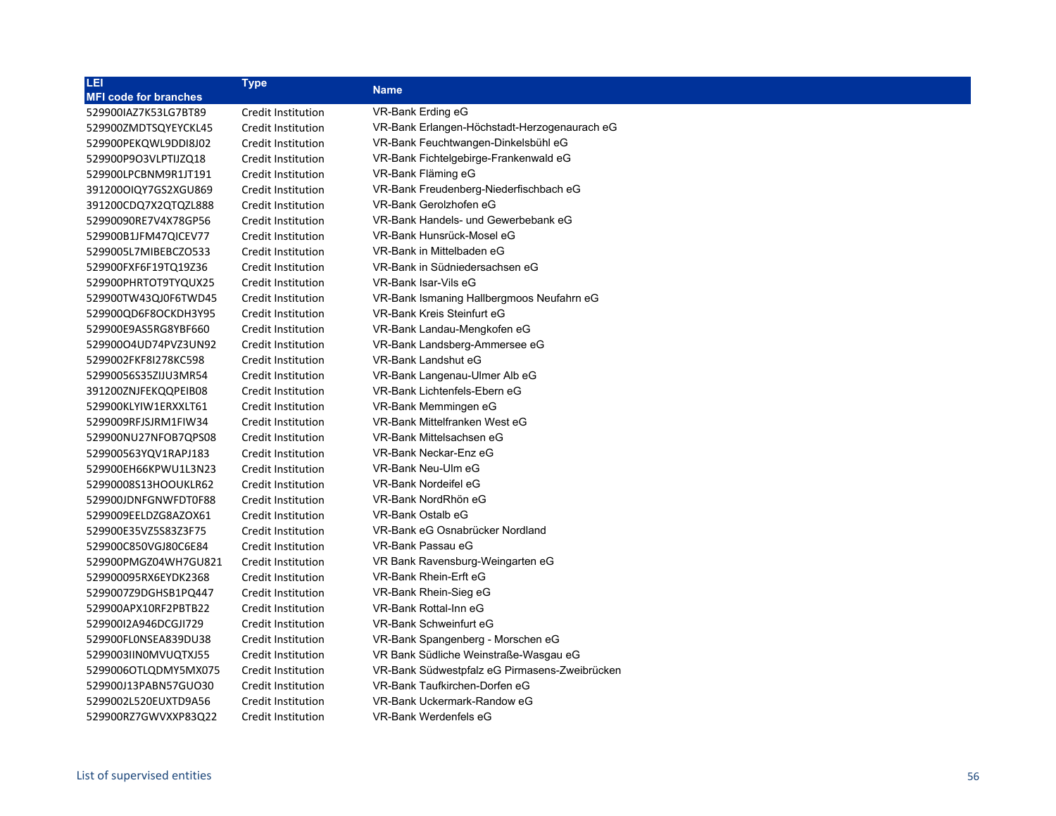| LEI<br>MFI code for branches | Type | Name |
|---|---|---|
| 529900IAZ7K53LG7BT89 | Credit Institution | VR-Bank Erding eG |
| 529900ZMDTSQYEYCKL45 | Credit Institution | VR-Bank Erlangen-Höchstadt-Herzogenaurach eG |
| 529900PEKQWL9DDI8J02 | Credit Institution | VR-Bank Feuchtwangen-Dinkelsbühl eG |
| 529900P9O3VLPTIJZQ18 | Credit Institution | VR-Bank Fichtelgebirge-Frankenwald eG |
| 529900LPCBNM9R1JT191 | Credit Institution | VR-Bank Fläming eG |
| 391200OIQY7GS2XGU869 | Credit Institution | VR-Bank Freudenberg-Niederfischbach eG |
| 391200CDQ7X2QTQZL888 | Credit Institution | VR-Bank Gerolzhofen eG |
| 52990090RE7V4X78GP56 | Credit Institution | VR-Bank Handels- und Gewerbebank eG |
| 52900B1JFM47QICEV77 | Credit Institution | VR-Bank Hunsrück-Mosel eG |
| 5299005L7MIBEBCZO533 | Credit Institution | VR-Bank in Mittelbaden eG |
| 529900FXF6F19TQ19Z36 | Credit Institution | VR-Bank in Südniedersachsen eG |
| 529900PHRTOT9TYQUX25 | Credit Institution | VR-Bank Isar-Vils eG |
| 529900TW43QJ0F6TWD45 | Credit Institution | VR-Bank Ismaning Hallbergmoos Neufahrn eG |
| 529900QD6F8OCKDH3Y95 | Credit Institution | VR-Bank Kreis Steinfurt eG |
| 529900E9AS5RG8YBF660 | Credit Institution | VR-Bank Landau-Mengkofen eG |
| 529900O4UD74PVZ3UN92 | Credit Institution | VR-Bank Landsberg-Ammersee eG |
| 5299002FKF8I278KC598 | Credit Institution | VR-Bank Landshut eG |
| 52990056S35ZIJU3MR54 | Credit Institution | VR-Bank Langenau-Ulmer Alb eG |
| 391200ZNJFEKQQPEIB08 | Credit Institution | VR-Bank Lichtenfels-Ebern eG |
| 529900KLYIW1ERXXLT61 | Credit Institution | VR-Bank Memmingen eG |
| 5299009RFJSJRM1FIW34 | Credit Institution | VR-Bank Mittelfranken West eG |
| 529900NU27NFOB7QPS08 | Credit Institution | VR-Bank Mittelsachsen eG |
| 529900563YQV1RAPJ183 | Credit Institution | VR-Bank Neckar-Enz eG |
| 529900EH66KPWU1L3N23 | Credit Institution | VR-Bank Neu-Ulm eG |
| 52990008S13HOOUKLR62 | Credit Institution | VR-Bank Nordeifel eG |
| 529900JDNFGNWFDT0F88 | Credit Institution | VR-Bank NordRhön eG |
| 5299009EELDZG8AZOX61 | Credit Institution | VR-Bank Ostalb eG |
| 529900E35VZ5S83Z3F75 | Credit Institution | VR-Bank eG Osnabrücker Nordland |
| 529900C850VGJ80C6E84 | Credit Institution | VR-Bank Passau eG |
| 529900PMGZ04WH7GU821 | Credit Institution | VR Bank Ravensburg-Weingarten eG |
| 529900095RX6EYDK2368 | Credit Institution | VR-Bank Rhein-Erft eG |
| 5299007Z9DGHSB1PQ447 | Credit Institution | VR-Bank Rhein-Sieg eG |
| 529900APX10RF2PBTB22 | Credit Institution | VR-Bank Rottal-Inn eG |
| 529900I2A946DCGJI729 | Credit Institution | VR-Bank Schweinfurt eG |
| 529900FL0NSEA839DU38 | Credit Institution | VR-Bank Spangenberg - Morschen eG |
| 5299003IIN0MVUQTXJ55 | Credit Institution | VR Bank Südliche Weinstraße-Wasgau eG |
| 5299006OTLQDMY5MX075 | Credit Institution | VR-Bank Südwestpfalz eG Pirmasens-Zweibrücken |
| 529900J13PABN57GUO30 | Credit Institution | VR-Bank Taufkirchen-Dorfen eG |
| 5299002L520EUXTD9A56 | Credit Institution | VR-Bank Uckermark-Randow eG |
| 529900RZ7GWVXXP83Q22 | Credit Institution | VR-Bank Werdenfels eG |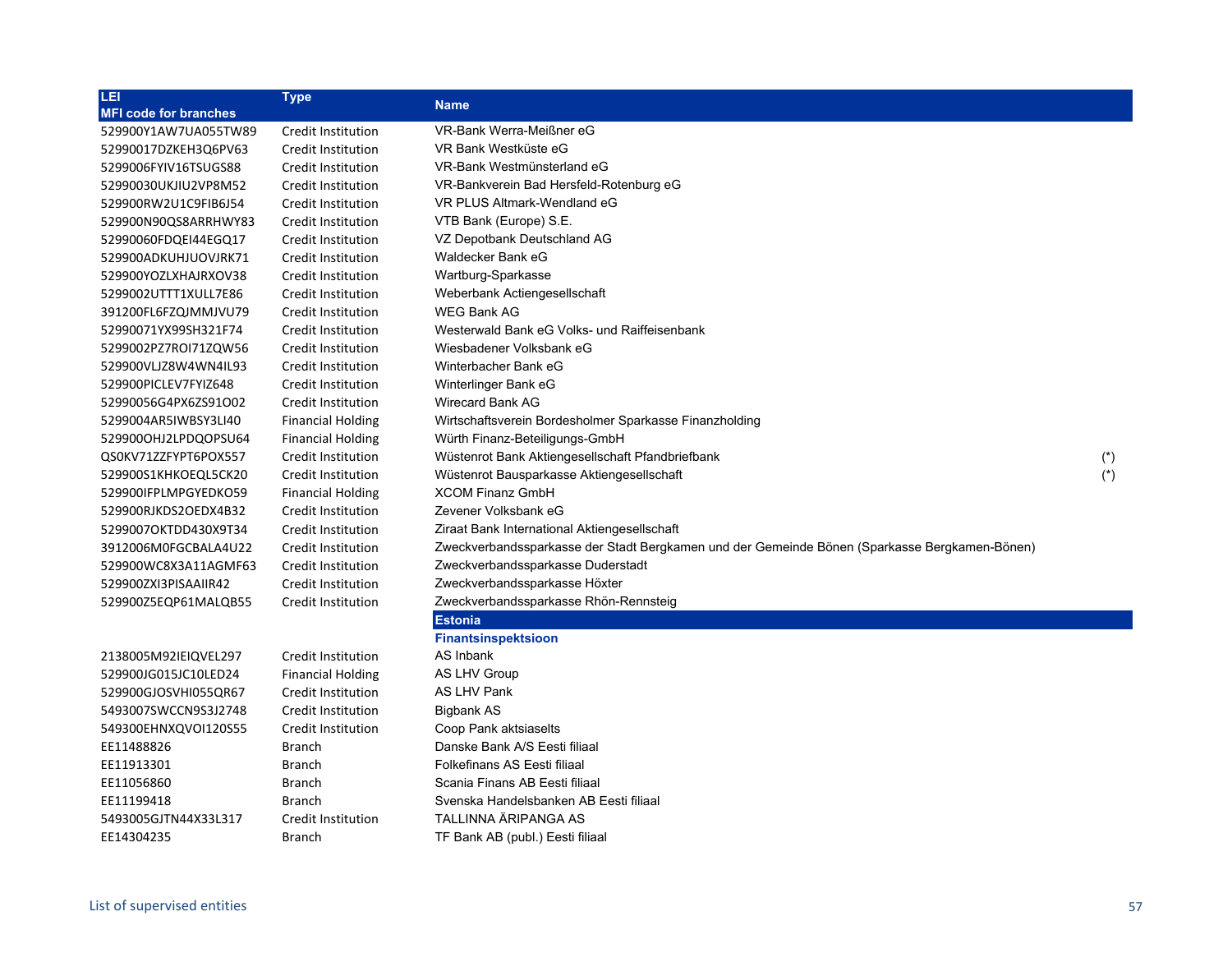| LEI<br>MFI code for branches | Type | Name | |
|---|---|---|---|
| 529900Y1AW7UA055TW89 | Credit Institution | VR-Bank Werra-Meißner eG | |
| 52990017DZKEH3Q6PV63 | Credit Institution | VR Bank Westküste eG | |
| 5299006FYIV16TSUGS88 | Credit Institution | VR-Bank Westmünsterland eG | |
| 52990030UKJIU2VP8M52 | Credit Institution | VR-Bankverein Bad Hersfeld-Rotenburg eG | |
| 529900RW2U1C9FIB6J54 | Credit Institution | VR PLUS Altmark-Wendland eG | |
| 529900N90QS8ARRHWY83 | Credit Institution | VTB Bank (Europe) S.E. | |
| 52990060FDQEI44EGQ17 | Credit Institution | VZ Depotbank Deutschland AG | |
| 529900ADKUHJUOVJRK71 | Credit Institution | Waldecker Bank eG | |
| 529900YOZLXHAJRXOV38 | Credit Institution | Wartburg-Sparkasse | |
| 5299002UTTT1XULL7E86 | Credit Institution | Weberbank Actiengesellschaft | |
| 391200FL6FZQJMMJVU79 | Credit Institution | WEG Bank AG | |
| 52990071YX99SH321F74 | Credit Institution | Westerwald Bank eG Volks- und Raiffeisenbank | |
| 5299002PZ7ROI71ZQW56 | Credit Institution | Wiesbadener Volksbank eG | |
| 529900VLJZ8W4WN4IL93 | Credit Institution | Winterbacher Bank eG | |
| 529900PICLEV7FYIZ648 | Credit Institution | Winterlinger Bank eG | |
| 52990056G4PX6ZS91O02 | Credit Institution | Wirecard Bank AG | |
| 5299004AR5IWBSY3LI40 | Financial Holding | Wirtschaftsverein Bordesholmer Sparkasse Finanzholding | |
| 529900OHJ2LPDQOPSU64 | Financial Holding | Würth Finanz-Beteiligungs-GmbH | |
| QS0KV71ZZFYPT6POX557 | Credit Institution | Wüstenrot Bank Aktiengesellschaft Pfandbriefbank | (*) |
| 529900S1KHKOEQL5CK20 | Credit Institution | Wüstenrot Bausparkasse Aktiengesellschaft | (*) |
| 529900IFPLMPGYEDKO59 | Financial Holding | XCOM Finanz GmbH | |
| 529900RJKDS2OEDX4B32 | Credit Institution | Zevener Volksbank eG | |
| 5299007OKTDD430X9T34 | Credit Institution | Ziraat Bank International Aktiengesellschaft | |
| 3912006M0FGCBALA4U22 | Credit Institution | Zweckverbandssparkasse der Stadt Bergkamen und der Gemeinde Bönen (Sparkasse Bergkamen-Bönen) | |
| 529900WC8X3A11AGMF63 | Credit Institution | Zweckverbandssparkasse Duderstadt | |
| 529900ZXI3PISAAIIR42 | Credit Institution | Zweckverbandssparkasse Höxter | |
| 529900Z5EQP61MALQB55 | Credit Institution | Zweckverbandssparkasse Rhön-Rennsteig | |
| | | **Estonia** | |
| | | **Finantsinspektsioon** | |
| 2138005M92IEIQVEL297 | Credit Institution | AS Inbank | |
| 529900JG015JC10LED24 | Financial Holding | AS LHV Group | |
| 529900GJOSVHI055QR67 | Credit Institution | AS LHV Pank | |
| 5493007SWCCN9S3J2748 | Credit Institution | Bigbank AS | |
| 549300EHNXQVOI120S55 | Credit Institution | Coop Pank aktsiaselts | |
| EE11488826 | Branch | Danske Bank A/S Eesti filiaal | |
| EE11913301 | Branch | Folkefinans AS Eesti filiaal | |
| EE11056860 | Branch | Scania Finans AB Eesti filiaal | |
| EE11199418 | Branch | Svenska Handelsbanken AB Eesti filiaal | |
| 5493005GJTN44X33L317 | Credit Institution | TALLINNA ÄRIPANGA AS | |
| EE14304235 | Branch | TF Bank AB (publ.) Eesti filiaal | |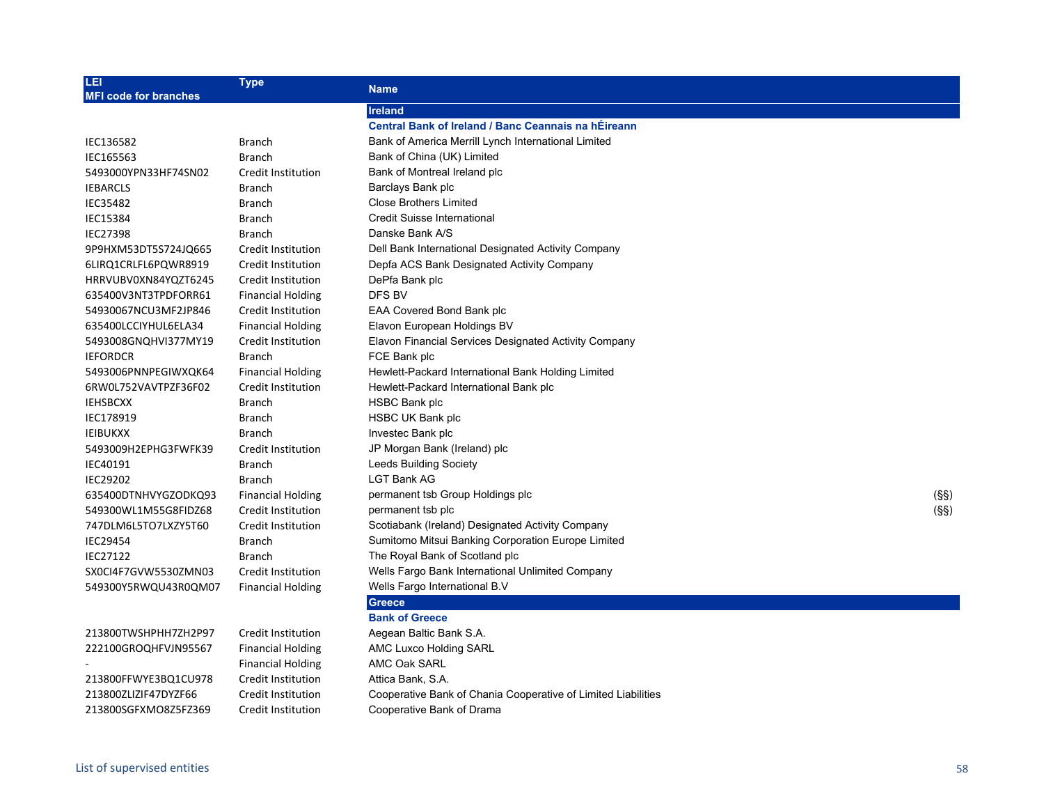| LEI<br>MFI code for branches | Type | Name | |
|---|---|---|---|
| | | **Ireland** | |
| | | **Central Bank of Ireland / Banc Ceannais na hÉireann** | |
| IEC136582 | Branch | Bank of America Merrill Lynch International Limited | |
| IEC165563 | Branch | Bank of China (UK) Limited | |
| 5493000YPN33HF74SN02 | Credit Institution | Bank of Montreal Ireland plc | |
| IEBARCLS | Branch | Barclays Bank plc | |
| IEC35482 | Branch | Close Brothers Limited | |
| IEC15384 | Branch | Credit Suisse International | |
| IEC27398 | Branch | Danske Bank A/S | |
| 9P9HXM53DT5S724JQ665 | Credit Institution | Dell Bank International Designated Activity Company | |
| 6LIRQ1CRLFL6PQWR8919 | Credit Institution | Depfa ACS Bank Designated Activity Company | |
| HRRVUBV0XN84YQZT6245 | Credit Institution | DePfa Bank plc | |
| 635400V3NT3TPDFORR61 | Financial Holding | DFS BV | |
| 54930067NCU3MF2JP846 | Credit Institution | EAA Covered Bond Bank plc | |
| 635400LCCIYHUL6ELA34 | Financial Holding | Elavon European Holdings BV | |
| 5493008GNQHVI377MY19 | Credit Institution | Elavon Financial Services Designated Activity Company | |
| IEFORDCR | Branch | FCE Bank plc | |
| 5493006PNNPEGIWXQK64 | Financial Holding | Hewlett-Packard International Bank Holding Limited | |
| 6RW0L752VAVTPZF36F02 | Credit Institution | Hewlett-Packard International Bank plc | |
| IEHSBCXX | Branch | HSBC Bank plc | |
| IEC178919 | Branch | HSBC UK Bank plc | |
| IEIBUKXX | Branch | Investec Bank plc | |
| 5493009H2EPHG3FWFK39 | Credit Institution | JP Morgan Bank (Ireland) plc | |
| IEC40191 | Branch | Leeds Building Society | |
| IEC29202 | Branch | LGT Bank AG | |
| 635400DTNHVYGZODKQ93 | Financial Holding | permanent tsb Group Holdings plc | (§§) |
| 549300WL1M55G8FIDZ68 | Credit Institution | permanent tsb plc | (§§) |
| 747DLM6L5TO7LXZY5T60 | Credit Institution | Scotiabank (Ireland) Designated Activity Company | |
| IEC29454 | Branch | Sumitomo Mitsui Banking Corporation Europe Limited | |
| IEC27122 | Branch | The Royal Bank of Scotland plc | |
| SX0CI4F7GVW5530ZMN03 | Credit Institution | Wells Fargo Bank International Unlimited Company | |
| 549300Y5RWQU43R0QM07 | Financial Holding | Wells Fargo International B.V | |
| | | **Greece** | |
| | | **Bank of Greece** | |
| 213800TWSHPHH7ZH2P97 | Credit Institution | Aegean Baltic Bank S.A. | |
| 222100GROQHFVJN95567 | Financial Holding | AMC Luxco Holding SARL | |
| - | Financial Holding | AMC Oak SARL | |
| 213800FFWYE3BQ1CU978 | Credit Institution | Attica Bank, S.A. | |
| 213800ZLIZIF47DYZF66 | Credit Institution | Cooperative Bank of Chania Cooperative of Limited Liabilities | |
| 213800SGFXMO8Z5FZ369 | Credit Institution | Cooperative Bank of Drama | |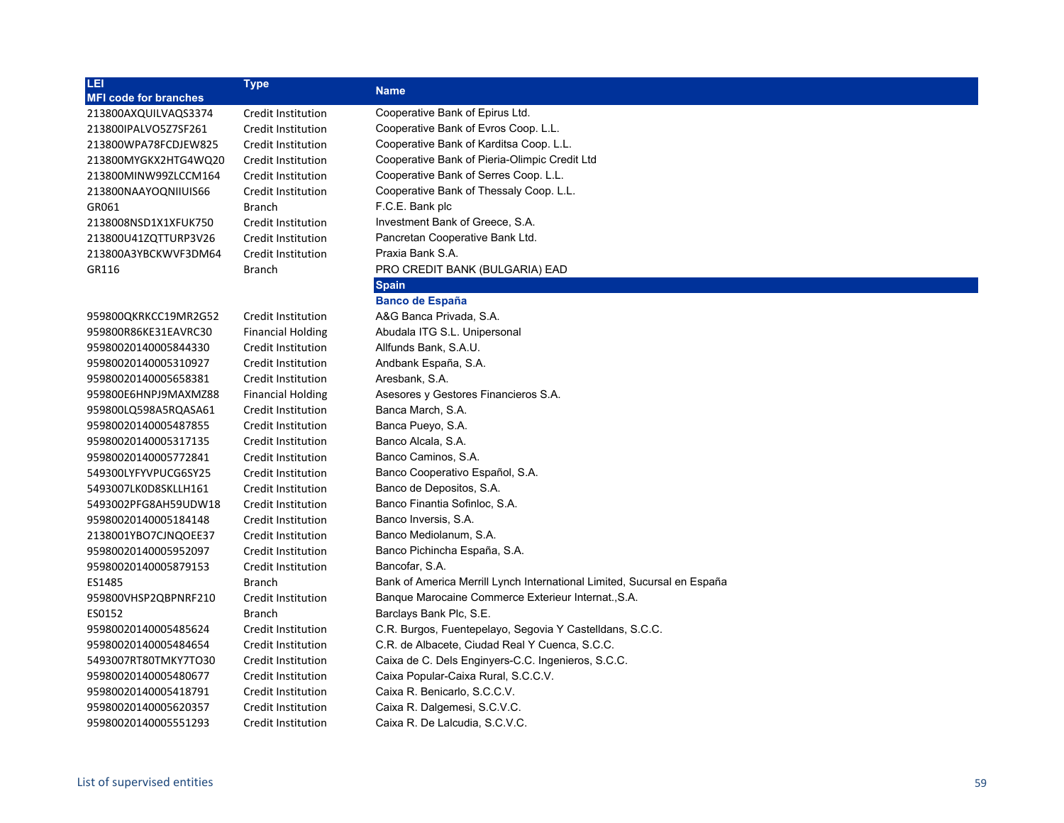| LEI<br>MFI code for branches | Type | Name |
|---|---|---|
| 213800AXQUILVAQS3374 | Credit Institution | Cooperative Bank of Epirus Ltd. |
| 213800IPALVO5Z7SF261 | Credit Institution | Cooperative Bank of Evros Coop. L.L. |
| 213800WPA78FCDJEW825 | Credit Institution | Cooperative Bank of Karditsa Coop. L.L. |
| 213800MYGKX2HTG4WQ20 | Credit Institution | Cooperative Bank of Pieria-Olimpic Credit Ltd |
| 213800MINW99ZLCCM164 | Credit Institution | Cooperative Bank of Serres Coop. L.L. |
| 213800NAAYOQNIIUIS66 | Credit Institution | Cooperative Bank of Thessaly Coop. L.L. |
| GR061 | Branch | F.C.E. Bank plc |
| 2138008NSD1X1XFUK750 | Credit Institution | Investment Bank of Greece, S.A. |
| 213800U41ZQTTURP3V26 | Credit Institution | Pancretan Cooperative Bank Ltd. |
| 213800A3YBCKWVF3DM64 | Credit Institution | Praxia Bank S.A. |
| GR116 | Branch | PRO CREDIT BANK (BULGARIA) EAD |
| | | **Spain** |
| | | **Banco de España** |
| 959800QKRKCC19MR2G52 | Credit Institution | A&G Banca Privada, S.A. |
| 959800R86KE31EAVRC30 | Financial Holding | Abudala ITG S.L. Unipersonal |
| 95980020140005844330 | Credit Institution | Allfunds Bank, S.A.U. |
| 95980020140005310927 | Credit Institution | Andbank España, S.A. |
| 95980020140005658381 | Credit Institution | Aresbank, S.A. |
| 959800E6HNPJ9MAXMZ88 | Financial Holding | Asesores y Gestores Financieros S.A. |
| 959800LQ598A5RQASA61 | Credit Institution | Banca March, S.A. |
| 95980020140005487855 | Credit Institution | Banca Pueyo, S.A. |
| 95980020140005317135 | Credit Institution | Banco Alcala, S.A. |
| 95980020140005772841 | Credit Institution | Banco Caminos, S.A. |
| 549300LYFYVPUCG6SY25 | Credit Institution | Banco Cooperativo Español, S.A. |
| 5493007LK0D8SKLLH161 | Credit Institution | Banco de Depositos, S.A. |
| 5493002PFG8AH59UDW18 | Credit Institution | Banco Finantia Sofinloc, S.A. |
| 95980020140005184148 | Credit Institution | Banco Inversis, S.A. |
| 2138001YBO7CJNQOEE37 | Credit Institution | Banco Mediolanum, S.A. |
| 95980020140005952097 | Credit Institution | Banco Pichincha España, S.A. |
| 95980020140005879153 | Credit Institution | Bancofar, S.A. |
| ES1485 | Branch | Bank of America Merrill Lynch International Limited, Sucursal en España |
| 959800VHSP2QBPNRF210 | Credit Institution | Banque Marocaine Commerce Exterieur Internat.,S.A. |
| ES0152 | Branch | Barclays Bank Plc, S.E. |
| 95980020140005485624 | Credit Institution | C.R. Burgos, Fuentepelayo, Segovia Y Castelldans, S.C.C. |
| 95980020140005484654 | Credit Institution | C.R. de Albacete, Ciudad Real Y Cuenca, S.C.C. |
| 5493007RT80TMKY7TO30 | Credit Institution | Caixa de C. Dels Enginyers-C.C. Ingenieros, S.C.C. |
| 95980020140005480677 | Credit Institution | Caixa Popular-Caixa Rural, S.C.C.V. |
| 95980020140005418791 | Credit Institution | Caixa R. Benicarlo, S.C.C.V. |
| 95980020140005620357 | Credit Institution | Caixa R. Dalgemesi, S.C.V.C. |
| 95980020140005551293 | Credit Institution | Caixa R. De Lalcudia, S.C.V.C. |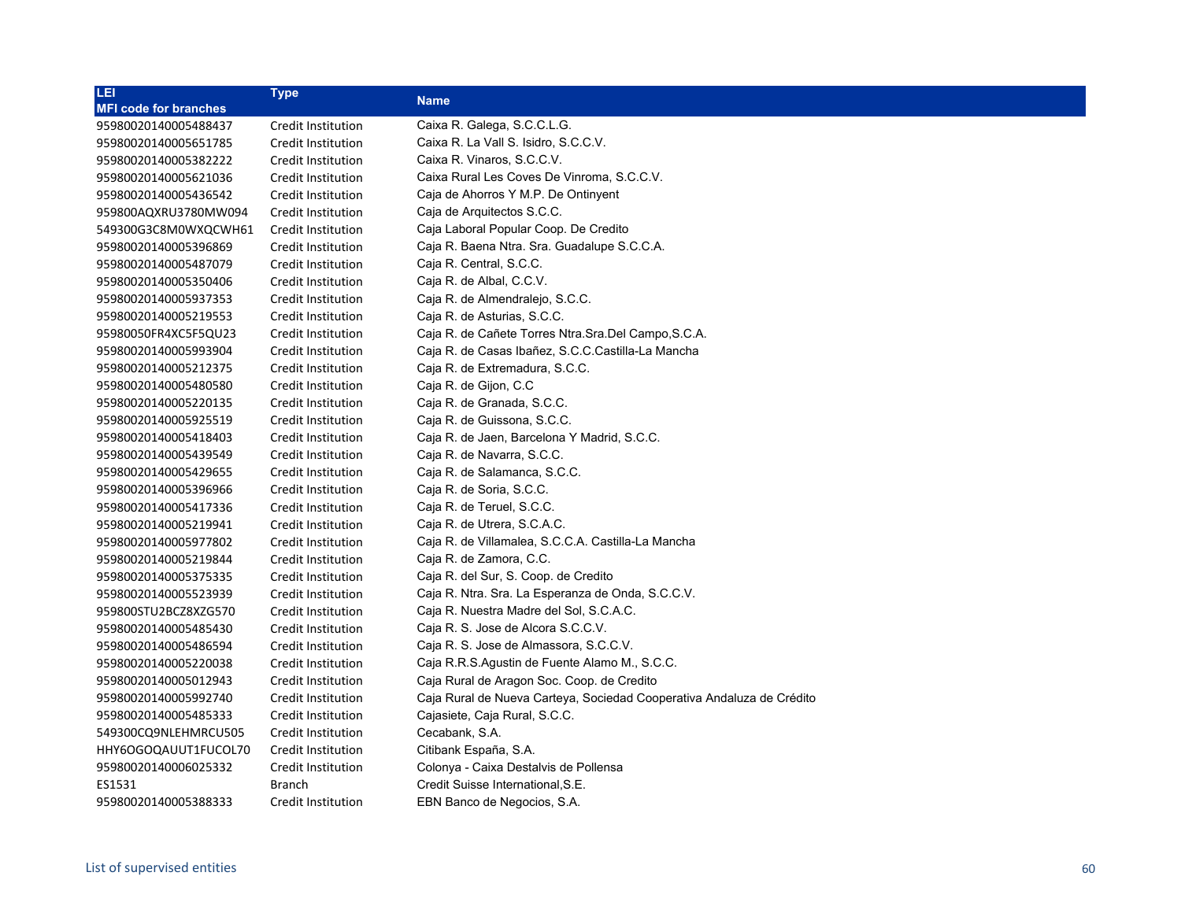| LEI<br>MFI code for branches | Type | Name |
|---|---|---|
| 95980020140005488437 | Credit Institution | Caixa R. Galega, S.C.C.L.G. |
| 95980020140005651785 | Credit Institution | Caixa R. La Vall S. Isidro, S.C.C.V. |
| 95980020140005382222 | Credit Institution | Caixa R. Vinaros, S.C.C.V. |
| 95980020140005621036 | Credit Institution | Caixa Rural Les Coves De Vinroma, S.C.C.V. |
| 95980020140005436542 | Credit Institution | Caja de Ahorros Y M.P. De Ontinyent |
| 959800AQXRU3780MW094 | Credit Institution | Caja de Arquitectos S.C.C. |
| 549300G3C8M0WXQCWH61 | Credit Institution | Caja Laboral Popular Coop. De Credito |
| 95980020140005396869 | Credit Institution | Caja R. Baena Ntra. Sra. Guadalupe S.C.C.A. |
| 95980020140005487079 | Credit Institution | Caja R. Central, S.C.C. |
| 95980020140005350406 | Credit Institution | Caja R. de Albal, C.C.V. |
| 95980020140005937353 | Credit Institution | Caja R. de Almendralejo, S.C.C. |
| 95980020140005219553 | Credit Institution | Caja R. de Asturias, S.C.C. |
| 95980050FR4XC5F5QU23 | Credit Institution | Caja R. de Cañete Torres Ntra.Sra.Del Campo,S.C.A. |
| 95980020140005993904 | Credit Institution | Caja R. de Casas Ibañez, S.C.C.Castilla-La Mancha |
| 95980020140005212375 | Credit Institution | Caja R. de Extremadura, S.C.C. |
| 95980020140005480580 | Credit Institution | Caja R. de Gijon, C.C |
| 95980020140005220135 | Credit Institution | Caja R. de Granada, S.C.C. |
| 95980020140005925519 | Credit Institution | Caja R. de Guissona, S.C.C. |
| 95980020140005418403 | Credit Institution | Caja R. de Jaen, Barcelona Y Madrid, S.C.C. |
| 95980020140005439549 | Credit Institution | Caja R. de Navarra, S.C.C. |
| 95980020140005429655 | Credit Institution | Caja R. de Salamanca, S.C.C. |
| 95980020140005396966 | Credit Institution | Caja R. de Soria, S.C.C. |
| 95980020140005417336 | Credit Institution | Caja R. de Teruel, S.C.C. |
| 95980020140005219941 | Credit Institution | Caja R. de Utrera, S.C.A.C. |
| 95980020140005977802 | Credit Institution | Caja R. de Villamalea, S.C.C.A. Castilla-La Mancha |
| 95980020140005219844 | Credit Institution | Caja R. de Zamora, C.C. |
| 95980020140005375335 | Credit Institution | Caja R. del Sur, S. Coop. de Credito |
| 95980020140005523939 | Credit Institution | Caja R. Ntra. Sra. La Esperanza de Onda, S.C.C.V. |
| 959800STU2BCZ8XZG570 | Credit Institution | Caja R. Nuestra Madre del Sol, S.C.A.C. |
| 95980020140005485430 | Credit Institution | Caja R. S. Jose de Alcora S.C.C.V. |
| 95980020140005486594 | Credit Institution | Caja R. S. Jose de Almassora, S.C.C.V. |
| 95980020140005220038 | Credit Institution | Caja R.R.S.Agustin de Fuente Alamo M., S.C.C. |
| 95980020140005012943 | Credit Institution | Caja Rural de Aragon Soc. Coop. de Credito |
| 95980020140005992740 | Credit Institution | Caja Rural de Nueva Carteya, Sociedad Cooperativa Andaluza de Crédito |
| 95980020140005485333 | Credit Institution | Cajasiete, Caja Rural, S.C.C. |
| 549300CQ9NLEHMRCU505 | Credit Institution | Cecabank, S.A. |
| HHY6OGOQAUUT1FUCOL70 | Credit Institution | Citibank España, S.A. |
| 95980020140006025332 | Credit Institution | Colonya - Caixa Destalvis de Pollensa |
| ES1531 | Branch | Credit Suisse International,S.E. |
| 95980020140005388333 | Credit Institution | EBN Banco de Negocios, S.A. |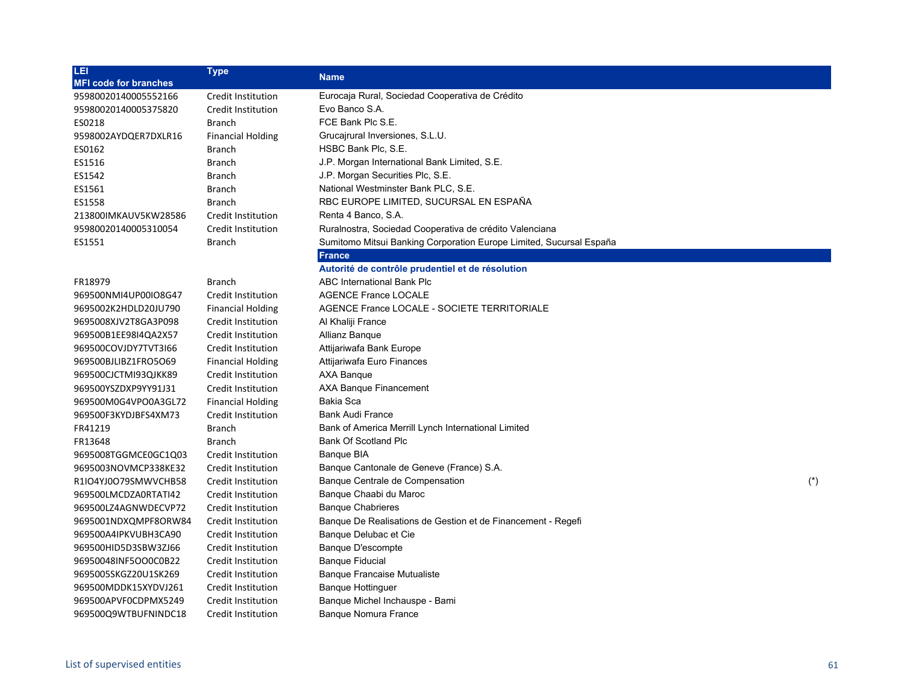| LEI<br>MFI code for branches | Type | Name | |
|---|---|---|---|
| 95980020140005552166 | Credit Institution | Eurocaja Rural, Sociedad Cooperativa de Crédito | |
| 95980020140005375820 | Credit Institution | Evo Banco S.A. | |
| ES0218 | Branch | FCE Bank Plc S.E. | |
| 9598002AYDQER7DXLR16 | Financial Holding | Grucajrural Inversiones, S.L.U. | |
| ES0162 | Branch | HSBC Bank Plc, S.E. | |
| ES1516 | Branch | J.P. Morgan International Bank Limited, S.E. | |
| ES1542 | Branch | J.P. Morgan Securities Plc, S.E. | |
| ES1561 | Branch | National Westminster Bank PLC, S.E. | |
| ES1558 | Branch | RBC EUROPE LIMITED, SUCURSAL EN ESPAÑA | |
| 213800IMKAUV5KW28586 | Credit Institution | Renta 4 Banco, S.A. | |
| 95980020140005310054 | Credit Institution | Ruralnostra, Sociedad Cooperativa de crédito Valenciana | |
| ES1551 | Branch | Sumitomo Mitsui Banking Corporation Europe Limited, Sucursal España | |
| | | **France** | |
| | | **Autorité de contrôle prudentiel et de résolution** | |
| FR18979 | Branch | ABC International Bank Plc | |
| 969500NMI4UP00IO8G47 | Credit Institution | AGENCE France LOCALE | |
| 9695002K2HDLD20JU790 | Financial Holding | AGENCE France LOCALE - SOCIETE TERRITORIALE | |
| 9695008XJV2T8GA3P098 | Credit Institution | Al Khaliji France | |
| 969500B1EE98I4QA2X57 | Credit Institution | Allianz Banque | |
| 969500COVJDY7TVT3I66 | Credit Institution | Attijariwafa Bank Europe | |
| 969500BJLIBZ1FRO5O69 | Financial Holding | Attijariwafa Euro Finances | |
| 969500CJCTMI93QJKK89 | Credit Institution | AXA Banque | |
| 969500YSZDXP9YY91J31 | Credit Institution | AXA Banque Financement | |
| 969500M0G4VPO0A3GL72 | Financial Holding | Bakia Sca | |
| 969500F3KYDJBFS4XM73 | Credit Institution | Bank Audi France | |
| FR41219 | Branch | Bank of America Merrill Lynch International Limited | |
| FR13648 | Branch | Bank Of Scotland Plc | |
| 9695008TGGMCE0GC1Q03 | Credit Institution | Banque BIA | |
| 9695003NOVMCP338KE32 | Credit Institution | Banque Cantonale de Geneve (France) S.A. | |
| R1IO4YJ0O79SMWVCHB58 | Credit Institution | Banque Centrale de Compensation | (*) |
| 969500LMCDZA0RTATI42 | Credit Institution | Banque Chaabi du Maroc | |
| 969500LZ4AGNWDECVP72 | Credit Institution | Banque Chabrieres | |
| 9695001NDXQMPF8ORW84 | Credit Institution | Banque De Realisations de Gestion et de Financement - Regefi | |
| 969500A4IPKVUBH3CA90 | Credit Institution | Banque Delubac et Cie | |
| 969500HID5D3SBW3ZJ66 | Credit Institution | Banque D'escompte | |
| 96950048INF5OO0C0B22 | Credit Institution | Banque Fiducial | |
| 9695005SKGZ20U1SK269 | Credit Institution | Banque Francaise Mutualiste | |
| 969500MDDK15XYDVJ261 | Credit Institution | Banque Hottinguer | |
| 969500APVF0CDPMX5249 | Credit Institution | Banque Michel Inchauspe - Bami | |
| 969500Q9WTBUFNINDC18 | Credit Institution | Banque Nomura France | |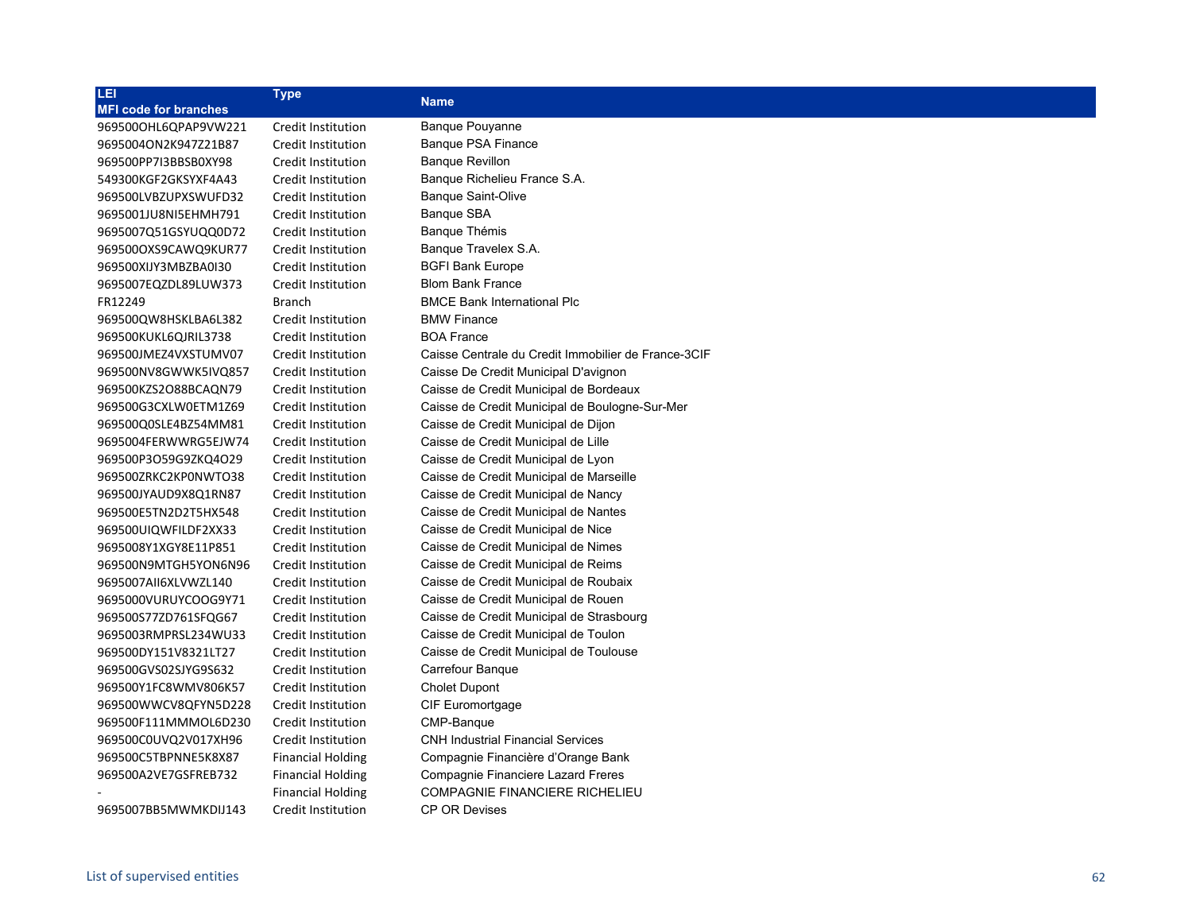| LEI<br>MFI code for branches | Type | Name |
|---|---|---|
| 969500OHL6QPAP9VW221 | Credit Institution | Banque Pouyanne |
| 9695004ON2K947Z21B87 | Credit Institution | Banque PSA Finance |
| 969500PP7I3BBSB0XY98 | Credit Institution | Banque Revillon |
| 549300KGF2GKSYXF4A43 | Credit Institution | Banque Richelieu France S.A. |
| 969500LVBZUPXSWUFD32 | Credit Institution | Banque Saint-Olive |
| 9695001JU8NI5EHMH791 | Credit Institution | Banque SBA |
| 9695007Q51GSYUQQ0D72 | Credit Institution | Banque Thémis |
| 969500OXS9CAWQ9KUR77 | Credit Institution | Banque Travelex S.A. |
| 969500XIJY3MBZBA0I30 | Credit Institution | BGFI Bank Europe |
| 9695007EQZDL89LUW373 | Credit Institution | Blom Bank France |
| FR12249 | Branch | BMCE Bank International Plc |
| 969500QW8HSKLBA6L382 | Credit Institution | BMW Finance |
| 969500KUKL6QJRIL3738 | Credit Institution | BOA France |
| 969500JMEZ4VXSTUMV07 | Credit Institution | Caisse Centrale du Credit Immobilier de France-3CIF |
| 969500NV8GWWK5IVQ857 | Credit Institution | Caisse De Credit Municipal D'avignon |
| 969500KZS2O88BCAQN79 | Credit Institution | Caisse de Credit Municipal de Bordeaux |
| 969500G3CXLW0ETM1Z69 | Credit Institution | Caisse de Credit Municipal de Boulogne-Sur-Mer |
| 969500Q0SLE4BZ54MM81 | Credit Institution | Caisse de Credit Municipal de Dijon |
| 9695004FERWWRG5EJW74 | Credit Institution | Caisse de Credit Municipal de Lille |
| 969500P3O59G9ZKQ4O29 | Credit Institution | Caisse de Credit Municipal de Lyon |
| 969500ZRKC2KP0NWTO38 | Credit Institution | Caisse de Credit Municipal de Marseille |
| 969500JYAUD9X8Q1RN87 | Credit Institution | Caisse de Credit Municipal de Nancy |
| 969500E5TN2D2T5HX548 | Credit Institution | Caisse de Credit Municipal de Nantes |
| 969500UIQWFILDF2XX33 | Credit Institution | Caisse de Credit Municipal de Nice |
| 9695008Y1XGY8E11P851 | Credit Institution | Caisse de Credit Municipal de Nimes |
| 969500N9MTGH5YON6N96 | Credit Institution | Caisse de Credit Municipal de Reims |
| 9695007AII6XLVWZL140 | Credit Institution | Caisse de Credit Municipal de Roubaix |
| 9695000VURUYCOOG9Y71 | Credit Institution | Caisse de Credit Municipal de Rouen |
| 969500S77ZD761SFQG67 | Credit Institution | Caisse de Credit Municipal de Strasbourg |
| 9695003RMPRSL234WU33 | Credit Institution | Caisse de Credit Municipal de Toulon |
| 969500DY151V8321LT27 | Credit Institution | Caisse de Credit Municipal de Toulouse |
| 969500GVS02SJYG9S632 | Credit Institution | Carrefour Banque |
| 969500Y1FC8WMV806K57 | Credit Institution | Cholet Dupont |
| 969500WWCV8QFYN5D228 | Credit Institution | CIF Euromortgage |
| 969500F111MMMOL6D230 | Credit Institution | CMP-Banque |
| 969500C0UVQ2V017XH96 | Credit Institution | CNH Industrial Financial Services |
| 969500C5TBPNNE5K8X87 | Financial Holding | Compagnie Financière d'Orange Bank |
| 969500A2VE7GSFREB732 | Financial Holding | Compagnie Financiere Lazard Freres |
| - | Financial Holding | COMPAGNIE FINANCIERE RICHELIEU |
| 9695007BB5MWMKDIJ143 | Credit Institution | CP OR Devises |

List of supervised entities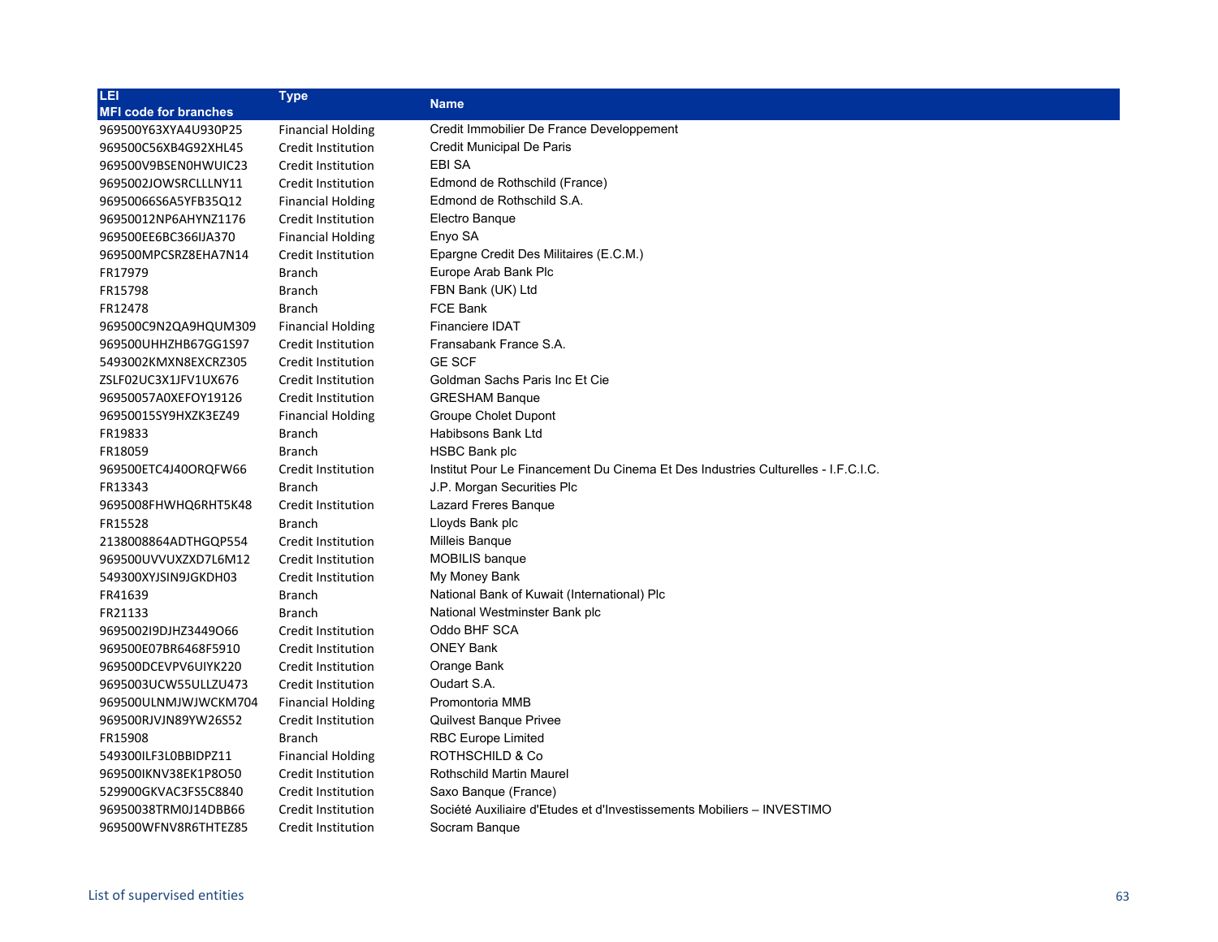| LEI<br>MFI code for branches | Type | Name |
|---|---|---|
| 969500Y63XYA4U930P25 | Financial Holding | Credit Immobilier De France Developpement |
| 969500C56XB4G92XHL45 | Credit Institution | Credit Municipal De Paris |
| 969500V9BSEN0HWUIC23 | Credit Institution | EBI SA |
| 9695002JOWSRCLLLNY11 | Credit Institution | Edmond de Rothschild (France) |
| 96950066S6A5YFB35Q12 | Financial Holding | Edmond de Rothschild S.A. |
| 96950012NP6AHYNZ1176 | Credit Institution | Electro Banque |
| 969500EE6BC366IJA370 | Financial Holding | Enyo SA |
| 969500MPCSRZ8EHA7N14 | Credit Institution | Epargne Credit Des Militaires (E.C.M.) |
| FR17979 | Branch | Europe Arab Bank Plc |
| FR15798 | Branch | FBN Bank (UK) Ltd |
| FR12478 | Branch | FCE Bank |
| 969500C9N2QA9HQUM309 | Financial Holding | Financiere IDAT |
| 969500UHHZHB67GG1S97 | Credit Institution | Fransabank France S.A. |
| 5493002KMXN8EXCRZ305 | Credit Institution | GE SCF |
| ZSLF02UC3X1JFV1UX676 | Credit Institution | Goldman Sachs Paris Inc Et Cie |
| 96950057A0XEFOY19126 | Credit Institution | GRESHAM Banque |
| 96950015SY9HXZK3EZ49 | Financial Holding | Groupe Cholet Dupont |
| FR19833 | Branch | Habibsons Bank Ltd |
| FR18059 | Branch | HSBC Bank plc |
| 969500ETC4J40ORQFW66 | Credit Institution | Institut Pour Le Financement Du Cinema Et Des Industries Culturelles - I.F.C.I.C. |
| FR13343 | Branch | J.P. Morgan Securities Plc |
| 9695008FHWHQ6RHT5K48 | Credit Institution | Lazard Freres Banque |
| FR15528 | Branch | Lloyds Bank plc |
| 2138008864ADTHGQP554 | Credit Institution | Milleis Banque |
| 969500UVVUXZXD7L6M12 | Credit Institution | MOBILIS banque |
| 549300XYJSIN9JGKDH03 | Credit Institution | My Money Bank |
| FR41639 | Branch | National Bank of Kuwait (International) Plc |
| FR21133 | Branch | National Westminster Bank plc |
| 9695002I9DJHZ3449O66 | Credit Institution | Oddo BHF SCA |
| 969500E07BR6468F5910 | Credit Institution | ONEY Bank |
| 969500DCEVPV6UIYK220 | Credit Institution | Orange Bank |
| 9695003UCW55ULLZU473 | Credit Institution | Oudart S.A. |
| 969500ULNMJWJWCKM704 | Financial Holding | Promontoria MMB |
| 969500RJVJN89YW26S52 | Credit Institution | Quilvest Banque Privee |
| FR15908 | Branch | RBC Europe Limited |
| 549300ILF3L0BBIDPZ11 | Financial Holding | ROTHSCHILD & Co |
| 969500IKNV38EK1P8O50 | Credit Institution | Rothschild Martin Maurel |
| 529900GKVAC3FS5C8840 | Credit Institution | Saxo Banque (France) |
| 96950038TRM0J14DBB66 | Credit Institution | Société Auxiliaire d'Etudes et d'Investissements Mobiliers – INVESTIMO |
| 969500WFNV8R6THTEZ85 | Credit Institution | Socram Banque |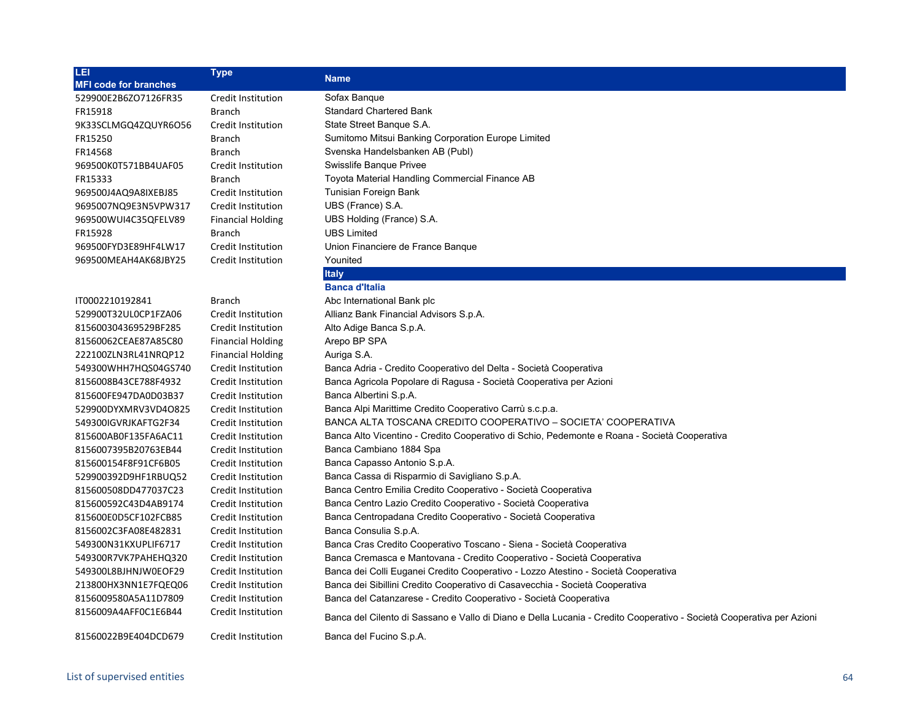| LEI<br>MFI code for branches | Type | Name |
|---|---|---|
| 529900E2B6ZO7126FR35 | Credit Institution | Sofax Banque |
| FR15918 | Branch | Standard Chartered Bank |
| 9K33SCLMGQ4ZQUYR6O56 | Credit Institution | State Street Banque S.A. |
| FR15250 | Branch | Sumitomo Mitsui Banking Corporation Europe Limited |
| FR14568 | Branch | Svenska Handelsbanken AB (Publ) |
| 969500K0T571BB4UAF05 | Credit Institution | Swisslife Banque Privee |
| FR15333 | Branch | Toyota Material Handling Commercial Finance AB |
| 969500J4AQ9A8IXEBJ85 | Credit Institution | Tunisian Foreign Bank |
| 9695007NQ9E3N5VPW317 | Credit Institution | UBS (France) S.A. |
| 969500WUI4C35QFELV89 | Financial Holding | UBS Holding (France) S.A. |
| FR15928 | Branch | UBS Limited |
| 969500FYD3E89HF4LW17 | Credit Institution | Union Financiere de France Banque |
| 969500MEAH4AK68JBY25 | Credit Institution | Younited |
| | | **Italy** |
| | | **Banca d'Italia** |
| IT0002210192841 | Branch | Abc International Bank plc |
| 529900T32UL0CP1FZA06 | Credit Institution | Allianz Bank Financial Advisors S.p.A. |
| 815600304369529BF285 | Credit Institution | Alto Adige Banca S.p.A. |
| 81560062CEAE87A85C80 | Financial Holding | Arepo BP SPA |
| 222100ZLN3RL41NRQP12 | Financial Holding | Auriga S.A. |
| 549300WHH7HQS04GS740 | Credit Institution | Banca Adria - Credito Cooperativo del Delta - Società Cooperativa |
| 8156008B43CE788F4932 | Credit Institution | Banca Agricola Popolare di Ragusa - Società Cooperativa per Azioni |
| 815600FE947DA0D03B37 | Credit Institution | Banca Albertini S.p.A. |
| 529900DYXMRV3VD4O825 | Credit Institution | Banca Alpi Marittime Credito Cooperativo Carrù s.c.p.a. |
| 549300IGVRJKAFTG2F34 | Credit Institution | BANCA ALTA TOSCANA CREDITO COOPERATIVO – SOCIETA' COOPERATIVA |
| 815600AB0F135FA6AC11 | Credit Institution | Banca Alto Vicentino - Credito Cooperativo di Schio, Pedemonte e Roana - Società Cooperativa |
| 8156007395B20763EB44 | Credit Institution | Banca Cambiano 1884 Spa |
| 815600154F8F91CF6B05 | Credit Institution | Banca Capasso Antonio S.p.A. |
| 529900392D9HF1RBUQ52 | Credit Institution | Banca Cassa di Risparmio di Savigliano S.p.A. |
| 815600508DD477037C23 | Credit Institution | Banca Centro Emilia Credito Cooperativo - Società Cooperativa |
| 815600592C43D4AB9174 | Credit Institution | Banca Centro Lazio Credito Cooperativo - Società Cooperativa |
| 815600E0D5CF102FCB85 | Credit Institution | Banca Centropadana Credito Cooperativo - Società Cooperativa |
| 8156002C3FA08E482831 | Credit Institution | Banca Consulia S.p.A. |
| 549300N31KXUPLIF6717 | Credit Institution | Banca Cras Credito Cooperativo Toscano - Siena - Società Cooperativa |
| 549300R7VK7PAHEHQ320 | Credit Institution | Banca Cremasca e Mantovana - Credito Cooperativo - Società Cooperativa |
| 549300L8BJHNJW0EOF29 | Credit Institution | Banca dei Colli Euganei Credito Cooperativo - Lozzo Atestino - Società Cooperativa |
| 213800HX3NN1E7FQEQ06 | Credit Institution | Banca dei Sibillini Credito Cooperativo di Casavecchia - Società Cooperativa |
| 8156009580A5A11D7809 | Credit Institution | Banca del Catanzarese - Credito Cooperativo - Società Cooperativa |
| 8156009A4AFF0C1E6B44 | Credit Institution | Banca del Cilento di Sassano e Vallo di Diano e Della Lucania - Credito Cooperativo - Società Cooperativa per Azioni |
| 81560022B9E404DCD679 | Credit Institution | Banca del Fucino S.p.A. |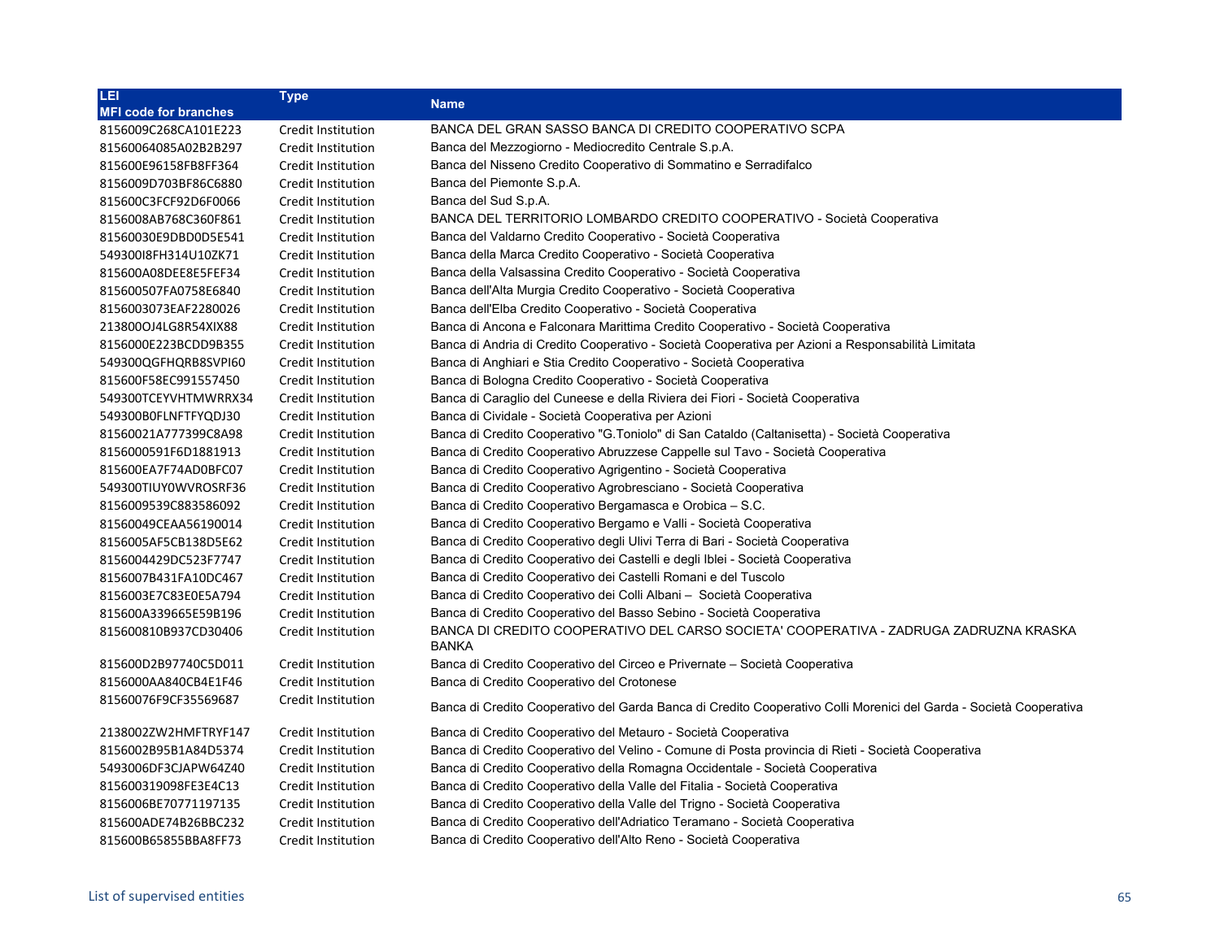| LEI<br>MFI code for branches | Type | Name |
|---|---|---|
| 8156009C268CA101E223 | Credit Institution | BANCA DEL GRAN SASSO BANCA DI CREDITO COOPERATIVO SCPA |
| 81560064085A02B2B297 | Credit Institution | Banca del Mezzogiorno - Mediocredito Centrale S.p.A. |
| 815600E96158FB8FF364 | Credit Institution | Banca del Nisseno Credito Cooperativo di Sommatino e Serradifalco |
| 8156009D703BF86C6880 | Credit Institution | Banca del Piemonte S.p.A. |
| 815600C3FCF92D6F0066 | Credit Institution | Banca del Sud S.p.A. |
| 8156008AB768C360F861 | Credit Institution | BANCA DEL TERRITORIO LOMBARDO CREDITO COOPERATIVO - Società Cooperativa |
| 81560030E9DBD0D5E541 | Credit Institution | Banca del Valdarno Credito Cooperativo - Società Cooperativa |
| 549300I8FH314U10ZK71 | Credit Institution | Banca della Marca Credito Cooperativo - Società Cooperativa |
| 815600A08DEE8E5FEF34 | Credit Institution | Banca della Valsassina Credito Cooperativo - Società Cooperativa |
| 815600507FA0758E6840 | Credit Institution | Banca dell'Alta Murgia Credito Cooperativo - Società Cooperativa |
| 8156003073EAF2280026 | Credit Institution | Banca dell'Elba Credito Cooperativo - Società Cooperativa |
| 213800OJ4LG8R54XIX88 | Credit Institution | Banca di Ancona e Falconara Marittima Credito Cooperativo - Società Cooperativa |
| 8156000E223BCDD9B355 | Credit Institution | Banca di Andria di Credito Cooperativo - Società Cooperativa per Azioni a Responsabilità Limitata |
| 549300QGFHQRB8SVPI60 | Credit Institution | Banca di Anghiari e Stia Credito Cooperativo - Società Cooperativa |
| 815600F58EC991557450 | Credit Institution | Banca di Bologna Credito Cooperativo - Società Cooperativa |
| 549300TCEYVHTMWRRX34 | Credit Institution | Banca di Caraglio del Cuneese e della Riviera dei Fiori - Società Cooperativa |
| 549300B0FLNFTFYQDJ30 | Credit Institution | Banca di Cividale - Società Cooperativa per Azioni |
| 81560021A777399C8A98 | Credit Institution | Banca di Credito Cooperativo "G.Toniolo" di San Cataldo (Caltanisetta) - Società Cooperativa |
| 8156000591F6D1881913 | Credit Institution | Banca di Credito Cooperativo Abruzzese Cappelle sul Tavo - Società Cooperativa |
| 815600EA7F74AD0BFC07 | Credit Institution | Banca di Credito Cooperativo Agrigentino - Società Cooperativa |
| 549300TIUY0WVROSRF36 | Credit Institution | Banca di Credito Cooperativo Agrobresciano - Società Cooperativa |
| 8156009539C883586092 | Credit Institution | Banca di Credito Cooperativo Bergamasca e Orobica – S.C. |
| 81560049CEAA56190014 | Credit Institution | Banca di Credito Cooperativo Bergamo e Valli - Società Cooperativa |
| 8156005AF5CB138D5E62 | Credit Institution | Banca di Credito Cooperativo degli Ulivi Terra di Bari - Società Cooperativa |
| 8156004429DC523F7747 | Credit Institution | Banca di Credito Cooperativo dei Castelli e degli Iblei - Società Cooperativa |
| 8156007B431FA10DC467 | Credit Institution | Banca di Credito Cooperativo dei Castelli Romani e del Tuscolo |
| 8156003E7C83E0E5A794 | Credit Institution | Banca di Credito Cooperativo dei Colli Albani – Società Cooperativa |
| 815600A339665E59B196 | Credit Institution | Banca di Credito Cooperativo del Basso Sebino - Società Cooperativa |
| 815600810B937CD30406 | Credit Institution | BANCA DI CREDITO COOPERATIVO DEL CARSO SOCIETA' COOPERATIVA - ZADRUGA ZADRUZNA KRASKA BANKA |
| 815600D2B97740C5D011 | Credit Institution | Banca di Credito Cooperativo del Circeo e Privernate – Società Cooperativa |
| 8156000AA840CB4E1F46 | Credit Institution | Banca di Credito Cooperativo del Crotonese |
| 81560076F9CF35569687 | Credit Institution | Banca di Credito Cooperativo del Garda Banca di Credito Cooperativo Colli Morenici del Garda - Società Cooperativa |
| 2138002ZW2HMFTRYF147 | Credit Institution | Banca di Credito Cooperativo del Metauro - Società Cooperativa |
| 8156002B95B1A84D5374 | Credit Institution | Banca di Credito Cooperativo del Velino - Comune di Posta provincia di Rieti - Società Cooperativa |
| 5493006DF3CJAPW64Z40 | Credit Institution | Banca di Credito Cooperativo della Romagna Occidentale - Società Cooperativa |
| 815600319098FE3E4C13 | Credit Institution | Banca di Credito Cooperativo della Valle del Fitalia - Società Cooperativa |
| 8156006BE70771197135 | Credit Institution | Banca di Credito Cooperativo della Valle del Trigno - Società Cooperativa |
| 815600ADE74B26BBC232 | Credit Institution | Banca di Credito Cooperativo dell'Adriatico Teramano - Società Cooperativa |
| 815600B65855BBA8FF73 | Credit Institution | Banca di Credito Cooperativo dell'Alto Reno - Società Cooperativa |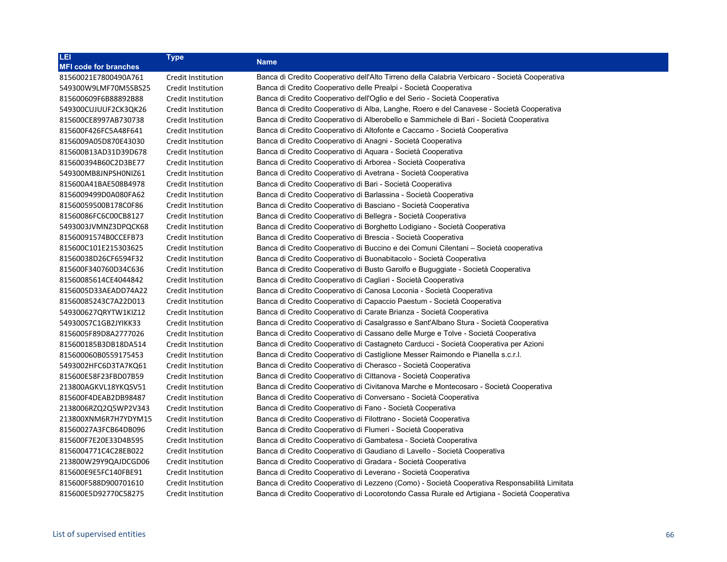| LEI<br>MFI code for branches | Type | Name |
|---|---|---|
| 81560021E7800490A761 | Credit Institution | Banca di Credito Cooperativo dell'Alto Tirreno della Calabria Verbicaro - Società Cooperativa |
| 549300W9LMF70M5SBS25 | Credit Institution | Banca di Credito Cooperativo delle Prealpi - Società Cooperativa |
| 815600609F6B88892B88 | Credit Institution | Banca di Credito Cooperativo dell'Oglio e del Serio - Società Cooperativa |
| 549300CUJUUF2CK3QK26 | Credit Institution | Banca di Credito Cooperativo di Alba, Langhe, Roero e del Canavese - Società Cooperativa |
| 815600CE8997AB730738 | Credit Institution | Banca di Credito Cooperativo di Alberobello e Sammichele di Bari - Società Cooperativa |
| 815600F426FC5A48F641 | Credit Institution | Banca di Credito Cooperativo di Altofonte e Caccamo - Società Cooperativa |
| 8156009A05D870E43030 | Credit Institution | Banca di Credito Cooperativo di Anagni - Società Cooperativa |
| 815600B13AD31D39D678 | Credit Institution | Banca di Credito Cooperativo di Aquara - Società Cooperativa |
| 815600394B60C2D3BE77 | Credit Institution | Banca di Credito Cooperativo di Arborea - Società Cooperativa |
| 549300MB8JNPSH0NIZ61 | Credit Institution | Banca di Credito Cooperativo di Avetrana - Società Cooperativa |
| 815600A41BAE508B4978 | Credit Institution | Banca di Credito Cooperativo di Bari - Società Cooperativa |
| 8156009499D0A080FA62 | Credit Institution | Banca di Credito Cooperativo di Barlassina - Società Cooperativa |
| 81560059500B178C0F86 | Credit Institution | Banca di Credito Cooperativo di Basciano - Società Cooperativa |
| 81560086FC6C00CB8127 | Credit Institution | Banca di Credito Cooperativo di Bellegra - Società Cooperativa |
| 5493003JVMNZ3DPQCK68 | Credit Institution | Banca di Credito Cooperativo di Borghetto Lodigiano - Società Cooperativa |
| 81560091574B0CCEFB73 | Credit Institution | Banca di Credito Cooperativo di Brescia - Società Cooperativa |
| 815600C101E215303625 | Credit Institution | Banca di Credito Cooperativo di Buccino e dei Comuni Cilentani – Società cooperativa |
| 81560038D26CF6594F32 | Credit Institution | Banca di Credito Cooperativo di Buonabitacolo - Società Cooperativa |
| 815600F340760D34C636 | Credit Institution | Banca di Credito Cooperativo di Busto Garolfo e Buguggiate - Società Cooperativa |
| 81560085614CE4044842 | Credit Institution | Banca di Credito Cooperativo di Cagliari - Società Cooperativa |
| 8156005D33AEADD74A22 | Credit Institution | Banca di Credito Cooperativo di Canosa Loconia - Società Cooperativa |
| 81560085243C7A22D013 | Credit Institution | Banca di Credito Cooperativo di Capaccio Paestum - Società Cooperativa |
| 549300627QRYTW1KIZ12 | Credit Institution | Banca di Credito Cooperativo di Carate Brianza - Società Cooperativa |
| 549300S7C1GB2JYIKK33 | Credit Institution | Banca di Credito Cooperativo di Casalgrasso e Sant'Albano Stura - Società Cooperativa |
| 8156005F89D8A2777026 | Credit Institution | Banca di Credito Cooperativo di Cassano delle Murge e Tolve - Società Cooperativa |
| 815600185B3DB18DA514 | Credit Institution | Banca di Credito Cooperativo di Castagneto Carducci - Società Cooperativa per Azioni |
| 815600060B0559175453 | Credit Institution | Banca di Credito Cooperativo di Castiglione Messer Raimondo e Pianella s.c.r.l. |
| 5493002HFC6D3TA7KQ61 | Credit Institution | Banca di Credito Cooperativo di Cherasco - Società Cooperativa |
| 815600E58F23FBD07B59 | Credit Institution | Banca di Credito Cooperativo di Cittanova - Società Cooperativa |
| 213800AGKVL18YKQSV51 | Credit Institution | Banca di Credito Cooperativo di Civitanova Marche e Montecosaro - Società Cooperativa |
| 815600F4DEAB2DB98487 | Credit Institution | Banca di Credito Cooperativo di Conversano - Società Cooperativa |
| 2138006RZQ2Q5WP2V343 | Credit Institution | Banca di Credito Cooperativo di Fano - Società Cooperativa |
| 213800XNM6R7H7YDYM15 | Credit Institution | Banca di Credito Cooperativo di Filottrano - Società Cooperativa |
| 81560027A3FCB64DB096 | Credit Institution | Banca di Credito Cooperativo di Flumeri - Società Cooperativa |
| 815600F7E20E33D4B595 | Credit Institution | Banca di Credito Cooperativo di Gambatesa - Società Cooperativa |
| 8156004771C4C28EB022 | Credit Institution | Banca di Credito Cooperativo di Gaudiano di Lavello - Società Cooperativa |
| 213800W29Y9QAJDCGD06 | Credit Institution | Banca di Credito Cooperativo di Gradara - Società Cooperativa |
| 815600E9E5FC140FBE91 | Credit Institution | Banca di Credito Cooperativo di Leverano - Società Cooperativa |
| 815600F588D900701610 | Credit Institution | Banca di Credito Cooperativo di Lezzeno (Como) - Società Cooperativa Responsabilità Limitata |
| 815600E5D92770C58275 | Credit Institution | Banca di Credito Cooperativo di Locorotondo Cassa Rurale ed Artigiana - Società Cooperativa |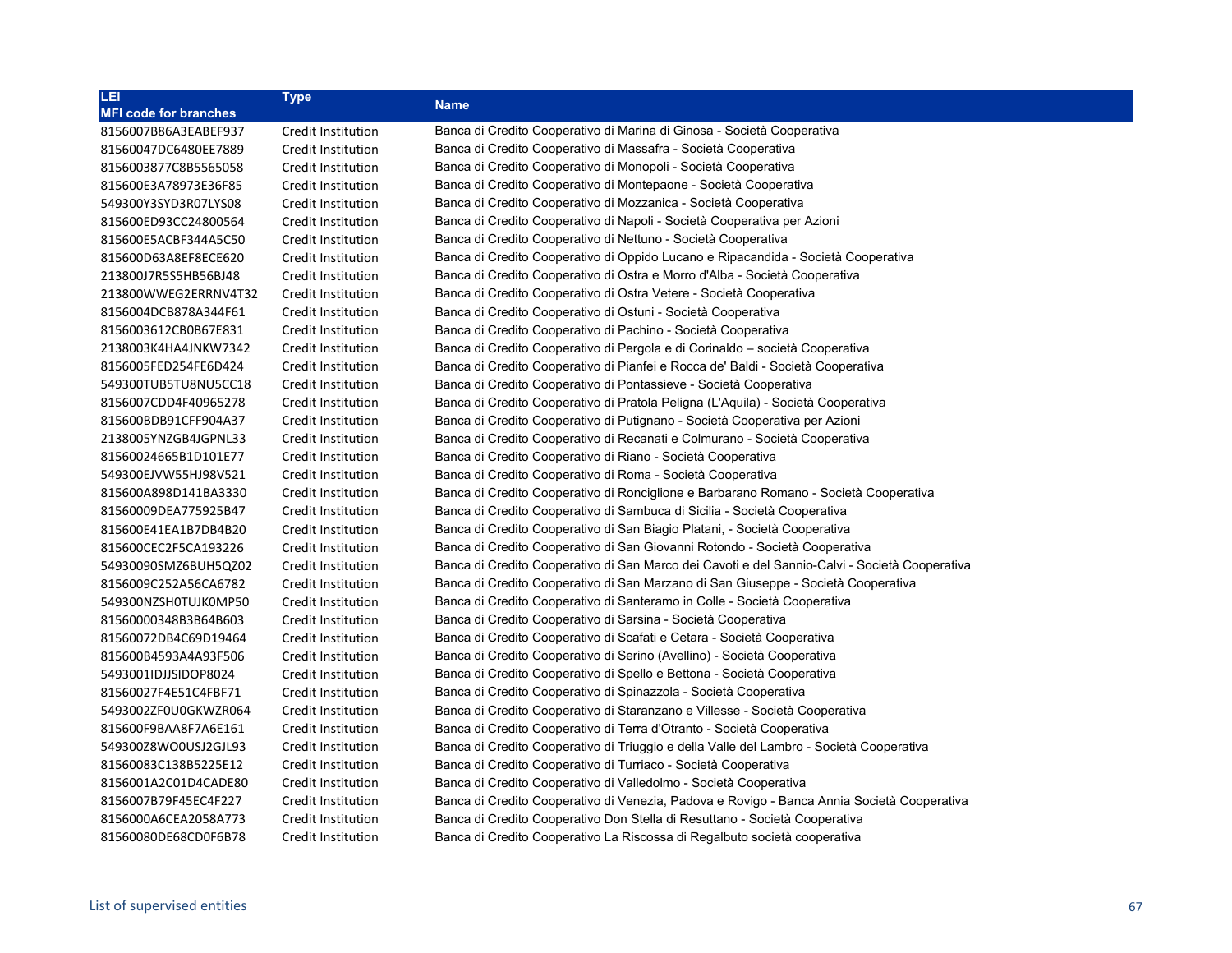| LEI<br>MFI code for branches | Type | Name |
|---|---|---|
| 8156007B86A3EABEF937 | Credit Institution | Banca di Credito Cooperativo di Marina di Ginosa - Società Cooperativa |
| 81560047DC6480EE7889 | Credit Institution | Banca di Credito Cooperativo di Massafra - Società Cooperativa |
| 8156003877C8B5565058 | Credit Institution | Banca di Credito Cooperativo di Monopoli - Società Cooperativa |
| 815600E3A78973E36F85 | Credit Institution | Banca di Credito Cooperativo di Montepaone - Società Cooperativa |
| 549300Y3SYD3R07LYS08 | Credit Institution | Banca di Credito Cooperativo di Mozzanica - Società Cooperativa |
| 815600ED93CC24800564 | Credit Institution | Banca di Credito Cooperativo di Napoli - Società Cooperativa per Azioni |
| 815600E5ACBF344A5C50 | Credit Institution | Banca di Credito Cooperativo di Nettuno - Società Cooperativa |
| 815600D63A8EF8ECE620 | Credit Institution | Banca di Credito Cooperativo di Oppido Lucano e Ripacandida - Società Cooperativa |
| 213800J7R5S5HB56BJ48 | Credit Institution | Banca di Credito Cooperativo di Ostra e Morro d'Alba - Società Cooperativa |
| 213800WWEG2ERRNV4T32 | Credit Institution | Banca di Credito Cooperativo di Ostra Vetere - Società Cooperativa |
| 8156004DCB878A344F61 | Credit Institution | Banca di Credito Cooperativo di Ostuni - Società Cooperativa |
| 8156003612CB0B67E831 | Credit Institution | Banca di Credito Cooperativo di Pachino - Società Cooperativa |
| 2138003K4HA4JNKW7342 | Credit Institution | Banca di Credito Cooperativo di Pergola e di Corinaldo – società Cooperativa |
| 8156005FED254FE6D424 | Credit Institution | Banca di Credito Cooperativo di Pianfei e Rocca de' Baldi - Società Cooperativa |
| 549300TUB5TU8NU5CC18 | Credit Institution | Banca di Credito Cooperativo di Pontassieve - Società Cooperativa |
| 8156007CDD4F40965278 | Credit Institution | Banca di Credito Cooperativo di Pratola Peligna (L'Aquila) - Società Cooperativa |
| 815600BDB91CFF904A37 | Credit Institution | Banca di Credito Cooperativo di Putignano - Società Cooperativa per Azioni |
| 2138005YNZGB4JGPNL33 | Credit Institution | Banca di Credito Cooperativo di Recanati e Colmurano - Società Cooperativa |
| 81560024665B1D101E77 | Credit Institution | Banca di Credito Cooperativo di Riano - Società Cooperativa |
| 549300EJVW55HJ98V521 | Credit Institution | Banca di Credito Cooperativo di Roma - Società Cooperativa |
| 815600A898D141BA3330 | Credit Institution | Banca di Credito Cooperativo di Ronciglione e Barbarano Romano - Società Cooperativa |
| 81560009DEA775925B47 | Credit Institution | Banca di Credito Cooperativo di Sambuca di Sicilia - Società Cooperativa |
| 815600E41EA1B7DB4B20 | Credit Institution | Banca di Credito Cooperativo di San Biagio Platani, - Società Cooperativa |
| 815600CEC2F5CA193226 | Credit Institution | Banca di Credito Cooperativo di San Giovanni Rotondo - Società Cooperativa |
| 54930090SMZ6BUH5QZ02 | Credit Institution | Banca di Credito Cooperativo di San Marco dei Cavoti e del Sannio-Calvi - Società Cooperativa |
| 8156009C252A56CA6782 | Credit Institution | Banca di Credito Cooperativo di San Marzano di San Giuseppe - Società Cooperativa |
| 549300NZSH0TUJK0MP50 | Credit Institution | Banca di Credito Cooperativo di Santeramo in Colle - Società Cooperativa |
| 81560000348B3B64B603 | Credit Institution | Banca di Credito Cooperativo di Sarsina - Società Cooperativa |
| 81560072DB4C69D19464 | Credit Institution | Banca di Credito Cooperativo di Scafati e Cetara - Società Cooperativa |
| 815600B4593A4A93F506 | Credit Institution | Banca di Credito Cooperativo di Serino (Avellino) - Società Cooperativa |
| 5493001IDJJSIDOP8024 | Credit Institution | Banca di Credito Cooperativo di Spello e Bettona - Società Cooperativa |
| 81560027F4E51C4FBF71 | Credit Institution | Banca di Credito Cooperativo di Spinazzola - Società Cooperativa |
| 5493002ZF0U0GKWZR064 | Credit Institution | Banca di Credito Cooperativo di Staranzano e Villesse - Società Cooperativa |
| 815600F9BAA8F7A6E161 | Credit Institution | Banca di Credito Cooperativo di Terra d'Otranto - Società Cooperativa |
| 549300Z8WO0USJ2GJL93 | Credit Institution | Banca di Credito Cooperativo di Triuggio e della Valle del Lambro - Società Cooperativa |
| 81560083C138B5225E12 | Credit Institution | Banca di Credito Cooperativo di Turriaco - Società Cooperativa |
| 8156001A2C01D4CADE80 | Credit Institution | Banca di Credito Cooperativo di Valledolmo - Società Cooperativa |
| 8156007B79F45EC4F227 | Credit Institution | Banca di Credito Cooperativo di Venezia, Padova e Rovigo - Banca Annia Società Cooperativa |
| 8156000A6CEA2058A773 | Credit Institution | Banca di Credito Cooperativo Don Stella di Resuttano - Società Cooperativa |
| 81560080DE68CD0F6B78 | Credit Institution | Banca di Credito Cooperativo La Riscossa di Regalbuto società cooperativa |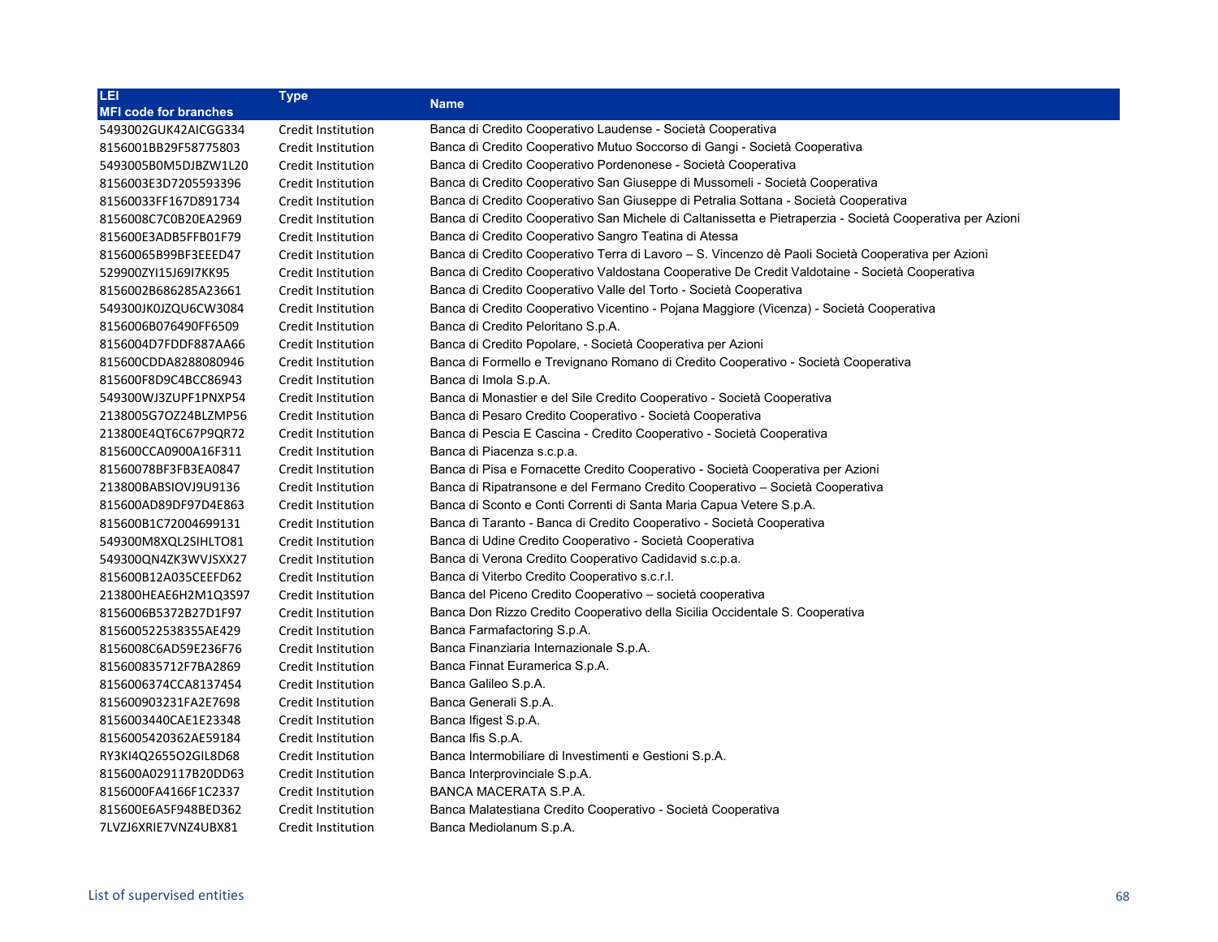| LEI<br>MFI code for branches | Type | Name |
|---|---|---|
| 5493002GUK42AICGG334 | Credit Institution | Banca di Credito Cooperativo Laudense - Società Cooperativa |
| 8156001BB29F58775803 | Credit Institution | Banca di Credito Cooperativo Mutuo Soccorso di Gangi - Società Cooperativa |
| 5493005B0M5DJBZW1L20 | Credit Institution | Banca di Credito Cooperativo Pordenonese - Società Cooperativa |
| 8156003E3D7205593396 | Credit Institution | Banca di Credito Cooperativo San Giuseppe di Mussomeli - Società Cooperativa |
| 81560033FF167D891734 | Credit Institution | Banca di Credito Cooperativo San Giuseppe di Petralia Sottana - Società Cooperativa |
| 8156008C7C0B20EA2969 | Credit Institution | Banca di Credito Cooperativo San Michele di Caltanissetta e Pietraperzia - Società Cooperativa per Azioni |
| 815600E3ADB5FFB01F79 | Credit Institution | Banca di Credito Cooperativo Sangro Teatina di Atessa |
| 81560065B99BF3EEED47 | Credit Institution | Banca di Credito Cooperativo Terra di Lavoro – S. Vincenzo dè Paoli Società Cooperativa per Azioni |
| 529900ZYI15J69I7KK95 | Credit Institution | Banca di Credito Cooperativo Valdostana Cooperative De Credit Valdotaine - Società Cooperativa |
| 8156002B686285A23661 | Credit Institution | Banca di Credito Cooperativo Valle del Torto - Società Cooperativa |
| 549300JK0JZQU6CW3084 | Credit Institution | Banca di Credito Cooperativo Vicentino - Pojana Maggiore (Vicenza) - Società Cooperativa |
| 8156006B076490FF6509 | Credit Institution | Banca di Credito Peloritano S.p.A. |
| 8156004D7FDDF887AA66 | Credit Institution | Banca di Credito Popolare, - Società Cooperativa per Azioni |
| 815600CDDA8288080946 | Credit Institution | Banca di Formello e Trevignano Romano di Credito Cooperativo - Società Cooperativa |
| 815600F8D9C4BCC86943 | Credit Institution | Banca di Imola S.p.A. |
| 549300WJ3ZUPF1PNXP54 | Credit Institution | Banca di Monastier e del Sile Credito Cooperativo - Società Cooperativa |
| 2138005G7OZ24BLZMP56 | Credit Institution | Banca di Pesaro Credito Cooperativo - Società Cooperativa |
| 213800E4QT6C67P9QR72 | Credit Institution | Banca di Pescia E Cascina - Credito Cooperativo - Società Cooperativa |
| 815600CCA0900A16F311 | Credit Institution | Banca di Piacenza s.c.p.a. |
| 81560078BF3FB3EA0847 | Credit Institution | Banca di Pisa e Fornacette Credito Cooperativo - Società Cooperativa per Azioni |
| 213800BABSIOVJ9U9136 | Credit Institution | Banca di Ripatransone e del Fermano Credito Cooperativo – Società Cooperativa |
| 815600AD89DF97D4E863 | Credit Institution | Banca di Sconto e Conti Correnti di Santa Maria Capua Vetere S.p.A. |
| 815600B1C72004699131 | Credit Institution | Banca di Taranto - Banca di Credito Cooperativo - Società Cooperativa |
| 549300M8XQL2SIHLTO81 | Credit Institution | Banca di Udine Credito Cooperativo - Società Cooperativa |
| 549300QN4ZK3WVJSXX27 | Credit Institution | Banca di Verona Credito Cooperativo Cadidavid s.c.p.a. |
| 815600B12A035CEEFD62 | Credit Institution | Banca di Viterbo Credito Cooperativo s.c.r.l. |
| 213800HEAE6H2M1Q3S97 | Credit Institution | Banca del Piceno Credito Cooperativo – società cooperativa |
| 8156006B5372B27D1F97 | Credit Institution | Banca Don Rizzo Credito Cooperativo della Sicilia Occidentale S. Cooperativa |
| 815600522538355AE429 | Credit Institution | Banca Farmafactoring S.p.A. |
| 8156008C6AD59E236F76 | Credit Institution | Banca Finanziaria Internazionale S.p.A. |
| 815600835712F7BA2869 | Credit Institution | Banca Finnat Euramerica S.p.A. |
| 8156006374CCA8137454 | Credit Institution | Banca Galileo S.p.A. |
| 815600903231FA2E7698 | Credit Institution | Banca Generali S.p.A. |
| 8156003440CAE1E23348 | Credit Institution | Banca Ifigest S.p.A. |
| 8156005420362AE59184 | Credit Institution | Banca Ifis S.p.A. |
| RY3KI4Q2655O2GIL8D68 | Credit Institution | Banca Intermobiliare di Investimenti e Gestioni S.p.A. |
| 815600A029117B20DD63 | Credit Institution | Banca Interprovinciale S.p.A. |
| 8156000FA4166F1C2337 | Credit Institution | BANCA MACERATA S.P.A. |
| 815600E6A5F948BED362 | Credit Institution | Banca Malatestiana Credito Cooperativo - Società Cooperativa |
| 7LVZJ6XRIE7VNZ4UBX81 | Credit Institution | Banca Mediolanum S.p.A. |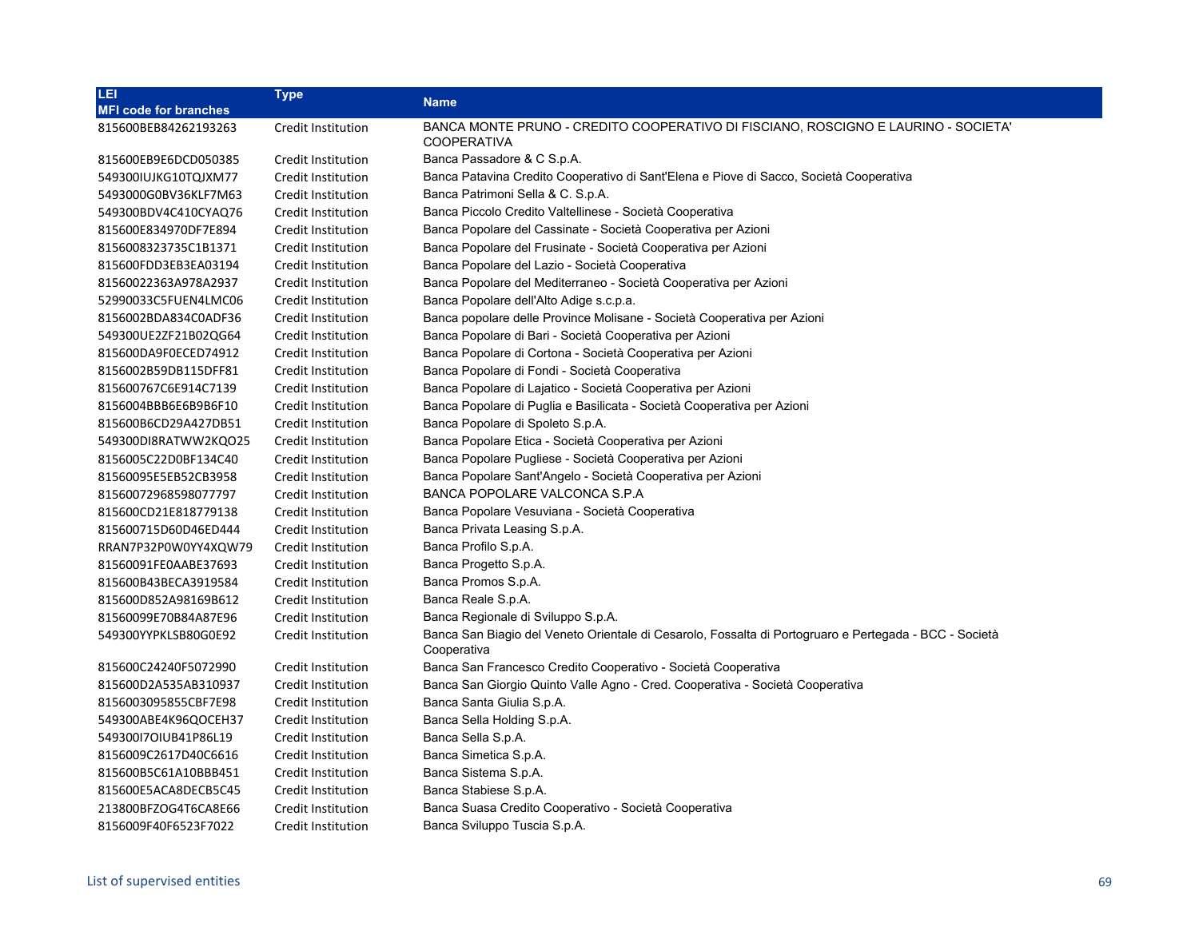| LEI<br>MFI code for branches | Type | Name |
|---|---|---|
| 815600BEB84262193263 | Credit Institution | BANCA MONTE PRUNO - CREDITO COOPERATIVO DI FISCIANO, ROSCIGNO E LAURINO - SOCIETA' COOPERATIVA |
| 815600EB9E6DCD050385 | Credit Institution | Banca Passadore & C S.p.A. |
| 549300IUJKG10TQJXM77 | Credit Institution | Banca Patavina Credito Cooperativo di Sant'Elena e Piove di Sacco, Società Cooperativa |
| 5493000G0BV36KLF7M63 | Credit Institution | Banca Patrimoni Sella & C. S.p.A. |
| 549300BDV4C410CYAQ76 | Credit Institution | Banca Piccolo Credito Valtellinese - Società Cooperativa |
| 815600E834970DF7E894 | Credit Institution | Banca Popolare del Cassinate - Società Cooperativa per Azioni |
| 8156008323735C1B1371 | Credit Institution | Banca Popolare del Frusinate - Società Cooperativa per Azioni |
| 815600FDD3EB3EA03194 | Credit Institution | Banca Popolare del Lazio - Società Cooperativa |
| 81560022363A978A2937 | Credit Institution | Banca Popolare del Mediterraneo - Società Cooperativa per Azioni |
| 52990033C5FUEN4LMC06 | Credit Institution | Banca Popolare dell'Alto Adige s.c.p.a. |
| 8156002BDA834C0ADF36 | Credit Institution | Banca popolare delle Province Molisane - Società Cooperativa per Azioni |
| 549300UE2ZF21B02QG64 | Credit Institution | Banca Popolare di Bari - Società Cooperativa per Azioni |
| 815600DA9F0ECED74912 | Credit Institution | Banca Popolare di Cortona - Società Cooperativa per Azioni |
| 8156002B59DB115DFF81 | Credit Institution | Banca Popolare di Fondi - Società Cooperativa |
| 815600767C6E914C7139 | Credit Institution | Banca Popolare di Lajatico - Società Cooperativa per Azioni |
| 8156004BBB6E6B9B6F10 | Credit Institution | Banca Popolare di Puglia e Basilicata - Società Cooperativa per Azioni |
| 815600B6CD29A427DB51 | Credit Institution | Banca Popolare di Spoleto S.p.A. |
| 549300DI8RATWW2KQO25 | Credit Institution | Banca Popolare Etica - Società Cooperativa per Azioni |
| 8156005C22D0BF134C40 | Credit Institution | Banca Popolare Pugliese - Società Cooperativa per Azioni |
| 81560095E5EB52CB3958 | Credit Institution | Banca Popolare Sant'Angelo - Società Cooperativa per Azioni |
| 81560072968598077797 | Credit Institution | BANCA POPOLARE VALCONCA S.P.A |
| 815600CD21E818779138 | Credit Institution | Banca Popolare Vesuviana - Società Cooperativa |
| 815600715D60D46ED444 | Credit Institution | Banca Privata Leasing S.p.A. |
| RRAN7P32P0W0YY4XQW79 | Credit Institution | Banca Profilo S.p.A. |
| 81560091FE0AABE37693 | Credit Institution | Banca Progetto S.p.A. |
| 815600B43BECA3919584 | Credit Institution | Banca Promos S.p.A. |
| 815600D852A98169B612 | Credit Institution | Banca Reale S.p.A. |
| 81560099E70B84A87E96 | Credit Institution | Banca Regionale di Sviluppo S.p.A. |
| 549300YYPKLSB80G0E92 | Credit Institution | Banca San Biagio del Veneto Orientale di Cesarolo, Fossalta di Portogruaro e Pertegada - BCC - Società Cooperativa |
| 815600C24240F5072990 | Credit Institution | Banca San Francesco Credito Cooperativo - Società Cooperativa |
| 815600D2A535AB310937 | Credit Institution | Banca San Giorgio Quinto Valle Agno - Cred. Cooperativa - Società Cooperativa |
| 8156003095855CBF7E98 | Credit Institution | Banca Santa Giulia S.p.A. |
| 549300ABE4K96QOCEH37 | Credit Institution | Banca Sella Holding S.p.A. |
| 549300I7OIUB41P86L19 | Credit Institution | Banca Sella S.p.A. |
| 8156009C2617D40C6616 | Credit Institution | Banca Simetica S.p.A. |
| 815600B5C61A10BBB451 | Credit Institution | Banca Sistema S.p.A. |
| 815600E5ACA8DECB5C45 | Credit Institution | Banca Stabiese S.p.A. |
| 213800BFZOG4T6CA8E66 | Credit Institution | Banca Suasa Credito Cooperativo - Società Cooperativa |
| 8156009F40F6523F7022 | Credit Institution | Banca Sviluppo Tuscia S.p.A. |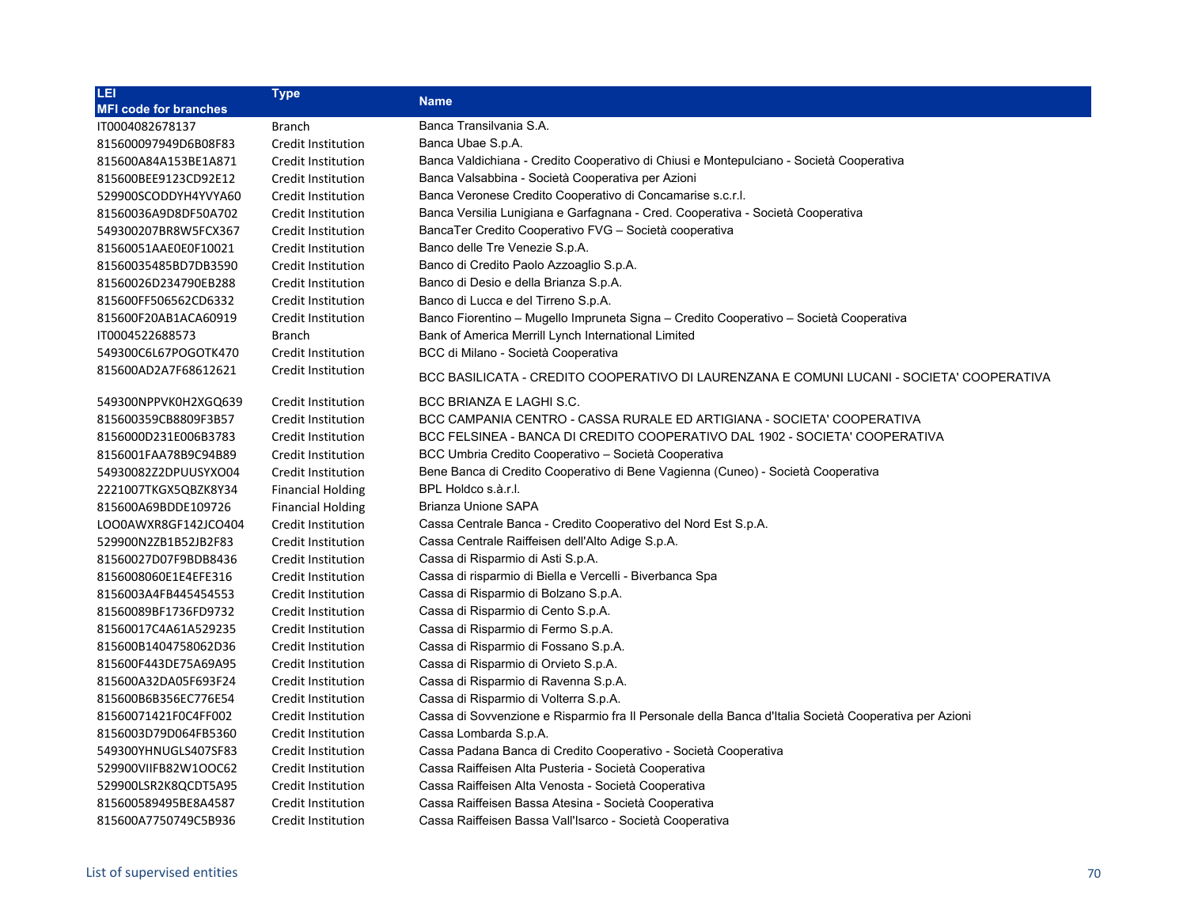| LEI<br>MFI code for branches | Type | Name |
|---|---|---|
| IT0004082678137 | Branch | Banca Transilvania S.A. |
| 815600097949D6B08F83 | Credit Institution | Banca Ubae S.p.A. |
| 815600A84A153BE1A871 | Credit Institution | Banca Valdichiana - Credito Cooperativo di Chiusi e Montepulciano - Società Cooperativa |
| 815600BEE9123CD92E12 | Credit Institution | Banca Valsabbina - Società Cooperativa per Azioni |
| 529900SCODDYH4YVYA60 | Credit Institution | Banca Veronese Credito Cooperativo di Concamarise s.c.r.l. |
| 81560036A9D8DF50A702 | Credit Institution | Banca Versilia Lunigiana e Garfagnana - Cred. Cooperativa - Società Cooperativa |
| 549300207BR8W5FCX367 | Credit Institution | BancaTer Credito Cooperativo FVG – Società cooperativa |
| 81560051AAE0E0F10021 | Credit Institution | Banco delle Tre Venezie S.p.A. |
| 81560035485BD7DB3590 | Credit Institution | Banco di Credito Paolo Azzoaglio S.p.A. |
| 81560026D234790EB288 | Credit Institution | Banco di Desio e della Brianza S.p.A. |
| 815600FF506562CD6332 | Credit Institution | Banco di Lucca e del Tirreno S.p.A. |
| 815600F20AB1ACA60919 | Credit Institution | Banco Fiorentino – Mugello Impruneta Signa – Credito Cooperativo – Società Cooperativa |
| IT0004522688573 | Branch | Bank of America Merrill Lynch International Limited |
| 549300C6L67POGOTK470 | Credit Institution | BCC di Milano - Società Cooperativa |
| 815600AD2A7F68612621 | Credit Institution | BCC BASILICATA - CREDITO COOPERATIVO DI LAURENZANA E COMUNI LUCANI - SOCIETA' COOPERATIVA |
| 549300NPPVK0H2XGQ639 | Credit Institution | BCC BRIANZA E LAGHI S.C. |
| 815600359CB8809F3B57 | Credit Institution | BCC CAMPANIA CENTRO - CASSA RURALE ED ARTIGIANA - SOCIETA' COOPERATIVA |
| 8156000D231E006B3783 | Credit Institution | BCC FELSINEA - BANCA DI CREDITO COOPERATIVO DAL 1902 - SOCIETA' COOPERATIVA |
| 8156001FAA78B9C94B89 | Credit Institution | BCC Umbria Credito Cooperativo – Società Cooperativa |
| 54930082Z2DPUUSYXO04 | Credit Institution | Bene Banca di Credito Cooperativo di Bene Vagienna (Cuneo) - Società Cooperativa |
| 2221007TKGX5QBZK8Y34 | Financial Holding | BPL Holdco s.à.r.l. |
| 815600A69BDDE109726 | Financial Holding | Brianza Unione SAPA |
| LOO0AWXR8GF142JCO404 | Credit Institution | Cassa Centrale Banca - Credito Cooperativo del Nord Est S.p.A. |
| 529900N2ZB1B52JB2F83 | Credit Institution | Cassa Centrale Raiffeisen dell'Alto Adige S.p.A. |
| 81560027D07F9BDB8436 | Credit Institution | Cassa di Risparmio di Asti S.p.A. |
| 8156008060E1E4EFE316 | Credit Institution | Cassa di risparmio di Biella e Vercelli - Biverbanca Spa |
| 8156003A4FB445454553 | Credit Institution | Cassa di Risparmio di Bolzano S.p.A. |
| 81560089BF1736FD9732 | Credit Institution | Cassa di Risparmio di Cento S.p.A. |
| 81560017C4A61A529235 | Credit Institution | Cassa di Risparmio di Fermo S.p.A. |
| 815600B1404758062D36 | Credit Institution | Cassa di Risparmio di Fossano S.p.A. |
| 815600F443DE75A69A95 | Credit Institution | Cassa di Risparmio di Orvieto S.p.A. |
| 815600A32DA05F693F24 | Credit Institution | Cassa di Risparmio di Ravenna S.p.A. |
| 815600B6B356EC776E54 | Credit Institution | Cassa di Risparmio di Volterra S.p.A. |
| 81560071421F0C4FF002 | Credit Institution | Cassa di Sovvenzione e Risparmio fra Il Personale della Banca d'Italia Società Cooperativa per Azioni |
| 8156003D79D064FB5360 | Credit Institution | Cassa Lombarda S.p.A. |
| 549300YHNUGLS407SF83 | Credit Institution | Cassa Padana Banca di Credito Cooperativo - Società Cooperativa |
| 529900VIIFB82W1OOC62 | Credit Institution | Cassa Raiffeisen Alta Pusteria - Società Cooperativa |
| 529900LSR2K8QCDT5A95 | Credit Institution | Cassa Raiffeisen Alta Venosta - Società Cooperativa |
| 815600589495BE8A4587 | Credit Institution | Cassa Raiffeisen Bassa Atesina - Società Cooperativa |
| 815600A7750749C5B936 | Credit Institution | Cassa Raiffeisen Bassa Vall'Isarco - Società Cooperativa |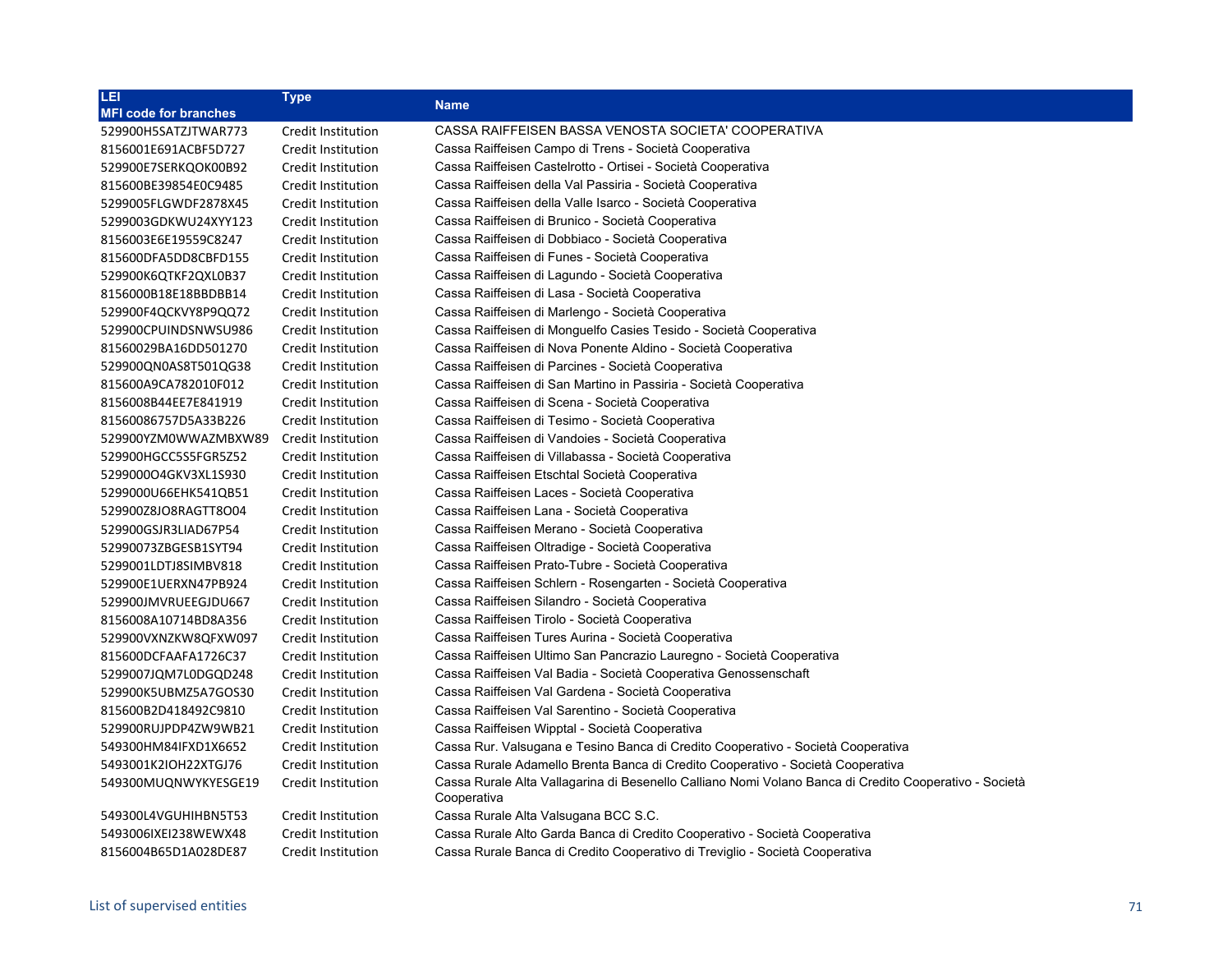| LEI<br>MFI code for branches | Type | Name |
|---|---|---|
| 529900H5SATZJTWAR773 | Credit Institution | CASSA RAIFFEISEN BASSA VENOSTA SOCIETA' COOPERATIVA |
| 8156001E691ACBF5D727 | Credit Institution | Cassa Raiffeisen Campo di Trens - Società Cooperativa |
| 529900E7SERKQOK00B92 | Credit Institution | Cassa Raiffeisen Castelrotto - Ortisei - Società Cooperativa |
| 815600BE39854E0C9485 | Credit Institution | Cassa Raiffeisen della Val Passiria - Società Cooperativa |
| 5299005FLGWDF2878X45 | Credit Institution | Cassa Raiffeisen della Valle Isarco - Società Cooperativa |
| 5299003GDKWU24XYY123 | Credit Institution | Cassa Raiffeisen di Brunico - Società Cooperativa |
| 8156003E6E19559C8247 | Credit Institution | Cassa Raiffeisen di Dobbiaco - Società Cooperativa |
| 815600DFA5DD8CBFD155 | Credit Institution | Cassa Raiffeisen di Funes - Società Cooperativa |
| 529900K6QTKF2QXL0B37 | Credit Institution | Cassa Raiffeisen di Lagundo - Società Cooperativa |
| 8156000B18E18BBDBB14 | Credit Institution | Cassa Raiffeisen di Lasa - Società Cooperativa |
| 529900F4QCKVY8P9QQ72 | Credit Institution | Cassa Raiffeisen di Marlengo - Società Cooperativa |
| 529900CPUINDSNWSU986 | Credit Institution | Cassa Raiffeisen di Monguelfo Casies Tesido - Società Cooperativa |
| 81560029BA16DD501270 | Credit Institution | Cassa Raiffeisen di Nova Ponente Aldino - Società Cooperativa |
| 529900QN0AS8T501QG38 | Credit Institution | Cassa Raiffeisen di Parcines - Società Cooperativa |
| 815600A9CA782010F012 | Credit Institution | Cassa Raiffeisen di San Martino in Passiria - Società Cooperativa |
| 8156008B44EE7E841919 | Credit Institution | Cassa Raiffeisen di Scena - Società Cooperativa |
| 81560086757D5A33B226 | Credit Institution | Cassa Raiffeisen di Tesimo - Società Cooperativa |
| 529900YZM0WWAZMBXW89 | Credit Institution | Cassa Raiffeisen di Vandoies - Società Cooperativa |
| 529900HGCC5S5FGR5Z52 | Credit Institution | Cassa Raiffeisen di Villabassa - Società Cooperativa |
| 5299000O4GKV3XL1S930 | Credit Institution | Cassa Raiffeisen Etschtal Società Cooperativa |
| 5299000U66EHK541QB51 | Credit Institution | Cassa Raiffeisen Laces - Società Cooperativa |
| 529900Z8JO8RAGTT8O04 | Credit Institution | Cassa Raiffeisen Lana - Società Cooperativa |
| 529900GSJR3LIAD67P54 | Credit Institution | Cassa Raiffeisen Merano - Società Cooperativa |
| 52990073ZBGESB1SYT94 | Credit Institution | Cassa Raiffeisen Oltradige - Società Cooperativa |
| 5299001LDTJ8SIMBV818 | Credit Institution | Cassa Raiffeisen Prato-Tubre - Società Cooperativa |
| 529900E1UERXN47PB924 | Credit Institution | Cassa Raiffeisen Schlern - Rosengarten - Società Cooperativa |
| 529900JMVRUEEGJDU667 | Credit Institution | Cassa Raiffeisen Silandro - Società Cooperativa |
| 8156008A10714BD8A356 | Credit Institution | Cassa Raiffeisen Tirolo - Società Cooperativa |
| 529900VXNZKW8QFXW097 | Credit Institution | Cassa Raiffeisen Tures Aurina - Società Cooperativa |
| 815600DCFAAFA1726C37 | Credit Institution | Cassa Raiffeisen Ultimo San Pancrazio Lauregno - Società Cooperativa |
| 5299007JQM7L0DGQD248 | Credit Institution | Cassa Raiffeisen Val Badia - Società Cooperativa Genossenschaft |
| 529900K5UBMZ5A7GOS30 | Credit Institution | Cassa Raiffeisen Val Gardena - Società Cooperativa |
| 815600B2D418492C9810 | Credit Institution | Cassa Raiffeisen Val Sarentino - Società Cooperativa |
| 529900RUJPDP4ZW9WB21 | Credit Institution | Cassa Raiffeisen Wipptal - Società Cooperativa |
| 549300HM84IFXD1X6652 | Credit Institution | Cassa Rur. Valsugana e Tesino Banca di Credito Cooperativo - Società Cooperativa |
| 5493001K2IOH22XTGJ76 | Credit Institution | Cassa Rurale Adamello Brenta Banca di Credito Cooperativo - Società Cooperativa |
| 549300MUQNWYKYESGE19 | Credit Institution | Cassa Rurale Alta Vallagarina di Besenello Calliano Nomi Volano Banca di Credito Cooperativo - Società Cooperativa |
| 549300L4VGUHIHBN5T53 | Credit Institution | Cassa Rurale Alta Valsugana BCC S.C. |
| 5493006IXEI238WEWX48 | Credit Institution | Cassa Rurale Alto Garda Banca di Credito Cooperativo - Società Cooperativa |
| 8156004B65D1A028DE87 | Credit Institution | Cassa Rurale Banca di Credito Cooperativo di Treviglio - Società Cooperativa |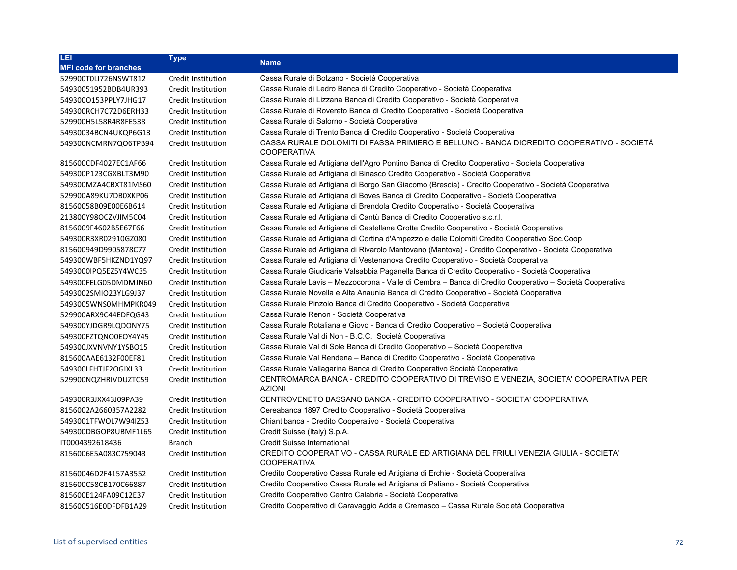| LEI<br>MFI code for branches | Type | Name |
|---|---|---|
| 529900T0LI726NSWT812 | Credit Institution | Cassa Rurale di Bolzano - Società Cooperativa |
| 54930051952BDB4UR393 | Credit Institution | Cassa Rurale di Ledro Banca di Credito Cooperativo - Società Cooperativa |
| 549300O153PPLY7JHG17 | Credit Institution | Cassa Rurale di Lizzana Banca di Credito Cooperativo - Società Cooperativa |
| 549300RCH7C72D6ERH33 | Credit Institution | Cassa Rurale di Rovereto Banca di Credito Cooperativo - Società Cooperativa |
| 529900H5L58R4R8FE538 | Credit Institution | Cassa Rurale di Salorno - Società Cooperativa |
| 54930034BCN4UKQP6G13 | Credit Institution | Cassa Rurale di Trento Banca di Credito Cooperativo - Società Cooperativa |
| 549300NCMRN7QO6TPB94 | Credit Institution | CASSA RURALE DOLOMITI DI FASSA PRIMIERO E BELLUNO - BANCA DICREDITO COOPERATIVO - SOCIETÀ COOPERATIVA |
| 815600CDF4027EC1AF66 | Credit Institution | Cassa Rurale ed Artigiana dell'Agro Pontino Banca di Credito Cooperativo - Società Cooperativa |
| 549300P123CGXBLT3M90 | Credit Institution | Cassa Rurale ed Artigiana di Binasco Credito Cooperativo - Società Cooperativa |
| 549300MZA4CBXT81MS60 | Credit Institution | Cassa Rurale ed Artigiana di Borgo San Giacomo (Brescia) - Credito Cooperativo - Società Cooperativa |
| 529900A89KU7DB0XKP06 | Credit Institution | Cassa Rurale ed Artigiana di Boves Banca di Credito Cooperativo - Società Cooperativa |
| 81560058B09E00E6B614 | Credit Institution | Cassa Rurale ed Artigiana di Brendola Credito Cooperativo - Società Cooperativa |
| 213800Y98OCZVJIM5C04 | Credit Institution | Cassa Rurale ed Artigiana di Cantù Banca di Credito Cooperativo s.c.r.l. |
| 8156009F4602B5E67F66 | Credit Institution | Cassa Rurale ed Artigiana di Castellana Grotte Credito Cooperativo - Società Cooperativa |
| 549300R3XR02910GZ080 | Credit Institution | Cassa Rurale ed Artigiana di Cortina d'Ampezzo e delle Dolomiti Credito Cooperativo Soc.Coop |
| 815600949D9905878C77 | Credit Institution | Cassa Rurale ed Artigiana di Rivarolo Mantovano (Mantova) - Credito Cooperativo - Società Cooperativa |
| 549300WBF5HKZND1YQ97 | Credit Institution | Cassa Rurale ed Artigiana di Vestenanova Credito Cooperativo - Società Cooperativa |
| 5493000IPQ5EZ5Y4WC35 | Credit Institution | Cassa Rurale Giudicarie Valsabbia Paganella Banca di Credito Cooperativo - Società Cooperativa |
| 549300FELG05DMDMJN60 | Credit Institution | Cassa Rurale Lavis – Mezzocorona - Valle di Cembra – Banca di Credito Cooperativo – Società Cooperativa |
| 5493002SMIO23YLG9J37 | Credit Institution | Cassa Rurale Novella e Alta Anaunia Banca di Credito Cooperativo - Società Cooperativa |
| 5493005WNS0MHMPKR049 | Credit Institution | Cassa Rurale Pinzolo Banca di Credito Cooperativo - Società Cooperativa |
| 529900ARX9C44EDFQG43 | Credit Institution | Cassa Rurale Renon - Società Cooperativa |
| 549300YJDGR9LQDONY75 | Credit Institution | Cassa Rurale Rotaliana e Giovo - Banca di Credito Cooperativo – Società Cooperativa |
| 549300FZTQNO0EOY4Y45 | Credit Institution | Cassa Rurale Val di Non - B.C.C.  Società Cooperativa |
| 549300JXVNVNY1YSBO15 | Credit Institution | Cassa Rurale Val di Sole Banca di Credito Cooperativo – Società Cooperativa |
| 815600AAE6132F00EF81 | Credit Institution | Cassa Rurale Val Rendena – Banca di Credito Cooperativo - Società Cooperativa |
| 549300LFHTJF2OGIXL33 | Credit Institution | Cassa Rurale Vallagarina Banca di Credito Cooperativo Società Cooperativa |
| 529900NQZHRIVDUZTC59 | Credit Institution | CENTROMARCA BANCA - CREDITO COOPERATIVO DI TREVISO E VENEZIA, SOCIETA' COOPERATIVA PER AZIONI |
| 549300R3JXX43J09PA39 | Credit Institution | CENTROVENETO BASSANO BANCA - CREDITO COOPERATIVO - SOCIETA' COOPERATIVA |
| 8156002A2660357A2282 | Credit Institution | Cereabanca 1897 Credito Cooperativo - Società Cooperativa |
| 5493001TFWOL7W94IZ53 | Credit Institution | Chiantibanca - Credito Cooperativo - Società Cooperativa |
| 549300DBGOP8UBMF1L65 | Credit Institution | Credit Suisse (Italy) S.p.A. |
| IT0004392618436 | Branch | Credit Suisse International |
| 8156006E5A083C759043 | Credit Institution | CREDITO COOPERATIVO - CASSA RURALE ED ARTIGIANA DEL FRIULI VENEZIA GIULIA - SOCIETA' COOPERATIVA |
| 81560046D2F4157A3552 | Credit Institution | Credito Cooperativo Cassa Rurale ed Artigiana di Erchie - Società Cooperativa |
| 815600C58CB170C66887 | Credit Institution | Credito Cooperativo Cassa Rurale ed Artigiana di Paliano - Società Cooperativa |
| 815600E124FA09C12E37 | Credit Institution | Credito Cooperativo Centro Calabria - Società Cooperativa |
| 815600516E0DFDFB1A29 | Credit Institution | Credito Cooperativo di Caravaggio Adda e Cremasco – Cassa Rurale Società Cooperativa |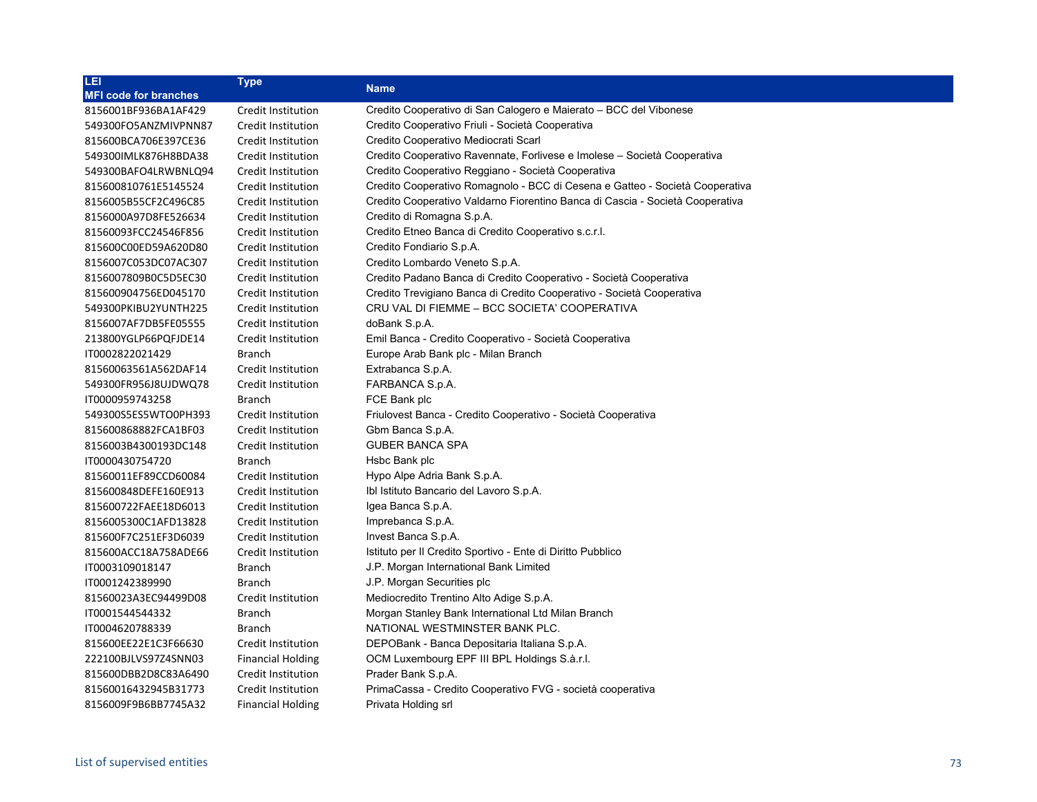| LEI<br>MFI code for branches | Type | Name |
|---|---|---|
| 8156001BF936BA1AF429 | Credit Institution | Credito Cooperativo di San Calogero e Maierato – BCC del Vibonese |
| 549300FO5ANZMIVPNN87 | Credit Institution | Credito Cooperativo Friuli - Società Cooperativa |
| 815600BCA706E397CE36 | Credit Institution | Credito Cooperativo Mediocrati Scarl |
| 549300IMLK876H8BDA38 | Credit Institution | Credito Cooperativo Ravennate, Forlivese e Imolese – Società Cooperativa |
| 549300BAFO4LRWBNLQ94 | Credit Institution | Credito Cooperativo Reggiano - Società Cooperativa |
| 815600810761E5145524 | Credit Institution | Credito Cooperativo Romagnolo - BCC di Cesena e Gatteo - Società Cooperativa |
| 8156005B55CF2C496C85 | Credit Institution | Credito Cooperativo Valdarno Fiorentino Banca di Cascia - Società Cooperativa |
| 8156000A97D8FE526634 | Credit Institution | Credito di Romagna S.p.A. |
| 81560093FCC24546F856 | Credit Institution | Credito Etneo Banca di Credito Cooperativo s.c.r.l. |
| 815600C00ED59A620D80 | Credit Institution | Credito Fondiario S.p.A. |
| 8156007C053DC07AC307 | Credit Institution | Credito Lombardo Veneto S.p.A. |
| 8156007809B0C5D5EC30 | Credit Institution | Credito Padano Banca di Credito Cooperativo - Società Cooperativa |
| 815600904756ED045170 | Credit Institution | Credito Trevigiano Banca di Credito Cooperativo - Società Cooperativa |
| 549300PKIBU2YUNTH225 | Credit Institution | CRU VAL DI FIEMME – BCC SOCIETA' COOPERATIVA |
| 8156007AF7DB5FE05555 | Credit Institution | doBank S.p.A. |
| 213800YGLP66PQFJDE14 | Credit Institution | Emil Banca - Credito Cooperativo - Società Cooperativa |
| IT0002822021429 | Branch | Europe Arab Bank plc - Milan Branch |
| 81560063561A562DAF14 | Credit Institution | Extrabanca S.p.A. |
| 549300FR956J8UJDWQ78 | Credit Institution | FARBANCA S.p.A. |
| IT0000959743258 | Branch | FCE Bank plc |
| 549300S5ES5WTO0PH393 | Credit Institution | Friulovest Banca - Credito Cooperativo - Società Cooperativa |
| 815600868882FCA1BF03 | Credit Institution | Gbm Banca S.p.A. |
| 8156003B4300193DC148 | Credit Institution | GUBER BANCA SPA |
| IT0000430754720 | Branch | Hsbc Bank plc |
| 81560011EF89CCD60084 | Credit Institution | Hypo Alpe Adria Bank S.p.A. |
| 815600848DEFE160E913 | Credit Institution | Ibl Istituto Bancario del Lavoro S.p.A. |
| 815600722FAEE18D6013 | Credit Institution | Igea Banca S.p.A. |
| 8156005300C1AFD13828 | Credit Institution | Imprebanca S.p.A. |
| 815600F7C251EF3D6039 | Credit Institution | Invest Banca S.p.A. |
| 815600ACC18A758ADE66 | Credit Institution | Istituto per Il Credito Sportivo - Ente di Diritto Pubblico |
| IT0003109018147 | Branch | J.P. Morgan International Bank Limited |
| IT0001242389990 | Branch | J.P. Morgan Securities plc |
| 81560023A3EC94499D08 | Credit Institution | Mediocredito Trentino Alto Adige S.p.A. |
| IT0001544544332 | Branch | Morgan Stanley Bank International Ltd Milan Branch |
| IT0004620788339 | Branch | NATIONAL WESTMINSTER BANK PLC. |
| 815600EE22E1C3F66630 | Credit Institution | DEPOBank - Banca Depositaria Italiana S.p.A. |
| 222100BJLVS97Z4SNN03 | Financial Holding | OCM Luxembourg EPF III BPL Holdings S.à.r.l. |
| 815600DBB2D8C83A6490 | Credit Institution | Prader Bank S.p.A. |
| 81560016432945B31773 | Credit Institution | PrimaCassa - Credito Cooperativo FVG - società cooperativa |
| 8156009F9B6BB7745A32 | Financial Holding | Privata Holding srl |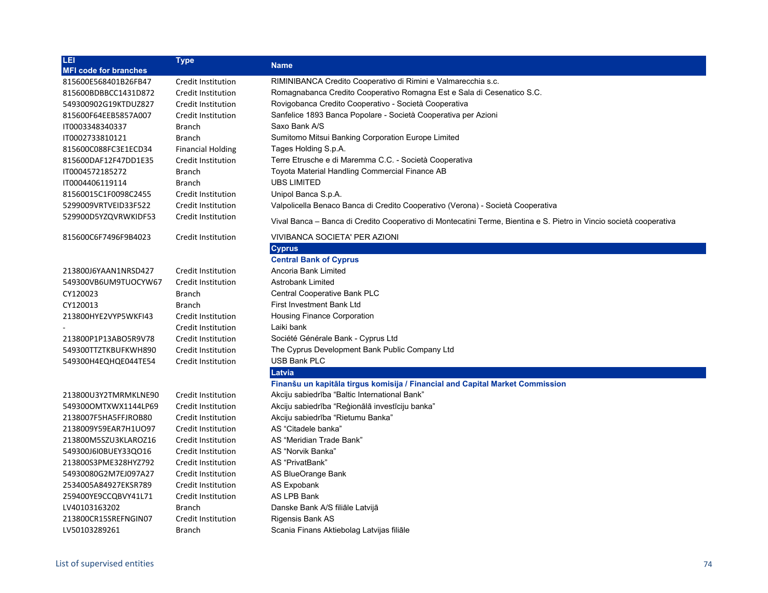| LEI<br>MFI code for branches | Type | Name |
|---|---|---|
| 815600E568401B26FB47 | Credit Institution | RIMINIBANCA Credito Cooperativo di Rimini e Valmarecchia s.c. |
| 815600BDBBCC1431D872 | Credit Institution | Romagnabanca Credito Cooperativo Romagna Est e Sala di Cesenatico S.C. |
| 549300902G19KTDUZ827 | Credit Institution | Rovigobanca Credito Cooperativo - Società Cooperativa |
| 815600F64EEB5857A007 | Credit Institution | Sanfelice 1893 Banca Popolare - Società Cooperativa per Azioni |
| IT0003348340337 | Branch | Saxo Bank A/S |
| IT0002733810121 | Branch | Sumitomo Mitsui Banking Corporation Europe Limited |
| 815600C088FC3E1ECD34 | Financial Holding | Tages Holding S.p.A. |
| 815600DAF12F47DD1E35 | Credit Institution | Terre Etrusche e di Maremma C.C. - Società Cooperativa |
| IT0004572185272 | Branch | Toyota Material Handling Commercial Finance AB |
| IT0004406119114 | Branch | UBS LIMITED |
| 81560015C1F0098C2455 | Credit Institution | Unipol Banca S.p.A. |
| 5299009VRTVEID33F522 | Credit Institution | Valpolicella Benaco Banca di Credito Cooperativo (Verona) - Società Cooperativa |
| 529900D5YZQVRWKIDF53 | Credit Institution | Vival Banca – Banca di Credito Cooperativo di Montecatini Terme, Bientina e S. Pietro in Vincio società cooperativa |
| 815600C6F7496F9B4023 | Credit Institution | VIVIBANCA SOCIETA' PER AZIONI |
| | | **Cyprus** |
| | | **Central Bank of Cyprus** |
| 213800J6YAAN1NRSD427 | Credit Institution | Ancoria Bank Limited |
| 549300VB6UM9TUOCYW67 | Credit Institution | Astrobank Limited |
| CY120023 | Branch | Central Cooperative Bank PLC |
| CY120013 | Branch | First Investment Bank Ltd |
| 213800HYE2VYP5WKFI43 | Credit Institution | Housing Finance Corporation |
| - | Credit Institution | Laiki bank |
| 213800P1P13ABO5R9V78 | Credit Institution | Société Générale Bank - Cyprus Ltd |
| 549300TTZTKBUFKWH890 | Credit Institution | The Cyprus Development Bank Public Company Ltd |
| 549300H4EQHQE044TE54 | Credit Institution | USB Bank PLC |
| | | **Latvia** |
| | | **Finanšu un kapitāla tirgus komisija / Financial and Capital Market Commission** |
| 213800U3Y2TMRMKLNE90 | Credit Institution | Akciju sabiedrība “Baltic International Bank” |
| 549300OMTXWX1144LP69 | Credit Institution | Akciju sabiedrība “Reģionālā investīciju banka” |
| 2138007F5HA5FFJROB80 | Credit Institution | Akciju sabiedrība “Rietumu Banka” |
| 2138009Y59EAR7H1UO97 | Credit Institution | AS “Citadele banka” |
| 213800M5SZU3KLAROZ16 | Credit Institution | AS “Meridian Trade Bank” |
| 549300J6I0BUEY33QO16 | Credit Institution | AS “Norvik Banka” |
| 213800S3PME328HYZ792 | Credit Institution | AS “PrivatBank” |
| 54930080G2M7EJ097A27 | Credit Institution | AS BlueOrange Bank |
| 2534005A84927EKSR789 | Credit Institution | AS Expobank |
| 259400YE9CCQBVY41L71 | Credit Institution | AS LPB Bank |
| LV40103163202 | Branch | Danske Bank A/S filiāle Latvijā |
| 213800CR15SREFNGIN07 | Credit Institution | Rigensis Bank AS |
| LV50103289261 | Branch | Scania Finans Aktiebolag Latvijas filiāle |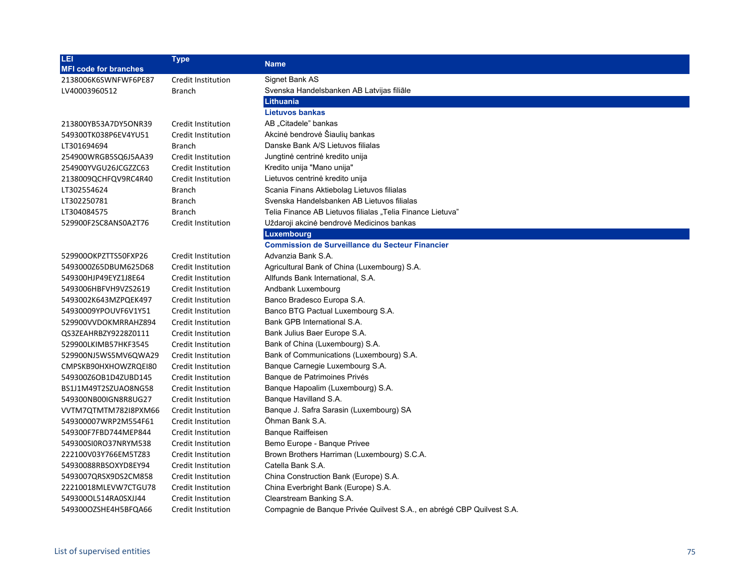| LEI<br>MFI code for branches | Type | Name |
|---|---|---|
| 2138006K6SWNFWF6PE87 | Credit Institution | Signet Bank AS |
| LV40003960512 | Branch | Svenska Handelsbanken AB Latvijas filiāle |
| | | **Lithuania** |
| | | **Lietuvos bankas** |
| 213800YB53A7DY5ONR39 | Credit Institution | AB „Citadele" bankas |
| 549300TK038P6EV4YU51 | Credit Institution | Akcinė bendrovė Šiaulių bankas |
| LT301694694 | Branch | Danske Bank A/S Lietuvos filialas |
| 254900WRGB5SQ6J5AA39 | Credit Institution | Jungtinė centrinė kredito unija |
| 254900YVGU26JCGZZC63 | Credit Institution | Kredito unija "Mano unija" |
| 2138009QCHFQV9RC4R40 | Credit Institution | Lietuvos centrinė kredito unija |
| LT302554624 | Branch | Scania Finans Aktiebolag Lietuvos filialas |
| LT302250781 | Branch | Svenska Handelsbanken AB Lietuvos filialas |
| LT304084575 | Branch | Telia Finance AB Lietuvos filialas „Telia Finance Lietuva" |
| 529900F2SC8ANS0A2T76 | Credit Institution | Uždaroji akcinė bendrovė Medicinos bankas |
| | | **Luxembourg** |
| | | **Commission de Surveillance du Secteur Financier** |
| 529900OKPZTTS50FXP26 | Credit Institution | Advanzia Bank S.A. |
| 5493000Z65DBUM625D68 | Credit Institution | Agricultural Bank of China (Luxembourg) S.A. |
| 549300HJP49EYZ1J8E64 | Credit Institution | Allfunds Bank International, S.A. |
| 5493006HBFVH9VZS2619 | Credit Institution | Andbank Luxembourg |
| 5493002K643MZPQEK497 | Credit Institution | Banco Bradesco Europa S.A. |
| 54930009YPOUVF6V1Y51 | Credit Institution | Banco BTG Pactual Luxembourg S.A. |
| 529900VVDOKMRRAHZ894 | Credit Institution | Bank GPB International S.A. |
| QS3ZEAHRBZY9228Z0111 | Credit Institution | Bank Julius Baer Europe S.A. |
| 529900LKIMB57HKF3545 | Credit Institution | Bank of China (Luxembourg) S.A. |
| 529900NJ5WS5MV6QWA29 | Credit Institution | Bank of Communications (Luxembourg) S.A. |
| CMPSKB90HXHOWZRQEI80 | Credit Institution | Banque Carnegie Luxembourg S.A. |
| 549300Z6OB1D4ZUBD145 | Credit Institution | Banque de Patrimoines Privés |
| BS1J1M49T2SZUAO8NG58 | Credit Institution | Banque Hapoalim (Luxembourg) S.A. |
| 549300NB00IGN8R8UG27 | Credit Institution | Banque Havilland S.A. |
| VVTM7QTMTM782I8PXM66 | Credit Institution | Banque J. Safra Sarasin (Luxembourg) SA |
| 549300007WRP2M554F61 | Credit Institution | Öhman Bank S.A. |
| 549300F7FBD744MEP844 | Credit Institution | Banque Raiffeisen |
| 549300SI0RO37NRYM538 | Credit Institution | Bemo Europe - Banque Privee |
| 222100V03Y766EM5TZ83 | Credit Institution | Brown Brothers Harriman (Luxembourg) S.C.A. |
| 54930088RBSOXYD8EY94 | Credit Institution | Catella Bank S.A. |
| 5493007QRSX9DS2CM858 | Credit Institution | China Construction Bank (Europe) S.A. |
| 22210018MLEVW7CTGU78 | Credit Institution | China Everbright Bank (Europe) S.A. |
| 549300OL514RA0SXJJ44 | Credit Institution | Clearstream Banking S.A. |
| 549300OZSHE4H5BFQA66 | Credit Institution | Compagnie de Banque Privée Quilvest S.A., en abrégé CBP Quilvest S.A. |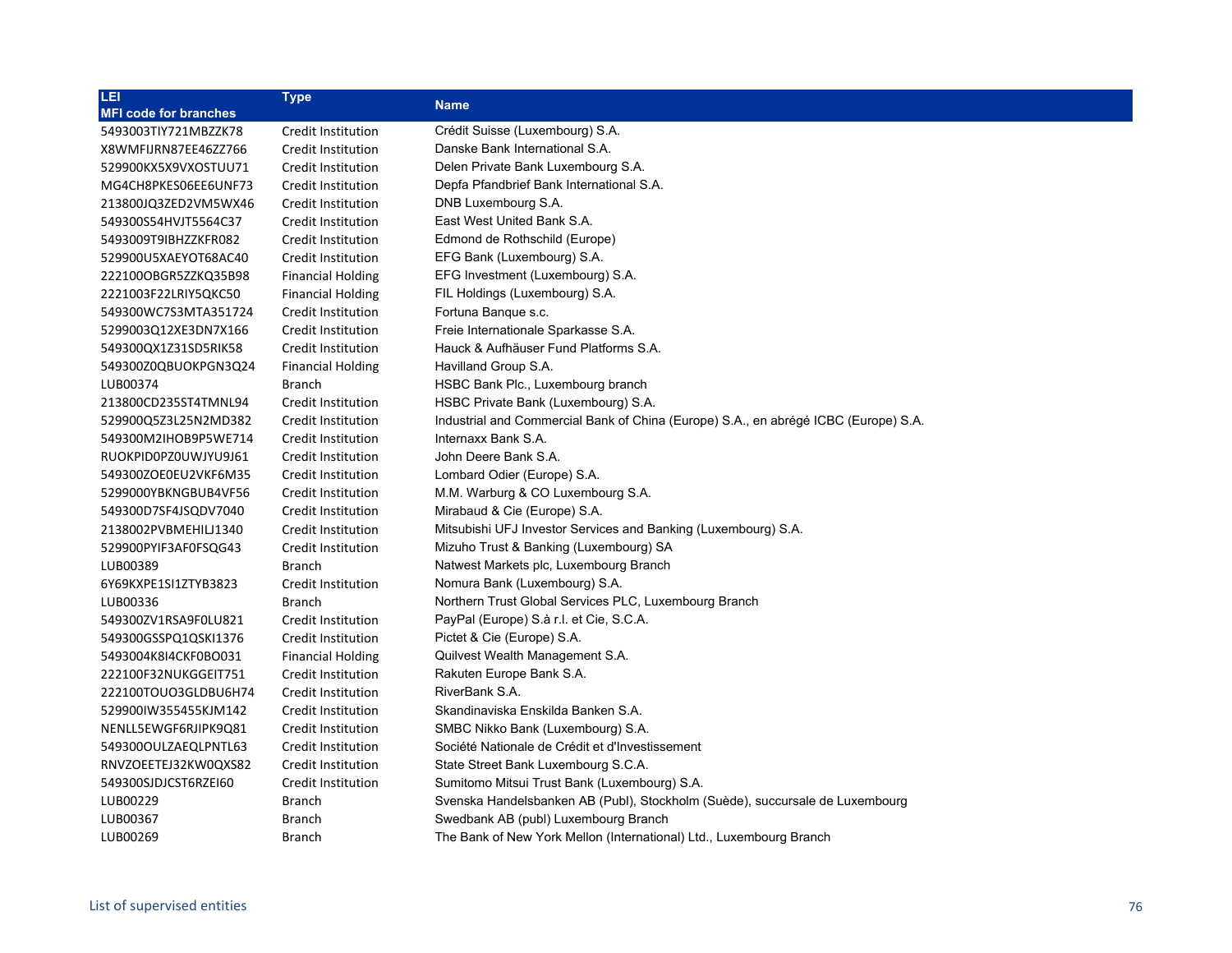| LEI<br>MFI code for branches | Type | Name |
|---|---|---|
| 5493003TIY721MBZZK78 | Credit Institution | Crédit Suisse (Luxembourg) S.A. |
| X8WMFIJRN87EE46ZZ766 | Credit Institution | Danske Bank International S.A. |
| 529900KX5X9VXOSTUU71 | Credit Institution | Delen Private Bank Luxembourg S.A. |
| MG4CH8PKES06EE6UNF73 | Credit Institution | Depfa Pfandbrief Bank International S.A. |
| 213800JQ3ZED2VM5WX46 | Credit Institution | DNB Luxembourg S.A. |
| 549300S54HVJT5564C37 | Credit Institution | East West United Bank S.A. |
| 5493009T9IBHZZKFR082 | Credit Institution | Edmond de Rothschild (Europe) |
| 529900U5XAEYOT68AC40 | Credit Institution | EFG Bank (Luxembourg) S.A. |
| 222100OBGR5ZZKQ35B98 | Financial Holding | EFG Investment (Luxembourg) S.A. |
| 2221003F22LRIY5QKC50 | Financial Holding | FIL Holdings (Luxembourg) S.A. |
| 549300WC7S3MTA351724 | Credit Institution | Fortuna Banque s.c. |
| 5299003Q12XE3DN7X166 | Credit Institution | Freie Internationale Sparkasse S.A. |
| 549300QX1Z31SD5RIK58 | Credit Institution | Hauck & Aufhäuser Fund Platforms S.A. |
| 549300Z0QBUOKPGN3Q24 | Financial Holding | Havilland Group S.A. |
| LUB00374 | Branch | HSBC Bank Plc., Luxembourg branch |
| 213800CD235ST4TMNL94 | Credit Institution | HSBC Private Bank (Luxembourg) S.A. |
| 529900Q5Z3L25N2MD382 | Credit Institution | Industrial and Commercial Bank of China (Europe) S.A., en abrégé ICBC (Europe) S.A. |
| 549300M2IHOB9P5WE714 | Credit Institution | Internaxx Bank S.A. |
| RUOKPID0PZ0UWJYU9J61 | Credit Institution | John Deere Bank S.A. |
| 549300ZOE0EU2VKF6M35 | Credit Institution | Lombard Odier (Europe) S.A. |
| 5299000YBKNGBUB4VF56 | Credit Institution | M.M. Warburg & CO Luxembourg S.A. |
| 549300D7SF4JSQDV7040 | Credit Institution | Mirabaud & Cie (Europe) S.A. |
| 2138002PVBMEHILJ1340 | Credit Institution | Mitsubishi UFJ Investor Services and Banking (Luxembourg) S.A. |
| 529900PYIF3AF0FSQG43 | Credit Institution | Mizuho Trust & Banking (Luxembourg) SA |
| LUB00389 | Branch | Natwest Markets plc, Luxembourg Branch |
| 6Y69KXPE1SI1ZTYB3823 | Credit Institution | Nomura Bank (Luxembourg) S.A. |
| LUB00336 | Branch | Northern Trust Global Services PLC, Luxembourg Branch |
| 549300ZV1RSA9F0LU821 | Credit Institution | PayPal (Europe) S.à r.l. et Cie, S.C.A. |
| 549300GSSPQ1QSKI1376 | Credit Institution | Pictet & Cie (Europe) S.A. |
| 5493004K8I4CKF0BO031 | Financial Holding | Quilvest Wealth Management S.A. |
| 222100F32NUKGGEIT751 | Credit Institution | Rakuten Europe Bank S.A. |
| 222100TOUO3GLDBU6H74 | Credit Institution | RiverBank S.A. |
| 529900IW355455KJM142 | Credit Institution | Skandinaviska Enskilda Banken S.A. |
| NENLL5EWGF6RJIPK9Q81 | Credit Institution | SMBC Nikko Bank (Luxembourg) S.A. |
| 549300OULZAEQLPNTL63 | Credit Institution | Société Nationale de Crédit et d'Investissement |
| RNVZOEETEJ32KW0QXS82 | Credit Institution | State Street Bank Luxembourg S.C.A. |
| 549300SJDJCST6RZEI60 | Credit Institution | Sumitomo Mitsui Trust Bank (Luxembourg) S.A. |
| LUB00229 | Branch | Svenska Handelsbanken AB (Publ), Stockholm (Suède), succursale de Luxembourg |
| LUB00367 | Branch | Swedbank AB (publ) Luxembourg Branch |
| LUB00269 | Branch | The Bank of New York Mellon (International) Ltd., Luxembourg Branch |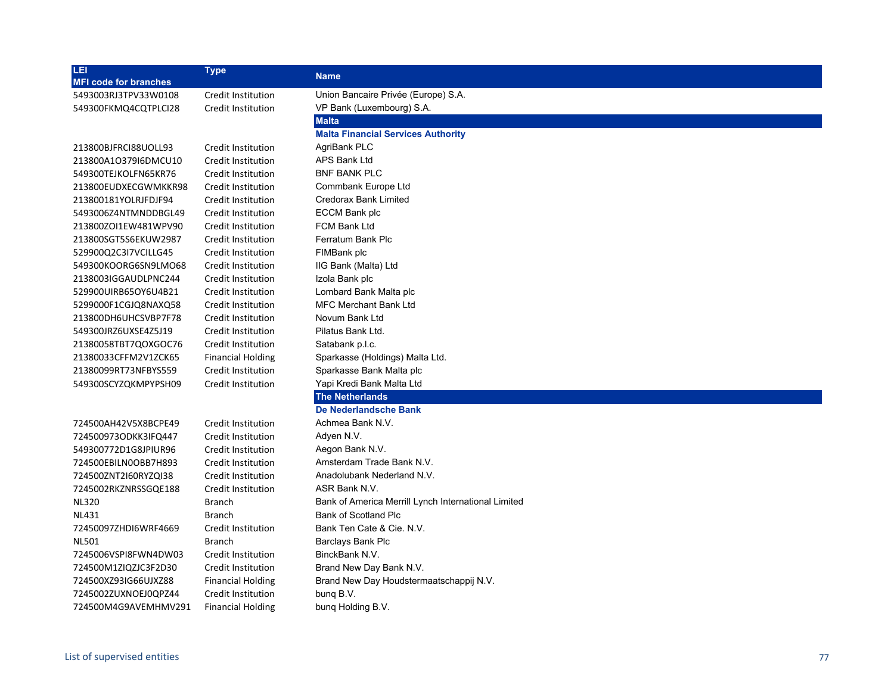| LEI<br>MFI code for branches | Type | Name |
|---|---|---|
| 5493003RJ3TPV33W0108 | Credit Institution | Union Bancaire Privée (Europe) S.A. |
| 549300FKMQ4CQTPLCI28 | Credit Institution | VP Bank (Luxembourg) S.A. |
| | | **Malta** |
| | | **Malta Financial Services Authority** |
| 213800BJFRCI88UOLL93 | Credit Institution | AgriBank PLC |
| 213800A1O379I6DMCU10 | Credit Institution | APS Bank Ltd |
| 549300TEJKOLFN65KR76 | Credit Institution | BNF BANK PLC |
| 213800EUDXECGWMKKR98 | Credit Institution | Commbank Europe Ltd |
| 213800181YOLRJFDJF94 | Credit Institution | Credorax Bank Limited |
| 5493006Z4NTMNDDBGL49 | Credit Institution | ECCM Bank plc |
| 213800ZOI1EW481WPV90 | Credit Institution | FCM Bank Ltd |
| 213800SGT5S6EKUW2987 | Credit Institution | Ferratum Bank Plc |
| 529900Q2C3I7VCILLG45 | Credit Institution | FIMBank plc |
| 549300KOORG6SN9LMO68 | Credit Institution | IIG Bank (Malta) Ltd |
| 2138003IGGAUDLPNC244 | Credit Institution | Izola Bank plc |
| 529900UIRB65OY6U4B21 | Credit Institution | Lombard Bank Malta plc |
| 5299000F1CGJQ8NAXQ58 | Credit Institution | MFC Merchant Bank Ltd |
| 213800DH6UHCSVBP7F78 | Credit Institution | Novum Bank Ltd |
| 549300JRZ6UXSE4Z5J19 | Credit Institution | Pilatus Bank Ltd. |
| 21380058TBT7QOXGOC76 | Credit Institution | Satabank p.l.c. |
| 21380033CFFM2V1ZCK65 | Financial Holding | Sparkasse (Holdings) Malta Ltd. |
| 21380099RT73NFBYS559 | Credit Institution | Sparkasse Bank Malta plc |
| 549300SCYZQKMPYPSH09 | Credit Institution | Yapi Kredi Bank Malta Ltd |
| | | **The Netherlands** |
| | | **De Nederlandsche Bank** |
| 724500AH42V5X8BCPE49 | Credit Institution | Achmea Bank N.V. |
| 724500973ODKK3IFQ447 | Credit Institution | Adyen N.V. |
| 549300772D1G8JPIUR96 | Credit Institution | Aegon Bank N.V. |
| 724500EBILN0OBB7H893 | Credit Institution | Amsterdam Trade Bank N.V. |
| 724500ZNT2I60RYZQI38 | Credit Institution | Anadolubank Nederland N.V. |
| 7245002RKZNRSSGQE188 | Credit Institution | ASR Bank N.V. |
| NL320 | Branch | Bank of America Merrill Lynch International Limited |
| NL431 | Branch | Bank of Scotland Plc |
| 72450097ZHDI6WRF4669 | Credit Institution | Bank Ten Cate & Cie. N.V. |
| NL501 | Branch | Barclays Bank Plc |
| 7245006VSPI8FWN4DW03 | Credit Institution | BinckBank N.V. |
| 724500M1ZIQZJC3F2D30 | Credit Institution | Brand New Day Bank N.V. |
| 724500XZ93IG66UJXZ88 | Financial Holding | Brand New Day Houdstermaatschappij N.V. |
| 7245002ZUXNOEJ0QPZ44 | Credit Institution | bunq B.V. |
| 724500M4G9AVEMHMV291 | Financial Holding | bunq Holding B.V. |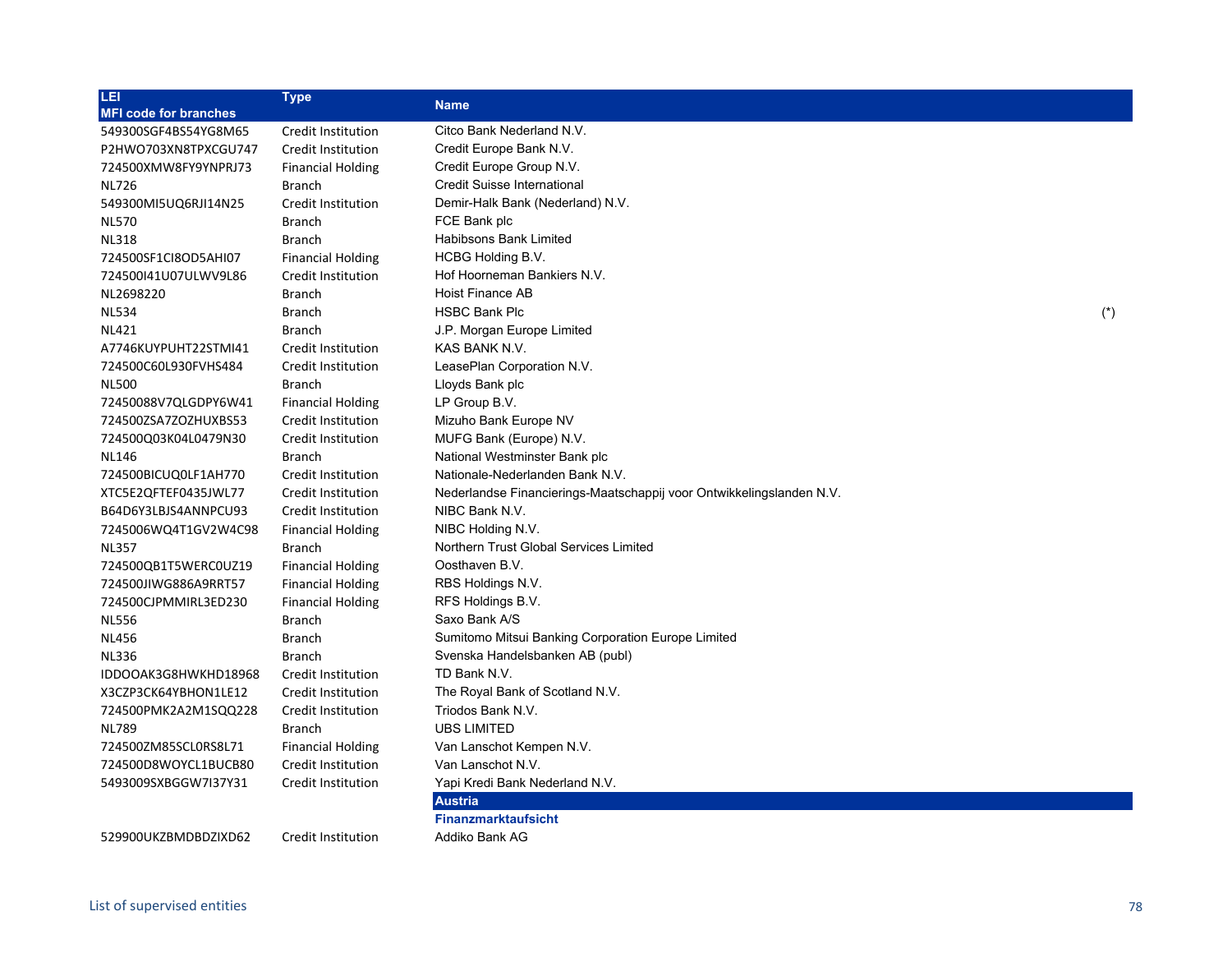| LEI<br>MFI code for branches | Type | Name | |
|---|---|---|---|
| 549300SGF4BS54YG8M65 | Credit Institution | Citco Bank Nederland N.V. | |
| P2HWO703XN8TPXCGU747 | Credit Institution | Credit Europe Bank N.V. | |
| 724500XMW8FY9YNPRJ73 | Financial Holding | Credit Europe Group N.V. | |
| NL726 | Branch | Credit Suisse International | |
| 549300MI5UQ6RJI14N25 | Credit Institution | Demir-Halk Bank (Nederland) N.V. | |
| NL570 | Branch | FCE Bank plc | |
| NL318 | Branch | Habibsons Bank Limited | |
| 724500SF1CI8OD5AHI07 | Financial Holding | HCBG Holding B.V. | |
| 724500I41U07ULWV9L86 | Credit Institution | Hof Hoorneman Bankiers N.V. | |
| NL2698220 | Branch | Hoist Finance AB | |
| NL534 | Branch | HSBC Bank Plc | (*) |
| NL421 | Branch | J.P. Morgan Europe Limited | |
| A7746KUYPUHT22STMI41 | Credit Institution | KAS BANK N.V. | |
| 724500C60L930FVHS484 | Credit Institution | LeasePlan Corporation N.V. | |
| NL500 | Branch | Lloyds Bank plc | |
| 72450088V7QLGDPY6W41 | Financial Holding | LP Group B.V. | |
| 724500ZSA7ZOZHUXBS53 | Credit Institution | Mizuho Bank Europe NV | |
| 724500Q03K04L0479N30 | Credit Institution | MUFG Bank (Europe) N.V. | |
| NL146 | Branch | National Westminster Bank plc | |
| 724500BICUQ0LF1AH770 | Credit Institution | Nationale-Nederlanden Bank N.V. | |
| XTC5E2QFTEF0435JWL77 | Credit Institution | Nederlandse Financierings-Maatschappij voor Ontwikkelingslanden N.V. | |
| B64D6Y3LBJS4ANNPCU93 | Credit Institution | NIBC Bank N.V. | |
| 7245006WQ4T1GV2W4C98 | Financial Holding | NIBC Holding N.V. | |
| NL357 | Branch | Northern Trust Global Services Limited | |
| 724500QB1T5WERC0UZ19 | Financial Holding | Oosthaven B.V. | |
| 724500JIWG886A9RRT57 | Financial Holding | RBS Holdings N.V. | |
| 724500CJPMMIRL3ED230 | Financial Holding | RFS Holdings B.V. | |
| NL556 | Branch | Saxo Bank A/S | |
| NL456 | Branch | Sumitomo Mitsui Banking Corporation Europe Limited | |
| NL336 | Branch | Svenska Handelsbanken AB (publ) | |
| IDDOOAK3G8HWKHD18968 | Credit Institution | TD Bank N.V. | |
| X3CZP3CK64YBHON1LE12 | Credit Institution | The Royal Bank of Scotland N.V. | |
| 724500PMK2A2M1SQQ228 | Credit Institution | Triodos Bank N.V. | |
| NL789 | Branch | UBS LIMITED | |
| 724500ZM85SCL0RS8L71 | Financial Holding | Van Lanschot Kempen N.V. | |
| 724500D8WOYCL1BUCB80 | Credit Institution | Van Lanschot N.V. | |
| 5493009SXBGGW7I37Y31 | Credit Institution | Yapi Kredi Bank Nederland N.V. | |
| | | **Austria** | |
| | | **Finanzmarktaufsicht** | |
| 529900UKZBMDBDZIXD62 | Credit Institution | Addiko Bank AG | |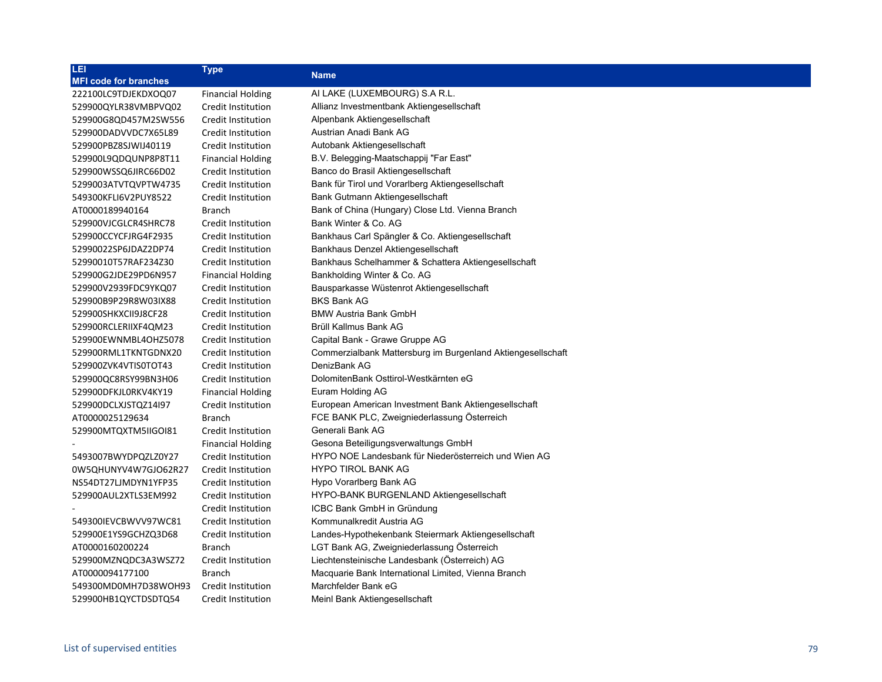| LEI<br>MFI code for branches | Type | Name |
|---|---|---|
| 222100LC9TDJEKDXOQ07 | Financial Holding | AI LAKE (LUXEMBOURG) S.A R.L. |
| 529900QYLR38VMBPVQ02 | Credit Institution | Allianz Investmentbank Aktiengesellschaft |
| 529900G8QD457M2SW556 | Credit Institution | Alpenbank Aktiengesellschaft |
| 529900DADVVDC7X65L89 | Credit Institution | Austrian Anadi Bank AG |
| 529900PBZ8SJWIJ40119 | Credit Institution | Autobank Aktiengesellschaft |
| 529900L9QDQUNP8P8T11 | Financial Holding | B.V. Belegging-Maatschappij "Far East" |
| 529900WSSQ6JIRC66D02 | Credit Institution | Banco do Brasil Aktiengesellschaft |
| 5299003ATVTQVPTW4735 | Credit Institution | Bank für Tirol und Vorarlberg Aktiengesellschaft |
| 549300KFLI6V2PUY8522 | Credit Institution | Bank Gutmann Aktiengesellschaft |
| AT0000189940164 | Branch | Bank of China (Hungary) Close Ltd. Vienna Branch |
| 529900VJCGLCR4SHRC78 | Credit Institution | Bank Winter & Co. AG |
| 529900CCYCFJRG4F2935 | Credit Institution | Bankhaus Carl Spängler & Co. Aktiengesellschaft |
| 52990022SP6JDAZ2DP74 | Credit Institution | Bankhaus Denzel Aktiengesellschaft |
| 52990010T57RAF234Z30 | Credit Institution | Bankhaus Schelhammer & Schattera Aktiengesellschaft |
| 529900G2JDE29PD6N957 | Financial Holding | Bankholding Winter & Co. AG |
| 529900V2939FDC9YKQ07 | Credit Institution | Bausparkasse Wüstenrot Aktiengesellschaft |
| 529900B9P29R8W03IX88 | Credit Institution | BKS Bank AG |
| 529900SHKXCII9J8CF28 | Credit Institution | BMW Austria Bank GmbH |
| 529900RCLERIIXF4QM23 | Credit Institution | Brüll Kallmus Bank AG |
| 529900EWNMBL4OHZ5078 | Credit Institution | Capital Bank - Grawe Gruppe AG |
| 529900RML1TKNTGDNX20 | Credit Institution | Commerzialbank Mattersburg im Burgenland Aktiengesellschaft |
| 529900ZVK4VTIS0TOT43 | Credit Institution | DenizBank AG |
| 529900QC8RSY99BN3H06 | Credit Institution | DolomitenBank Osttirol-Westkärnten eG |
| 529900DFKJL0RKV4KY19 | Financial Holding | Euram Holding AG |
| 529900DCLXJSTQZ14I97 | Credit Institution | European American Investment Bank Aktiengesellschaft |
| AT0000025129634 | Branch | FCE BANK PLC, Zweigniederlassung Österreich |
| 529900MTQXTM5IIGOI81 | Credit Institution | Generali Bank AG |
| - | Financial Holding | Gesona Beteiligungsverwaltungs GmbH |
| 5493007BWYDPQZLZ0Y27 | Credit Institution | HYPO NOE Landesbank für Niederösterreich und Wien AG |
| 0W5QHUNYV4W7GJO62R27 | Credit Institution | HYPO TIROL BANK AG |
| NS54DT27LJMDYN1YFP35 | Credit Institution | Hypo Vorarlberg Bank AG |
| 529900AUL2XTLS3EM992 | Credit Institution | HYPO-BANK BURGENLAND Aktiengesellschaft |
| - | Credit Institution | ICBC Bank GmbH in Gründung |
| 549300IEVCBWVV97WC81 | Credit Institution | Kommunalkredit Austria AG |
| 529900E1YS9GCHZQ3D68 | Credit Institution | Landes-Hypothekenbank Steiermark Aktiengesellschaft |
| AT0000160200224 | Branch | LGT Bank AG, Zweigniederlassung Österreich |
| 529900MZNQDC3A3WSZ72 | Credit Institution | Liechtensteinische Landesbank (Österreich) AG |
| AT0000094177100 | Branch | Macquarie Bank International Limited, Vienna Branch |
| 549300MD0MH7D38WOH93 | Credit Institution | Marchfelder Bank eG |
| 529900HB1QYCTDSDTQ54 | Credit Institution | Meinl Bank Aktiengesellschaft |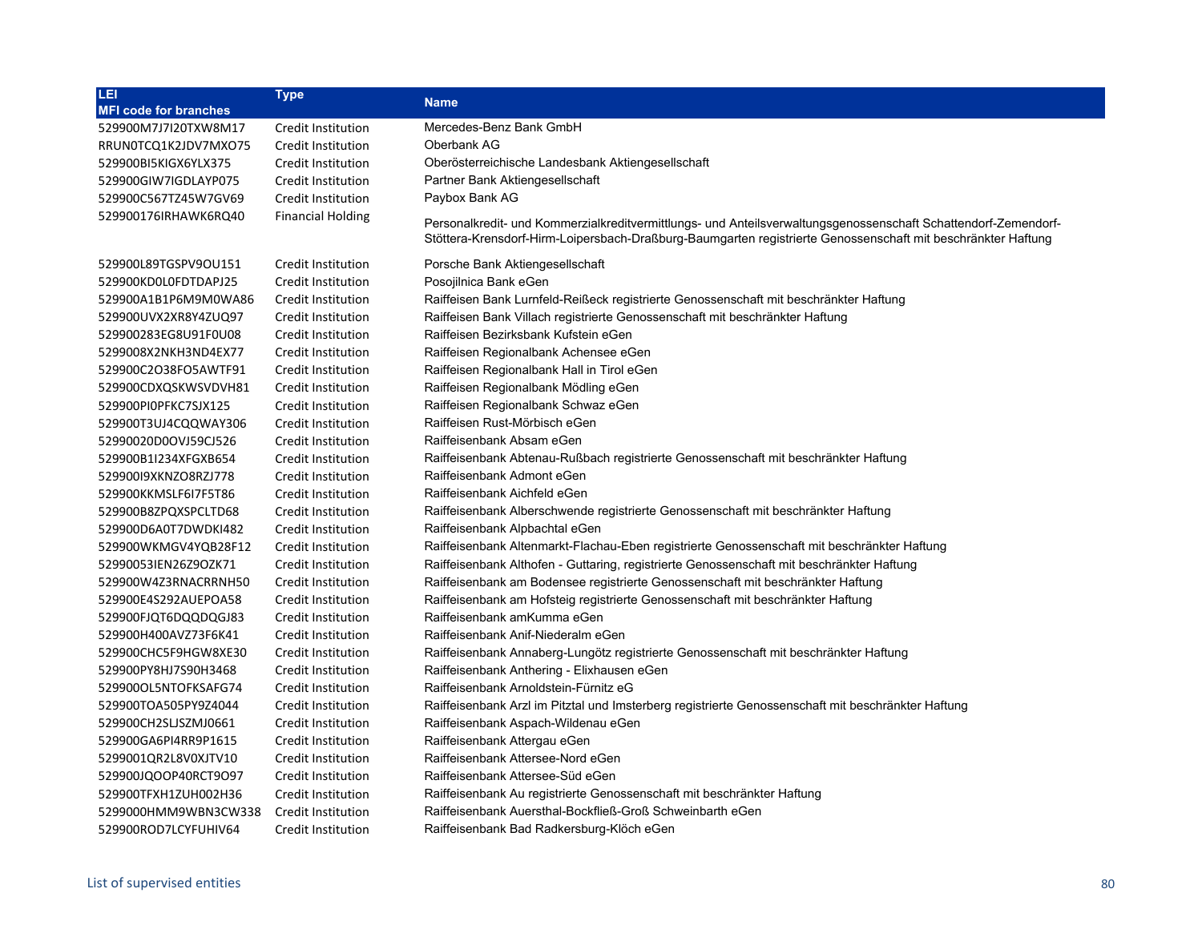| LEI<br>MFI code for branches | Type | Name |
|---|---|---|
| 529900M7J7I20TXW8M17 | Credit Institution | Mercedes-Benz Bank GmbH |
| RRUN0TCQ1K2JDV7MXO75 | Credit Institution | Oberbank AG |
| 529900BI5KIGX6YLX375 | Credit Institution | Oberösterreichische Landesbank Aktiengesellschaft |
| 529900GIW7IGDLAYP075 | Credit Institution | Partner Bank Aktiengesellschaft |
| 529900C567TZ45W7GV69 | Credit Institution | Paybox Bank AG |
| 529900176IRHAWK6RQ40 | Financial Holding | Personalkredit- und Kommerzialkreditvermittlungs- und Anteilsverwaltungsgenossenschaft Schattendorf-Zemendorf-Stöttera-Krensdorf-Hirm-Loipersbach-Draßburg-Baumgarten registrierte Genossenschaft mit beschränkter Haftung |
| 529900L89TGSPV9OU151 | Credit Institution | Porsche Bank Aktiengesellschaft |
| 529900KD0L0FDTDAPJ25 | Credit Institution | Posojilnica Bank eGen |
| 529900A1B1P6M9M0WA86 | Credit Institution | Raiffeisen Bank Lurnfeld-Reißeck registrierte Genossenschaft mit beschränkter Haftung |
| 529900UVX2XR8Y4ZUQ97 | Credit Institution | Raiffeisen Bank Villach registrierte Genossenschaft mit beschränkter Haftung |
| 529900283EG8U91F0U08 | Credit Institution | Raiffeisen Bezirksbank Kufstein eGen |
| 5299008X2NKH3ND4EX77 | Credit Institution | Raiffeisen Regionalbank Achensee eGen |
| 529900C2O38FO5AWTF91 | Credit Institution | Raiffeisen Regionalbank Hall in Tirol eGen |
| 529900CDXQSKWSVDVH81 | Credit Institution | Raiffeisen Regionalbank Mödling eGen |
| 529900PI0PFKC7SJX125 | Credit Institution | Raiffeisen Regionalbank Schwaz eGen |
| 529900T3UJ4CQQWAY306 | Credit Institution | Raiffeisen Rust-Mörbisch eGen |
| 52990020D0OVJ59CJ526 | Credit Institution | Raiffeisenbank Absam eGen |
| 529900B1I234XFGXB654 | Credit Institution | Raiffeisenbank Abtenau-Rußbach registrierte Genossenschaft mit beschränkter Haftung |
| 529900I9XKNZO8RZJ778 | Credit Institution | Raiffeisenbank Admont eGen |
| 529900KKMSLF6I7F5T86 | Credit Institution | Raiffeisenbank Aichfeld eGen |
| 529900B8ZPQXSPCLTD68 | Credit Institution | Raiffeisenbank Alberschwende registrierte Genossenschaft mit beschränkter Haftung |
| 529900D6A0T7DWDKI482 | Credit Institution | Raiffeisenbank Alpbachtal eGen |
| 529900WKMGV4YQB28F12 | Credit Institution | Raiffeisenbank Altenmarkt-Flachau-Eben registrierte Genossenschaft mit beschränkter Haftung |
| 52990053IEN26Z9OZK71 | Credit Institution | Raiffeisenbank Althofen - Guttaring, registrierte Genossenschaft mit beschränkter Haftung |
| 529900W4Z3RNACRRNH50 | Credit Institution | Raiffeisenbank am Bodensee registrierte Genossenschaft mit beschränkter Haftung |
| 529900E4S292AUEPOA58 | Credit Institution | Raiffeisenbank am Hofsteig registrierte Genossenschaft mit beschränkter Haftung |
| 529900FJQT6DQQDQGJ83 | Credit Institution | Raiffeisenbank amKumma eGen |
| 529900H400AVZ73F6K41 | Credit Institution | Raiffeisenbank Anif-Niederalm eGen |
| 529900CHC5F9HGW8XE30 | Credit Institution | Raiffeisenbank Annaberg-Lungötz registrierte Genossenschaft mit beschränkter Haftung |
| 529900PY8HJ7S90H3468 | Credit Institution | Raiffeisenbank Anthering - Elixhausen eGen |
| 529900OL5NTOFKSAFG74 | Credit Institution | Raiffeisenbank Arnoldstein-Fürnitz eG |
| 529900TOA505PY9Z4044 | Credit Institution | Raiffeisenbank Arzl im Pitztal und Imsterberg registrierte Genossenschaft mit beschränkter Haftung |
| 529900CH2SLJSZMJ0661 | Credit Institution | Raiffeisenbank Aspach-Wildenau eGen |
| 529900GA6PI4RR9P1615 | Credit Institution | Raiffeisenbank Attergau eGen |
| 5299001QR2L8V0XJTV10 | Credit Institution | Raiffeisenbank Attersee-Nord eGen |
| 529900JQOOP40RCT9O97 | Credit Institution | Raiffeisenbank Attersee-Süd eGen |
| 529900TFXH1ZUH002H36 | Credit Institution | Raiffeisenbank Au registrierte Genossenschaft mit beschränkter Haftung |
| 5299000HMM9WBN3CW338 | Credit Institution | Raiffeisenbank Auersthal-Bockfließ-Groß Schweinbarth eGen |
| 529900ROD7LCYFUHIV64 | Credit Institution | Raiffeisenbank Bad Radkersburg-Klöch eGen |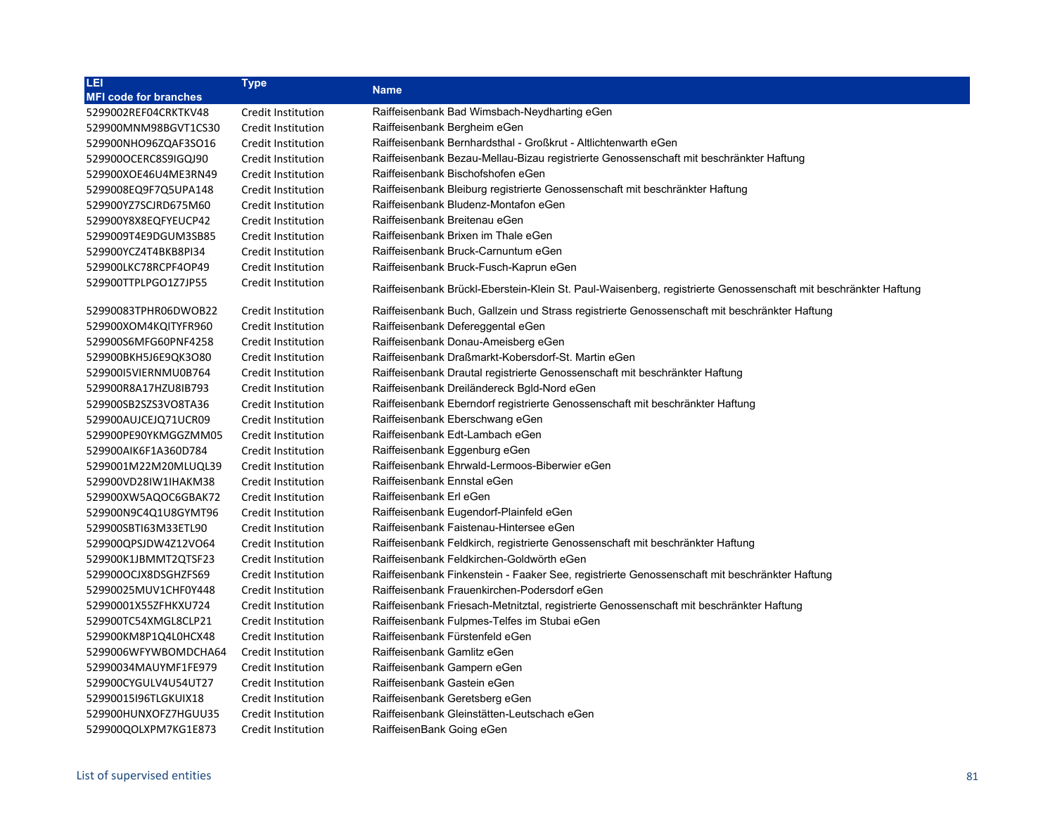| LEI<br>MFI code for branches | Type | Name |
|---|---|---|
| 5299002REF04CRKTKV48 | Credit Institution | Raiffeisenbank Bad Wimsbach-Neydharting eGen |
| 529900MNM98BGVT1CS30 | Credit Institution | Raiffeisenbank Bergheim eGen |
| 529900NHO96ZQAF3SO16 | Credit Institution | Raiffeisenbank Bernhardsthal - Großkrut - Altlichtenwarth eGen |
| 529900OCERC8S9IGQJ90 | Credit Institution | Raiffeisenbank Bezau-Mellau-Bizau registrierte Genossenschaft mit beschränkter Haftung |
| 529900XOE46U4ME3RN49 | Credit Institution | Raiffeisenbank Bischofshofen eGen |
| 5299008EQ9F7Q5UPA148 | Credit Institution | Raiffeisenbank Bleiburg registrierte Genossenschaft mit beschränkter Haftung |
| 529900YZ7SCJRD675M60 | Credit Institution | Raiffeisenbank Bludenz-Montafon eGen |
| 529900Y8X8EQFYEUCP42 | Credit Institution | Raiffeisenbank Breitenau eGen |
| 5299009T4E9DGUM3SB85 | Credit Institution | Raiffeisenbank Brixen im Thale eGen |
| 529900YCZ4T4BKB8PI34 | Credit Institution | Raiffeisenbank Bruck-Carnuntum eGen |
| 529900LKC78RCPF4OP49 | Credit Institution | Raiffeisenbank Bruck-Fusch-Kaprun eGen |
| 529900TTPLPGO1Z7JP55 | Credit Institution | Raiffeisenbank Brückl-Eberstein-Klein St. Paul-Waisenberg, registrierte Genossenschaft mit beschränkter Haftung |
| 52990083TPHR06DWOB22 | Credit Institution | Raiffeisenbank Buch, Gallzein und Strass registrierte Genossenschaft mit beschränkter Haftung |
| 529900XOM4KQITYFR960 | Credit Institution | Raiffeisenbank Defereggental eGen |
| 529900S6MFG60PNF4258 | Credit Institution | Raiffeisenbank Donau-Ameisberg eGen |
| 529900BKH5J6E9QK3O80 | Credit Institution | Raiffeisenbank Draßmarkt-Kobersdorf-St. Martin eGen |
| 529900I5VIERNMU0B764 | Credit Institution | Raiffeisenbank Drautal registrierte Genossenschaft mit beschränkter Haftung |
| 529900R8A17HZU8IB793 | Credit Institution | Raiffeisenbank Dreiländereck Bgld-Nord eGen |
| 529900SB2SZS3VO8TA36 | Credit Institution | Raiffeisenbank Eberndorf registrierte Genossenschaft mit beschränkter Haftung |
| 529900AUJCEJQ71UCR09 | Credit Institution | Raiffeisenbank Eberschwang eGen |
| 529900PE90YKMGGZMM05 | Credit Institution | Raiffeisenbank Edt-Lambach eGen |
| 529900AIK6F1A360D784 | Credit Institution | Raiffeisenbank Eggenburg eGen |
| 5299001M22M20MLUQL39 | Credit Institution | Raiffeisenbank Ehrwald-Lermoos-Biberwier eGen |
| 529900VD28IW1IHAKM38 | Credit Institution | Raiffeisenbank Ennstal eGen |
| 529900XW5AQOC6GBAK72 | Credit Institution | Raiffeisenbank Erl eGen |
| 529900N9C4Q1U8GYMT96 | Credit Institution | Raiffeisenbank Eugendorf-Plainfeld eGen |
| 529900SBTI63M33ETL90 | Credit Institution | Raiffeisenbank Faistenau-Hintersee eGen |
| 529900QPSJDW4Z12VO64 | Credit Institution | Raiffeisenbank Feldkirch, registrierte Genossenschaft mit beschränkter Haftung |
| 529900K1JBMMT2QTSF23 | Credit Institution | Raiffeisenbank Feldkirchen-Goldwörth eGen |
| 529900OCJX8DSGHZFS69 | Credit Institution | Raiffeisenbank Finkenstein - Faaker See, registrierte Genossenschaft mit beschränkter Haftung |
| 52990025MUV1CHF0Y448 | Credit Institution | Raiffeisenbank Frauenkirchen-Podersdorf eGen |
| 52990001X55ZFHKXU724 | Credit Institution | Raiffeisenbank Friesach-Metnitztal, registrierte Genossenschaft mit beschränkter Haftung |
| 529900TC54XMGL8CLP21 | Credit Institution | Raiffeisenbank Fulpmes-Telfes im Stubai eGen |
| 529900KM8P1Q4L0HCX48 | Credit Institution | Raiffeisenbank Fürstenfeld eGen |
| 5299006WFYWBOMDCHA64 | Credit Institution | Raiffeisenbank Gamlitz eGen |
| 52990034MAUYMF1FE979 | Credit Institution | Raiffeisenbank Gampern eGen |
| 529900CYGULV4U54UT27 | Credit Institution | Raiffeisenbank Gastein eGen |
| 52990015I96TLGKUIX18 | Credit Institution | Raiffeisenbank Geretsberg eGen |
| 529900HUNXOFZ7HGUU35 | Credit Institution | Raiffeisenbank Gleinstätten-Leutschach eGen |
| 529900QOLXPM7KG1E873 | Credit Institution | RaiffeisenBank Going eGen |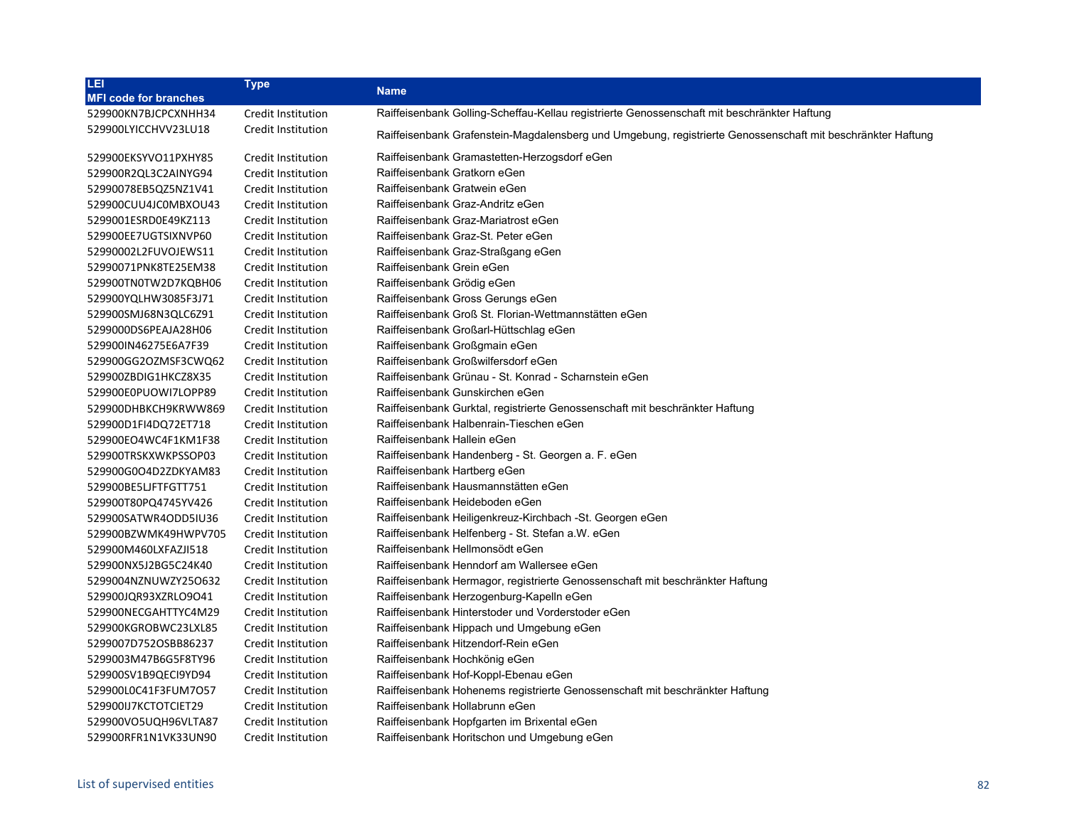| LEI<br>MFI code for branches | Type | Name |
|---|---|---|
| 529900KN7BJCPCXNHH34 | Credit Institution | Raiffeisenbank Golling-Scheffau-Kellau registrierte Genossenschaft mit beschränkter Haftung |
| 529900LYICCHVV23LU18 | Credit Institution | Raiffeisenbank Grafenstein-Magdalensberg und Umgebung, registrierte Genossenschaft mit beschränkter Haftung |
| 529900EKSYVO11PXHY85 | Credit Institution | Raiffeisenbank Gramastetten-Herzogsdorf eGen |
| 529900R2QL3C2AINYG94 | Credit Institution | Raiffeisenbank Gratkorn eGen |
| 52990078EB5QZ5NZ1V41 | Credit Institution | Raiffeisenbank Gratwein eGen |
| 529900CUU4JC0MBXOU43 | Credit Institution | Raiffeisenbank Graz-Andritz eGen |
| 5299001ESRD0E49KZ113 | Credit Institution | Raiffeisenbank Graz-Mariatrost eGen |
| 529900EE7UGTSIXNVP60 | Credit Institution | Raiffeisenbank Graz-St. Peter eGen |
| 52990002L2FUVOJEWS11 | Credit Institution | Raiffeisenbank Graz-Straßgang eGen |
| 52990071PNK8TE25EM38 | Credit Institution | Raiffeisenbank Grein eGen |
| 529900TN0TW2D7KQBH06 | Credit Institution | Raiffeisenbank Grödig eGen |
| 529900YQLHW3085F3J71 | Credit Institution | Raiffeisenbank Gross Gerungs eGen |
| 529900SMJ68N3QLC6Z91 | Credit Institution | Raiffeisenbank Groß St. Florian-Wettmannstätten eGen |
| 5299000DS6PEAJA28H06 | Credit Institution | Raiffeisenbank Großarl-Hüttschlag eGen |
| 529900IN46275E6A7F39 | Credit Institution | Raiffeisenbank Großgmain eGen |
| 529900GG2OZMSF3CWQ62 | Credit Institution | Raiffeisenbank Großwilfersdorf eGen |
| 529900ZBDIG1HKCZ8X35 | Credit Institution | Raiffeisenbank Grünau - St. Konrad - Scharnstein eGen |
| 529900E0PUOWI7LOPP89 | Credit Institution | Raiffeisenbank Gunskirchen eGen |
| 529900DHBKCH9KRWW869 | Credit Institution | Raiffeisenbank Gurktal, registrierte Genossenschaft mit beschränkter Haftung |
| 529900D1FI4DQ72ET718 | Credit Institution | Raiffeisenbank Halbenrain-Tieschen eGen |
| 529900EO4WC4F1KM1F38 | Credit Institution | Raiffeisenbank Hallein eGen |
| 529900TRSKXWKPSSOP03 | Credit Institution | Raiffeisenbank Handenberg - St. Georgen a. F. eGen |
| 529900G0O4D2ZDKYAM83 | Credit Institution | Raiffeisenbank Hartberg eGen |
| 529900BE5LJFTFGTT751 | Credit Institution | Raiffeisenbank Hausmannstätten eGen |
| 529900T80PQ4745YV426 | Credit Institution | Raiffeisenbank Heideboden eGen |
| 529900SATWR4ODD5IU36 | Credit Institution | Raiffeisenbank Heiligenkreuz-Kirchbach -St. Georgen eGen |
| 529900BZWMK49HWPV705 | Credit Institution | Raiffeisenbank Helfenberg - St. Stefan a.W. eGen |
| 529900M460LXFAZJI518 | Credit Institution | Raiffeisenbank Hellmonsödt eGen |
| 529900NX5J2BG5C24K40 | Credit Institution | Raiffeisenbank Henndorf am Wallersee eGen |
| 5299004NZNUWZY25O632 | Credit Institution | Raiffeisenbank Hermagor, registrierte Genossenschaft mit beschränkter Haftung |
| 529900JQR93XZRLO9O41 | Credit Institution | Raiffeisenbank Herzogenburg-Kapelln eGen |
| 529900NECGAHTTYC4M29 | Credit Institution | Raiffeisenbank Hinterstoder und Vorderstoder eGen |
| 529900KGROBWC23LXL85 | Credit Institution | Raiffeisenbank Hippach und Umgebung eGen |
| 5299007D752OSBB86237 | Credit Institution | Raiffeisenbank Hitzendorf-Rein eGen |
| 5299003M47B6G5F8TY96 | Credit Institution | Raiffeisenbank Hochkönig eGen |
| 529900SV1B9QECI9YD94 | Credit Institution | Raiffeisenbank Hof-Koppl-Ebenau eGen |
| 529900L0C41F3FUM7O57 | Credit Institution | Raiffeisenbank Hohenems registrierte Genossenschaft mit beschränkter Haftung |
| 529900IJ7KCTOTCIET29 | Credit Institution | Raiffeisenbank Hollabrunn eGen |
| 529900VO5UQH96VLTA87 | Credit Institution | Raiffeisenbank Hopfgarten im Brixental eGen |
| 529900RFR1N1VK33UN90 | Credit Institution | Raiffeisenbank Horitschon und Umgebung eGen |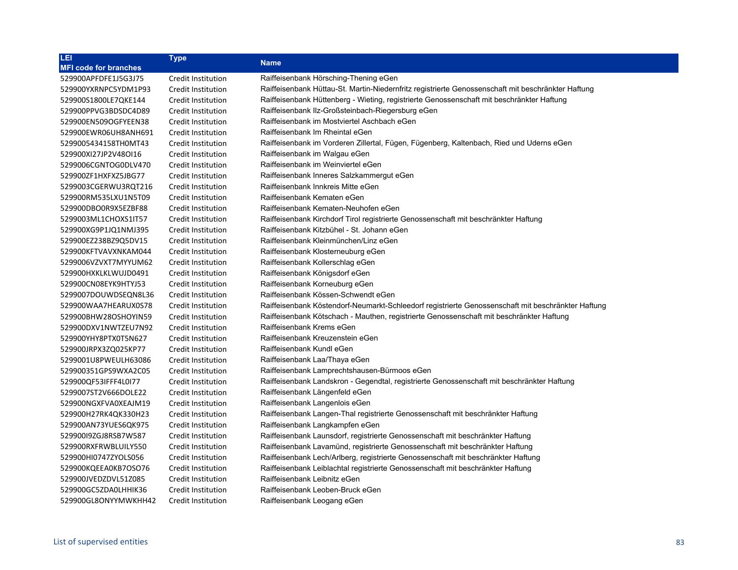| LEI<br>MFI code for branches | Type | Name |
|---|---|---|
| 529900APFDFE1J5G3J75 | Credit Institution | Raiffeisenbank Hörsching-Thening eGen |
| 529900YXRNPC5YDM1P93 | Credit Institution | Raiffeisenbank Hüttau-St. Martin-Niedernfritz registrierte Genossenschaft mit beschränkter Haftung |
| 529900S1800LE7QKE144 | Credit Institution | Raiffeisenbank Hüttenberg - Wieting, registrierte Genossenschaft mit beschränkter Haftung |
| 529900PPVG3BDSDC4D89 | Credit Institution | Raiffeisenbank Ilz-Großsteinbach-Riegersburg eGen |
| 529900EN509OGFYEEN38 | Credit Institution | Raiffeisenbank im Mostviertel Aschbach eGen |
| 529900EWR06UH8ANH691 | Credit Institution | Raiffeisenbank Im Rheintal eGen |
| 5299005434158TH0MT43 | Credit Institution | Raiffeisenbank im Vorderen Zillertal, Fügen, Fügenberg, Kaltenbach, Ried und Uderns eGen |
| 529900XI27JP2V48OI16 | Credit Institution | Raiffeisenbank im Walgau eGen |
| 5299006CGNTOG0DLV470 | Credit Institution | Raiffeisenbank im Weinviertel eGen |
| 529900ZF1HXFXZ5JBG77 | Credit Institution | Raiffeisenbank Inneres Salzkammergut eGen |
| 5299003CGERWU3RQT216 | Credit Institution | Raiffeisenbank Innkreis Mitte eGen |
| 529900RM535LXU1N5T09 | Credit Institution | Raiffeisenbank Kematen eGen |
| 529900DBO0R9X5EZBF88 | Credit Institution | Raiffeisenbank Kematen-Neuhofen eGen |
| 5299003ML1CHOXS1IT57 | Credit Institution | Raiffeisenbank Kirchdorf Tirol registrierte Genossenschaft mit beschränkter Haftung |
| 529900XG9P1JQ1NMJ395 | Credit Institution | Raiffeisenbank Kitzbühel - St. Johann eGen |
| 529900EZ238BZ9Q5DV15 | Credit Institution | Raiffeisenbank Kleinmünchen/Linz eGen |
| 529900KFTVAVXNKAM044 | Credit Institution | Raiffeisenbank Klosterneuburg eGen |
| 5299006VZVXT7MYYUM62 | Credit Institution | Raiffeisenbank Kollerschlag eGen |
| 529900HXKLKLWUJD0491 | Credit Institution | Raiffeisenbank Königsdorf eGen |
| 529900CN08EYK9HTYJ53 | Credit Institution | Raiffeisenbank Korneuburg eGen |
| 5299007DOUWDSEQN8L36 | Credit Institution | Raiffeisenbank Kössen-Schwendt eGen |
| 529900WAA7HEARUX0S78 | Credit Institution | Raiffeisenbank Köstendorf-Neumarkt-Schleedorf registrierte Genossenschaft mit beschränkter Haftung |
| 529900BHW28OSHOYIN59 | Credit Institution | Raiffeisenbank Kötschach - Mauthen, registrierte Genossenschaft mit beschränkter Haftung |
| 529900DXV1NWTZEU7N92 | Credit Institution | Raiffeisenbank Krems eGen |
| 529900YHY8PTX0T5N627 | Credit Institution | Raiffeisenbank Kreuzenstein eGen |
| 529900JRPX3ZQ025KP77 | Credit Institution | Raiffeisenbank Kundl eGen |
| 5299001U8PWEULH63086 | Credit Institution | Raiffeisenbank Laa/Thaya eGen |
| 529900351GPS9WXA2C05 | Credit Institution | Raiffeisenbank Lamprechtshausen-Bürmoos eGen |
| 529900QF53IFFF4L0I77 | Credit Institution | Raiffeisenbank Landskron - Gegendtal, registrierte Genossenschaft mit beschränkter Haftung |
| 5299007ST2V666DOLE22 | Credit Institution | Raiffeisenbank Längenfeld eGen |
| 529900NGXFVA0XEAJM19 | Credit Institution | Raiffeisenbank Langenlois eGen |
| 529900H27RK4QK330H23 | Credit Institution | Raiffeisenbank Langen-Thal registrierte Genossenschaft mit beschränkter Haftung |
| 529900AN73YUES6QK975 | Credit Institution | Raiffeisenbank Langkampfen eGen |
| 529900I9ZGJ8RSB7W587 | Credit Institution | Raiffeisenbank Launsdorf, registrierte Genossenschaft mit beschränkter Haftung |
| 529900RXFRWBLUILY550 | Credit Institution | Raiffeisenbank Lavamünd, registrierte Genossenschaft mit beschränkter Haftung |
| 529900HI0747ZYOLS056 | Credit Institution | Raiffeisenbank Lech/Arlberg, registrierte Genossenschaft mit beschränkter Haftung |
| 529900KQEEA0KB7OSO76 | Credit Institution | Raiffeisenbank Leiblachtal registrierte Genossenschaft mit beschränkter Haftung |
| 529900JVEDZDVL51Z085 | Credit Institution | Raiffeisenbank Leibnitz eGen |
| 529900GC5ZDA0LHHIK36 | Credit Institution | Raiffeisenbank Leoben-Bruck eGen |
| 529900GL8ONYYMWKHH42 | Credit Institution | Raiffeisenbank Leogang eGen |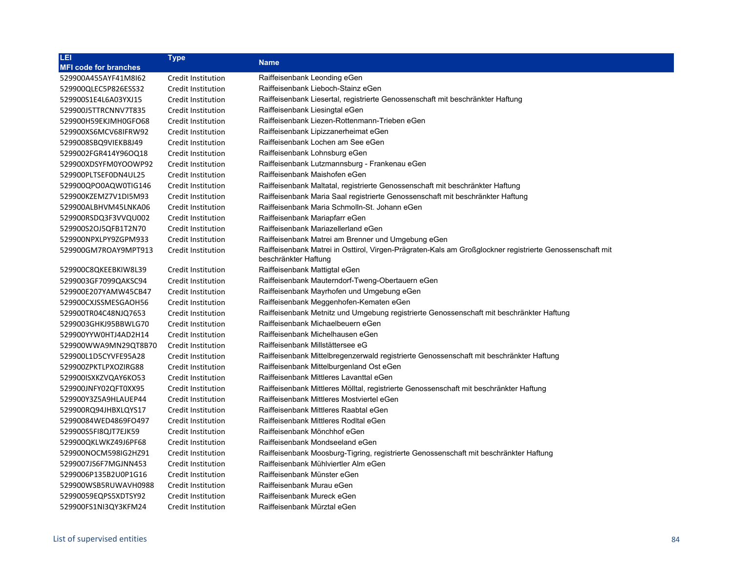| LEI<br>MFI code for branches | Type | Name |
|---|---|---|
| 529900A455AYF41M8I62 | Credit Institution | Raiffeisenbank Leonding eGen |
| 529900QLEC5P826ESS32 | Credit Institution | Raiffeisenbank Lieboch-Stainz eGen |
| 529900S1E4L6A03YXJ15 | Credit Institution | Raiffeisenbank Liesertal, registrierte Genossenschaft mit beschränkter Haftung |
| 529900J5TTRCNNV7T835 | Credit Institution | Raiffeisenbank Liesingtal eGen |
| 529900H59EKJMH0GFO68 | Credit Institution | Raiffeisenbank Liezen-Rottenmann-Trieben eGen |
| 529900XS6MCV68IFRW92 | Credit Institution | Raiffeisenbank Lipizzanerheimat eGen |
| 5299008SBQ9VIEKB8J49 | Credit Institution | Raiffeisenbank Lochen am See eGen |
| 5299002FGR414Y96OQ18 | Credit Institution | Raiffeisenbank Lohnsburg eGen |
| 529900XDSYFM0YOOWP92 | Credit Institution | Raiffeisenbank Lutzmannsburg - Frankenau eGen |
| 529900PLTSEF0DN4UL25 | Credit Institution | Raiffeisenbank Maishofen eGen |
| 529900QPO0AQW0TIG146 | Credit Institution | Raiffeisenbank Maltatal, registrierte Genossenschaft mit beschränkter Haftung |
| 529900KZEMZ7V1DI5M93 | Credit Institution | Raiffeisenbank Maria Saal registrierte Genossenschaft mit beschränkter Haftung |
| 529900ALBHVM45LNKA06 | Credit Institution | Raiffeisenbank Maria Schmolln-St. Johann eGen |
| 529900RSDQ3F3VVQU002 | Credit Institution | Raiffeisenbank Mariapfarr eGen |
| 529900S2OJ5QFB1T2N70 | Credit Institution | Raiffeisenbank Mariazellerland eGen |
| 529900NPXLPY9ZGPM933 | Credit Institution | Raiffeisenbank Matrei am Brenner und Umgebung eGen |
| 529900GM7ROAY9MPT913 | Credit Institution | Raiffeisenbank Matrei in Osttirol, Virgen-Prägraten-Kals am Großglockner registrierte Genossenschaft mit beschränkter Haftung |
| 529900C8QKEEBKIW8L39 | Credit Institution | Raiffeisenbank Mattigtal eGen |
| 5299003GF7099QAKSC94 | Credit Institution | Raiffeisenbank Mauterndorf-Tweng-Obertauern eGen |
| 529900E207YAMW45CB47 | Credit Institution | Raiffeisenbank Mayrhofen und Umgebung eGen |
| 529900CXJSSMESGAOH56 | Credit Institution | Raiffeisenbank Meggenhofen-Kematen eGen |
| 529900TR04C48NJQ7653 | Credit Institution | Raiffeisenbank Metnitz und Umgebung registrierte Genossenschaft mit beschränkter Haftung |
| 5299003GHKJ95BBWLG70 | Credit Institution | Raiffeisenbank Michaelbeuern eGen |
| 529900YYW0HTJ4AD2H14 | Credit Institution | Raiffeisenbank Michelhausen eGen |
| 529900WWA9MN29QT8B70 | Credit Institution | Raiffeisenbank Millstättersee eG |
| 529900L1D5CYVFE95A28 | Credit Institution | Raiffeisenbank Mittelbregenzerwald registrierte Genossenschaft mit beschränkter Haftung |
| 529900ZPKTLPXOZIRG88 | Credit Institution | Raiffeisenbank Mittelburgenland Ost eGen |
| 529900ISXKZVQAY6KO53 | Credit Institution | Raiffeisenbank Mittleres Lavanttal eGen |
| 529900JNFY02QFT0XX95 | Credit Institution | Raiffeisenbank Mittleres Mölltal, registrierte Genossenschaft mit beschränkter Haftung |
| 529900Y3Z5A9HLAUEP44 | Credit Institution | Raiffeisenbank Mittleres Mostviertel eGen |
| 529900RQ94JHBXLQYS17 | Credit Institution | Raiffeisenbank Mittleres Raabtal eGen |
| 52990084WED4869FO497 | Credit Institution | Raiffeisenbank Mittleres Rodltal eGen |
| 529900S5FI8QJT7EJK59 | Credit Institution | Raiffeisenbank Mönchhof eGen |
| 529900QKLWKZ49J6PF68 | Credit Institution | Raiffeisenbank Mondseeland eGen |
| 529900NOCM598IG2HZ91 | Credit Institution | Raiffeisenbank Moosburg-Tigring, registrierte Genossenschaft mit beschränkter Haftung |
| 5299007JS6F7MGJNN453 | Credit Institution | Raiffeisenbank Mühlviertler Alm eGen |
| 5299006P135B2U0P1G16 | Credit Institution | Raiffeisenbank Münster eGen |
| 529900WSB5RUWAVH0988 | Credit Institution | Raiffeisenbank Murau eGen |
| 52990059EQPS5XDTSY92 | Credit Institution | Raiffeisenbank Mureck eGen |
| 529900FS1NI3QY3KFM24 | Credit Institution | Raiffeisenbank Mürztal eGen |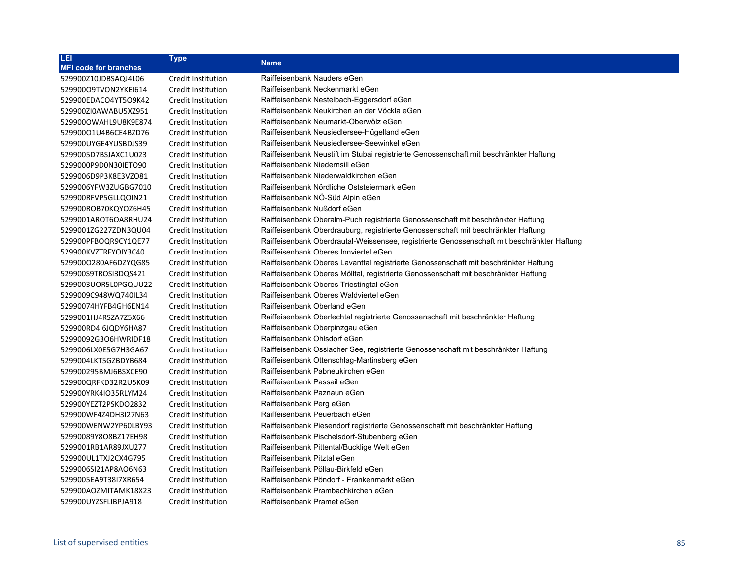| LEI<br>MFI code for branches | Type | Name |
|---|---|---|
| 529900Z10JDBSAQJ4L06 | Credit Institution | Raiffeisenbank Nauders eGen |
| 529900O9TVON2YKEI614 | Credit Institution | Raiffeisenbank Neckenmarkt eGen |
| 529900EDACO4YT5O9K42 | Credit Institution | Raiffeisenbank Nestelbach-Eggersdorf eGen |
| 529900ZI0AWABU5XZ951 | Credit Institution | Raiffeisenbank Neukirchen an der Vöckla eGen |
| 529900OWAHL9U8K9E874 | Credit Institution | Raiffeisenbank Neumarkt-Oberwölz eGen |
| 529900O1U4B6CE4BZD76 | Credit Institution | Raiffeisenbank Neusiedlersee-Hügelland eGen |
| 529900UYGE4YUSBDJS39 | Credit Institution | Raiffeisenbank Neusiedlersee-Seewinkel eGen |
| 5299005D7BSJAXC1U023 | Credit Institution | Raiffeisenbank Neustift im Stubai registrierte Genossenschaft mit beschränkter Haftung |
| 5299000P9D0N30IETO90 | Credit Institution | Raiffeisenbank Niedernsill eGen |
| 5299006D9P3K8E3VZO81 | Credit Institution | Raiffeisenbank Niederwaldkirchen eGen |
| 5299006YFW3ZUGBG7010 | Credit Institution | Raiffeisenbank Nördliche Oststeiermark eGen |
| 529900RFVP5GLLQOIN21 | Credit Institution | Raiffeisenbank NÖ-Süd Alpin eGen |
| 529900ROB70KQYOZ6H45 | Credit Institution | Raiffeisenbank Nußdorf eGen |
| 5299001AROT6OA8RHU24 | Credit Institution | Raiffeisenbank Oberalm-Puch registrierte Genossenschaft mit beschränkter Haftung |
| 5299001ZG227ZDN3QU04 | Credit Institution | Raiffeisenbank Oberdrauburg, registrierte Genossenschaft mit beschränkter Haftung |
| 529900PFBOQR9CY1QE77 | Credit Institution | Raiffeisenbank Oberdrautal-Weissensee, registrierte Genossenschaft mit beschränkter Haftung |
| 529900KVZTRFYOIY3C40 | Credit Institution | Raiffeisenbank Oberes Innviertel eGen |
| 529900O280AF6DZYQG85 | Credit Institution | Raiffeisenbank Oberes Lavanttal registrierte Genossenschaft mit beschränkter Haftung |
| 529900S9TROSI3DQS421 | Credit Institution | Raiffeisenbank Oberes Mölltal, registrierte Genossenschaft mit beschränkter Haftung |
| 5299003UOR5L0PGQUU22 | Credit Institution | Raiffeisenbank Oberes Triestingtal eGen |
| 5299009C948WQ740IL34 | Credit Institution | Raiffeisenbank Oberes Waldviertel eGen |
| 52990074HYFB4GH6EN14 | Credit Institution | Raiffeisenbank Oberland eGen |
| 5299001HJ4RSZA7Z5X66 | Credit Institution | Raiffeisenbank Oberlechtal registrierte Genossenschaft mit beschränkter Haftung |
| 529900RD4I6JQDY6HA87 | Credit Institution | Raiffeisenbank Oberpinzgau eGen |
| 52990092G3O6HWRIDF18 | Credit Institution | Raiffeisenbank Ohlsdorf eGen |
| 5299006LX0E5G7H3GA67 | Credit Institution | Raiffeisenbank Ossiacher See, registrierte Genossenschaft mit beschränkter Haftung |
| 5299004LKT5GZBDYB684 | Credit Institution | Raiffeisenbank Ottenschlag-Martinsberg eGen |
| 529900295BMJ6BSXCE90 | Credit Institution | Raiffeisenbank Pabneukirchen eGen |
| 529900QRFKD32R2U5K09 | Credit Institution | Raiffeisenbank Passail eGen |
| 529900YRK4IO35RLYM24 | Credit Institution | Raiffeisenbank Paznaun eGen |
| 529900YEZT2PSKDO2832 | Credit Institution | Raiffeisenbank Perg eGen |
| 529900WF4Z4DH3I27N63 | Credit Institution | Raiffeisenbank Peuerbach eGen |
| 529900WENW2YP60LBY93 | Credit Institution | Raiffeisenbank Piesendorf registrierte Genossenschaft mit beschränkter Haftung |
| 52990089Y8O8BZ17EH98 | Credit Institution | Raiffeisenbank Pischelsdorf-Stubenberg eGen |
| 5299001RB1AR89JXU277 | Credit Institution | Raiffeisenbank Pittental/Bucklige Welt eGen |
| 529900UL1TXJ2CX4G795 | Credit Institution | Raiffeisenbank Pitztal eGen |
| 5299006SI21AP8AO6N63 | Credit Institution | Raiffeisenbank Pöllau-Birkfeld eGen |
| 5299005EA9T38I7XR654 | Credit Institution | Raiffeisenbank Pöndorf - Frankenmarkt eGen |
| 529900AOZMITAMK18X23 | Credit Institution | Raiffeisenbank Prambachkirchen eGen |
| 529900UYZSFLIBPJA918 | Credit Institution | Raiffeisenbank Pramet eGen |

List of supervised entities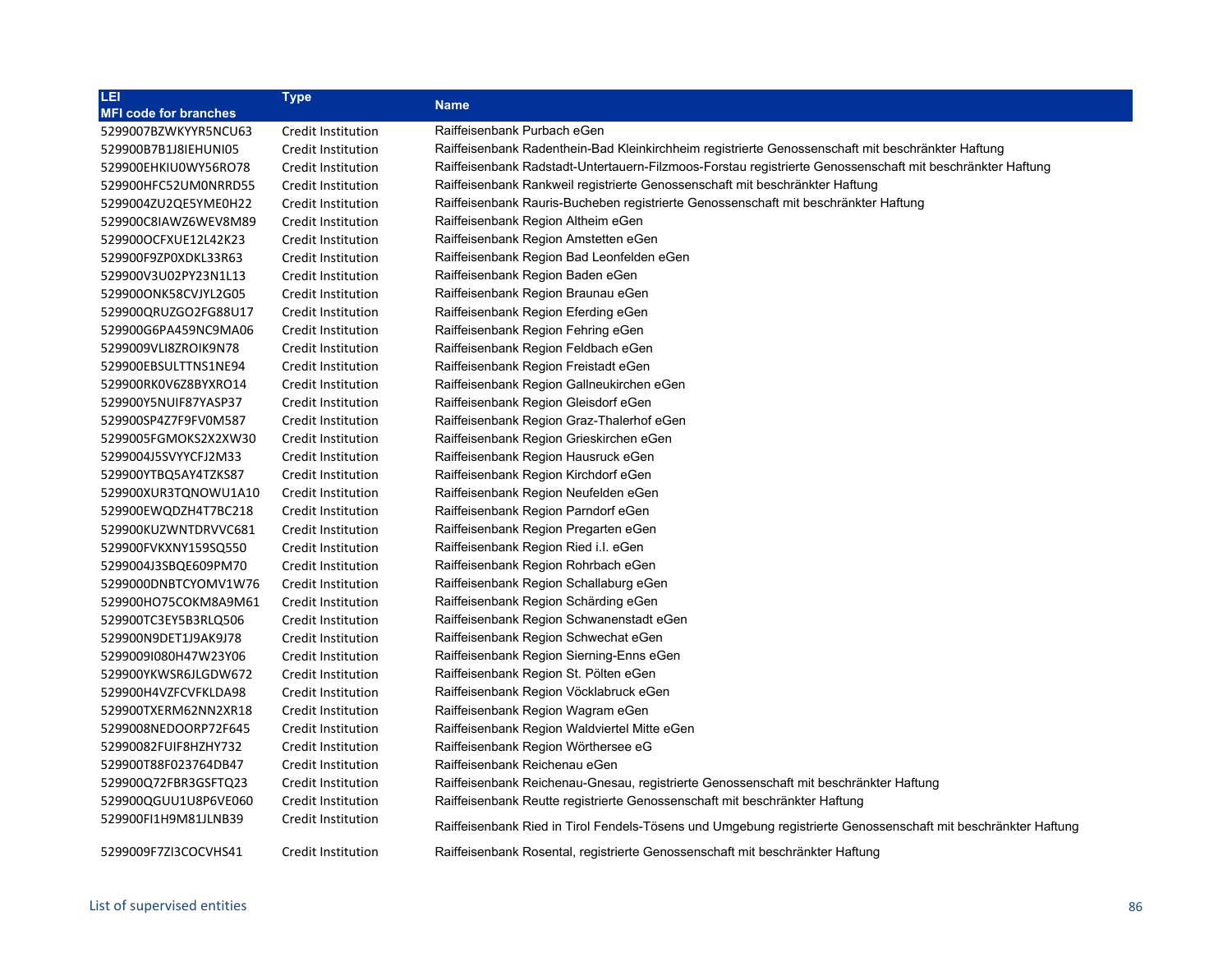| LEI<br>MFI code for branches | Type | Name |
|---|---|---|
| 5299007BZWKYYR5NCU63 | Credit Institution | Raiffeisenbank Purbach eGen |
| 529900B7B1J8IEHUNI05 | Credit Institution | Raiffeisenbank Radenthein-Bad Kleinkirchheim registrierte Genossenschaft mit beschränkter Haftung |
| 529900EHKIU0WY56RO78 | Credit Institution | Raiffeisenbank Radstadt-Untertauern-Filzmoos-Forstau registrierte Genossenschaft mit beschränkter Haftung |
| 529900HFC52UM0NRRD55 | Credit Institution | Raiffeisenbank Rankweil registrierte Genossenschaft mit beschränkter Haftung |
| 5299004ZU2QE5YME0H22 | Credit Institution | Raiffeisenbank Rauris-Bucheben registrierte Genossenschaft mit beschränkter Haftung |
| 529900C8IAWZ6WEV8M89 | Credit Institution | Raiffeisenbank Region Altheim eGen |
| 529900OCFXUE12L42K23 | Credit Institution | Raiffeisenbank Region Amstetten eGen |
| 529900F9ZP0XDKL33R63 | Credit Institution | Raiffeisenbank Region Bad Leonfelden eGen |
| 529900V3U02PY23N1L13 | Credit Institution | Raiffeisenbank Region Baden eGen |
| 529900ONK58CVJYL2G05 | Credit Institution | Raiffeisenbank Region Braunau eGen |
| 529900QRUZGO2FG88U17 | Credit Institution | Raiffeisenbank Region Eferding eGen |
| 529900G6PA459NC9MA06 | Credit Institution | Raiffeisenbank Region Fehring eGen |
| 5299009VLI8ZROIK9N78 | Credit Institution | Raiffeisenbank Region Feldbach eGen |
| 529900EBSULTTNS1NE94 | Credit Institution | Raiffeisenbank Region Freistadt eGen |
| 529900RK0V6Z8BYXRO14 | Credit Institution | Raiffeisenbank Region Gallneukirchen eGen |
| 529900Y5NUIF87YASP37 | Credit Institution | Raiffeisenbank Region Gleisdorf eGen |
| 529900SP4Z7F9FV0M587 | Credit Institution | Raiffeisenbank Region Graz-Thalerhof eGen |
| 5299005FGMOKS2X2XW30 | Credit Institution | Raiffeisenbank Region Grieskirchen eGen |
| 5299004J5SVYYCFJ2M33 | Credit Institution | Raiffeisenbank Region Hausruck eGen |
| 529900YTBQ5AY4TZKS87 | Credit Institution | Raiffeisenbank Region Kirchdorf eGen |
| 529900XUR3TQNOWU1A10 | Credit Institution | Raiffeisenbank Region Neufelden eGen |
| 529900EWQDZH4T7BC218 | Credit Institution | Raiffeisenbank Region Parndorf eGen |
| 529900KUZWNTDRVVC681 | Credit Institution | Raiffeisenbank Region Pregarten eGen |
| 529900FVKXNY159SQ550 | Credit Institution | Raiffeisenbank Region Ried i.I. eGen |
| 5299004J3SBQE609PM70 | Credit Institution | Raiffeisenbank Region Rohrbach eGen |
| 5299000DNBTCYOMV1W76 | Credit Institution | Raiffeisenbank Region Schallaburg eGen |
| 529900HO75COKM8A9M61 | Credit Institution | Raiffeisenbank Region Schärding eGen |
| 529900TC3EY5B3RLQ506 | Credit Institution | Raiffeisenbank Region Schwanenstadt eGen |
| 529900N9DET1J9AK9J78 | Credit Institution | Raiffeisenbank Region Schwechat eGen |
| 5299009I080H47W23Y06 | Credit Institution | Raiffeisenbank Region Sierning-Enns eGen |
| 529900YKWSR6JLGDW672 | Credit Institution | Raiffeisenbank Region St. Pölten eGen |
| 529900H4VZFCVFKLDA98 | Credit Institution | Raiffeisenbank Region Vöcklabruck eGen |
| 529900TXERM62NN2XR18 | Credit Institution | Raiffeisenbank Region Wagram eGen |
| 5299008NEDOORP72F645 | Credit Institution | Raiffeisenbank Region Waldviertel Mitte eGen |
| 52990082FUIF8HZHY732 | Credit Institution | Raiffeisenbank Region Wörthersee eG |
| 529900T88F023764DB47 | Credit Institution | Raiffeisenbank Reichenau eGen |
| 529900Q72FBR3GSFTQ23 | Credit Institution | Raiffeisenbank Reichenau-Gnesau, registrierte Genossenschaft mit beschränkter Haftung |
| 529900QGUU1U8P6VE060 | Credit Institution | Raiffeisenbank Reutte registrierte Genossenschaft mit beschränkter Haftung |
| 529900FI1H9M81JLNB39 | Credit Institution | Raiffeisenbank Ried in Tirol Fendels-Tösens und Umgebung registrierte Genossenschaft mit beschränkter Haftung |
| 5299009F7ZI3COCVHS41 | Credit Institution | Raiffeisenbank Rosental, registrierte Genossenschaft mit beschränkter Haftung |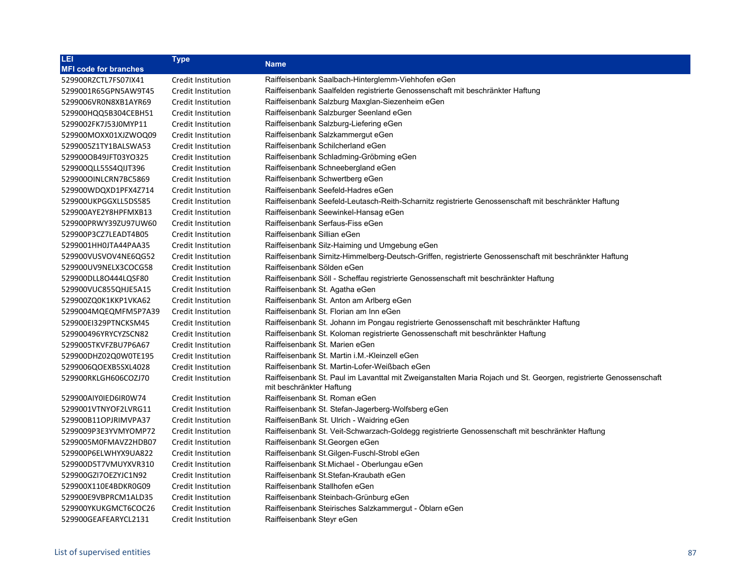| LEI<br>MFI code for branches | Type | Name |
|---|---|---|
| 529900RZCTL7FS07IX41 | Credit Institution | Raiffeisenbank Saalbach-Hinterglemm-Viehhofen eGen |
| 5299001R65GPN5AW9T45 | Credit Institution | Raiffeisenbank Saalfelden registrierte Genossenschaft mit beschränkter Haftung |
| 5299006VR0N8XB1AYR69 | Credit Institution | Raiffeisenbank Salzburg Maxglan-Siezenheim eGen |
| 529900HQQ5B304CEBH51 | Credit Institution | Raiffeisenbank Salzburger Seenland eGen |
| 5299002FK7J53J0MYP11 | Credit Institution | Raiffeisenbank Salzburg-Liefering eGen |
| 529900MOXX01XJZWOQ09 | Credit Institution | Raiffeisenbank Salzkammergut eGen |
| 5299005Z1TY1BALSWA53 | Credit Institution | Raiffeisenbank Schilcherland eGen |
| 529900OB49JFT03YO325 | Credit Institution | Raiffeisenbank Schladming-Gröbming eGen |
| 529900QLL55S4QIJT396 | Credit Institution | Raiffeisenbank Schneebergland eGen |
| 529900OINLCRN7BC5869 | Credit Institution | Raiffeisenbank Schwertberg eGen |
| 529900WDQXD1PFX4Z714 | Credit Institution | Raiffeisenbank Seefeld-Hadres eGen |
| 529900UKPGGXLL5DS585 | Credit Institution | Raiffeisenbank Seefeld-Leutasch-Reith-Scharnitz registrierte Genossenschaft mit beschränkter Haftung |
| 529900AYE2Y8HPFMXB13 | Credit Institution | Raiffeisenbank Seewinkel-Hansag eGen |
| 529900PRWY39ZU97UW60 | Credit Institution | Raiffeisenbank Serfaus-Fiss eGen |
| 529900P3CZ7LEADT4B05 | Credit Institution | Raiffeisenbank Sillian eGen |
| 5299001HH0JTA44PAA35 | Credit Institution | Raiffeisenbank Silz-Haiming und Umgebung eGen |
| 529900VUSVOV4NE6QG52 | Credit Institution | Raiffeisenbank Sirnitz-Himmelberg-Deutsch-Griffen, registrierte Genossenschaft mit beschränkter Haftung |
| 529900UV9NELX3COCG58 | Credit Institution | Raiffeisenbank Sölden eGen |
| 529900DLL8O444LQSF80 | Credit Institution | Raiffeisenbank Söll - Scheffau registrierte Genossenschaft mit beschränkter Haftung |
| 529900VUC855QHJE5A15 | Credit Institution | Raiffeisenbank St. Agatha eGen |
| 529900ZQ0K1KKP1VKA62 | Credit Institution | Raiffeisenbank St. Anton am Arlberg eGen |
| 5299004MQEQMFM5P7A39 | Credit Institution | Raiffeisenbank St. Florian am Inn eGen |
| 529900EI329PTNCKSM45 | Credit Institution | Raiffeisenbank St. Johann im Pongau registrierte Genossenschaft mit beschränkter Haftung |
| 529900496YRYCYZSCN82 | Credit Institution | Raiffeisenbank St. Koloman registrierte Genossenschaft mit beschränkter Haftung |
| 5299005TKVFZBU7P6A67 | Credit Institution | Raiffeisenbank St. Marien eGen |
| 529900DHZ02Q0W0TE195 | Credit Institution | Raiffeisenbank St. Martin i.M.-Kleinzell eGen |
| 5299006QOEXB5SXL4028 | Credit Institution | Raiffeisenbank St. Martin-Lofer-Weißbach eGen |
| 529900RKLGH606COZJ70 | Credit Institution | Raiffeisenbank St. Paul im Lavanttal mit Zweiganstalten Maria Rojach und St. Georgen, registrierte Genossenschaft mit beschränkter Haftung |
| 529900AIY0IED6IR0W74 | Credit Institution | Raiffeisenbank St. Roman eGen |
| 5299001VTNYOF2LVRG11 | Credit Institution | Raiffeisenbank St. Stefan-Jagerberg-Wolfsberg eGen |
| 529900B11OPJRIMVPA37 | Credit Institution | RaiffeisenBank St. Ulrich - Waidring eGen |
| 5299009P3E3YVMYOMP72 | Credit Institution | Raiffeisenbank St. Veit-Schwarzach-Goldegg registrierte Genossenschaft mit beschränkter Haftung |
| 5299005M0FMAVZ2HDB07 | Credit Institution | Raiffeisenbank St.Georgen eGen |
| 529900P6ELWHYX9UA822 | Credit Institution | Raiffeisenbank St.Gilgen-Fuschl-Strobl eGen |
| 529900D5T7VMUYXVR310 | Credit Institution | Raiffeisenbank St.Michael - Oberlungau eGen |
| 529900GZI7OEZYJC1N92 | Credit Institution | Raiffeisenbank St.Stefan-Kraubath eGen |
| 529900X110E4BDKR0G09 | Credit Institution | Raiffeisenbank Stallhofen eGen |
| 529900E9VBPRCM1ALD35 | Credit Institution | Raiffeisenbank Steinbach-Grünburg eGen |
| 529900YKUKGMCT6COC26 | Credit Institution | Raiffeisenbank Steirisches Salzkammergut - Öblarn eGen |
| 529900GEAFEARYCL2131 | Credit Institution | Raiffeisenbank Steyr eGen |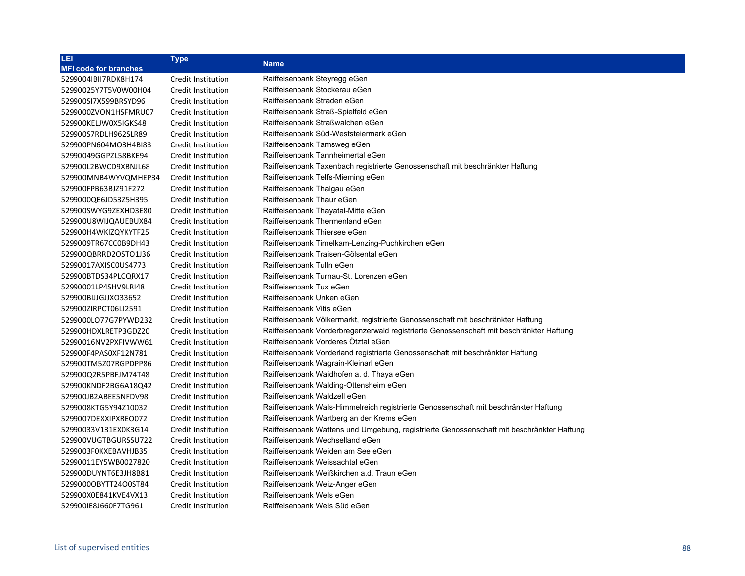| LEI<br>MFI code for branches | Type | Name |
|---|---|---|
| 5299004IBII7RDK8H174 | Credit Institution | Raiffeisenbank Steyregg eGen |
| 52990025Y7T5V0W00H04 | Credit Institution | Raiffeisenbank Stockerau eGen |
| 529900SI7X599BRSYD96 | Credit Institution | Raiffeisenbank Straden eGen |
| 5299000ZVON1HSFMRU07 | Credit Institution | Raiffeisenbank Straß-Spielfeld eGen |
| 529900KELJW0X5IGKS48 | Credit Institution | Raiffeisenbank Straßwalchen eGen |
| 529900S7RDLH962SLR89 | Credit Institution | Raiffeisenbank Süd-Weststeiermark eGen |
| 529900PN604MO3H4BI83 | Credit Institution | Raiffeisenbank Tamsweg eGen |
| 52990049GGPZL58BKE94 | Credit Institution | Raiffeisenbank Tannheimertal eGen |
| 529900L2BWCD9XBNJL68 | Credit Institution | Raiffeisenbank Taxenbach registrierte Genossenschaft mit beschränkter Haftung |
| 529900MNB4WYVQMHEP34 | Credit Institution | Raiffeisenbank Telfs-Mieming eGen |
| 529900FPB63BJZ91F272 | Credit Institution | Raiffeisenbank Thalgau eGen |
| 5299000QE6JD53Z5H395 | Credit Institution | Raiffeisenbank Thaur eGen |
| 529900SWYG9ZEXHD3E80 | Credit Institution | Raiffeisenbank Thayatal-Mitte eGen |
| 529900U8WIJQAUEBUX84 | Credit Institution | Raiffeisenbank Thermenland eGen |
| 529900H4WKIZQYKYTF25 | Credit Institution | Raiffeisenbank Thiersee eGen |
| 5299009TR67CC0B9DH43 | Credit Institution | Raiffeisenbank Timelkam-Lenzing-Puchkirchen eGen |
| 529900QBRRD2OSTO1J36 | Credit Institution | Raiffeisenbank Traisen-Gölsental eGen |
| 52990017AXISC0US4773 | Credit Institution | Raiffeisenbank Tulln eGen |
| 529900BTDS34PLCQRX17 | Credit Institution | Raiffeisenbank Turnau-St. Lorenzen eGen |
| 52990001LP4SHV9LRI48 | Credit Institution | Raiffeisenbank Tux eGen |
| 529900BIJJGJJXO33652 | Credit Institution | Raiffeisenbank Unken eGen |
| 529900ZIRPCT06LI2591 | Credit Institution | Raiffeisenbank Vitis eGen |
| 5299000LO77G7PYWD232 | Credit Institution | Raiffeisenbank Völkermarkt, registrierte Genossenschaft mit beschränkter Haftung |
| 529900HDXLRETP3GDZ20 | Credit Institution | Raiffeisenbank Vorderbregenzerwald registrierte Genossenschaft mit beschränkter Haftung |
| 52990016NV2PXFIVWW61 | Credit Institution | Raiffeisenbank Vorderes Ötztal eGen |
| 529900F4PAS0XF12N781 | Credit Institution | Raiffeisenbank Vorderland registrierte Genossenschaft mit beschränkter Haftung |
| 529900TM5Z07RGPDPP86 | Credit Institution | Raiffeisenbank Wagrain-Kleinarl eGen |
| 529900Q2R5PBFJM74T48 | Credit Institution | Raiffeisenbank Waidhofen a. d. Thaya eGen |
| 529900KNDF2BG6A18Q42 | Credit Institution | Raiffeisenbank Walding-Ottensheim eGen |
| 529900JB2ABEE5NFDV98 | Credit Institution | Raiffeisenbank Waldzell eGen |
| 5299008KTG5Y94Z10032 | Credit Institution | Raiffeisenbank Wals-Himmelreich registrierte Genossenschaft mit beschränkter Haftung |
| 5299007DEXXIPXREO072 | Credit Institution | Raiffeisenbank Wartberg an der Krems eGen |
| 52990033V131EX0K3G14 | Credit Institution | Raiffeisenbank Wattens und Umgebung, registrierte Genossenschaft mit beschränkter Haftung |
| 529900VUGTBGURSSU722 | Credit Institution | Raiffeisenbank Wechselland eGen |
| 5299003F0KXEBAVHJB35 | Credit Institution | Raiffeisenbank Weiden am See eGen |
| 52990011EY5WB0027820 | Credit Institution | Raiffeisenbank Weissachtal eGen |
| 529900DUYNT6E3JH8B81 | Credit Institution | Raiffeisenbank Weißkirchen a.d. Traun eGen |
| 5299000OBYTT24O0ST84 | Credit Institution | Raiffeisenbank Weiz-Anger eGen |
| 529900X0E841KVE4VX13 | Credit Institution | Raiffeisenbank Wels eGen |
| 529900IE8J660F7TG961 | Credit Institution | Raiffeisenbank Wels Süd eGen |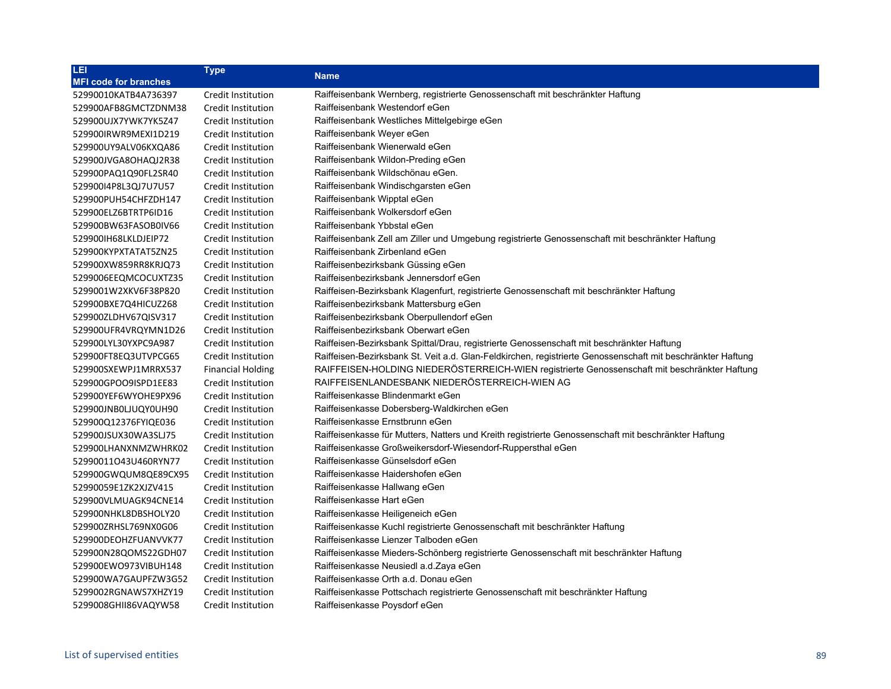| LEI<br>MFI code for branches | Type | Name |
|---|---|---|
| 52990010KATB4A736397 | Credit Institution | Raiffeisenbank Wernberg, registrierte Genossenschaft mit beschränkter Haftung |
| 529900AFB8GMCTZDNM38 | Credit Institution | Raiffeisenbank Westendorf eGen |
| 529900UJX7YWK7YK5Z47 | Credit Institution | Raiffeisenbank Westliches Mittelgebirge eGen |
| 529900IRWR9MEXI1D219 | Credit Institution | Raiffeisenbank Weyer eGen |
| 529900UY9ALV06KXQA86 | Credit Institution | Raiffeisenbank Wienerwald eGen |
| 529900JVGA8OHAQJ2R38 | Credit Institution | Raiffeisenbank Wildon-Preding eGen |
| 529900PAQ1Q90FL2SR40 | Credit Institution | Raiffeisenbank Wildschönau eGen. |
| 529900I4P8L3QJ7U7U57 | Credit Institution | Raiffeisenbank Windischgarsten eGen |
| 529900PUH54CHFZDH147 | Credit Institution | Raiffeisenbank Wipptal eGen |
| 529900ELZ6BTRTP6ID16 | Credit Institution | Raiffeisenbank Wolkersdorf eGen |
| 529900BW63FASOB0IV66 | Credit Institution | Raiffeisenbank Ybbstal eGen |
| 529900IH68LKLDJEIP72 | Credit Institution | Raiffeisenbank Zell am Ziller und Umgebung registrierte Genossenschaft mit beschränkter Haftung |
| 529900KYPXTATAT5ZN25 | Credit Institution | Raiffeisenbank Zirbenland eGen |
| 529900XW859RR8KRJQ73 | Credit Institution | Raiffeisenbezirksbank Güssing eGen |
| 5299006EEQMCOCUXTZ35 | Credit Institution | Raiffeisenbezirksbank Jennersdorf eGen |
| 5299001W2XKV6F38P820 | Credit Institution | Raiffeisen-Bezirksbank Klagenfurt, registrierte Genossenschaft mit beschränkter Haftung |
| 529900BXE7Q4HICUZ268 | Credit Institution | Raiffeisenbezirksbank Mattersburg eGen |
| 529900ZLDHV67QISV317 | Credit Institution | Raiffeisenbezirksbank Oberpullendorf eGen |
| 529900UFR4VRQYMN1D26 | Credit Institution | Raiffeisenbezirksbank Oberwart eGen |
| 529900LYL30YXPC9A987 | Credit Institution | Raiffeisen-Bezirksbank Spittal/Drau, registrierte Genossenschaft mit beschränkter Haftung |
| 529900FT8EQ3UTVPCG65 | Credit Institution | Raiffeisen-Bezirksbank St. Veit a.d. Glan-Feldkirchen, registrierte Genossenschaft mit beschränkter Haftung |
| 529900SXEWPJ1MRRX537 | Financial Holding | RAIFFEISEN-HOLDING NIEDERÖSTERREICH-WIEN registrierte Genossenschaft mit beschränkter Haftung |
| 529900GPOO9ISPD1EE83 | Credit Institution | RAIFFEISENLANDESBANK NIEDERÖSTERREICH-WIEN AG |
| 529900YEF6WYOHE9PX96 | Credit Institution | Raiffeisenkasse Blindenmarkt eGen |
| 529900JNB0LJUQY0UH90 | Credit Institution | Raiffeisenkasse Dobersberg-Waldkirchen eGen |
| 529900Q12376FYIQE036 | Credit Institution | Raiffeisenkasse Ernstbrunn eGen |
| 529900JSUX30WA3SLJ75 | Credit Institution | Raiffeisenkasse für Mutters, Natters und Kreith registrierte Genossenschaft mit beschränkter Haftung |
| 529900LHANXNMZWHRK02 | Credit Institution | Raiffeisenkasse Großweikersdorf-Wiesendorf-Ruppersthal eGen |
| 52990011O43U460RYN77 | Credit Institution | Raiffeisenkasse Günselsdorf eGen |
| 529900GWQUM8QE89CX95 | Credit Institution | Raiffeisenkasse Haidershofen eGen |
| 52990059E1ZK2XJZV415 | Credit Institution | Raiffeisenkasse Hallwang eGen |
| 529900VLMUAGK94CNE14 | Credit Institution | Raiffeisenkasse Hart eGen |
| 529900NHKL8DBSHOLY20 | Credit Institution | Raiffeisenkasse Heiligeneich eGen |
| 529900ZRHSL769NX0G06 | Credit Institution | Raiffeisenkasse Kuchl registrierte Genossenschaft mit beschränkter Haftung |
| 529900DEOHZFUANVVK77 | Credit Institution | Raiffeisenkasse Lienzer Talboden eGen |
| 529900N28QOMS22GDH07 | Credit Institution | Raiffeisenkasse Mieders-Schönberg registrierte Genossenschaft mit beschränkter Haftung |
| 529900EWO973VIBUH148 | Credit Institution | Raiffeisenkasse Neusiedl a.d.Zaya eGen |
| 529900WA7GAUPFZW3G52 | Credit Institution | Raiffeisenkasse Orth a.d. Donau eGen |
| 5299002RGNAWS7XHZY19 | Credit Institution | Raiffeisenkasse Pottschach registrierte Genossenschaft mit beschränkter Haftung |
| 5299008GHII86VAQYW58 | Credit Institution | Raiffeisenkasse Poysdorf eGen |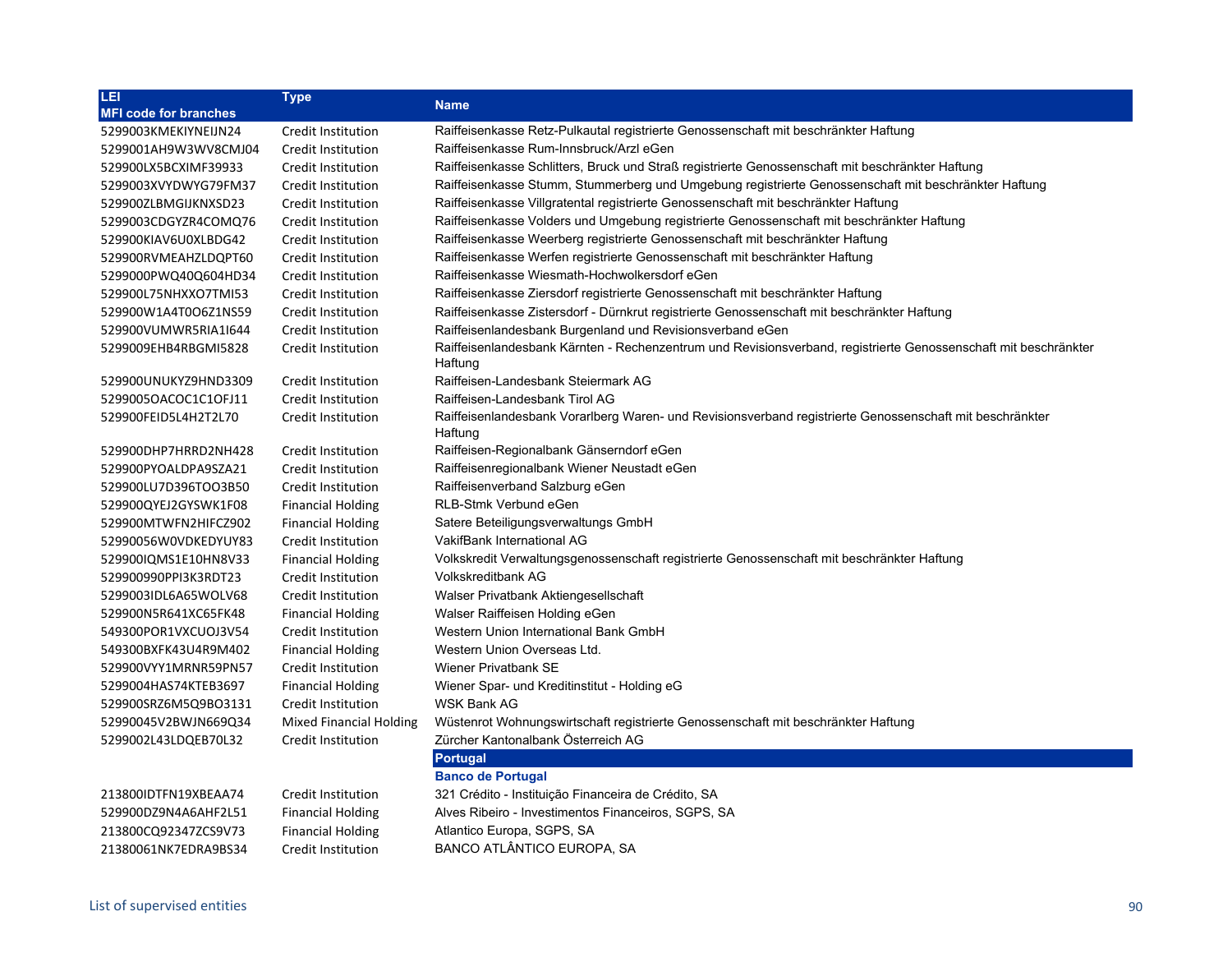| LEI<br>MFI code for branches | Type | Name |
|---|---|---|
| 5299003KMEKIYNEIJN24 | Credit Institution | Raiffeisenkasse Retz-Pulkautal registrierte Genossenschaft mit beschränkter Haftung |
| 5299001AH9W3WV8CMJ04 | Credit Institution | Raiffeisenkasse Rum-Innsbruck/Arzl eGen |
| 529900LX5BCXIMF39933 | Credit Institution | Raiffeisenkasse Schlitters, Bruck und Straß registrierte Genossenschaft mit beschränkter Haftung |
| 5299003XVYDWYG79FM37 | Credit Institution | Raiffeisenkasse Stumm, Stummerberg und Umgebung registrierte Genossenschaft mit beschränkter Haftung |
| 529900ZLBMGIJKNXSD23 | Credit Institution | Raiffeisenkasse Villgratental registrierte Genossenschaft mit beschränkter Haftung |
| 5299003CDGYZR4COMQ76 | Credit Institution | Raiffeisenkasse Volders und Umgebung registrierte Genossenschaft mit beschränkter Haftung |
| 529900KIAV6U0XLBDG42 | Credit Institution | Raiffeisenkasse Weerberg registrierte Genossenschaft mit beschränkter Haftung |
| 529900RVMEAHZLDQPT60 | Credit Institution | Raiffeisenkasse Werfen registrierte Genossenschaft mit beschränkter Haftung |
| 5299000PWQ40Q604HD34 | Credit Institution | Raiffeisenkasse Wiesmath-Hochwolkersdorf eGen |
| 529900L75NHXXO7TMI53 | Credit Institution | Raiffeisenkasse Ziersdorf registrierte Genossenschaft mit beschränkter Haftung |
| 529900W1A4T0O6Z1NS59 | Credit Institution | Raiffeisenkasse Zistersdorf - Dürnkrut registrierte Genossenschaft mit beschränkter Haftung |
| 529900VUMWR5RIA1I644 | Credit Institution | Raiffeisenlandesbank Burgenland und Revisionsverband eGen |
| 5299009EHB4RBGMI5828 | Credit Institution | Raiffeisenlandesbank Kärnten - Rechenzentrum und Revisionsverband, registrierte Genossenschaft mit beschränkter Haftung |
| 529900UNUKYZ9HND3309 | Credit Institution | Raiffeisen-Landesbank Steiermark AG |
| 5299005OACOC1C1OFJ11 | Credit Institution | Raiffeisen-Landesbank Tirol AG |
| 529900FEID5L4H2T2L70 | Credit Institution | Raiffeisenlandesbank Vorarlberg Waren- und Revisionsverband registrierte Genossenschaft mit beschränkter Haftung |
| 529900DHP7HRRD2NH428 | Credit Institution | Raiffeisen-Regionalbank Gänserndorf eGen |
| 529900PYOALDPA9SZA21 | Credit Institution | Raiffeisenregionalbank Wiener Neustadt eGen |
| 529900LU7D396TOO3B50 | Credit Institution | Raiffeisenverband Salzburg eGen |
| 529900QYEJ2GYSWK1F08 | Financial Holding | RLB-Stmk Verbund eGen |
| 529900MTWFN2HIFCZ902 | Financial Holding | Satere Beteiligungsverwaltungs GmbH |
| 52990056W0VDKEDYUY83 | Credit Institution | VakifBank International AG |
| 529900IQMS1E10HN8V33 | Financial Holding | Volkskredit Verwaltungsgenossenschaft registrierte Genossenschaft mit beschränkter Haftung |
| 529900990PPI3K3RDT23 | Credit Institution | Volkskreditbank AG |
| 5299003IDL6A65WOLV68 | Credit Institution | Walser Privatbank Aktiengesellschaft |
| 529900N5R641XC65FK48 | Financial Holding | Walser Raiffeisen Holding eGen |
| 549300POR1VXCUOJ3V54 | Credit Institution | Western Union International Bank GmbH |
| 549300BXFK43U4R9M402 | Financial Holding | Western Union Overseas Ltd. |
| 529900VYY1MRNR59PN57 | Credit Institution | Wiener Privatbank SE |
| 5299004HAS74KTEB3697 | Financial Holding | Wiener Spar- und Kreditinstitut - Holding eG |
| 529900SRZ6M5Q9BO3131 | Credit Institution | WSK Bank AG |
| 52990045V2BWJN669Q34 | Mixed Financial Holding | Wüstenrot Wohnungswirtschaft registrierte Genossenschaft mit beschränkter Haftung |
| 5299002L43LDQEB70L32 | Credit Institution | Zürcher Kantonalbank Österreich AG |
| | | **Portugal** |
| | | **Banco de Portugal** |
| 213800IDTFN19XBEAA74 | Credit Institution | 321 Crédito - Instituição Financeira de Crédito, SA |
| 529900DZ9N4A6AHF2L51 | Financial Holding | Alves Ribeiro - Investimentos Financeiros, SGPS, SA |
| 213800CQ92347ZCS9V73 | Financial Holding | Atlantico Europa, SGPS, SA |
| 21380061NK7EDRA9BS34 | Credit Institution | BANCO ATLÂNTICO EUROPA, SA |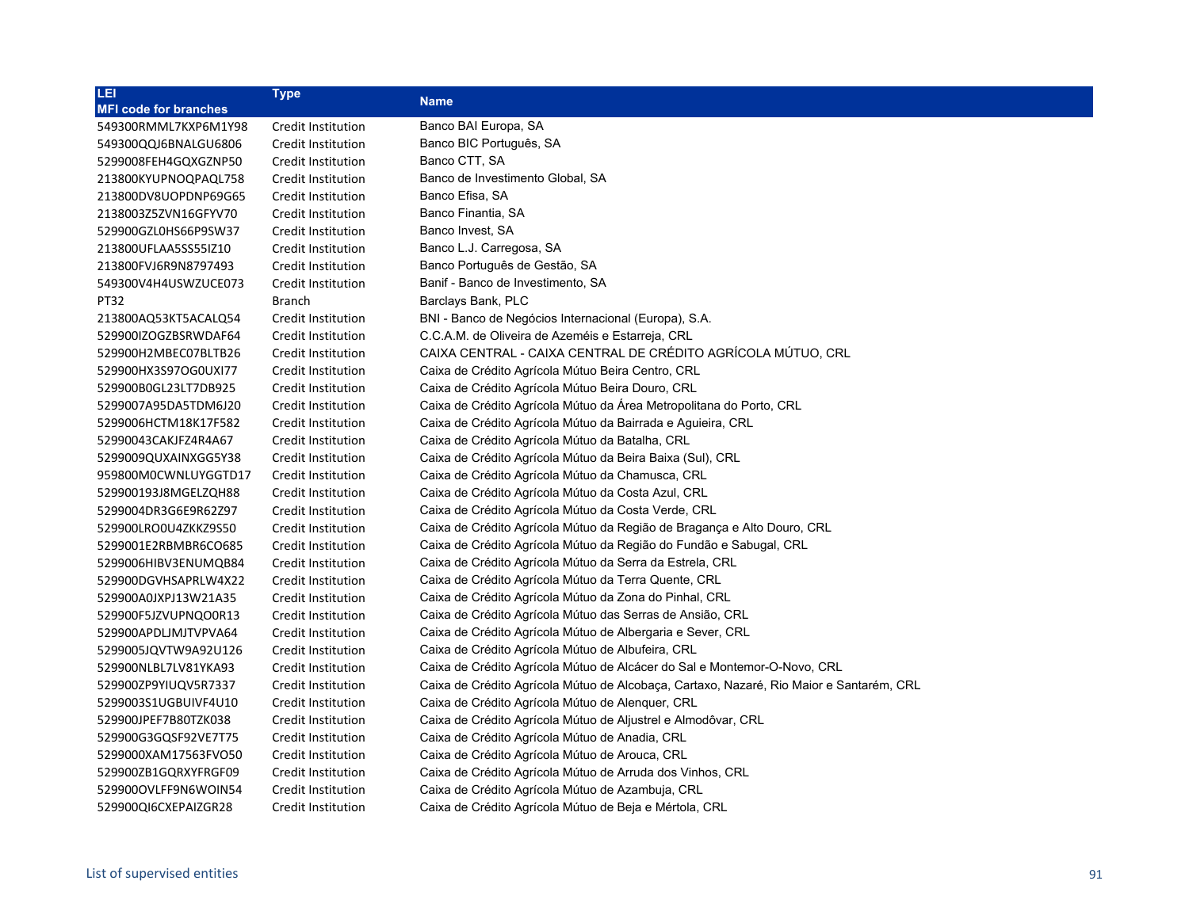| LEI<br>MFI code for branches | Type | Name |
|---|---|---|
| 549300RMML7KXP6M1Y98 | Credit Institution | Banco BAI Europa, SA |
| 549300QQJ6BNALGU6806 | Credit Institution | Banco BIC Português, SA |
| 5299008FEH4GQXGZNP50 | Credit Institution | Banco CTT, SA |
| 213800KYUPNOQPAQL758 | Credit Institution | Banco de Investimento Global, SA |
| 213800DV8UOPDNP69G65 | Credit Institution | Banco Efisa, SA |
| 2138003Z5ZVN16GFYV70 | Credit Institution | Banco Finantia, SA |
| 529900GZL0HS66P9SW37 | Credit Institution | Banco Invest, SA |
| 213800UFLAA5SS55IZ10 | Credit Institution | Banco L.J. Carregosa, SA |
| 213800FVJ6R9N8797493 | Credit Institution | Banco Português de Gestão, SA |
| 549300V4H4USWZUCE073 | Credit Institution | Banif - Banco de Investimento, SA |
| PT32 | Branch | Barclays Bank, PLC |
| 213800AQ53KT5ACALQ54 | Credit Institution | BNI - Banco de Negócios Internacional (Europa), S.A. |
| 529900IZOGZBSRWDAF64 | Credit Institution | C.C.A.M. de Oliveira de Azeméis e Estarreja, CRL |
| 529900H2MBEC07BLTB26 | Credit Institution | CAIXA CENTRAL - CAIXA CENTRAL DE CRÉDITO AGRÍCOLA MÚTUO, CRL |
| 529900HX3S97OG0UXI77 | Credit Institution | Caixa de Crédito Agrícola Mútuo Beira Centro, CRL |
| 529900B0GL23LT7DB925 | Credit Institution | Caixa de Crédito Agrícola Mútuo Beira Douro, CRL |
| 5299007A95DA5TDM6J20 | Credit Institution | Caixa de Crédito Agrícola Mútuo da Área Metropolitana do Porto, CRL |
| 5299006HCTM18K17F582 | Credit Institution | Caixa de Crédito Agrícola Mútuo da Bairrada e Aguieira, CRL |
| 52990043CAKJFZ4R4A67 | Credit Institution | Caixa de Crédito Agrícola Mútuo da Batalha, CRL |
| 5299009QUXAINXGG5Y38 | Credit Institution | Caixa de Crédito Agrícola Mútuo da Beira Baixa (Sul), CRL |
| 959800M0CWNLUYGGTD17 | Credit Institution | Caixa de Crédito Agrícola Mútuo da Chamusca, CRL |
| 529900193J8MGELZQH88 | Credit Institution | Caixa de Crédito Agrícola Mútuo da Costa Azul, CRL |
| 5299004DR3G6E9R62Z97 | Credit Institution | Caixa de Crédito Agrícola Mútuo da Costa Verde, CRL |
| 529900LRO0U4ZKKZ9S50 | Credit Institution | Caixa de Crédito Agrícola Mútuo da Região de Bragança e Alto Douro, CRL |
| 5299001E2RBMBR6CO685 | Credit Institution | Caixa de Crédito Agrícola Mútuo da Região do Fundão e Sabugal, CRL |
| 5299006HIBV3ENUMQB84 | Credit Institution | Caixa de Crédito Agrícola Mútuo da Serra da Estrela, CRL |
| 529900DGVHSAPRLW4X22 | Credit Institution | Caixa de Crédito Agrícola Mútuo da Terra Quente, CRL |
| 529900A0JXPJ13W21A35 | Credit Institution | Caixa de Crédito Agrícola Mútuo da Zona do Pinhal, CRL |
| 529900F5JZVUPNQO0R13 | Credit Institution | Caixa de Crédito Agrícola Mútuo das Serras de Ansião, CRL |
| 529900APDLJMJTVPVA64 | Credit Institution | Caixa de Crédito Agrícola Mútuo de Albergaria e Sever, CRL |
| 5299005JQVTW9A92U126 | Credit Institution | Caixa de Crédito Agrícola Mútuo de Albufeira, CRL |
| 529900NLBL7LV81YKA93 | Credit Institution | Caixa de Crédito Agrícola Mútuo de Alcácer do Sal e Montemor-O-Novo, CRL |
| 529900ZP9YIUQV5R7337 | Credit Institution | Caixa de Crédito Agrícola Mútuo de Alcobaça, Cartaxo, Nazaré, Rio Maior e Santarém, CRL |
| 5299003S1UGBUIVF4U10 | Credit Institution | Caixa de Crédito Agrícola Mútuo de Alenquer, CRL |
| 529900JPEF7B80TZK038 | Credit Institution | Caixa de Crédito Agrícola Mútuo de Aljustrel e Almodôvar, CRL |
| 529900G3GQSF92VE7T75 | Credit Institution | Caixa de Crédito Agrícola Mútuo de Anadia, CRL |
| 5299000XAM17563FVO50 | Credit Institution | Caixa de Crédito Agrícola Mútuo de Arouca, CRL |
| 529900ZB1GQRXYFRGF09 | Credit Institution | Caixa de Crédito Agrícola Mútuo de Arruda dos Vinhos, CRL |
| 529900OVLFF9N6WOIN54 | Credit Institution | Caixa de Crédito Agrícola Mútuo de Azambuja, CRL |
| 529900QI6CXEPAIZGR28 | Credit Institution | Caixa de Crédito Agrícola Mútuo de Beja e Mértola, CRL |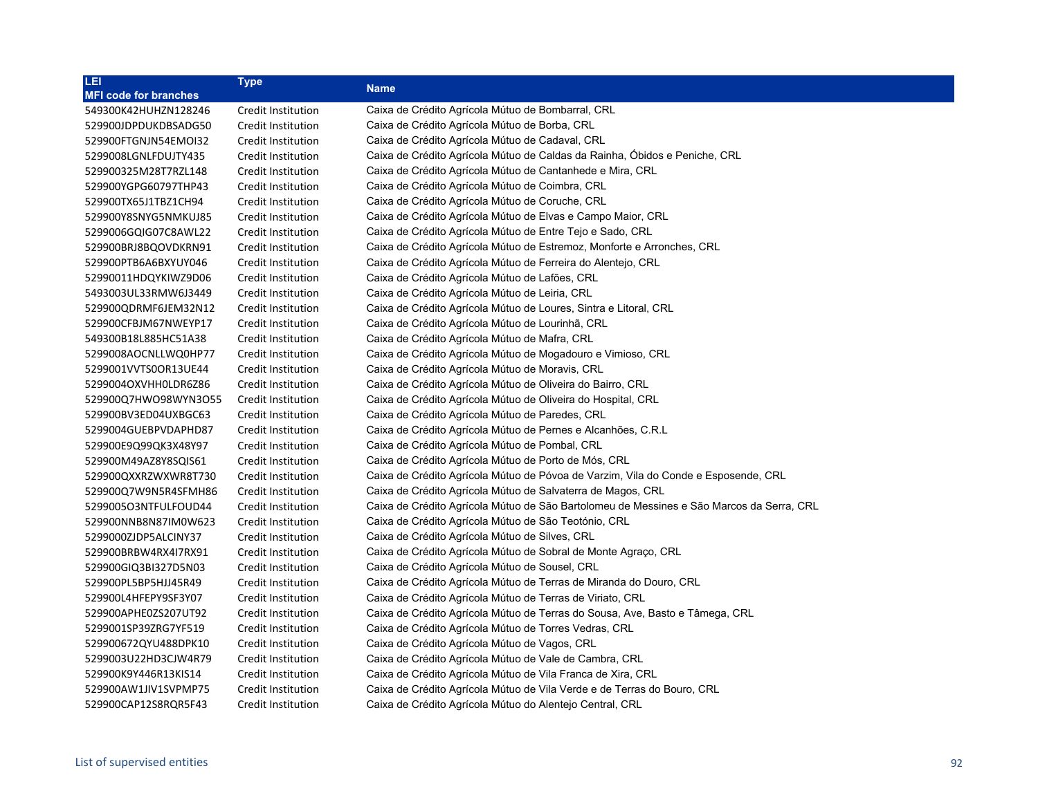| LEI<br>MFI code for branches | Type | Name |
|---|---|---|
| 549300K42HUHZN128246 | Credit Institution | Caixa de Crédito Agrícola Mútuo de Bombarral, CRL |
| 529900JDPDUKDBSADG50 | Credit Institution | Caixa de Crédito Agrícola Mútuo de Borba, CRL |
| 529900FTGNJN54EMOI32 | Credit Institution | Caixa de Crédito Agrícola Mútuo de Cadaval, CRL |
| 5299008LGNLFDUJTY435 | Credit Institution | Caixa de Crédito Agrícola Mútuo de Caldas da Rainha, Óbidos e Peniche, CRL |
| 529900325M28T7RZL148 | Credit Institution | Caixa de Crédito Agrícola Mútuo de Cantanhede e Mira, CRL |
| 529900YGPG60797THP43 | Credit Institution | Caixa de Crédito Agrícola Mútuo de Coimbra, CRL |
| 529900TX65J1TBZ1CH94 | Credit Institution | Caixa de Crédito Agrícola Mútuo de Coruche, CRL |
| 529900Y8SNYG5NMKUJ85 | Credit Institution | Caixa de Crédito Agrícola Mútuo de Elvas e Campo Maior, CRL |
| 5299006GQIG07C8AWL22 | Credit Institution | Caixa de Crédito Agrícola Mútuo de Entre Tejo e Sado, CRL |
| 529900BRJ8BQOVDKRN91 | Credit Institution | Caixa de Crédito Agrícola Mútuo de Estremoz, Monforte e Arronches, CRL |
| 529900PTB6A6BXYUY046 | Credit Institution | Caixa de Crédito Agrícola Mútuo de Ferreira do Alentejo, CRL |
| 52990011HDQYKIWZ9D06 | Credit Institution | Caixa de Crédito Agrícola Mútuo de Lafões, CRL |
| 5493003UL33RMW6J3449 | Credit Institution | Caixa de Crédito Agrícola Mútuo de Leiria, CRL |
| 529900QDRMF6JEM32N12 | Credit Institution | Caixa de Crédito Agrícola Mútuo de Loures, Sintra e Litoral, CRL |
| 529900CFBJM67NWEYP17 | Credit Institution | Caixa de Crédito Agrícola Mútuo de Lourinhã, CRL |
| 549300B18L885HC51A38 | Credit Institution | Caixa de Crédito Agrícola Mútuo de Mafra, CRL |
| 5299008AOCNLLWQ0HP77 | Credit Institution | Caixa de Crédito Agrícola Mútuo de Mogadouro e Vimioso, CRL |
| 5299001VVTS0OR13UE44 | Credit Institution | Caixa de Crédito Agrícola Mútuo de Moravis, CRL |
| 5299004OXVHH0LDR6Z86 | Credit Institution | Caixa de Crédito Agrícola Mútuo de Oliveira do Bairro, CRL |
| 529900Q7HWO98WYN3O55 | Credit Institution | Caixa de Crédito Agrícola Mútuo de Oliveira do Hospital, CRL |
| 529900BV3ED04UXBGC63 | Credit Institution | Caixa de Crédito Agrícola Mútuo de Paredes, CRL |
| 5299004GUEBPVDAPHD87 | Credit Institution | Caixa de Crédito Agrícola Mútuo de Pernes e Alcanhões, C.R.L |
| 529900E9Q99QK3X48Y97 | Credit Institution | Caixa de Crédito Agrícola Mútuo de Pombal, CRL |
| 529900M49AZ8Y8SQIS61 | Credit Institution | Caixa de Crédito Agrícola Mútuo de Porto de Mós, CRL |
| 529900QXXRZWXWR8T730 | Credit Institution | Caixa de Crédito Agrícola Mútuo de Póvoa de Varzim, Vila do Conde e Esposende, CRL |
| 529900Q7W9N5R4SFMH86 | Credit Institution | Caixa de Crédito Agrícola Mútuo de Salvaterra de Magos, CRL |
| 5299005O3NTFULFOUD44 | Credit Institution | Caixa de Crédito Agrícola Mútuo de São Bartolomeu de Messines e São Marcos da Serra, CRL |
| 529900NNB8N87IM0W623 | Credit Institution | Caixa de Crédito Agrícola Mútuo de São Teotónio, CRL |
| 5299000ZJDP5ALCINY37 | Credit Institution | Caixa de Crédito Agrícola Mútuo de Silves, CRL |
| 529900BRBW4RX4I7RX91 | Credit Institution | Caixa de Crédito Agrícola Mútuo de Sobral de Monte Agraço, CRL |
| 529900GIQ3BI327D5N03 | Credit Institution | Caixa de Crédito Agrícola Mútuo de Sousel, CRL |
| 529900PL5BP5HJJ45R49 | Credit Institution | Caixa de Crédito Agrícola Mútuo de Terras de Miranda do Douro, CRL |
| 529900L4HFEPY9SF3Y07 | Credit Institution | Caixa de Crédito Agrícola Mútuo de Terras de Viriato, CRL |
| 529900APHE0ZS207UT92 | Credit Institution | Caixa de Crédito Agrícola Mútuo de Terras do Sousa, Ave, Basto e Tâmega, CRL |
| 5299001SP39ZRG7YF519 | Credit Institution | Caixa de Crédito Agrícola Mútuo de Torres Vedras, CRL |
| 529900672QYU488DPK10 | Credit Institution | Caixa de Crédito Agrícola Mútuo de Vagos, CRL |
| 5299003U22HD3CJW4R79 | Credit Institution | Caixa de Crédito Agrícola Mútuo de Vale de Cambra, CRL |
| 529900K9Y446R13KIS14 | Credit Institution | Caixa de Crédito Agrícola Mútuo de Vila Franca de Xira, CRL |
| 529900AW1JIV1SVPMP75 | Credit Institution | Caixa de Crédito Agrícola Mútuo de Vila Verde e de Terras do Bouro, CRL |
| 529900CAP12S8RQR5F43 | Credit Institution | Caixa de Crédito Agrícola Mútuo do Alentejo Central, CRL |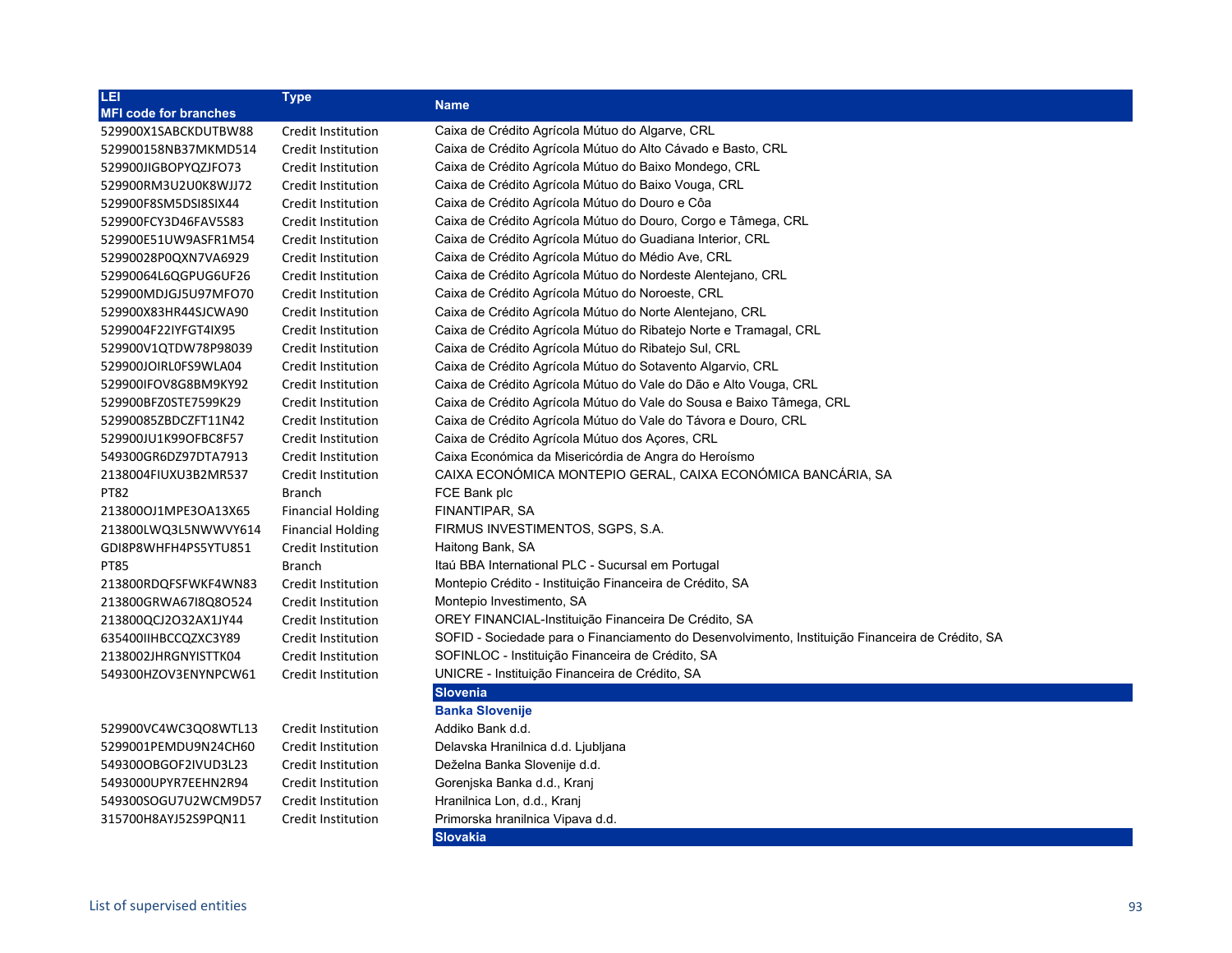| LEI<br>MFI code for branches | Type | Name |
|---|---|---|
| 529900X1SABCKDUTBW88 | Credit Institution | Caixa de Crédito Agrícola Mútuo do Algarve, CRL |
| 529900158NB37MKMD514 | Credit Institution | Caixa de Crédito Agrícola Mútuo do Alto Cávado e Basto, CRL |
| 529900JIGBOPYQZJFO73 | Credit Institution | Caixa de Crédito Agrícola Mútuo do Baixo Mondego, CRL |
| 529900RM3U2U0K8WJJ72 | Credit Institution | Caixa de Crédito Agrícola Mútuo do Baixo Vouga, CRL |
| 529900F8SM5DSI8SIX44 | Credit Institution | Caixa de Crédito Agrícola Mútuo do Douro e Côa |
| 529900FCY3D46FAV5S83 | Credit Institution | Caixa de Crédito Agrícola Mútuo do Douro, Corgo e Tâmega, CRL |
| 529900E51UW9ASFR1M54 | Credit Institution | Caixa de Crédito Agrícola Mútuo do Guadiana Interior, CRL |
| 52990028P0QXN7VA6929 | Credit Institution | Caixa de Crédito Agrícola Mútuo do Médio Ave, CRL |
| 52990064L6QGPUG6UF26 | Credit Institution | Caixa de Crédito Agrícola Mútuo do Nordeste Alentejano, CRL |
| 529900MDJGJ5U97MFO70 | Credit Institution | Caixa de Crédito Agrícola Mútuo do Noroeste, CRL |
| 529900X83HR44SJCWA90 | Credit Institution | Caixa de Crédito Agrícola Mútuo do Norte Alentejano, CRL |
| 5299004F22IYFGT4IX95 | Credit Institution | Caixa de Crédito Agrícola Mútuo do Ribatejo Norte e Tramagal, CRL |
| 529900V1QTDW78P98039 | Credit Institution | Caixa de Crédito Agrícola Mútuo do Ribatejo Sul, CRL |
| 529900JOIRL0FS9WLA04 | Credit Institution | Caixa de Crédito Agrícola Mútuo do Sotavento Algarvio, CRL |
| 529900IFOV8G8BM9KY92 | Credit Institution | Caixa de Crédito Agrícola Mútuo do Vale do Dão e Alto Vouga, CRL |
| 529900BFZ0STE7599K29 | Credit Institution | Caixa de Crédito Agrícola Mútuo do Vale do Sousa e Baixo Tâmega, CRL |
| 52990085ZBDCZFT11N42 | Credit Institution | Caixa de Crédito Agrícola Mútuo do Vale do Távora e Douro, CRL |
| 529900JU1K99OFBC8F57 | Credit Institution | Caixa de Crédito Agrícola Mútuo dos Açores, CRL |
| 549300GR6DZ97DTA7913 | Credit Institution | Caixa Económica da Misericórdia de Angra do Heroísmo |
| 2138004FIUXU3B2MR537 | Credit Institution | CAIXA ECONÓMICA MONTEPIO GERAL, CAIXA ECONÓMICA BANCÁRIA, SA |
| PT82 | Branch | FCE Bank plc |
| 213800OJ1MPE3OA13X65 | Financial Holding | FINANTIPAR, SA |
| 213800LWQ3L5NWWVY614 | Financial Holding | FIRMUS INVESTIMENTOS, SGPS, S.A. |
| GDI8P8WHFH4PS5YTU851 | Credit Institution | Haitong Bank, SA |
| PT85 | Branch | Itaú BBA International PLC - Sucursal em Portugal |
| 213800RDQFSFWKF4WN83 | Credit Institution | Montepio Crédito - Instituição Financeira de Crédito, SA |
| 213800GRWA67I8Q8O524 | Credit Institution | Montepio Investimento, SA |
| 213800QCJ2O32AX1JY44 | Credit Institution | OREY FINANCIAL-Instituição Financeira De Crédito, SA |
| 635400IIHBCCQZXC3Y89 | Credit Institution | SOFID - Sociedade para o Financiamento do Desenvolvimento, Instituição Financeira de Crédito, SA |
| 2138002JHRGNYISTTK04 | Credit Institution | SOFINLOC - Instituição Financeira de Crédito, SA |
| 549300HZOV3ENYNPCW61 | Credit Institution | UNICRE - Instituição Financeira de Crédito, SA |
| | | **Slovenia** |
| | | **Banka Slovenije** |
| 529900VC4WC3QO8WTL13 | Credit Institution | Addiko Bank d.d. |
| 5299001PEMDU9N24CH60 | Credit Institution | Delavska Hranilnica d.d. Ljubljana |
| 549300OBGOF2IVUD3L23 | Credit Institution | Deželna Banka Slovenije d.d. |
| 5493000UPYR7EEHN2R94 | Credit Institution | Gorenjska Banka d.d., Kranj |
| 549300SOGU7U2WCM9D57 | Credit Institution | Hranilnica Lon, d.d., Kranj |
| 315700H8AYJ52S9PQN11 | Credit Institution | Primorska hranilnica Vipava d.d. |
| | | **Slovakia** |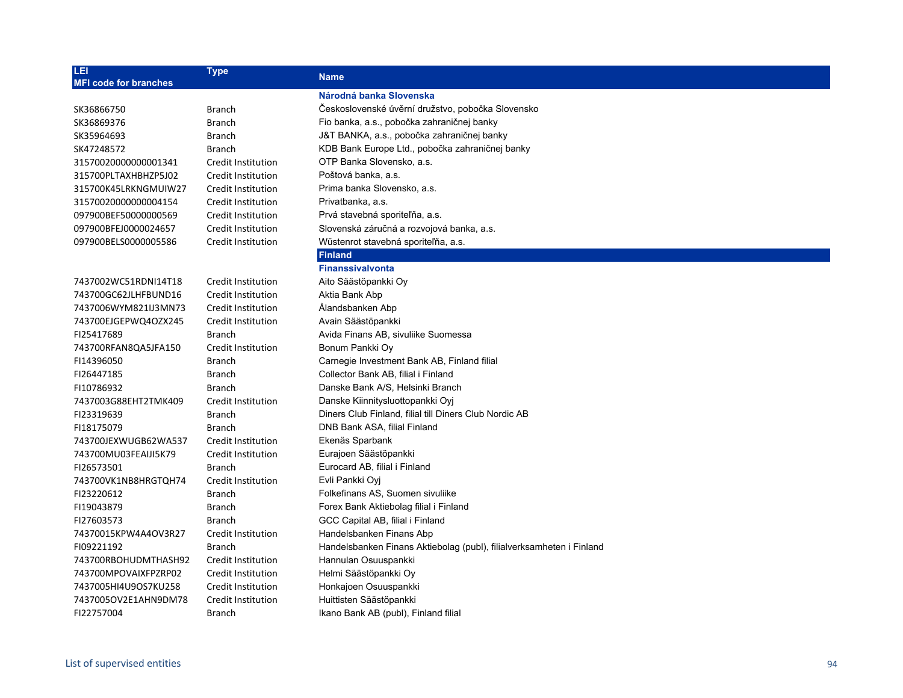| LEI<br>MFI code for branches | Type | Name |
|---|---|---|
| | | **Národná banka Slovenska** |
| SK36866750 | Branch | Československé úvěrní družstvo, pobočka Slovensko |
| SK36869376 | Branch | Fio banka, a.s., pobočka zahraničnej banky |
| SK35964693 | Branch | J&T BANKA, a.s., pobočka zahraničnej banky |
| SK47248572 | Branch | KDB Bank Europe Ltd., pobočka zahraničnej banky |
| 31570020000000001341 | Credit Institution | OTP Banka Slovensko, a.s. |
| 315700PLTAXHBHZP5J02 | Credit Institution | Poštová banka, a.s. |
| 315700K45LRKNGMUIW27 | Credit Institution | Prima banka Slovensko, a.s. |
| 31570020000000004154 | Credit Institution | Privatbanka, a.s. |
| 097900BEF50000000569 | Credit Institution | Prvá stavebná sporiteľňa, a.s. |
| 097900BFEJ0000024657 | Credit Institution | Slovenská záručná a rozvojová banka, a.s. |
| 097900BELS0000005586 | Credit Institution | Wüstenrot stavebná sporiteľňa, a.s. |
| | | **Finland** |
| | | **Finanssivalvonta** |
| 7437002WC51RDNI14T18 | Credit Institution | Aito Säästöpankki Oy |
| 743700GC62JLHFBUND16 | Credit Institution | Aktia Bank Abp |
| 7437006WYM821IJ3MN73 | Credit Institution | Ålandsbanken Abp |
| 743700EJGEPWQ4OZX245 | Credit Institution | Avain Säästöpankki |
| FI25417689 | Branch | Avida Finans AB, sivuliike Suomessa |
| 743700RFAN8QA5JFA150 | Credit Institution | Bonum Pankki Oy |
| FI14396050 | Branch | Carnegie Investment Bank AB, Finland filial |
| FI26447185 | Branch | Collector Bank AB, filial i Finland |
| FI10786932 | Branch | Danske Bank A/S, Helsinki Branch |
| 7437003G88EHT2TMK409 | Credit Institution | Danske Kiinnitysluottopankki Oyj |
| FI23319639 | Branch | Diners Club Finland, filial till Diners Club Nordic AB |
| FI18175079 | Branch | DNB Bank ASA, filial Finland |
| 743700JEXWUGB62WA537 | Credit Institution | Ekenäs Sparbank |
| 743700MU03FEAIJI5K79 | Credit Institution | Eurajoen Säästöpankki |
| FI26573501 | Branch | Eurocard AB, filial i Finland |
| 743700VK1NB8HRGTQH74 | Credit Institution | Evli Pankki Oyj |
| FI23220612 | Branch | Folkefinans AS, Suomen sivuliike |
| FI19043879 | Branch | Forex Bank Aktiebolag filial i Finland |
| FI27603573 | Branch | GCC Capital AB, filial i Finland |
| 74370015KPW4A4OV3R27 | Credit Institution | Handelsbanken Finans Abp |
| FI09221192 | Branch | Handelsbanken Finans Aktiebolag (publ), filialverksamheten i Finland |
| 743700RBOHUDMTHASH92 | Credit Institution | Hannulan Osuuspankki |
| 743700MPOVAIXFPZRP02 | Credit Institution | Helmi Säästöpankki Oy |
| 7437005HI4U9OS7KU258 | Credit Institution | Honkajoen Osuuspankki |
| 7437005OV2E1AHN9DM78 | Credit Institution | Huittisten Säästöpankki |
| FI22757004 | Branch | Ikano Bank AB (publ), Finland filial |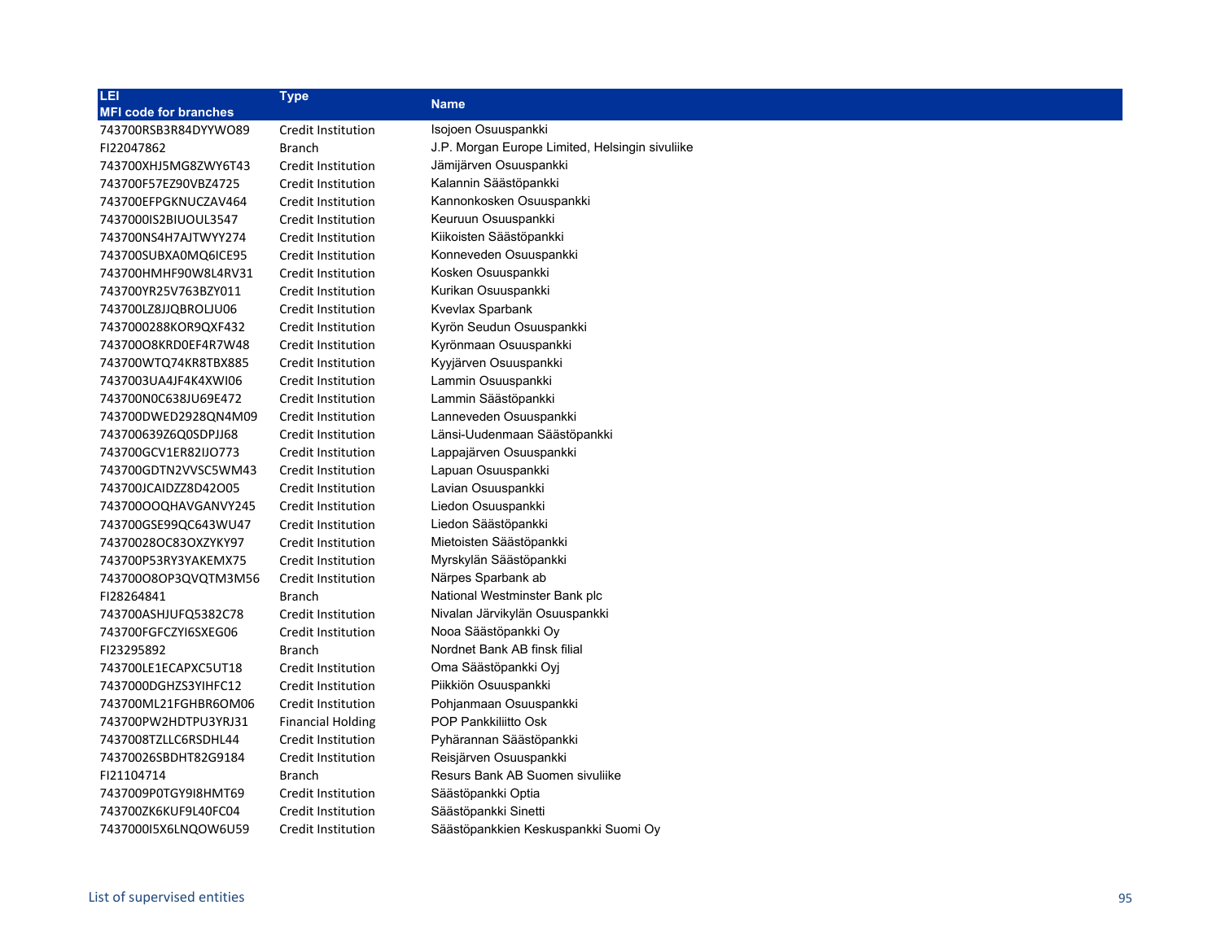| LEI<br>MFI code for branches | Type | Name |
|---|---|---|
| 743700RSB3R84DYYWO89 | Credit Institution | Isojoen Osuuspankki |
| FI22047862 | Branch | J.P. Morgan Europe Limited, Helsingin sivuliike |
| 743700XHJ5MG8ZWY6T43 | Credit Institution | Jämijärven Osuuspankki |
| 743700F57EZ90VBZ4725 | Credit Institution | Kalannin Säästöpankki |
| 743700EFPGKNUCZAV464 | Credit Institution | Kannonkosken Osuuspankki |
| 7437000IS2BIUOUL3547 | Credit Institution | Keuruun Osuuspankki |
| 743700NS4H7AJTWYY274 | Credit Institution | Kiikoisten Säästöpankki |
| 743700SUBXA0MQ6ICE95 | Credit Institution | Konneveden Osuuspankki |
| 743700HMHF90W8L4RV31 | Credit Institution | Kosken Osuuspankki |
| 743700YR25V763BZY011 | Credit Institution | Kurikan Osuuspankki |
| 743700LZ8JJQBROLJU06 | Credit Institution | Kvevlax Sparbank |
| 7437000288KOR9QXF432 | Credit Institution | Kyrön Seudun Osuuspankki |
| 743700O8KRD0EF4R7W48 | Credit Institution | Kyrönmaan Osuuspankki |
| 743700WTQ74KR8TBX885 | Credit Institution | Kyyjärven Osuuspankki |
| 7437003UA4JF4K4XWI06 | Credit Institution | Lammin Osuuspankki |
| 743700N0C638JU69E472 | Credit Institution | Lammin Säästöpankki |
| 743700DWED2928QN4M09 | Credit Institution | Lanneveden Osuuspankki |
| 743700639Z6Q0SDPJJ68 | Credit Institution | Länsi-Uudenmaan Säästöpankki |
| 743700GCV1ER82IJO773 | Credit Institution | Lappajärven Osuuspankki |
| 743700GDTN2VVSC5WM43 | Credit Institution | Lapuan Osuuspankki |
| 743700JCAIDZZ8D42O05 | Credit Institution | Lavian Osuuspankki |
| 743700OOQHAVGANVY245 | Credit Institution | Liedon Osuuspankki |
| 743700GSE99QC643WU47 | Credit Institution | Liedon Säästöpankki |
| 74370028OC83OXZYKY97 | Credit Institution | Mietoisten Säästöpankki |
| 743700P53RY3YAKEMX75 | Credit Institution | Myrskylän Säästöpankki |
| 743700O8OP3QVQTM3M56 | Credit Institution | Närpes Sparbank ab |
| FI28264841 | Branch | National Westminster Bank plc |
| 743700ASHJUFQ5382C78 | Credit Institution | Nivalan Järvikylän Osuuspankki |
| 743700FGFCZYI6SXEG06 | Credit Institution | Nooa Säästöpankki Oy |
| FI23295892 | Branch | Nordnet Bank AB finsk filial |
| 743700LE1ECAPXC5UT18 | Credit Institution | Oma Säästöpankki Oyj |
| 7437000DGHZS3YIHFC12 | Credit Institution | Piikkiön Osuuspankki |
| 743700ML21FGHBR6OM06 | Credit Institution | Pohjanmaan Osuuspankki |
| 743700PW2HDTPU3YRJ31 | Financial Holding | POP Pankkiliitto Osk |
| 7437008TZLLC6RSDHL44 | Credit Institution | Pyhärannan Säästöpankki |
| 74370026SBDHT82G9184 | Credit Institution | Reisjärven Osuuspankki |
| FI21104714 | Branch | Resurs Bank AB Suomen sivuliike |
| 7437009P0TGY9I8HMT69 | Credit Institution | Säästöpankki Optia |
| 743700ZK6KUF9L40FC04 | Credit Institution | Säästöpankki Sinetti |
| 7437000I5X6LNQOW6U59 | Credit Institution | Säästöpankkien Keskuspankki Suomi Oy |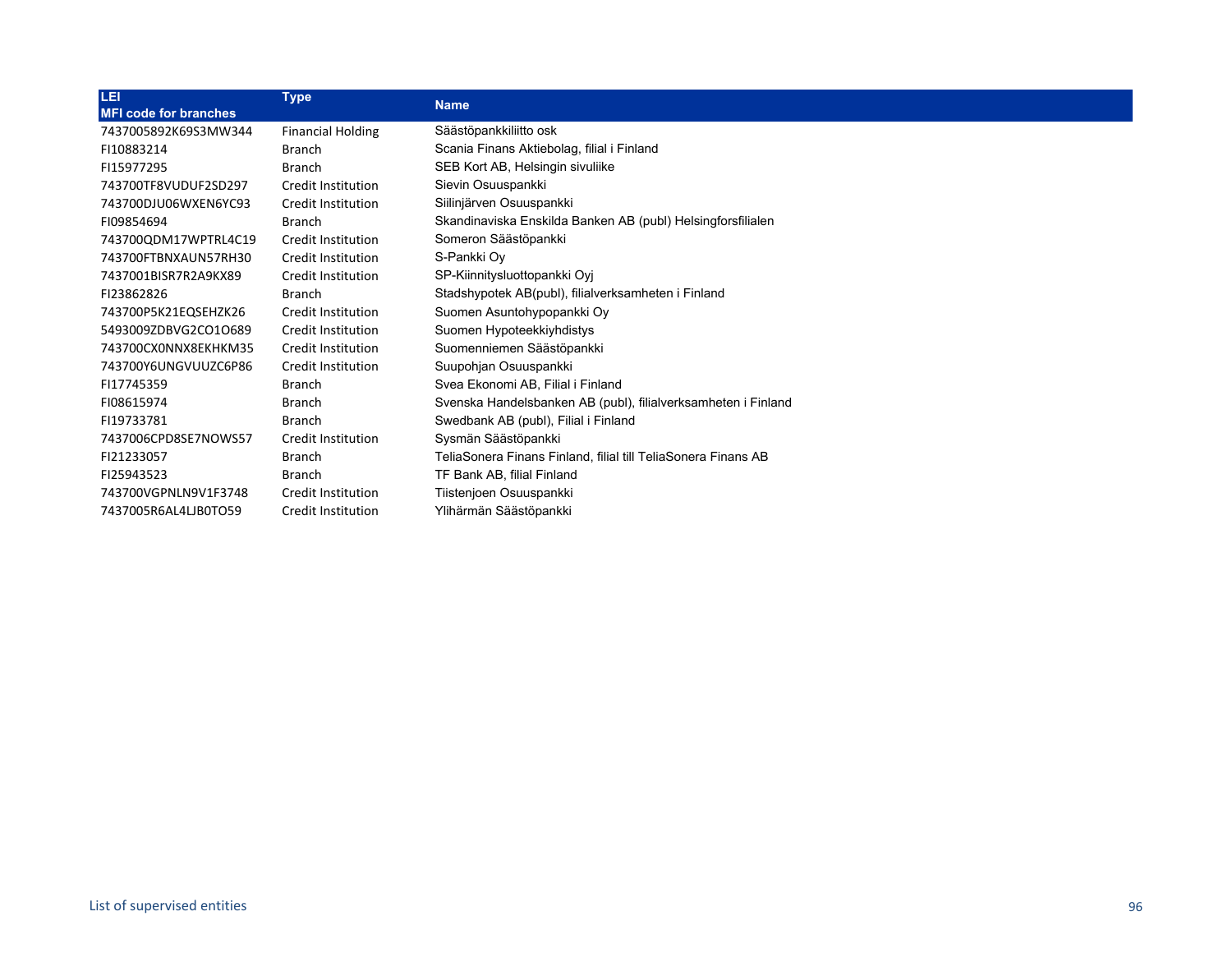| LEI<br>MFI code for branches | Type | Name |
|---|---|---|
| 7437005892K69S3MW344 | Financial Holding | Säästöpankkiliitto osk |
| FI10883214 | Branch | Scania Finans Aktiebolag, filial i Finland |
| FI15977295 | Branch | SEB Kort AB, Helsingin sivuliike |
| 743700TF8VUDUF2SD297 | Credit Institution | Sievin Osuuspankki |
| 743700DJU06WXEN6YC93 | Credit Institution | Siilinjärven Osuuspankki |
| FI09854694 | Branch | Skandinaviska Enskilda Banken AB (publ) Helsingforsfilialen |
| 743700QDM17WPTRL4C19 | Credit Institution | Someron Säästöpankki |
| 743700FTBNXAUN57RH30 | Credit Institution | S-Pankki Oy |
| 7437001BISR7R2A9KX89 | Credit Institution | SP-Kiinnitysluottopankki Oyj |
| FI23862826 | Branch | Stadshypotek AB(publ), filialverksamheten i Finland |
| 743700P5K21EQSEHZK26 | Credit Institution | Suomen Asuntohypopankki Oy |
| 5493009ZDBVG2CO1O689 | Credit Institution | Suomen Hypoteekkiyhdistys |
| 743700CX0NNX8EKHKM35 | Credit Institution | Suomenniemen Säästöpankki |
| 743700Y6UNGVUUZC6P86 | Credit Institution | Suupohjan Osuuspankki |
| FI17745359 | Branch | Svea Ekonomi AB, Filial i Finland |
| FI08615974 | Branch | Svenska Handelsbanken AB (publ), filialverksamheten i Finland |
| FI19733781 | Branch | Swedbank AB (publ), Filial i Finland |
| 7437006CPD8SE7NOWS57 | Credit Institution | Sysmän Säästöpankki |
| FI21233057 | Branch | TeliaSonera Finans Finland, filial till TeliaSonera Finans AB |
| FI25943523 | Branch | TF Bank AB, filial Finland |
| 743700VGPNLN9V1F3748 | Credit Institution | Tiistenjoen Osuuspankki |
| 7437005R6AL4LJB0TO59 | Credit Institution | Ylihärmän Säästöpankki |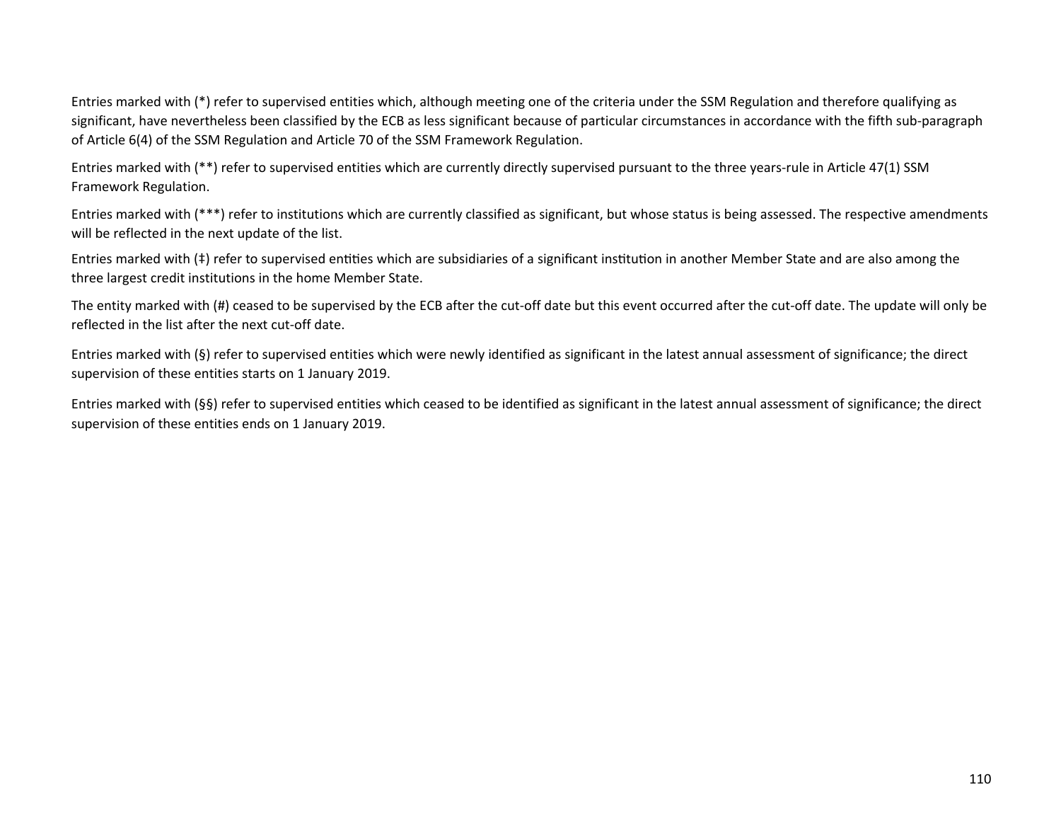Entries marked with (*) refer to supervised entities which, although meeting one of the criteria under the SSM Regulation and therefore qualifying as significant, have nevertheless been classified by the ECB as less significant because of particular circumstances in accordance with the fifth sub-paragraph of Article 6(4) of the SSM Regulation and Article 70 of the SSM Framework Regulation.

Entries marked with (**) refer to supervised entities which are currently directly supervised pursuant to the three years-rule in Article 47(1) SSM Framework Regulation.

Entries marked with (***) refer to institutions which are currently classified as significant, but whose status is being assessed. The respective amendments will be reflected in the next update of the list.

Entries marked with (‡) refer to supervised entities which are subsidiaries of a significant institution in another Member State and are also among the three largest credit institutions in the home Member State.

The entity marked with (#) ceased to be supervised by the ECB after the cut-off date but this event occurred after the cut-off date. The update will only be reflected in the list after the next cut-off date.

Entries marked with (§) refer to supervised entities which were newly identified as significant in the latest annual assessment of significance; the direct supervision of these entities starts on 1 January 2019.

Entries marked with (§§) refer to supervised entities which ceased to be identified as significant in the latest annual assessment of significance; the direct supervision of these entities ends on 1 January 2019.